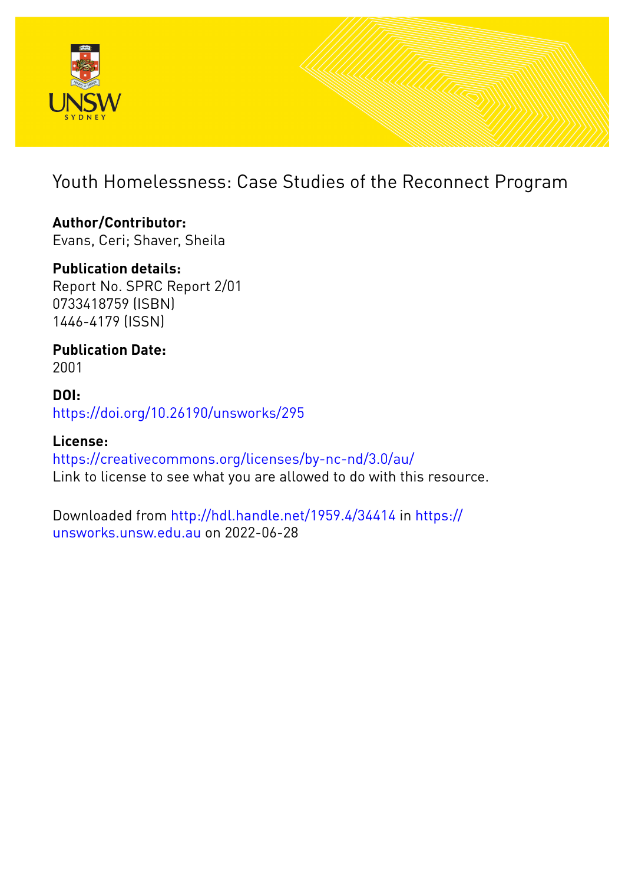# Youth Homelessness: Case Studies of the Reconnect Program

**Author/Contributor:**
Evans, Ceri; Shaver, Sheila

**Publication details:**
Report No. SPRC Report 2/01
0733418759 (ISBN)
1446-4179 (ISSN)

**Publication Date:**
2001

**DOI:**
https://doi.org/10.26190/unsworks/295

**License:**
https://creativecommons.org/licenses/by-nc-nd/3.0/au/
Link to license to see what you are allowed to do with this resource.

Downloaded from http://hdl.handle.net/1959.4/34414 in https://unsworks.unsw.edu.au on 2022-06-28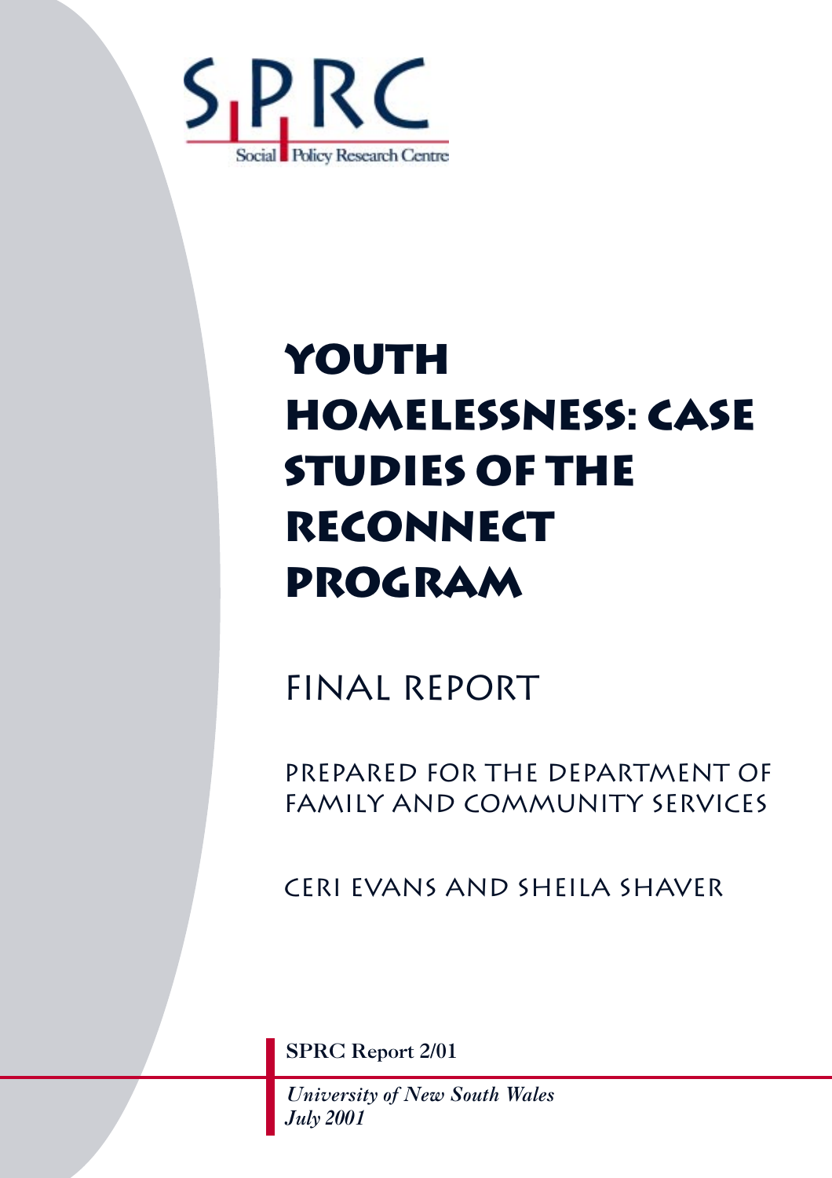S P R C

Social Policy Research Centre

# Youth Homelessness: Case Studies of the Reconnect Program

## Final Report

### Prepared for the Department of Family and Community Services

Ceri Evans and Sheila Shaver

**SPRC Report 2/01**

*University of New South Wales*
*July 2001*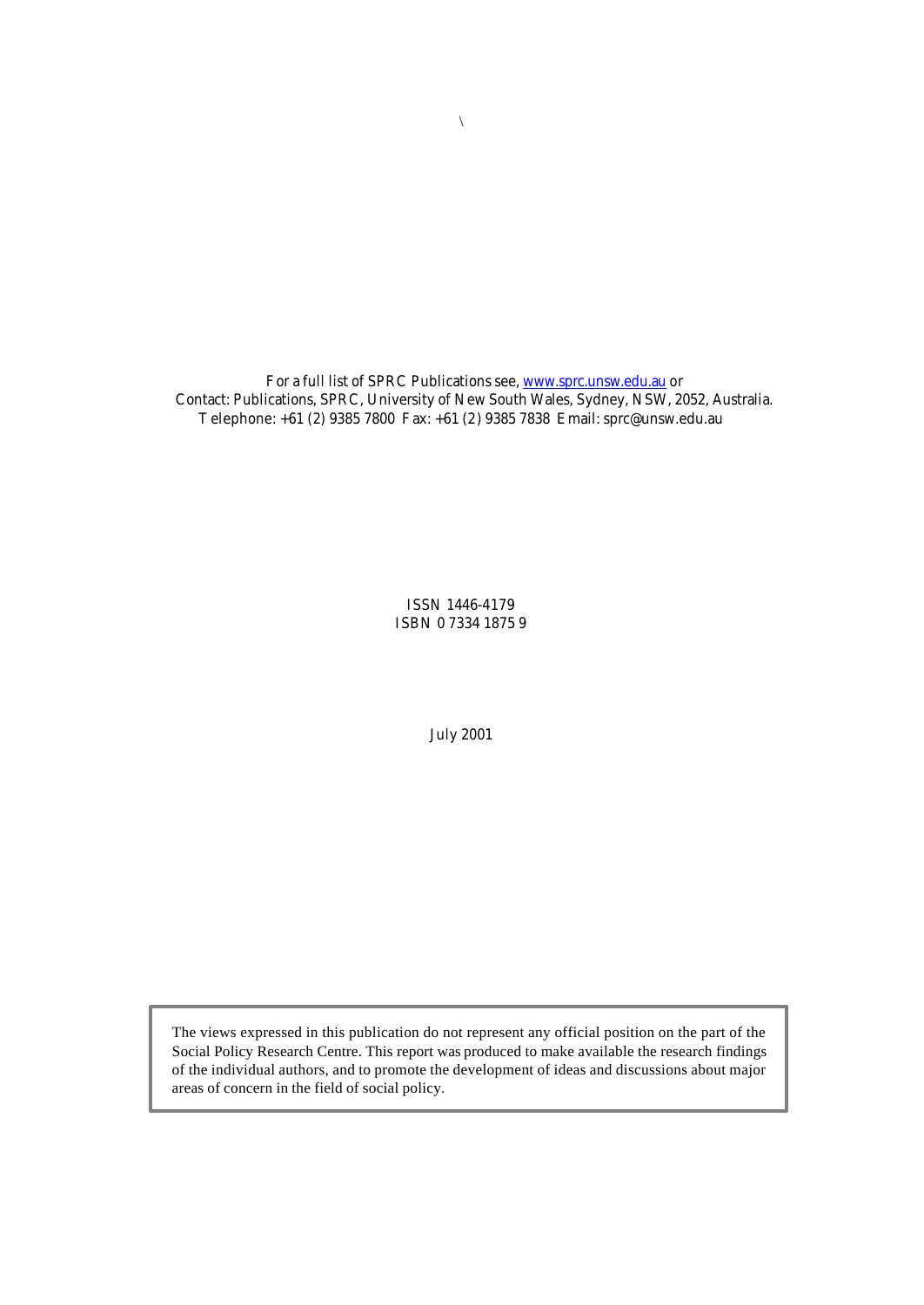For a full list of SPRC Publications see, www.sprc.unsw.edu.au or
Contact: Publications, SPRC, University of New South Wales, Sydney, NSW, 2052, Australia.
Telephone: +61 (2) 9385 7800 Fax: +61 (2) 9385 7838 Email: sprc@unsw.edu.au

ISSN 1446-4179
ISBN 0 7334 1875 9

July 2001

The views expressed in this publication do not represent any official position on the part of the Social Policy Research Centre. This report was produced to make available the research findings of the individual authors, and to promote the development of ideas and discussions about major areas of concern in the field of social policy.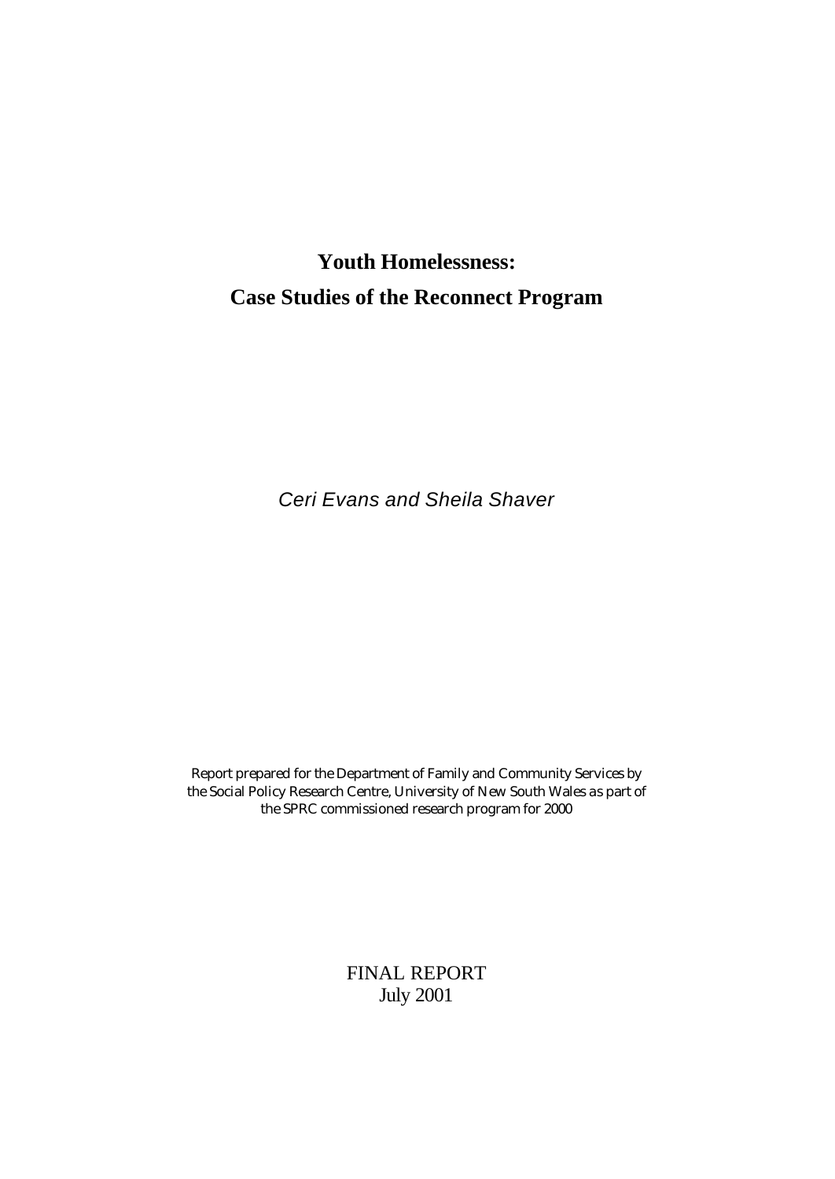# Youth Homelessness:
# Case Studies of the Reconnect Program

*Ceri Evans and Sheila Shaver*

Report prepared for the Department of Family and Community Services by the Social Policy Research Centre, University of New South Wales as part of the SPRC commissioned research program for 2000

FINAL REPORT
July 2001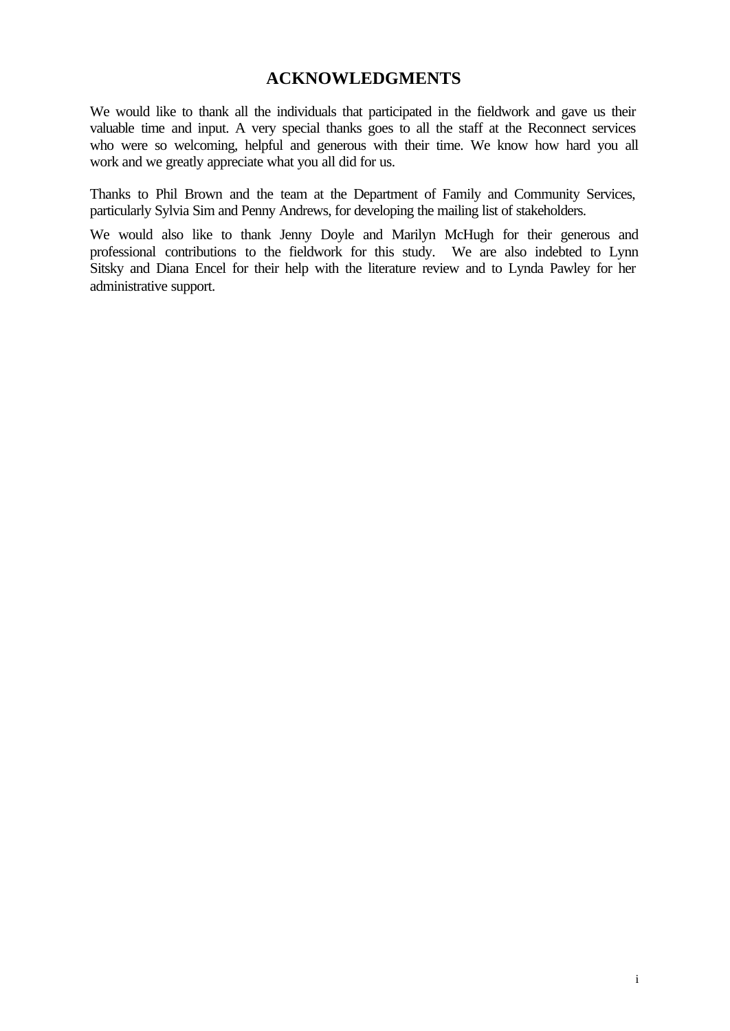# ACKNOWLEDGMENTS

We would like to thank all the individuals that participated in the fieldwork and gave us their valuable time and input. A very special thanks goes to all the staff at the Reconnect services who were so welcoming, helpful and generous with their time. We know how hard you all work and we greatly appreciate what you all did for us.

Thanks to Phil Brown and the team at the Department of Family and Community Services, particularly Sylvia Sim and Penny Andrews, for developing the mailing list of stakeholders.

We would also like to thank Jenny Doyle and Marilyn McHugh for their generous and professional contributions to the fieldwork for this study. We are also indebted to Lynn Sitsky and Diana Encel for their help with the literature review and to Lynda Pawley for her administrative support.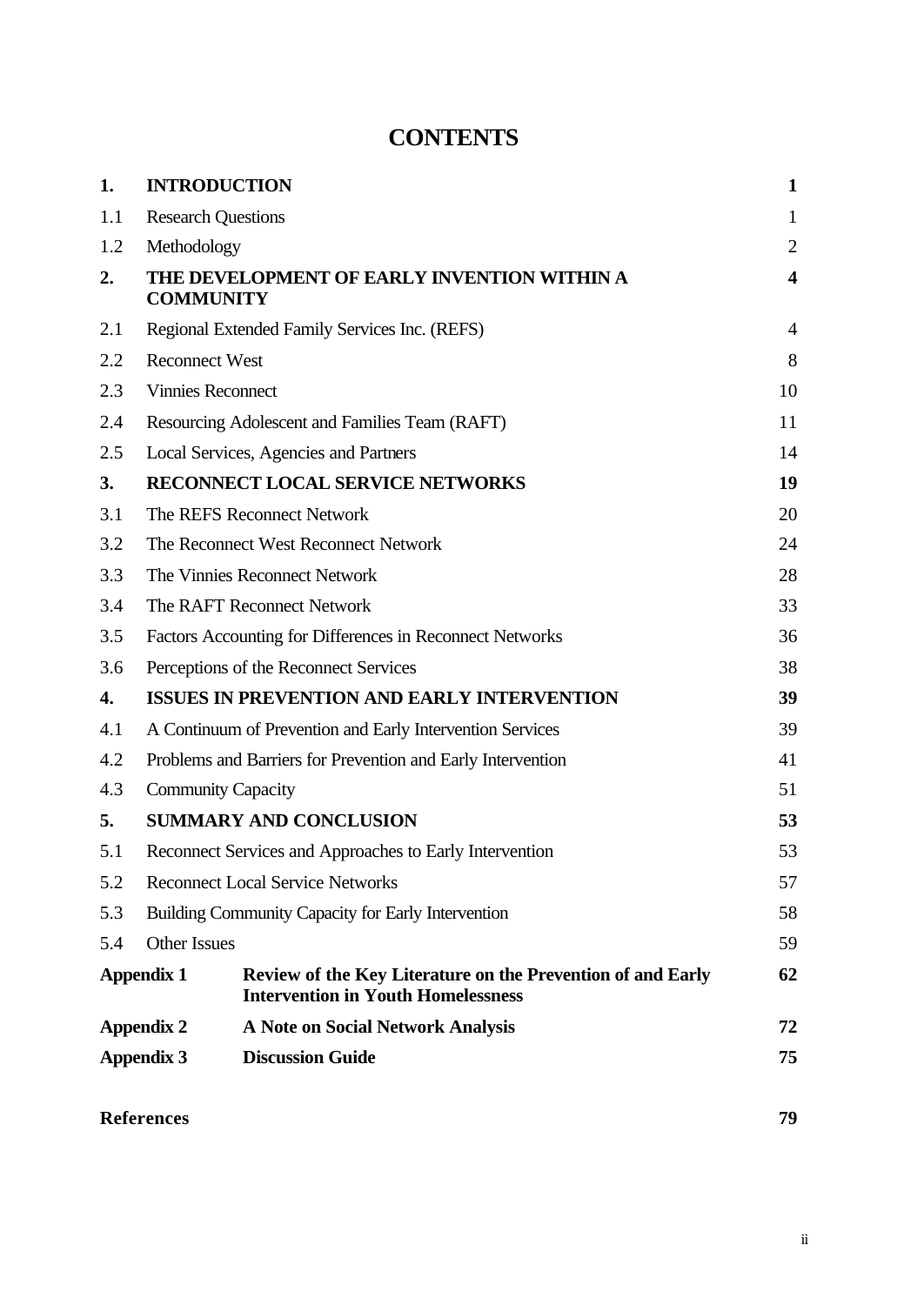# CONTENTS

| | | |
|---|---|---|
| **1.** | **INTRODUCTION** | **1** |
| 1.1 | Research Questions | 1 |
| 1.2 | Methodology | 2 |
| **2.** | **THE DEVELOPMENT OF EARLY INVENTION WITHIN A COMMUNITY** | **4** |
| 2.1 | Regional Extended Family Services Inc. (REFS) | 4 |
| 2.2 | Reconnect West | 8 |
| 2.3 | Vinnies Reconnect | 10 |
| 2.4 | Resourcing Adolescent and Families Team (RAFT) | 11 |
| 2.5 | Local Services, Agencies and Partners | 14 |
| **3.** | **RECONNECT LOCAL SERVICE NETWORKS** | **19** |
| 3.1 | The REFS Reconnect Network | 20 |
| 3.2 | The Reconnect West Reconnect Network | 24 |
| 3.3 | The Vinnies Reconnect Network | 28 |
| 3.4 | The RAFT Reconnect Network | 33 |
| 3.5 | Factors Accounting for Differences in Reconnect Networks | 36 |
| 3.6 | Perceptions of the Reconnect Services | 38 |
| **4.** | **ISSUES IN PREVENTION AND EARLY INTERVENTION** | **39** |
| 4.1 | A Continuum of Prevention and Early Intervention Services | 39 |
| 4.2 | Problems and Barriers for Prevention and Early Intervention | 41 |
| 4.3 | Community Capacity | 51 |
| **5.** | **SUMMARY AND CONCLUSION** | **53** |
| 5.1 | Reconnect Services and Approaches to Early Intervention | 53 |
| 5.2 | Reconnect Local Service Networks | 57 |
| 5.3 | Building Community Capacity for Early Intervention | 58 |
| 5.4 | Other Issues | 59 |
| **Appendix 1** | **Review of the Key Literature on the Prevention of and Early Intervention in Youth Homelessness** | **62** |
| **Appendix 2** | **A Note on Social Network Analysis** | **72** |
| **Appendix 3** | **Discussion Guide** | **75** |
| **References** | | **79** |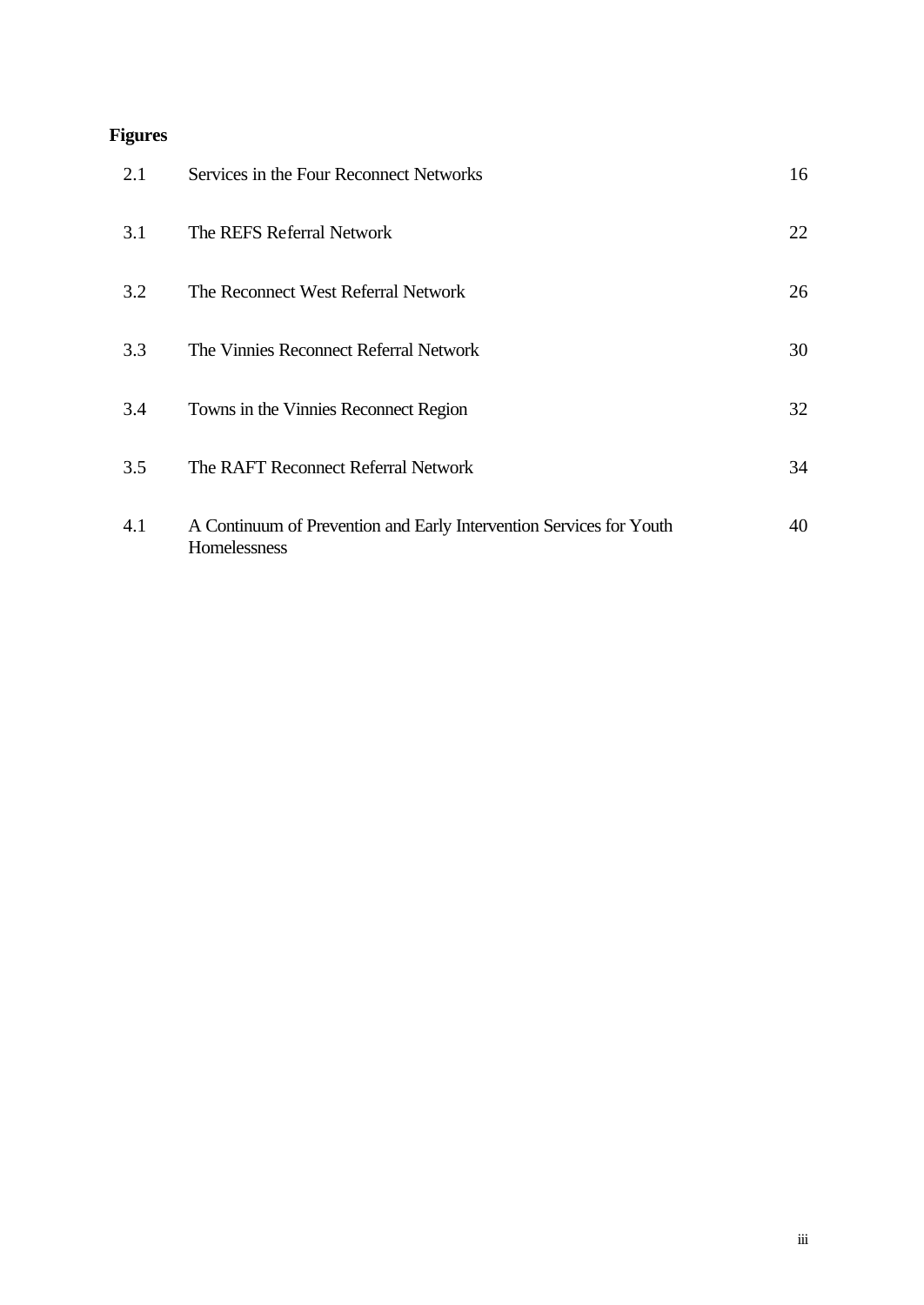**Figures**

| | | |
|---|---|---|
| 2.1 | Services in the Four Reconnect Networks | 16 |
| 3.1 | The REFS Referral Network | 22 |
| 3.2 | The Reconnect West Referral Network | 26 |
| 3.3 | The Vinnies Reconnect Referral Network | 30 |
| 3.4 | Towns in the Vinnies Reconnect Region | 32 |
| 3.5 | The RAFT Reconnect Referral Network | 34 |
| 4.1 | A Continuum of Prevention and Early Intervention Services for Youth Homelessness | 40 |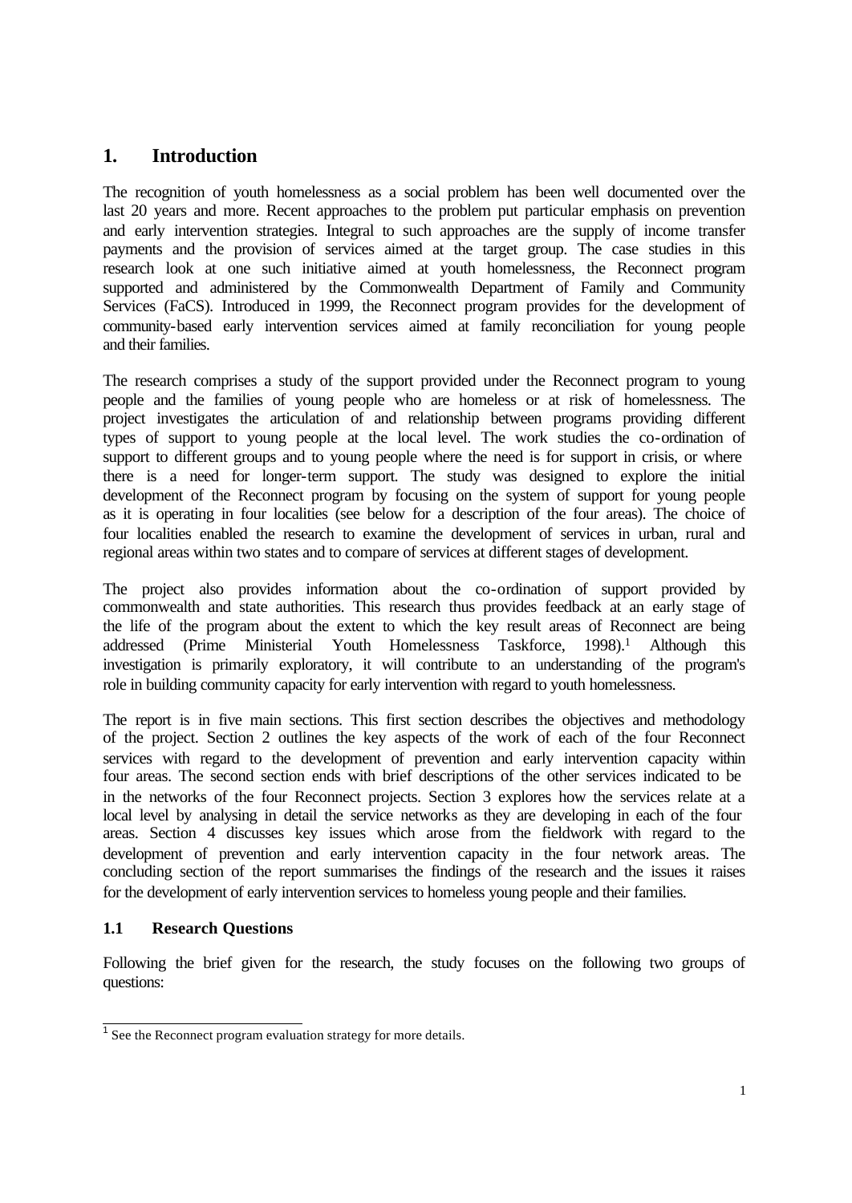# 1. Introduction

The recognition of youth homelessness as a social problem has been well documented over the last 20 years and more. Recent approaches to the problem put particular emphasis on prevention and early intervention strategies. Integral to such approaches are the supply of income transfer payments and the provision of services aimed at the target group. The case studies in this research look at one such initiative aimed at youth homelessness, the Reconnect program supported and administered by the Commonwealth Department of Family and Community Services (FaCS). Introduced in 1999, the Reconnect program provides for the development of community-based early intervention services aimed at family reconciliation for young people and their families.

The research comprises a study of the support provided under the Reconnect program to young people and the families of young people who are homeless or at risk of homelessness. The project investigates the articulation of and relationship between programs providing different types of support to young people at the local level. The work studies the co-ordination of support to different groups and to young people where the need is for support in crisis, or where there is a need for longer-term support. The study was designed to explore the initial development of the Reconnect program by focusing on the system of support for young people as it is operating in four localities (see below for a description of the four areas). The choice of four localities enabled the research to examine the development of services in urban, rural and regional areas within two states and to compare of services at different stages of development.

The project also provides information about the co-ordination of support provided by commonwealth and state authorities. This research thus provides feedback at an early stage of the life of the program about the extent to which the key result areas of Reconnect are being addressed (Prime Ministerial Youth Homelessness Taskforce, 1998).[1] Although this investigation is primarily exploratory, it will contribute to an understanding of the program's role in building community capacity for early intervention with regard to youth homelessness.

The report is in five main sections. This first section describes the objectives and methodology of the project. Section 2 outlines the key aspects of the work of each of the four Reconnect services with regard to the development of prevention and early intervention capacity within four areas. The second section ends with brief descriptions of the other services indicated to be in the networks of the four Reconnect projects. Section 3 explores how the services relate at a local level by analysing in detail the service networks as they are developing in each of the four areas. Section 4 discusses key issues which arose from the fieldwork with regard to the development of prevention and early intervention capacity in the four network areas. The concluding section of the report summarises the findings of the research and the issues it raises for the development of early intervention services to homeless young people and their families.

## 1.1 Research Questions

Following the brief given for the research, the study focuses on the following two groups of questions:

[1] See the Reconnect program evaluation strategy for more details.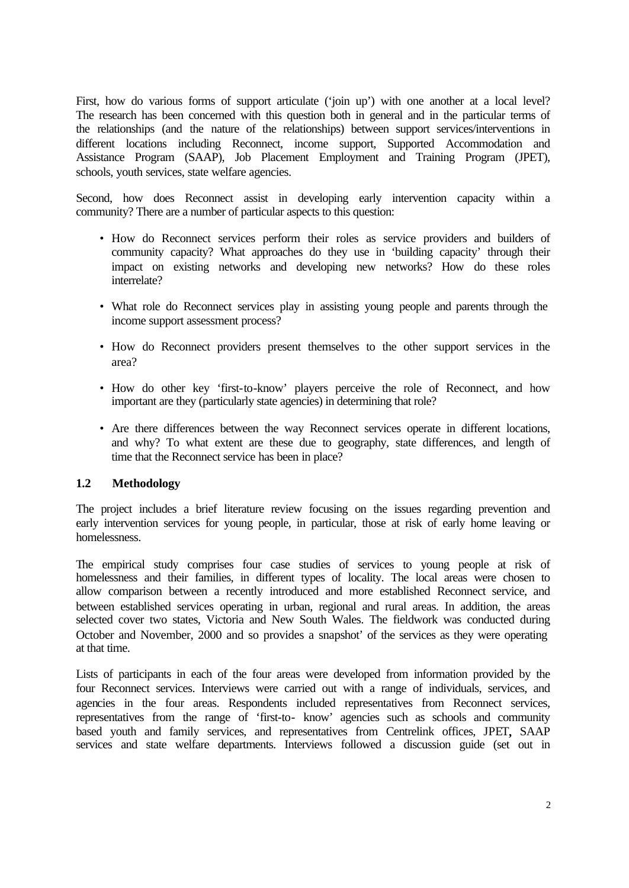First, how do various forms of support articulate ('join up') with one another at a local level? The research has been concerned with this question both in general and in the particular terms of the relationships (and the nature of the relationships) between support services/interventions in different locations including Reconnect, income support, Supported Accommodation and Assistance Program (SAAP), Job Placement Employment and Training Program (JPET), schools, youth services, state welfare agencies.

Second, how does Reconnect assist in developing early intervention capacity within a community? There are a number of particular aspects to this question:

- How do Reconnect services perform their roles as service providers and builders of community capacity? What approaches do they use in 'building capacity' through their impact on existing networks and developing new networks? How do these roles interrelate?
- What role do Reconnect services play in assisting young people and parents through the income support assessment process?
- How do Reconnect providers present themselves to the other support services in the area?
- How do other key 'first-to-know' players perceive the role of Reconnect, and how important are they (particularly state agencies) in determining that role?
- Are there differences between the way Reconnect services operate in different locations, and why? To what extent are these due to geography, state differences, and length of time that the Reconnect service has been in place?

## 1.2 Methodology

The project includes a brief literature review focusing on the issues regarding prevention and early intervention services for young people, in particular, those at risk of early home leaving or homelessness.

The empirical study comprises four case studies of services to young people at risk of homelessness and their families, in different types of locality. The local areas were chosen to allow comparison between a recently introduced and more established Reconnect service, and between established services operating in urban, regional and rural areas. In addition, the areas selected cover two states, Victoria and New South Wales. The fieldwork was conducted during October and November, 2000 and so provides a snapshot' of the services as they were operating at that time.

Lists of participants in each of the four areas were developed from information provided by the four Reconnect services. Interviews were carried out with a range of individuals, services, and agencies in the four areas. Respondents included representatives from Reconnect services, representatives from the range of 'first-to- know' agencies such as schools and community based youth and family services, and representatives from Centrelink offices, JPET, SAAP services and state welfare departments. Interviews followed a discussion guide (set out in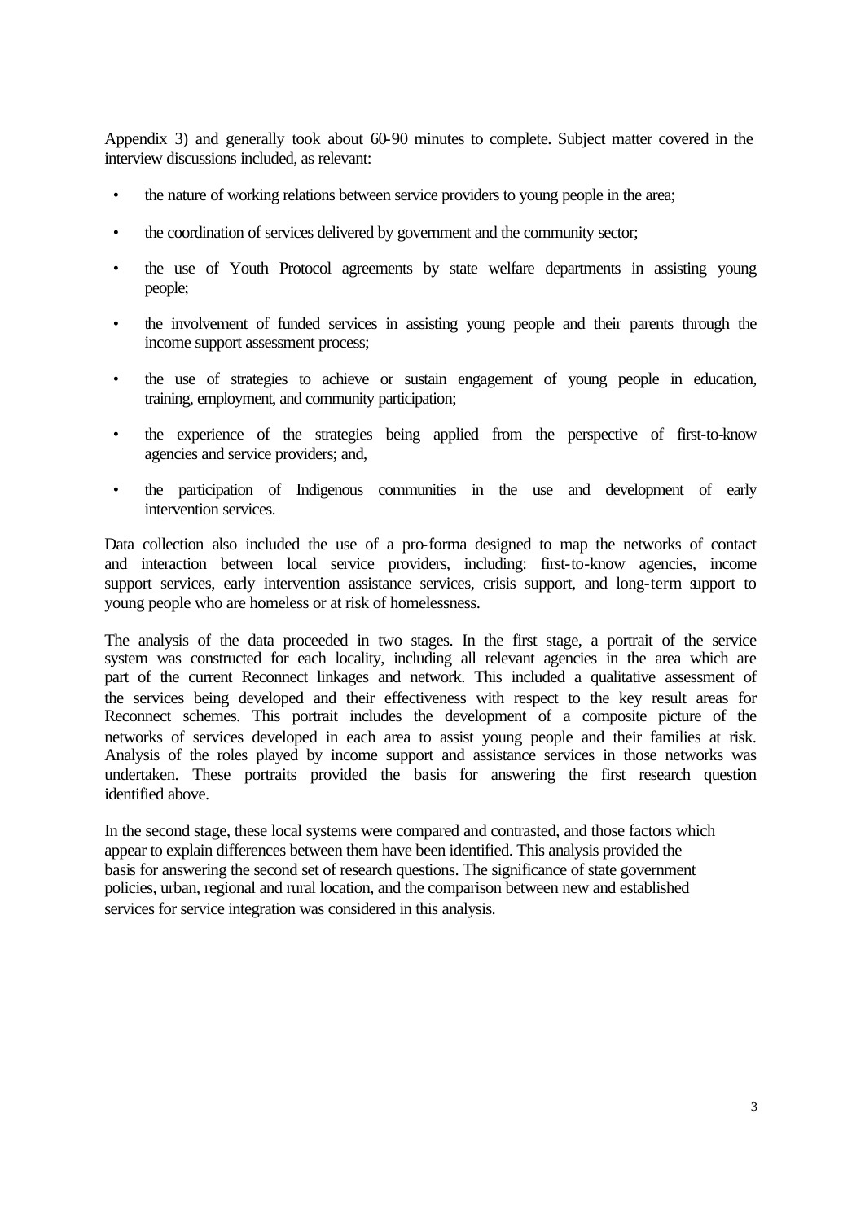Appendix 3) and generally took about 60-90 minutes to complete. Subject matter covered in the interview discussions included, as relevant:

- the nature of working relations between service providers to young people in the area;
- the coordination of services delivered by government and the community sector;
- the use of Youth Protocol agreements by state welfare departments in assisting young people;
- the involvement of funded services in assisting young people and their parents through the income support assessment process;
- the use of strategies to achieve or sustain engagement of young people in education, training, employment, and community participation;
- the experience of the strategies being applied from the perspective of first-to-know agencies and service providers; and,
- the participation of Indigenous communities in the use and development of early intervention services.

Data collection also included the use of a pro-forma designed to map the networks of contact and interaction between local service providers, including: first-to-know agencies, income support services, early intervention assistance services, crisis support, and long-term support to young people who are homeless or at risk of homelessness.

The analysis of the data proceeded in two stages. In the first stage, a portrait of the service system was constructed for each locality, including all relevant agencies in the area which are part of the current Reconnect linkages and network. This included a qualitative assessment of the services being developed and their effectiveness with respect to the key result areas for Reconnect schemes. This portrait includes the development of a composite picture of the networks of services developed in each area to assist young people and their families at risk. Analysis of the roles played by income support and assistance services in those networks was undertaken. These portraits provided the basis for answering the first research question identified above.

In the second stage, these local systems were compared and contrasted, and those factors which appear to explain differences between them have been identified. This analysis provided the basis for answering the second set of research questions. The significance of state government policies, urban, regional and rural location, and the comparison between new and established services for service integration was considered in this analysis.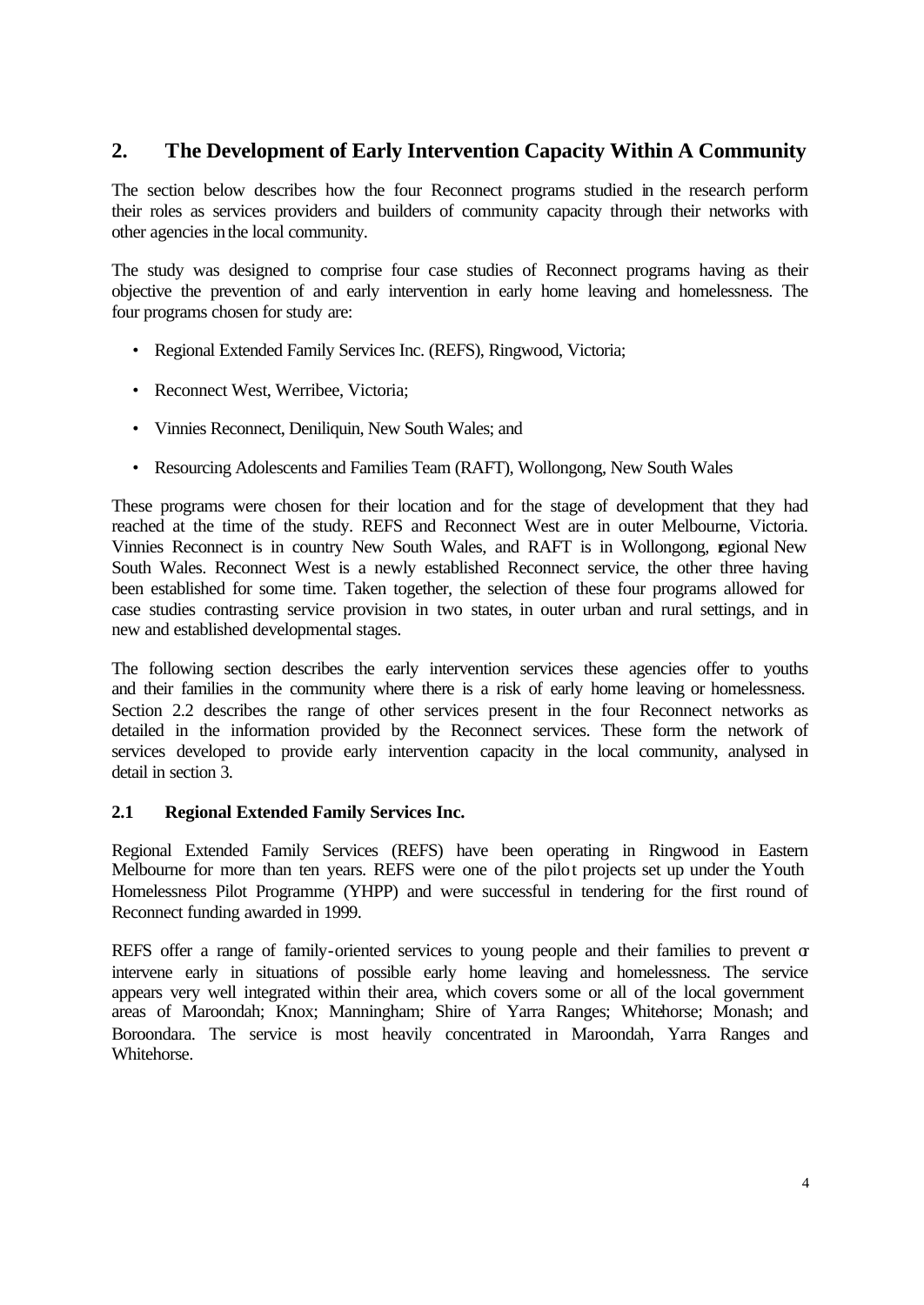## 2. The Development of Early Intervention Capacity Within A Community

The section below describes how the four Reconnect programs studied in the research perform their roles as services providers and builders of community capacity through their networks with other agencies in the local community.

The study was designed to comprise four case studies of Reconnect programs having as their objective the prevention of and early intervention in early home leaving and homelessness. The four programs chosen for study are:

- Regional Extended Family Services Inc. (REFS), Ringwood, Victoria;
- Reconnect West, Werribee, Victoria;
- Vinnies Reconnect, Deniliquin, New South Wales; and
- Resourcing Adolescents and Families Team (RAFT), Wollongong, New South Wales

These programs were chosen for their location and for the stage of development that they had reached at the time of the study. REFS and Reconnect West are in outer Melbourne, Victoria. Vinnies Reconnect is in country New South Wales, and RAFT is in Wollongong, regional New South Wales. Reconnect West is a newly established Reconnect service, the other three having been established for some time. Taken together, the selection of these four programs allowed for case studies contrasting service provision in two states, in outer urban and rural settings, and in new and established developmental stages.

The following section describes the early intervention services these agencies offer to youths and their families in the community where there is a risk of early home leaving or homelessness. Section 2.2 describes the range of other services present in the four Reconnect networks as detailed in the information provided by the Reconnect services. These form the network of services developed to provide early intervention capacity in the local community, analysed in detail in section 3.

### 2.1 Regional Extended Family Services Inc.

Regional Extended Family Services (REFS) have been operating in Ringwood in Eastern Melbourne for more than ten years. REFS were one of the pilot projects set up under the Youth Homelessness Pilot Programme (YHPP) and were successful in tendering for the first round of Reconnect funding awarded in 1999.

REFS offer a range of family-oriented services to young people and their families to prevent or intervene early in situations of possible early home leaving and homelessness. The service appears very well integrated within their area, which covers some or all of the local government areas of Maroondah; Knox; Manningham; Shire of Yarra Ranges; Whitehorse; Monash; and Boroondara. The service is most heavily concentrated in Maroondah, Yarra Ranges and Whitehorse.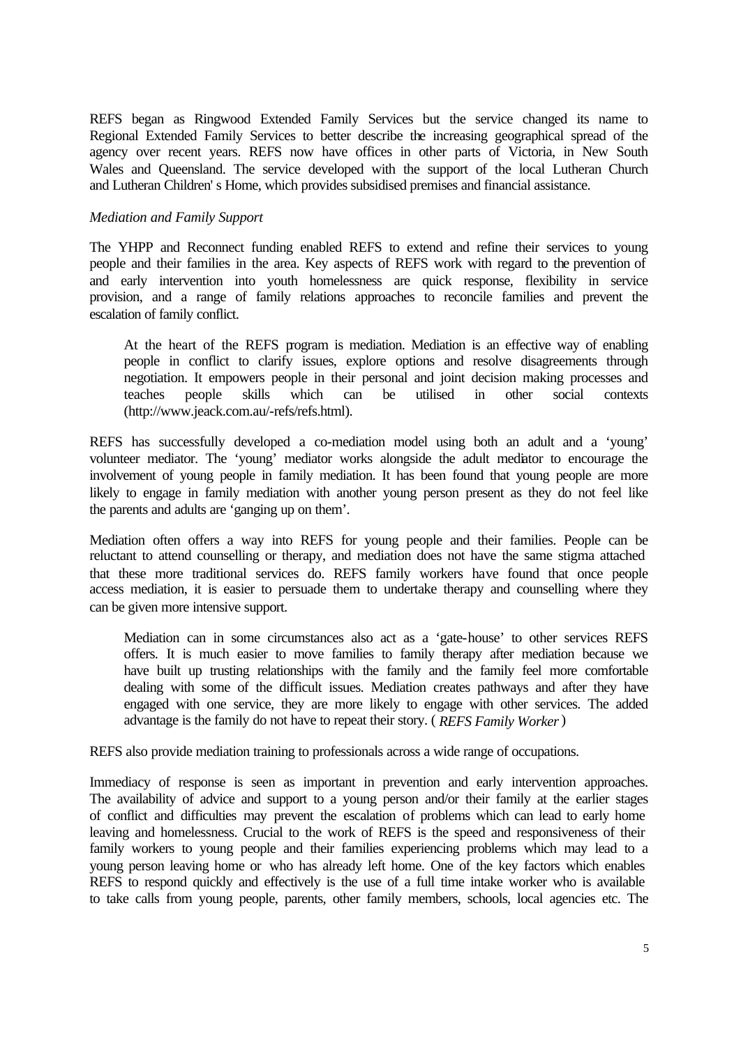REFS began as Ringwood Extended Family Services but the service changed its name to Regional Extended Family Services to better describe the increasing geographical spread of the agency over recent years. REFS now have offices in other parts of Victoria, in New South Wales and Queensland. The service developed with the support of the local Lutheran Church and Lutheran Children' s Home, which provides subsidised premises and financial assistance.

*Mediation and Family Support*

The YHPP and Reconnect funding enabled REFS to extend and refine their services to young people and their families in the area. Key aspects of REFS work with regard to the prevention of and early intervention into youth homelessness are quick response, flexibility in service provision, and a range of family relations approaches to reconcile families and prevent the escalation of family conflict.

> At the heart of the REFS program is mediation. Mediation is an effective way of enabling people in conflict to clarify issues, explore options and resolve disagreements through negotiation. It empowers people in their personal and joint decision making processes and teaches people skills which can be utilised in other social contexts (http://www.jeack.com.au/-refs/refs.html).

REFS has successfully developed a co-mediation model using both an adult and a 'young' volunteer mediator. The 'young' mediator works alongside the adult mediator to encourage the involvement of young people in family mediation. It has been found that young people are more likely to engage in family mediation with another young person present as they do not feel like the parents and adults are 'ganging up on them'.

Mediation often offers a way into REFS for young people and their families. People can be reluctant to attend counselling or therapy, and mediation does not have the same stigma attached that these more traditional services do. REFS family workers have found that once people access mediation, it is easier to persuade them to undertake therapy and counselling where they can be given more intensive support.

> Mediation can in some circumstances also act as a 'gate-house' to other services REFS offers. It is much easier to move families to family therapy after mediation because we have built up trusting relationships with the family and the family feel more comfortable dealing with some of the difficult issues. Mediation creates pathways and after they have engaged with one service, they are more likely to engage with other services. The added advantage is the family do not have to repeat their story. (*REFS Family Worker*)

REFS also provide mediation training to professionals across a wide range of occupations.

Immediacy of response is seen as important in prevention and early intervention approaches. The availability of advice and support to a young person and/or their family at the earlier stages of conflict and difficulties may prevent the escalation of problems which can lead to early home leaving and homelessness. Crucial to the work of REFS is the speed and responsiveness of their family workers to young people and their families experiencing problems which may lead to a young person leaving home or who has already left home. One of the key factors which enables REFS to respond quickly and effectively is the use of a full time intake worker who is available to take calls from young people, parents, other family members, schools, local agencies etc. The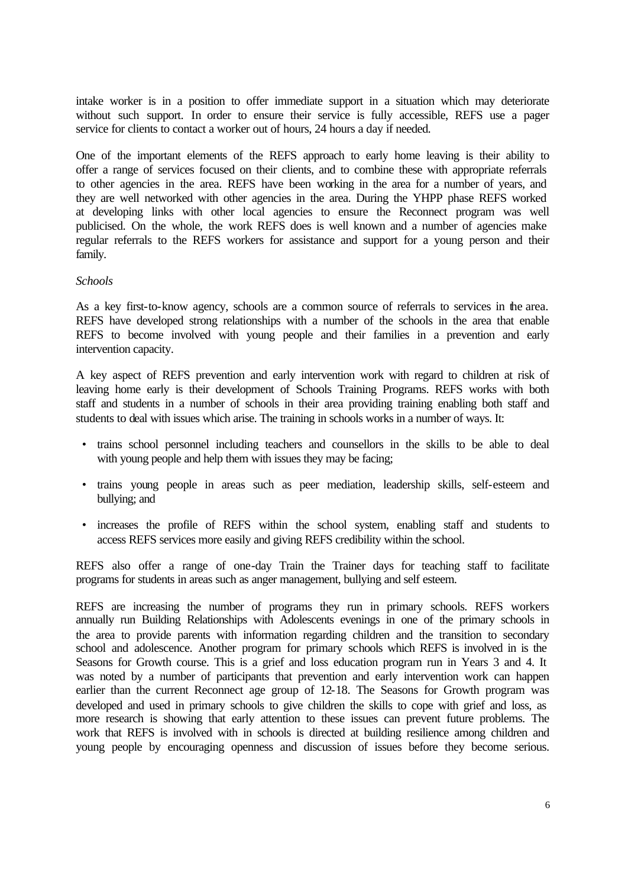intake worker is in a position to offer immediate support in a situation which may deteriorate without such support. In order to ensure their service is fully accessible, REFS use a pager service for clients to contact a worker out of hours, 24 hours a day if needed.

One of the important elements of the REFS approach to early home leaving is their ability to offer a range of services focused on their clients, and to combine these with appropriate referrals to other agencies in the area. REFS have been working in the area for a number of years, and they are well networked with other agencies in the area. During the YHPP phase REFS worked at developing links with other local agencies to ensure the Reconnect program was well publicised. On the whole, the work REFS does is well known and a number of agencies make regular referrals to the REFS workers for assistance and support for a young person and their family.

*Schools*

As a key first-to-know agency, schools are a common source of referrals to services in the area. REFS have developed strong relationships with a number of the schools in the area that enable REFS to become involved with young people and their families in a prevention and early intervention capacity.

A key aspect of REFS prevention and early intervention work with regard to children at risk of leaving home early is their development of Schools Training Programs. REFS works with both staff and students in a number of schools in their area providing training enabling both staff and students to deal with issues which arise. The training in schools works in a number of ways. It:

- trains school personnel including teachers and counsellors in the skills to be able to deal with young people and help them with issues they may be facing;
- trains young people in areas such as peer mediation, leadership skills, self-esteem and bullying; and
- increases the profile of REFS within the school system, enabling staff and students to access REFS services more easily and giving REFS credibility within the school.

REFS also offer a range of one-day Train the Trainer days for teaching staff to facilitate programs for students in areas such as anger management, bullying and self esteem.

REFS are increasing the number of programs they run in primary schools. REFS workers annually run Building Relationships with Adolescents evenings in one of the primary schools in the area to provide parents with information regarding children and the transition to secondary school and adolescence. Another program for primary schools which REFS is involved in is the Seasons for Growth course. This is a grief and loss education program run in Years 3 and 4. It was noted by a number of participants that prevention and early intervention work can happen earlier than the current Reconnect age group of 12-18. The Seasons for Growth program was developed and used in primary schools to give children the skills to cope with grief and loss, as more research is showing that early attention to these issues can prevent future problems. The work that REFS is involved with in schools is directed at building resilience among children and young people by encouraging openness and discussion of issues before they become serious.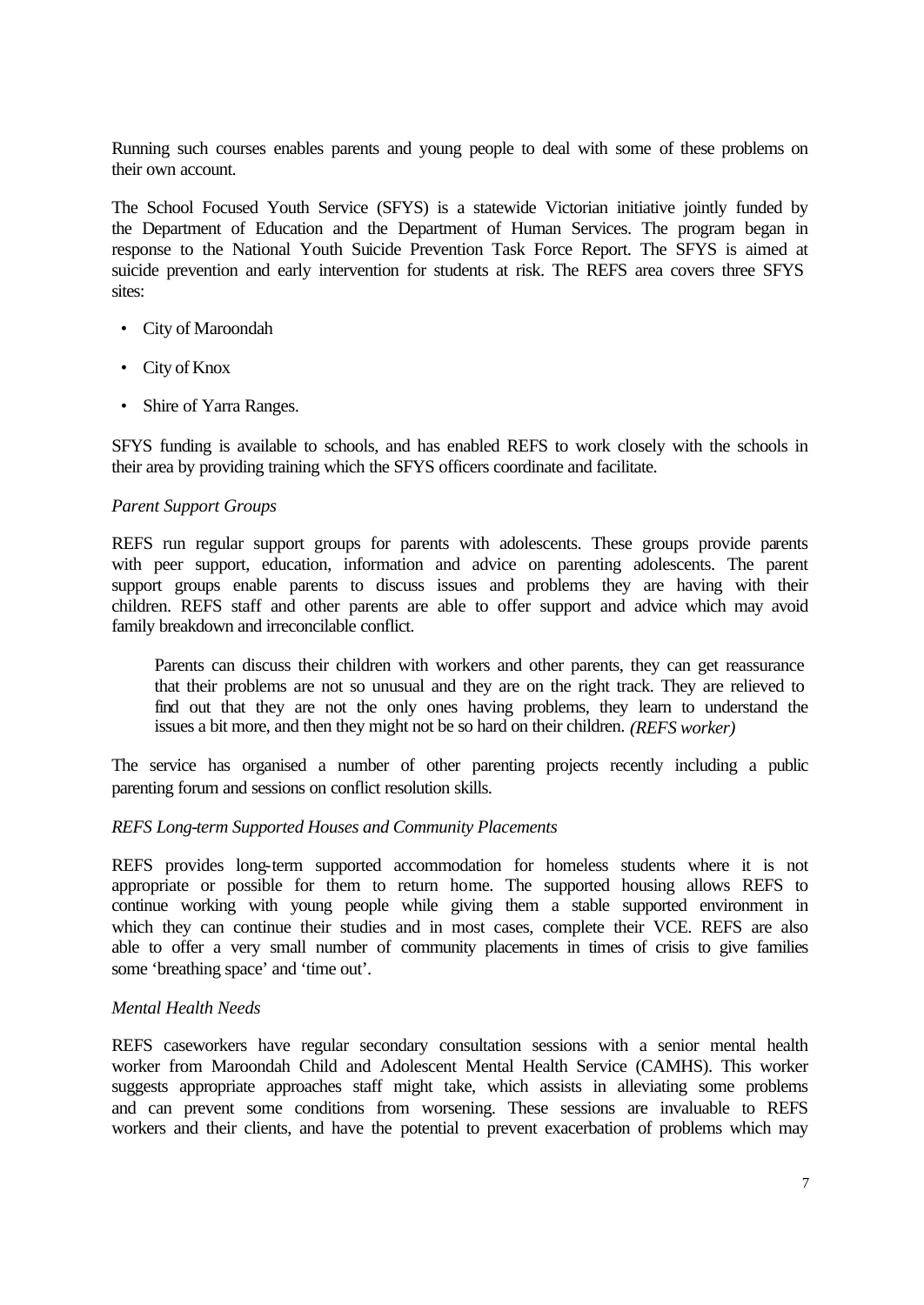Running such courses enables parents and young people to deal with some of these problems on their own account.

The School Focused Youth Service (SFYS) is a statewide Victorian initiative jointly funded by the Department of Education and the Department of Human Services. The program began in response to the National Youth Suicide Prevention Task Force Report. The SFYS is aimed at suicide prevention and early intervention for students at risk. The REFS area covers three SFYS sites:

- City of Maroondah
- City of Knox
- Shire of Yarra Ranges.

SFYS funding is available to schools, and has enabled REFS to work closely with the schools in their area by providing training which the SFYS officers coordinate and facilitate.

*Parent Support Groups*

REFS run regular support groups for parents with adolescents. These groups provide parents with peer support, education, information and advice on parenting adolescents. The parent support groups enable parents to discuss issues and problems they are having with their children. REFS staff and other parents are able to offer support and advice which may avoid family breakdown and irreconcilable conflict.

> Parents can discuss their children with workers and other parents, they can get reassurance that their problems are not so unusual and they are on the right track. They are relieved to find out that they are not the only ones having problems, they learn to understand the issues a bit more, and then they might not be so hard on their children. *(REFS worker)*

The service has organised a number of other parenting projects recently including a public parenting forum and sessions on conflict resolution skills.

*REFS Long-term Supported Houses and Community Placements*

REFS provides long-term supported accommodation for homeless students where it is not appropriate or possible for them to return home. The supported housing allows REFS to continue working with young people while giving them a stable supported environment in which they can continue their studies and in most cases, complete their VCE. REFS are also able to offer a very small number of community placements in times of crisis to give families some 'breathing space' and 'time out'.

*Mental Health Needs*

REFS caseworkers have regular secondary consultation sessions with a senior mental health worker from Maroondah Child and Adolescent Mental Health Service (CAMHS). This worker suggests appropriate approaches staff might take, which assists in alleviating some problems and can prevent some conditions from worsening. These sessions are invaluable to REFS workers and their clients, and have the potential to prevent exacerbation of problems which may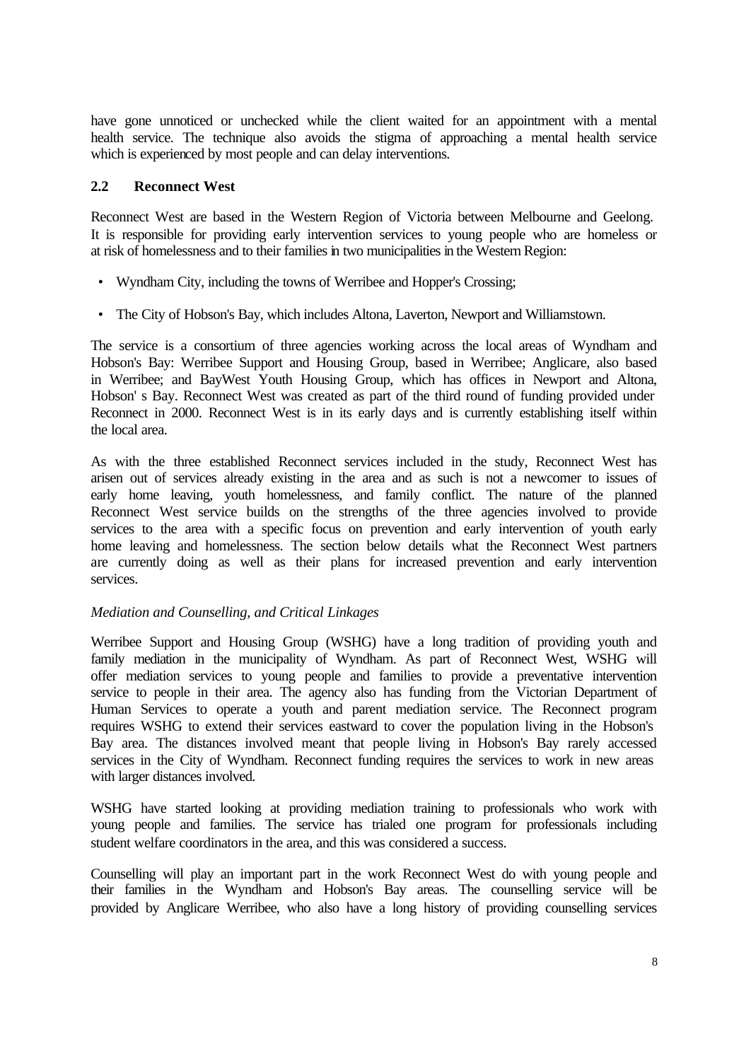have gone unnoticed or unchecked while the client waited for an appointment with a mental health service. The technique also avoids the stigma of approaching a mental health service which is experienced by most people and can delay interventions.

## 2.2 Reconnect West

Reconnect West are based in the Western Region of Victoria between Melbourne and Geelong. It is responsible for providing early intervention services to young people who are homeless or at risk of homelessness and to their families in two municipalities in the Western Region:

- Wyndham City, including the towns of Werribee and Hopper's Crossing;
- The City of Hobson's Bay, which includes Altona, Laverton, Newport and Williamstown.

The service is a consortium of three agencies working across the local areas of Wyndham and Hobson's Bay: Werribee Support and Housing Group, based in Werribee; Anglicare, also based in Werribee; and BayWest Youth Housing Group, which has offices in Newport and Altona, Hobson' s Bay. Reconnect West was created as part of the third round of funding provided under Reconnect in 2000. Reconnect West is in its early days and is currently establishing itself within the local area.

As with the three established Reconnect services included in the study, Reconnect West has arisen out of services already existing in the area and as such is not a newcomer to issues of early home leaving, youth homelessness, and family conflict. The nature of the planned Reconnect West service builds on the strengths of the three agencies involved to provide services to the area with a specific focus on prevention and early intervention of youth early home leaving and homelessness. The section below details what the Reconnect West partners are currently doing as well as their plans for increased prevention and early intervention services.

*Mediation and Counselling, and Critical Linkages*

Werribee Support and Housing Group (WSHG) have a long tradition of providing youth and family mediation in the municipality of Wyndham. As part of Reconnect West, WSHG will offer mediation services to young people and families to provide a preventative intervention service to people in their area. The agency also has funding from the Victorian Department of Human Services to operate a youth and parent mediation service. The Reconnect program requires WSHG to extend their services eastward to cover the population living in the Hobson's Bay area. The distances involved meant that people living in Hobson's Bay rarely accessed services in the City of Wyndham. Reconnect funding requires the services to work in new areas with larger distances involved.

WSHG have started looking at providing mediation training to professionals who work with young people and families. The service has trialed one program for professionals including student welfare coordinators in the area, and this was considered a success.

Counselling will play an important part in the work Reconnect West do with young people and their families in the Wyndham and Hobson's Bay areas. The counselling service will be provided by Anglicare Werribee, who also have a long history of providing counselling services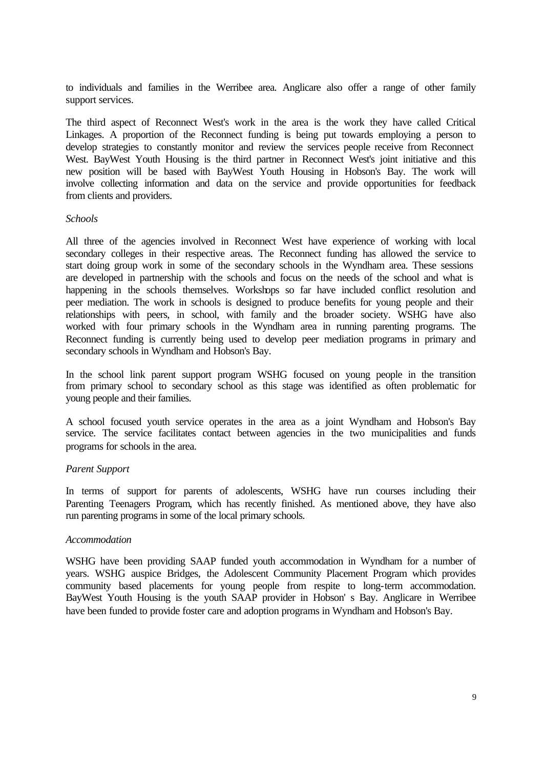to individuals and families in the Werribee area. Anglicare also offer a range of other family support services.

The third aspect of Reconnect West's work in the area is the work they have called Critical Linkages. A proportion of the Reconnect funding is being put towards employing a person to develop strategies to constantly monitor and review the services people receive from Reconnect West. BayWest Youth Housing is the third partner in Reconnect West's joint initiative and this new position will be based with BayWest Youth Housing in Hobson's Bay. The work will involve collecting information and data on the service and provide opportunities for feedback from clients and providers.

*Schools*

All three of the agencies involved in Reconnect West have experience of working with local secondary colleges in their respective areas. The Reconnect funding has allowed the service to start doing group work in some of the secondary schools in the Wyndham area. These sessions are developed in partnership with the schools and focus on the needs of the school and what is happening in the schools themselves. Workshops so far have included conflict resolution and peer mediation. The work in schools is designed to produce benefits for young people and their relationships with peers, in school, with family and the broader society. WSHG have also worked with four primary schools in the Wyndham area in running parenting programs. The Reconnect funding is currently being used to develop peer mediation programs in primary and secondary schools in Wyndham and Hobson's Bay.

In the school link parent support program WSHG focused on young people in the transition from primary school to secondary school as this stage was identified as often problematic for young people and their families.

A school focused youth service operates in the area as a joint Wyndham and Hobson's Bay service. The service facilitates contact between agencies in the two municipalities and funds programs for schools in the area.

*Parent Support*

In terms of support for parents of adolescents, WSHG have run courses including their Parenting Teenagers Program, which has recently finished. As mentioned above, they have also run parenting programs in some of the local primary schools.

*Accommodation*

WSHG have been providing SAAP funded youth accommodation in Wyndham for a number of years. WSHG auspice Bridges, the Adolescent Community Placement Program which provides community based placements for young people from respite to long-term accommodation. BayWest Youth Housing is the youth SAAP provider in Hobson' s Bay. Anglicare in Werribee have been funded to provide foster care and adoption programs in Wyndham and Hobson's Bay.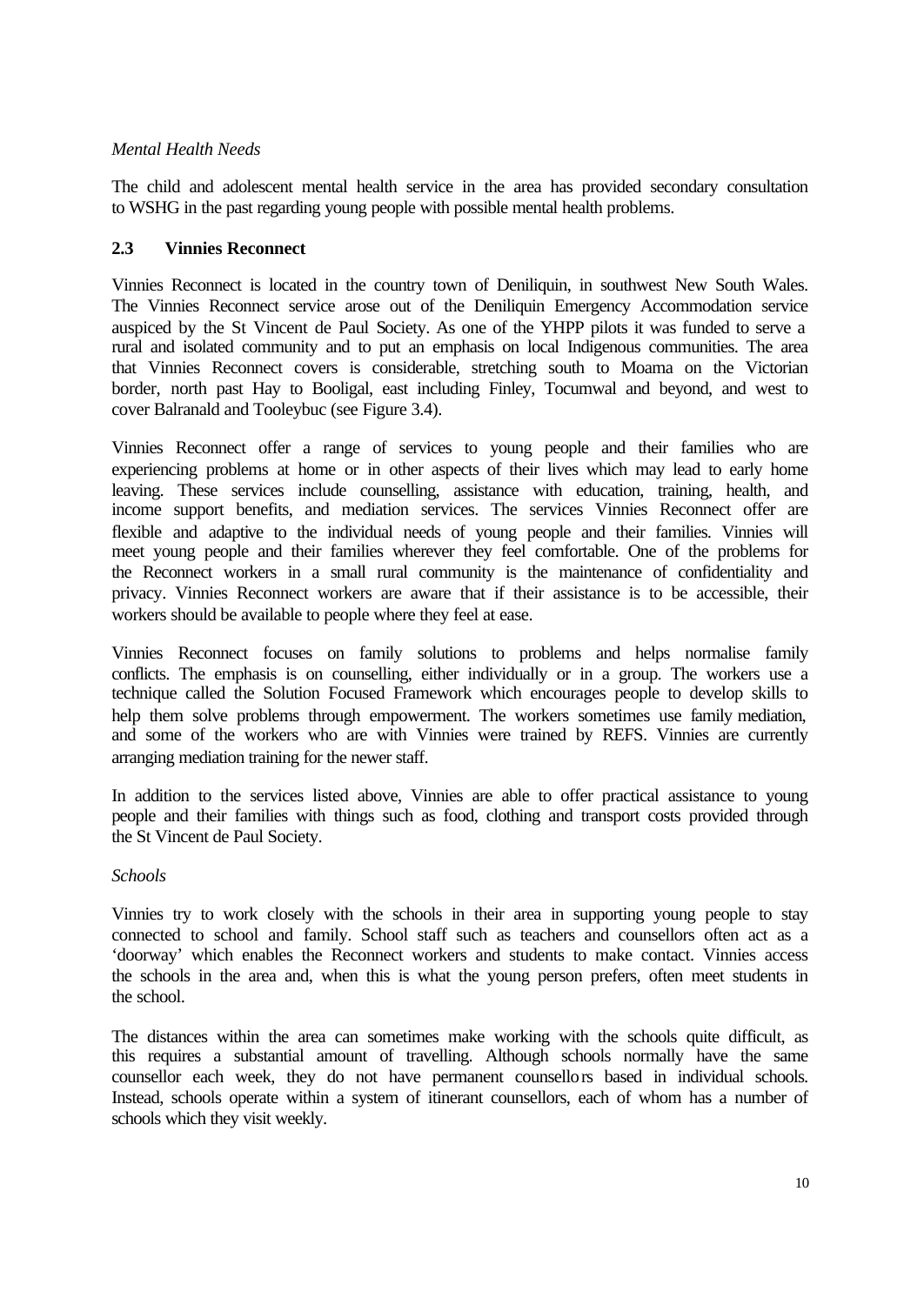*Mental Health Needs*

The child and adolescent mental health service in the area has provided secondary consultation to WSHG in the past regarding young people with possible mental health problems.

## 2.3 Vinnies Reconnect

Vinnies Reconnect is located in the country town of Deniliquin, in southwest New South Wales. The Vinnies Reconnect service arose out of the Deniliquin Emergency Accommodation service auspiced by the St Vincent de Paul Society. As one of the YHPP pilots it was funded to serve a rural and isolated community and to put an emphasis on local Indigenous communities. The area that Vinnies Reconnect covers is considerable, stretching south to Moama on the Victorian border, north past Hay to Booligal, east including Finley, Tocumwal and beyond, and west to cover Balranald and Tooleybuc (see Figure 3.4).

Vinnies Reconnect offer a range of services to young people and their families who are experiencing problems at home or in other aspects of their lives which may lead to early home leaving. These services include counselling, assistance with education, training, health, and income support benefits, and mediation services. The services Vinnies Reconnect offer are flexible and adaptive to the individual needs of young people and their families. Vinnies will meet young people and their families wherever they feel comfortable. One of the problems for the Reconnect workers in a small rural community is the maintenance of confidentiality and privacy. Vinnies Reconnect workers are aware that if their assistance is to be accessible, their workers should be available to people where they feel at ease.

Vinnies Reconnect focuses on family solutions to problems and helps normalise family conflicts. The emphasis is on counselling, either individually or in a group. The workers use a technique called the Solution Focused Framework which encourages people to develop skills to help them solve problems through empowerment. The workers sometimes use family mediation, and some of the workers who are with Vinnies were trained by REFS. Vinnies are currently arranging mediation training for the newer staff.

In addition to the services listed above, Vinnies are able to offer practical assistance to young people and their families with things such as food, clothing and transport costs provided through the St Vincent de Paul Society.

*Schools*

Vinnies try to work closely with the schools in their area in supporting young people to stay connected to school and family. School staff such as teachers and counsellors often act as a 'doorway' which enables the Reconnect workers and students to make contact. Vinnies access the schools in the area and, when this is what the young person prefers, often meet students in the school.

The distances within the area can sometimes make working with the schools quite difficult, as this requires a substantial amount of travelling. Although schools normally have the same counsellor each week, they do not have permanent counsellors based in individual schools. Instead, schools operate within a system of itinerant counsellors, each of whom has a number of schools which they visit weekly.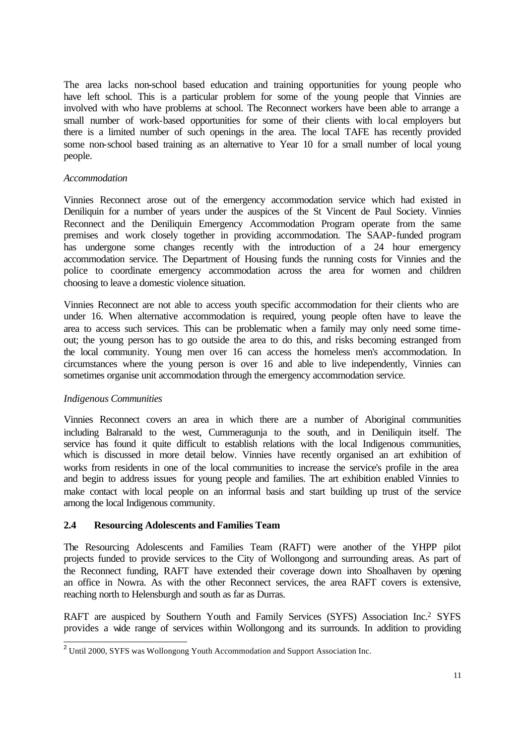The area lacks non-school based education and training opportunities for young people who have left school. This is a particular problem for some of the young people that Vinnies are involved with who have problems at school. The Reconnect workers have been able to arrange a small number of work-based opportunities for some of their clients with local employers but there is a limited number of such openings in the area. The local TAFE has recently provided some non-school based training as an alternative to Year 10 for a small number of local young people.

*Accommodation*

Vinnies Reconnect arose out of the emergency accommodation service which had existed in Deniliquin for a number of years under the auspices of the St Vincent de Paul Society. Vinnies Reconnect and the Deniliquin Emergency Accommodation Program operate from the same premises and work closely together in providing accommodation. The SAAP-funded program has undergone some changes recently with the introduction of a 24 hour emergency accommodation service. The Department of Housing funds the running costs for Vinnies and the police to coordinate emergency accommodation across the area for women and children choosing to leave a domestic violence situation.

Vinnies Reconnect are not able to access youth specific accommodation for their clients who are under 16. When alternative accommodation is required, young people often have to leave the area to access such services. This can be problematic when a family may only need some time-out; the young person has to go outside the area to do this, and risks becoming estranged from the local community. Young men over 16 can access the homeless men's accommodation. In circumstances where the young person is over 16 and able to live independently, Vinnies can sometimes organise unit accommodation through the emergency accommodation service.

*Indigenous Communities*

Vinnies Reconnect covers an area in which there are a number of Aboriginal communities including Balranald to the west, Cummeragunja to the south, and in Deniliquin itself. The service has found it quite difficult to establish relations with the local Indigenous communities, which is discussed in more detail below. Vinnies have recently organised an art exhibition of works from residents in one of the local communities to increase the service's profile in the area and begin to address issues for young people and families. The art exhibition enabled Vinnies to make contact with local people on an informal basis and start building up trust of the service among the local Indigenous community.

### 2.4 Resourcing Adolescents and Families Team

The Resourcing Adolescents and Families Team (RAFT) were another of the YHPP pilot projects funded to provide services to the City of Wollongong and surrounding areas. As part of the Reconnect funding, RAFT have extended their coverage down into Shoalhaven by opening an office in Nowra. As with the other Reconnect services, the area RAFT covers is extensive, reaching north to Helensburgh and south as far as Durras.

RAFT are auspiced by Southern Youth and Family Services (SYFS) Association Inc.[2] SYFS provides a wide range of services within Wollongong and its surrounds. In addition to providing

[2] Until 2000, SYFS was Wollongong Youth Accommodation and Support Association Inc.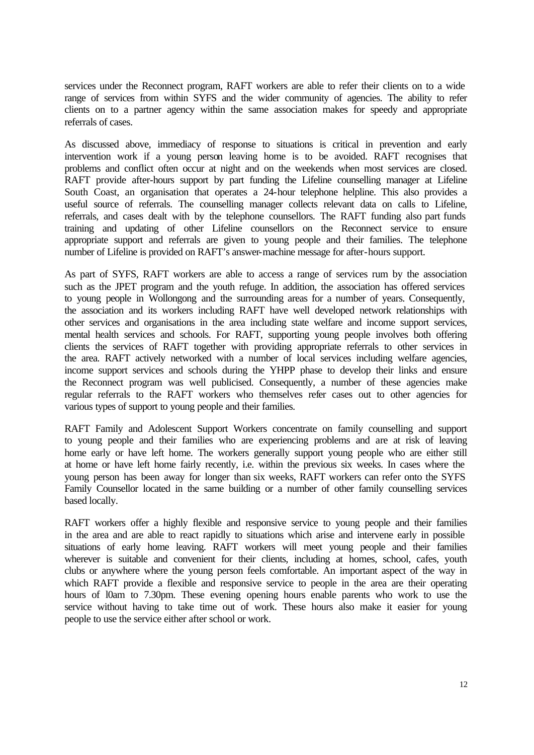services under the Reconnect program, RAFT workers are able to refer their clients on to a wide range of services from within SYFS and the wider community of agencies. The ability to refer clients on to a partner agency within the same association makes for speedy and appropriate referrals of cases.

As discussed above, immediacy of response to situations is critical in prevention and early intervention work if a young person leaving home is to be avoided. RAFT recognises that problems and conflict often occur at night and on the weekends when most services are closed. RAFT provide after-hours support by part funding the Lifeline counselling manager at Lifeline South Coast, an organisation that operates a 24-hour telephone helpline. This also provides a useful source of referrals. The counselling manager collects relevant data on calls to Lifeline, referrals, and cases dealt with by the telephone counsellors. The RAFT funding also part funds training and updating of other Lifeline counsellors on the Reconnect service to ensure appropriate support and referrals are given to young people and their families. The telephone number of Lifeline is provided on RAFT's answer-machine message for after-hours support.

As part of SYFS, RAFT workers are able to access a range of services rum by the association such as the JPET program and the youth refuge. In addition, the association has offered services to young people in Wollongong and the surrounding areas for a number of years. Consequently, the association and its workers including RAFT have well developed network relationships with other services and organisations in the area including state welfare and income support services, mental health services and schools. For RAFT, supporting young people involves both offering clients the services of RAFT together with providing appropriate referrals to other services in the area. RAFT actively networked with a number of local services including welfare agencies, income support services and schools during the YHPP phase to develop their links and ensure the Reconnect program was well publicised. Consequently, a number of these agencies make regular referrals to the RAFT workers who themselves refer cases out to other agencies for various types of support to young people and their families.

RAFT Family and Adolescent Support Workers concentrate on family counselling and support to young people and their families who are experiencing problems and are at risk of leaving home early or have left home. The workers generally support young people who are either still at home or have left home fairly recently, i.e. within the previous six weeks. In cases where the young person has been away for longer than six weeks, RAFT workers can refer onto the SYFS Family Counsellor located in the same building or a number of other family counselling services based locally.

RAFT workers offer a highly flexible and responsive service to young people and their families in the area and are able to react rapidly to situations which arise and intervene early in possible situations of early home leaving. RAFT workers will meet young people and their families wherever is suitable and convenient for their clients, including at homes, school, cafes, youth clubs or anywhere where the young person feels comfortable. An important aspect of the way in which RAFT provide a flexible and responsive service to people in the area are their operating hours of l0am to 7.30pm. These evening opening hours enable parents who work to use the service without having to take time out of work. These hours also make it easier for young people to use the service either after school or work.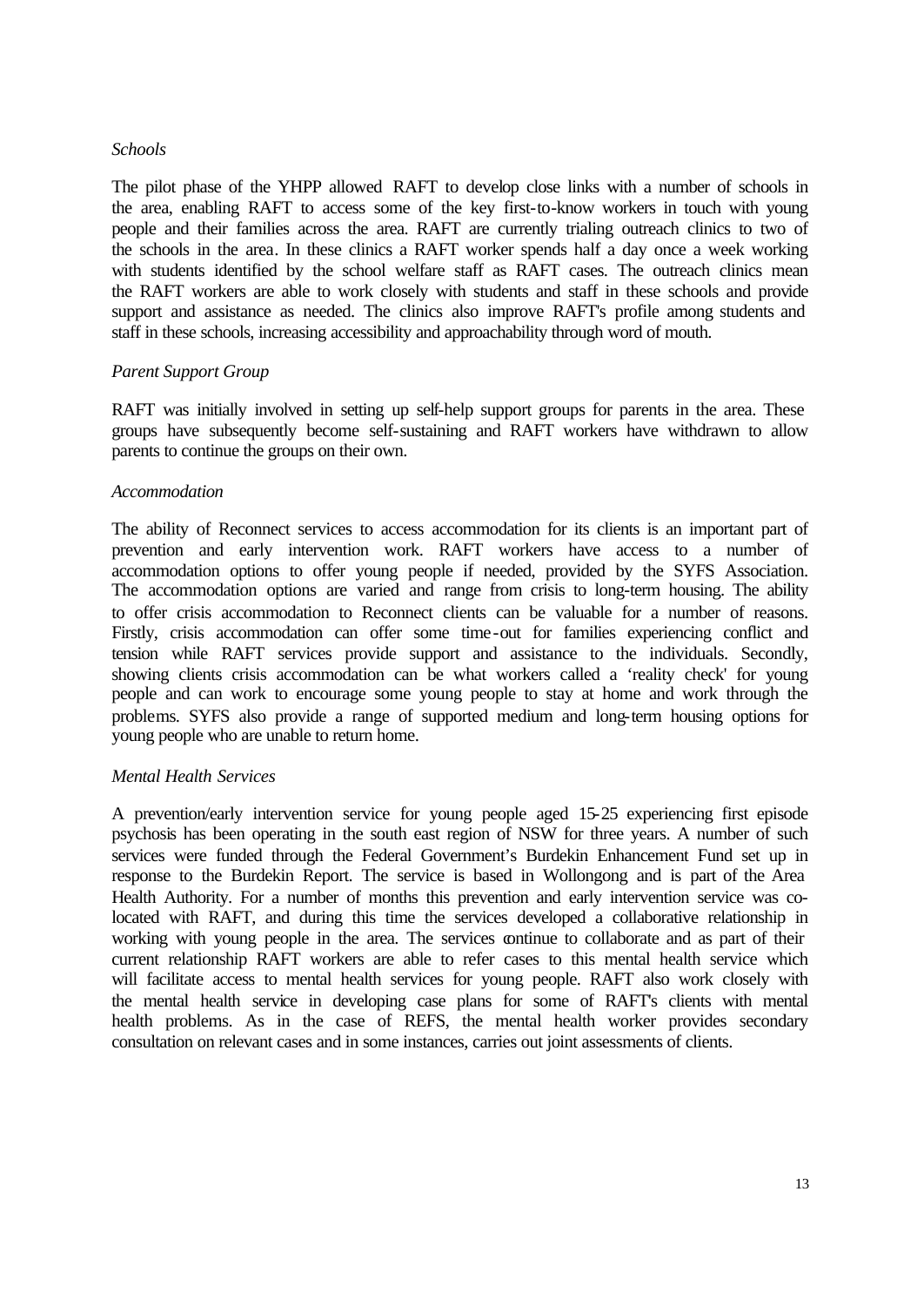*Schools*

The pilot phase of the YHPP allowed RAFT to develop close links with a number of schools in the area, enabling RAFT to access some of the key first-to-know workers in touch with young people and their families across the area. RAFT are currently trialing outreach clinics to two of the schools in the area. In these clinics a RAFT worker spends half a day once a week working with students identified by the school welfare staff as RAFT cases. The outreach clinics mean the RAFT workers are able to work closely with students and staff in these schools and provide support and assistance as needed. The clinics also improve RAFT's profile among students and staff in these schools, increasing accessibility and approachability through word of mouth.

*Parent Support Group*

RAFT was initially involved in setting up self-help support groups for parents in the area. These groups have subsequently become self-sustaining and RAFT workers have withdrawn to allow parents to continue the groups on their own.

*Accommodation*

The ability of Reconnect services to access accommodation for its clients is an important part of prevention and early intervention work. RAFT workers have access to a number of accommodation options to offer young people if needed, provided by the SYFS Association. The accommodation options are varied and range from crisis to long-term housing. The ability to offer crisis accommodation to Reconnect clients can be valuable for a number of reasons. Firstly, crisis accommodation can offer some time-out for families experiencing conflict and tension while RAFT services provide support and assistance to the individuals. Secondly, showing clients crisis accommodation can be what workers called a 'reality check' for young people and can work to encourage some young people to stay at home and work through the problems. SYFS also provide a range of supported medium and long-term housing options for young people who are unable to return home.

*Mental Health Services*

A prevention/early intervention service for young people aged 15-25 experiencing first episode psychosis has been operating in the south east region of NSW for three years. A number of such services were funded through the Federal Government's Burdekin Enhancement Fund set up in response to the Burdekin Report. The service is based in Wollongong and is part of the Area Health Authority. For a number of months this prevention and early intervention service was co-located with RAFT, and during this time the services developed a collaborative relationship in working with young people in the area. The services continue to collaborate and as part of their current relationship RAFT workers are able to refer cases to this mental health service which will facilitate access to mental health services for young people. RAFT also work closely with the mental health service in developing case plans for some of RAFT's clients with mental health problems. As in the case of REFS, the mental health worker provides secondary consultation on relevant cases and in some instances, carries out joint assessments of clients.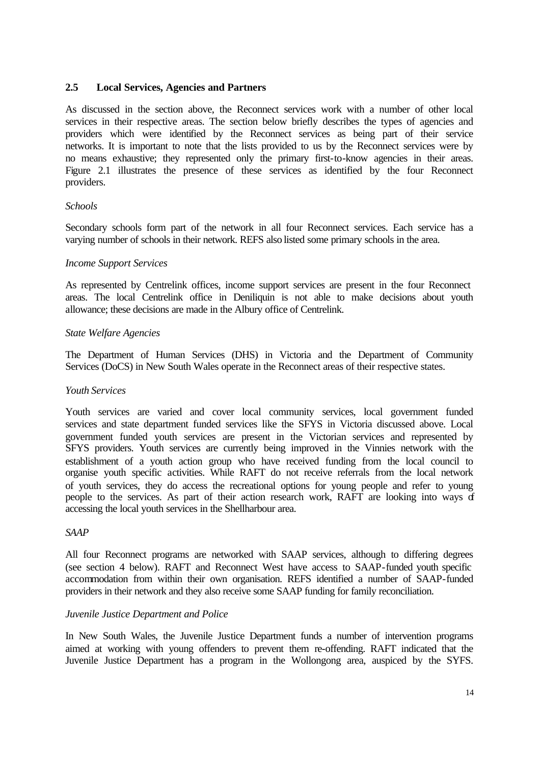## 2.5 Local Services, Agencies and Partners

As discussed in the section above, the Reconnect services work with a number of other local services in their respective areas. The section below briefly describes the types of agencies and providers which were identified by the Reconnect services as being part of their service networks. It is important to note that the lists provided to us by the Reconnect services were by no means exhaustive; they represented only the primary first-to-know agencies in their areas. Figure 2.1 illustrates the presence of these services as identified by the four Reconnect providers.

*Schools*

Secondary schools form part of the network in all four Reconnect services. Each service has a varying number of schools in their network. REFS also listed some primary schools in the area.

*Income Support Services*

As represented by Centrelink offices, income support services are present in the four Reconnect areas. The local Centrelink office in Deniliquin is not able to make decisions about youth allowance; these decisions are made in the Albury office of Centrelink.

*State Welfare Agencies*

The Department of Human Services (DHS) in Victoria and the Department of Community Services (DoCS) in New South Wales operate in the Reconnect areas of their respective states.

*Youth Services*

Youth services are varied and cover local community services, local government funded services and state department funded services like the SFYS in Victoria discussed above. Local government funded youth services are present in the Victorian services and represented by SFYS providers. Youth services are currently being improved in the Vinnies network with the establishment of a youth action group who have received funding from the local council to organise youth specific activities. While RAFT do not receive referrals from the local network of youth services, they do access the recreational options for young people and refer to young people to the services. As part of their action research work, RAFT are looking into ways of accessing the local youth services in the Shellharbour area.

*SAAP*

All four Reconnect programs are networked with SAAP services, although to differing degrees (see section 4 below). RAFT and Reconnect West have access to SAAP-funded youth specific accommodation from within their own organisation. REFS identified a number of SAAP-funded providers in their network and they also receive some SAAP funding for family reconciliation.

*Juvenile Justice Department and Police*

In New South Wales, the Juvenile Justice Department funds a number of intervention programs aimed at working with young offenders to prevent them re-offending. RAFT indicated that the Juvenile Justice Department has a program in the Wollongong area, auspiced by the SYFS.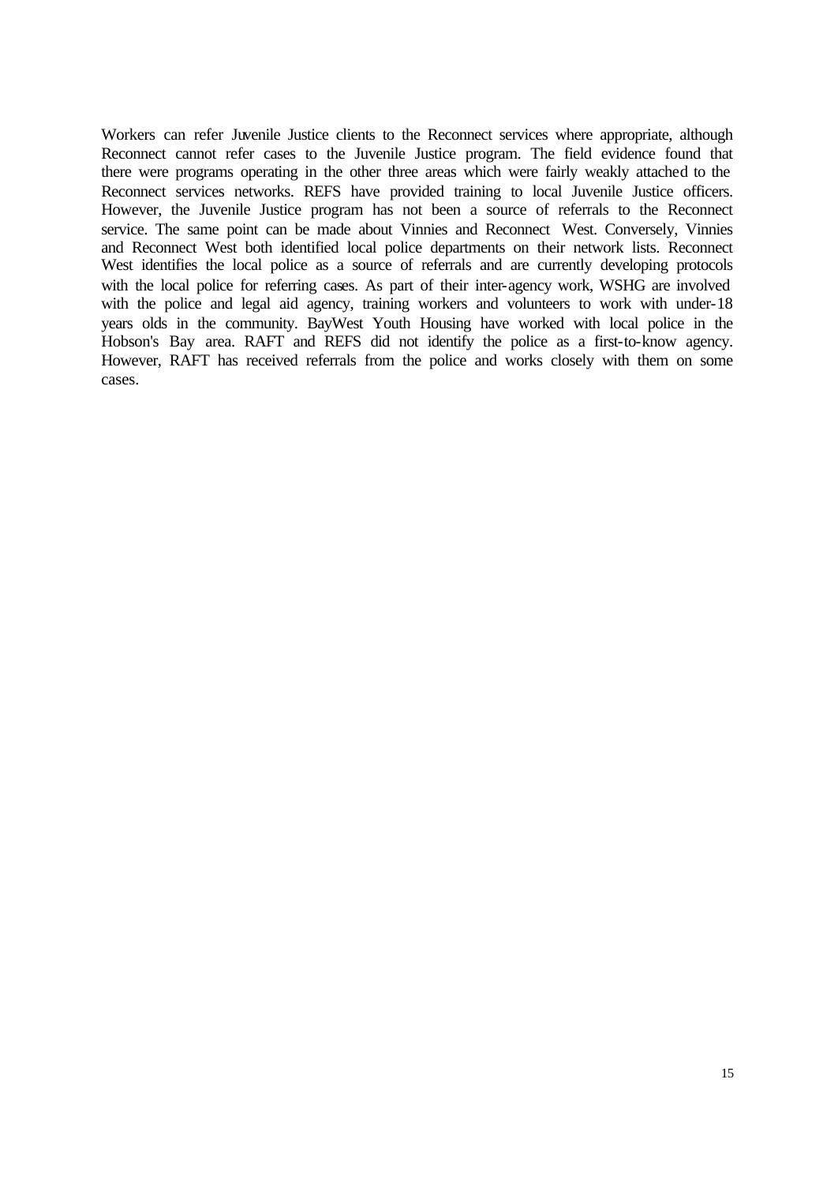Workers can refer Juvenile Justice clients to the Reconnect services where appropriate, although Reconnect cannot refer cases to the Juvenile Justice program. The field evidence found that there were programs operating in the other three areas which were fairly weakly attached to the Reconnect services networks. REFS have provided training to local Juvenile Justice officers. However, the Juvenile Justice program has not been a source of referrals to the Reconnect service. The same point can be made about Vinnies and Reconnect West. Conversely, Vinnies and Reconnect West both identified local police departments on their network lists. Reconnect West identifies the local police as a source of referrals and are currently developing protocols with the local police for referring cases. As part of their inter-agency work, WSHG are involved with the police and legal aid agency, training workers and volunteers to work with under-18 years olds in the community. BayWest Youth Housing have worked with local police in the Hobson's Bay area. RAFT and REFS did not identify the police as a first-to-know agency. However, RAFT has received referrals from the police and works closely with them on some cases.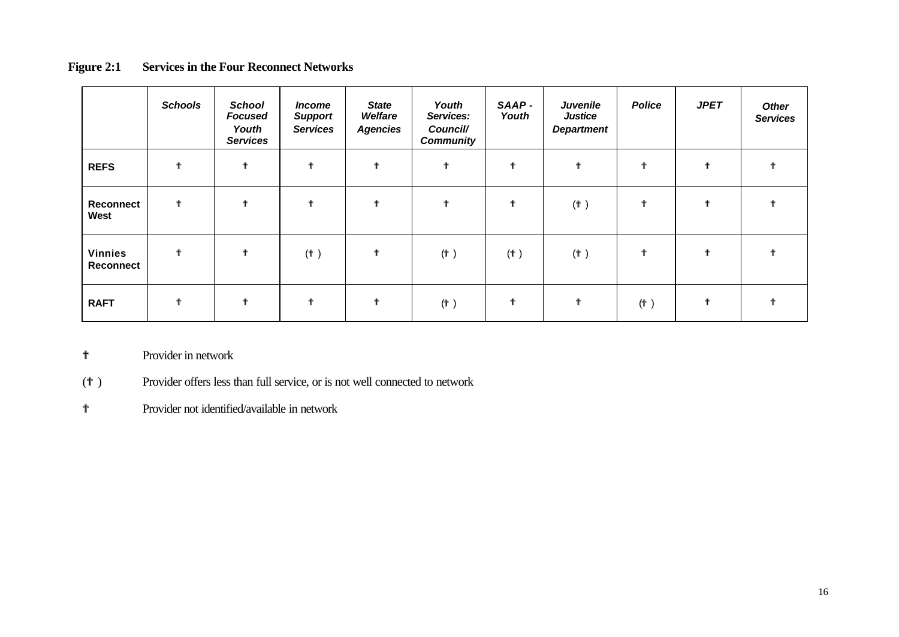**Figure 2:1 Services in the Four Reconnect Networks**

| | *Schools* | *School Focused Youth Services* | *Income Support Services* | *State Welfare Agencies* | *Youth Services: Council/ Community* | *SAAP - Youth* | *Juvenile Justice Department* | *Police* | *JPET* | *Other Services* |
|---|---|---|---|---|---|---|---|---|---|---|
| **REFS** | † | † | † | † | † | † | † | † | † | † |
| **Reconnect West** | † | † | † | † | † | † | († ) | † | † | † |
| **Vinnies Reconnect** | † | † | († ) | † | († ) | († ) | († ) | † | † | † |
| **RAFT** | † | † | † | † | († ) | † | † | († ) | † | † |

† Provider in network

(† ) Provider offers less than full service, or is not well connected to network

† Provider not identified/available in network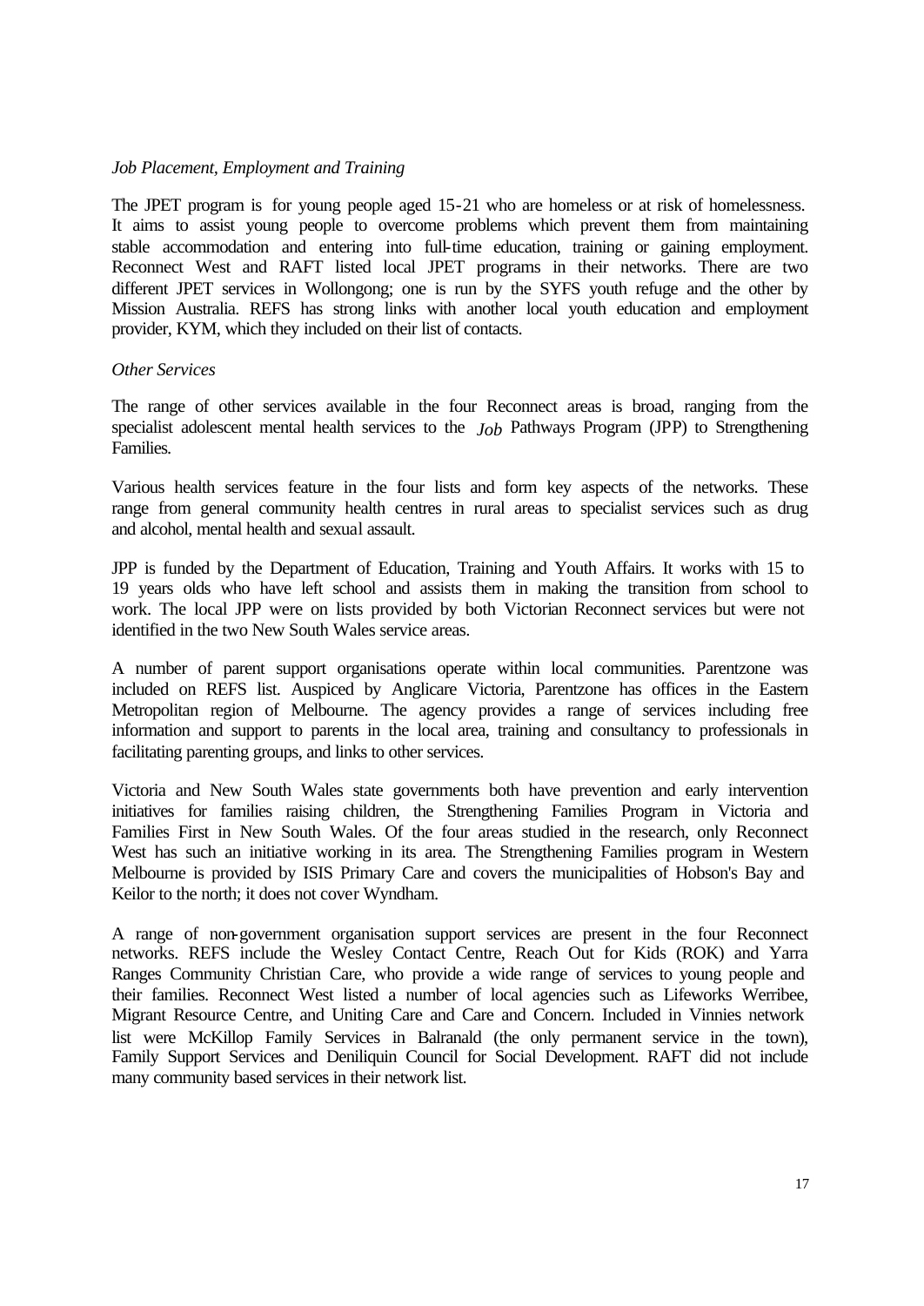*Job Placement, Employment and Training*

The JPET program is for young people aged 15-21 who are homeless or at risk of homelessness. It aims to assist young people to overcome problems which prevent them from maintaining stable accommodation and entering into full-time education, training or gaining employment. Reconnect West and RAFT listed local JPET programs in their networks. There are two different JPET services in Wollongong; one is run by the SYFS youth refuge and the other by Mission Australia. REFS has strong links with another local youth education and employment provider, KYM, which they included on their list of contacts.

*Other Services*

The range of other services available in the four Reconnect areas is broad, ranging from the specialist adolescent mental health services to the *Job* Pathways Program (JPP) to Strengthening Families.

Various health services feature in the four lists and form key aspects of the networks. These range from general community health centres in rural areas to specialist services such as drug and alcohol, mental health and sexual assault.

JPP is funded by the Department of Education, Training and Youth Affairs. It works with 15 to 19 years olds who have left school and assists them in making the transition from school to work. The local JPP were on lists provided by both Victorian Reconnect services but were not identified in the two New South Wales service areas.

A number of parent support organisations operate within local communities. Parentzone was included on REFS list. Auspiced by Anglicare Victoria, Parentzone has offices in the Eastern Metropolitan region of Melbourne. The agency provides a range of services including free information and support to parents in the local area, training and consultancy to professionals in facilitating parenting groups, and links to other services.

Victoria and New South Wales state governments both have prevention and early intervention initiatives for families raising children, the Strengthening Families Program in Victoria and Families First in New South Wales. Of the four areas studied in the research, only Reconnect West has such an initiative working in its area. The Strengthening Families program in Western Melbourne is provided by ISIS Primary Care and covers the municipalities of Hobson's Bay and Keilor to the north; it does not cover Wyndham.

A range of non-government organisation support services are present in the four Reconnect networks. REFS include the Wesley Contact Centre, Reach Out for Kids (ROK) and Yarra Ranges Community Christian Care, who provide a wide range of services to young people and their families. Reconnect West listed a number of local agencies such as Lifeworks Werribee, Migrant Resource Centre, and Uniting Care and Care and Concern. Included in Vinnies network list were McKillop Family Services in Balranald (the only permanent service in the town), Family Support Services and Deniliquin Council for Social Development. RAFT did not include many community based services in their network list.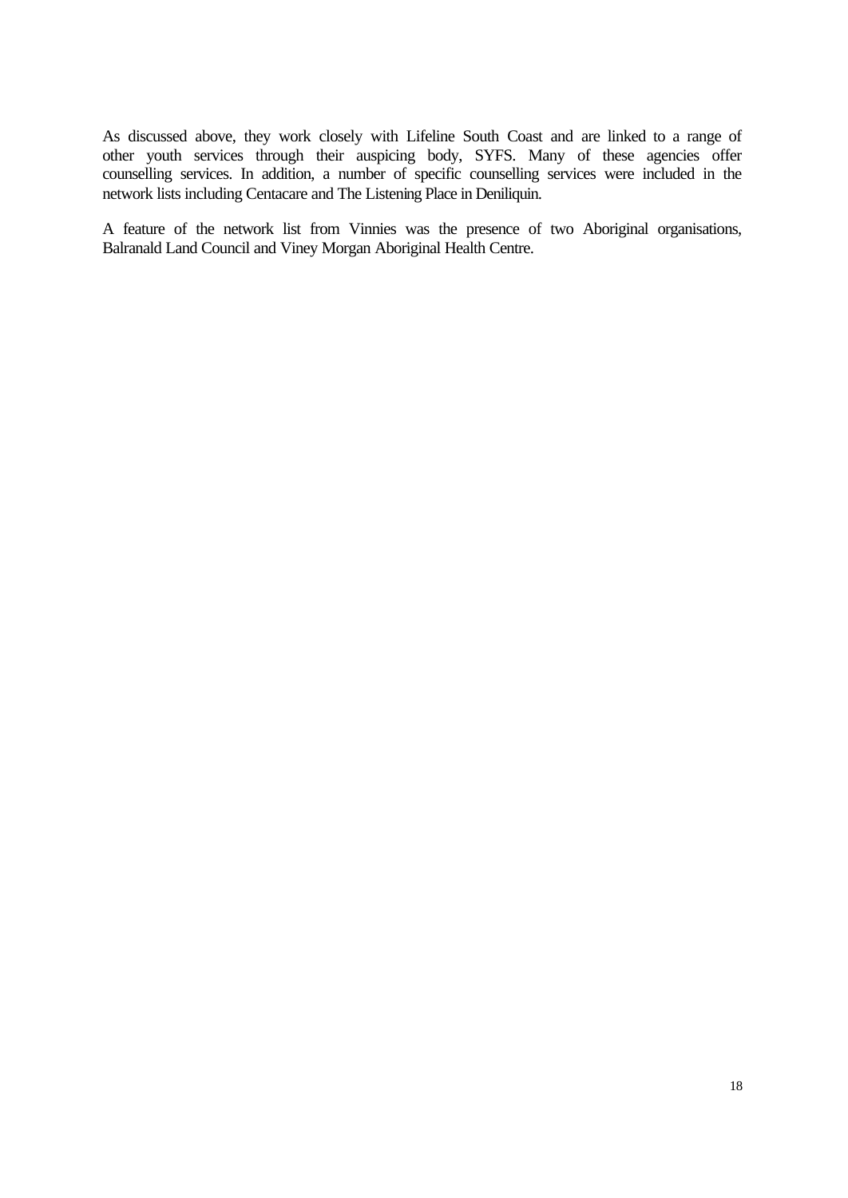As discussed above, they work closely with Lifeline South Coast and are linked to a range of other youth services through their auspicing body, SYFS. Many of these agencies offer counselling services. In addition, a number of specific counselling services were included in the network lists including Centacare and The Listening Place in Deniliquin.

A feature of the network list from Vinnies was the presence of two Aboriginal organisations, Balranald Land Council and Viney Morgan Aboriginal Health Centre.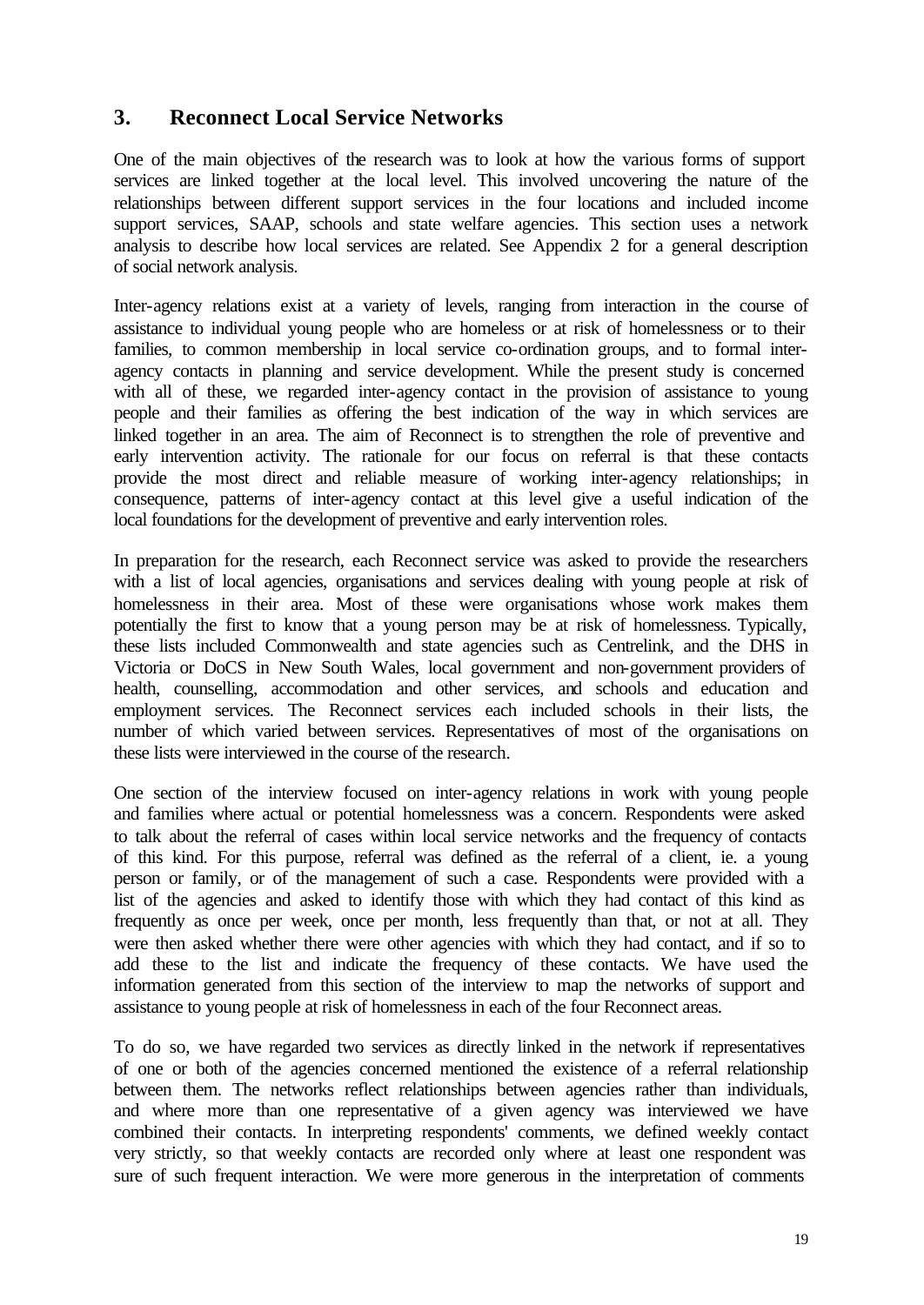## 3. Reconnect Local Service Networks

One of the main objectives of the research was to look at how the various forms of support services are linked together at the local level. This involved uncovering the nature of the relationships between different support services in the four locations and included income support services, SAAP, schools and state welfare agencies. This section uses a network analysis to describe how local services are related. See Appendix 2 for a general description of social network analysis.

Inter-agency relations exist at a variety of levels, ranging from interaction in the course of assistance to individual young people who are homeless or at risk of homelessness or to their families, to common membership in local service co-ordination groups, and to formal inter-agency contacts in planning and service development. While the present study is concerned with all of these, we regarded inter-agency contact in the provision of assistance to young people and their families as offering the best indication of the way in which services are linked together in an area. The aim of Reconnect is to strengthen the role of preventive and early intervention activity. The rationale for our focus on referral is that these contacts provide the most direct and reliable measure of working inter-agency relationships; in consequence, patterns of inter-agency contact at this level give a useful indication of the local foundations for the development of preventive and early intervention roles.

In preparation for the research, each Reconnect service was asked to provide the researchers with a list of local agencies, organisations and services dealing with young people at risk of homelessness in their area. Most of these were organisations whose work makes them potentially the first to know that a young person may be at risk of homelessness. Typically, these lists included Commonwealth and state agencies such as Centrelink, and the DHS in Victoria or DoCS in New South Wales, local government and non-government providers of health, counselling, accommodation and other services, and schools and education and employment services. The Reconnect services each included schools in their lists, the number of which varied between services. Representatives of most of the organisations on these lists were interviewed in the course of the research.

One section of the interview focused on inter-agency relations in work with young people and families where actual or potential homelessness was a concern. Respondents were asked to talk about the referral of cases within local service networks and the frequency of contacts of this kind. For this purpose, referral was defined as the referral of a client, ie. a young person or family, or of the management of such a case. Respondents were provided with a list of the agencies and asked to identify those with which they had contact of this kind as frequently as once per week, once per month, less frequently than that, or not at all. They were then asked whether there were other agencies with which they had contact, and if so to add these to the list and indicate the frequency of these contacts. We have used the information generated from this section of the interview to map the networks of support and assistance to young people at risk of homelessness in each of the four Reconnect areas.

To do so, we have regarded two services as directly linked in the network if representatives of one or both of the agencies concerned mentioned the existence of a referral relationship between them. The networks reflect relationships between agencies rather than individuals, and where more than one representative of a given agency was interviewed we have combined their contacts. In interpreting respondents' comments, we defined weekly contact very strictly, so that weekly contacts are recorded only where at least one respondent was sure of such frequent interaction. We were more generous in the interpretation of comments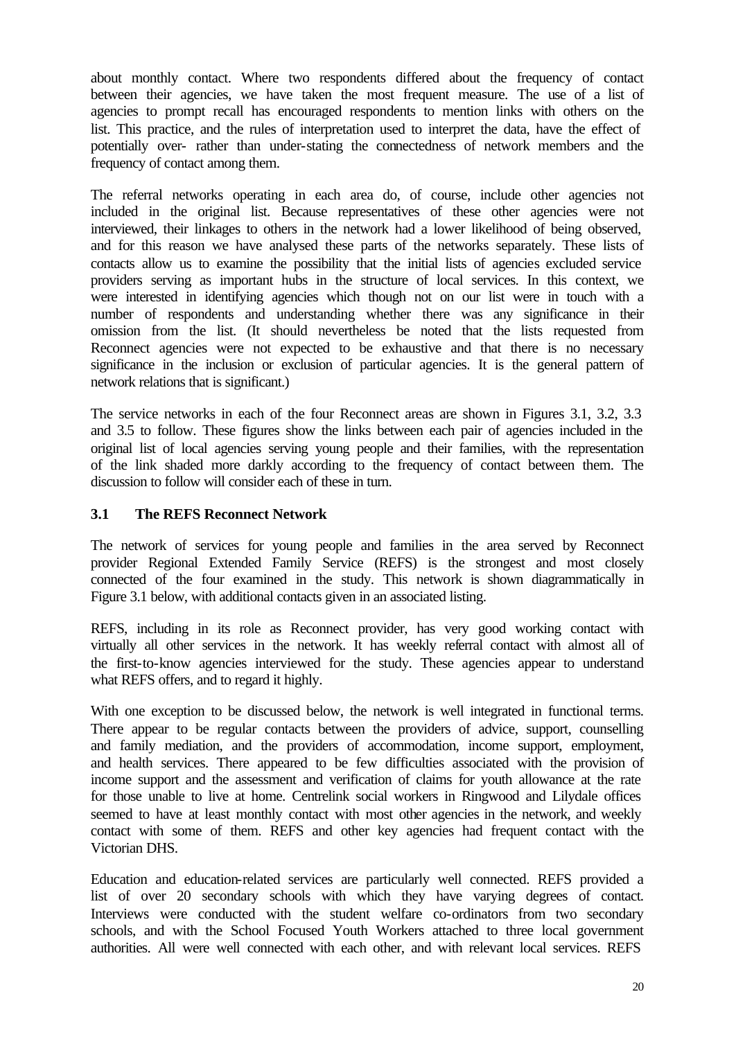about monthly contact. Where two respondents differed about the frequency of contact between their agencies, we have taken the most frequent measure. The use of a list of agencies to prompt recall has encouraged respondents to mention links with others on the list. This practice, and the rules of interpretation used to interpret the data, have the effect of potentially over- rather than under-stating the connectedness of network members and the frequency of contact among them.

The referral networks operating in each area do, of course, include other agencies not included in the original list. Because representatives of these other agencies were not interviewed, their linkages to others in the network had a lower likelihood of being observed, and for this reason we have analysed these parts of the networks separately. These lists of contacts allow us to examine the possibility that the initial lists of agencies excluded service providers serving as important hubs in the structure of local services. In this context, we were interested in identifying agencies which though not on our list were in touch with a number of respondents and understanding whether there was any significance in their omission from the list. (It should nevertheless be noted that the lists requested from Reconnect agencies were not expected to be exhaustive and that there is no necessary significance in the inclusion or exclusion of particular agencies. It is the general pattern of network relations that is significant.)

The service networks in each of the four Reconnect areas are shown in Figures 3.1, 3.2, 3.3 and 3.5 to follow. These figures show the links between each pair of agencies included in the original list of local agencies serving young people and their families, with the representation of the link shaded more darkly according to the frequency of contact between them. The discussion to follow will consider each of these in turn.

### 3.1 The REFS Reconnect Network

The network of services for young people and families in the area served by Reconnect provider Regional Extended Family Service (REFS) is the strongest and most closely connected of the four examined in the study. This network is shown diagrammatically in Figure 3.1 below, with additional contacts given in an associated listing.

REFS, including in its role as Reconnect provider, has very good working contact with virtually all other services in the network. It has weekly referral contact with almost all of the first-to-know agencies interviewed for the study. These agencies appear to understand what REFS offers, and to regard it highly.

With one exception to be discussed below, the network is well integrated in functional terms. There appear to be regular contacts between the providers of advice, support, counselling and family mediation, and the providers of accommodation, income support, employment, and health services. There appeared to be few difficulties associated with the provision of income support and the assessment and verification of claims for youth allowance at the rate for those unable to live at home. Centrelink social workers in Ringwood and Lilydale offices seemed to have at least monthly contact with most other agencies in the network, and weekly contact with some of them. REFS and other key agencies had frequent contact with the Victorian DHS.

Education and education-related services are particularly well connected. REFS provided a list of over 20 secondary schools with which they have varying degrees of contact. Interviews were conducted with the student welfare co-ordinators from two secondary schools, and with the School Focused Youth Workers attached to three local government authorities. All were well connected with each other, and with relevant local services. REFS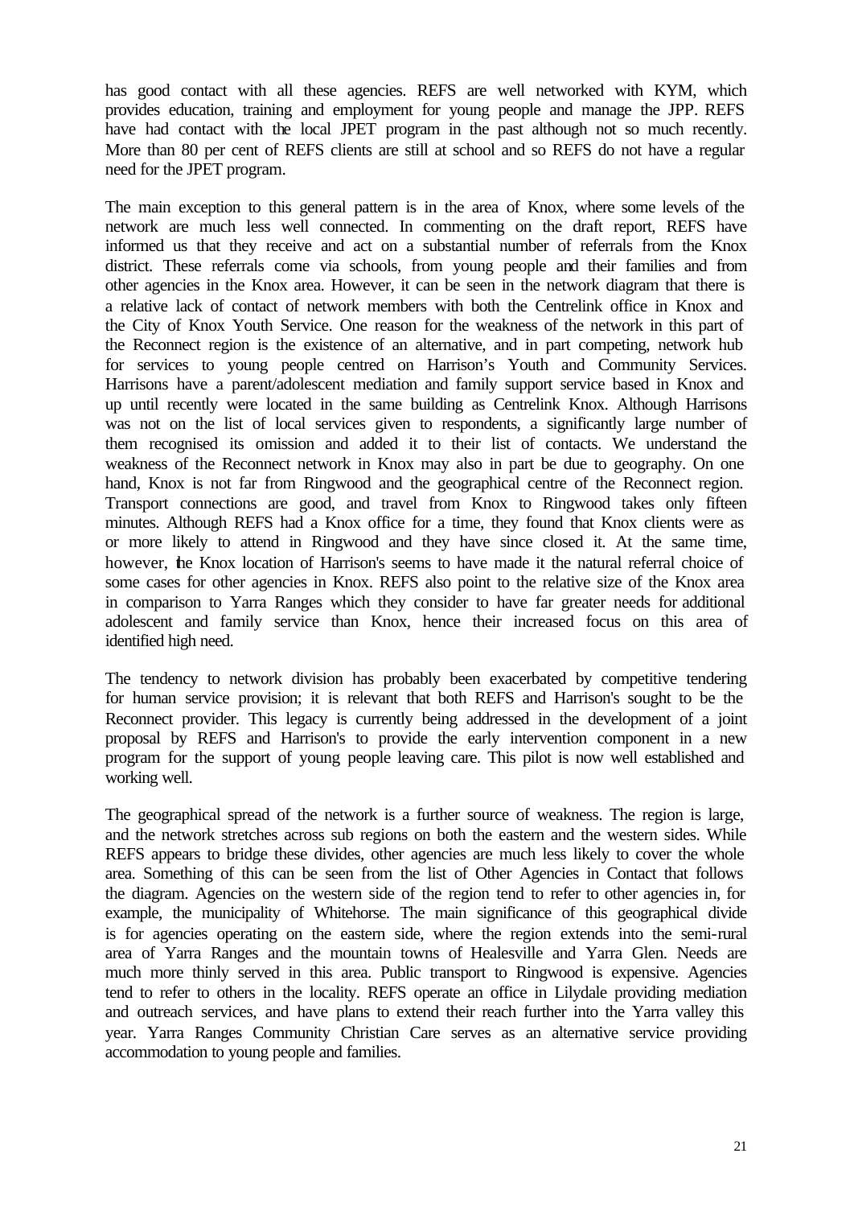has good contact with all these agencies. REFS are well networked with KYM, which provides education, training and employment for young people and manage the JPP. REFS have had contact with the local JPET program in the past although not so much recently. More than 80 per cent of REFS clients are still at school and so REFS do not have a regular need for the JPET program.

The main exception to this general pattern is in the area of Knox, where some levels of the network are much less well connected. In commenting on the draft report, REFS have informed us that they receive and act on a substantial number of referrals from the Knox district. These referrals come via schools, from young people and their families and from other agencies in the Knox area. However, it can be seen in the network diagram that there is a relative lack of contact of network members with both the Centrelink office in Knox and the City of Knox Youth Service. One reason for the weakness of the network in this part of the Reconnect region is the existence of an alternative, and in part competing, network hub for services to young people centred on Harrison's Youth and Community Services. Harrisons have a parent/adolescent mediation and family support service based in Knox and up until recently were located in the same building as Centrelink Knox. Although Harrisons was not on the list of local services given to respondents, a significantly large number of them recognised its omission and added it to their list of contacts. We understand the weakness of the Reconnect network in Knox may also in part be due to geography. On one hand, Knox is not far from Ringwood and the geographical centre of the Reconnect region. Transport connections are good, and travel from Knox to Ringwood takes only fifteen minutes. Although REFS had a Knox office for a time, they found that Knox clients were as or more likely to attend in Ringwood and they have since closed it. At the same time, however, the Knox location of Harrison's seems to have made it the natural referral choice of some cases for other agencies in Knox. REFS also point to the relative size of the Knox area in comparison to Yarra Ranges which they consider to have far greater needs for additional adolescent and family service than Knox, hence their increased focus on this area of identified high need.

The tendency to network division has probably been exacerbated by competitive tendering for human service provision; it is relevant that both REFS and Harrison's sought to be the Reconnect provider. This legacy is currently being addressed in the development of a joint proposal by REFS and Harrison's to provide the early intervention component in a new program for the support of young people leaving care. This pilot is now well established and working well.

The geographical spread of the network is a further source of weakness. The region is large, and the network stretches across sub regions on both the eastern and the western sides. While REFS appears to bridge these divides, other agencies are much less likely to cover the whole area. Something of this can be seen from the list of Other Agencies in Contact that follows the diagram. Agencies on the western side of the region tend to refer to other agencies in, for example, the municipality of Whitehorse. The main significance of this geographical divide is for agencies operating on the eastern side, where the region extends into the semi-rural area of Yarra Ranges and the mountain towns of Healesville and Yarra Glen. Needs are much more thinly served in this area. Public transport to Ringwood is expensive. Agencies tend to refer to others in the locality. REFS operate an office in Lilydale providing mediation and outreach services, and have plans to extend their reach further into the Yarra valley this year. Yarra Ranges Community Christian Care serves as an alternative service providing accommodation to young people and families.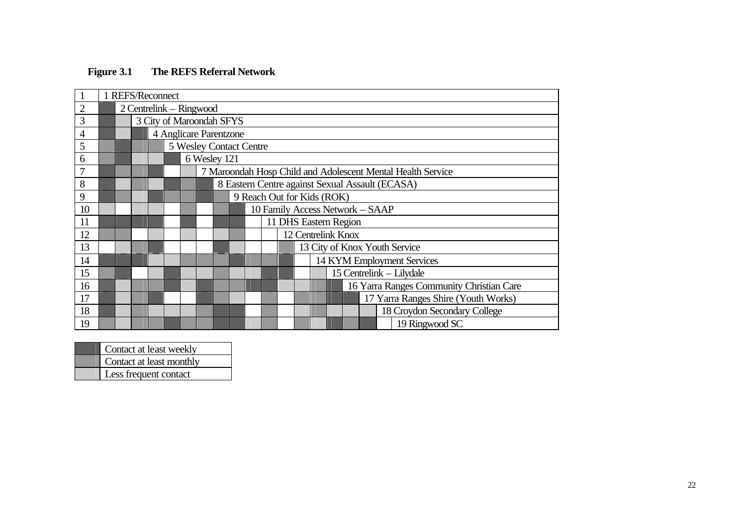**Figure 3.1 The REFS Referral Network**

| | Organisation | 1 | 2 | 3 | 4 | 5 | 6 | 7 | 8 | 9 | 10 | 11 | 12 | 13 | 14 | 15 | 16 | 17 | 18 |
|---|---|---|---|---|---|---|---|---|---|---|---|---|---|---|---|---|---|---|---|
| 1 | 1 REFS/Reconnect | | | | | | | | | | | | | | | | | | |
| 2 | 2 Centrelink – Ringwood | W | | | | | | | | | | | | | | | | | |
| 3 | 3 City of Maroondah SFYS | W | L | | | | | | | | | | | | | | | | |
| 4 | 4 Anglicare Parentzone | W | L | W | | | | | | | | | | | | | | | |
| 5 | 5 Wesley Contact Centre | M | W | M | M | | | | | | | | | | | | | | |
| 6 | 6 Wesley 121 | M | W | L | L | W | | | | | | | | | | | | | |
| 7 | 7 Maroondah Hosp Child and Adolescent Mental Health Service | W | M | M | W | | L | | | | | | | | | | | | |
| 8 | 8 Eastern Centre against Sexual Assault (ECASA) | W | L | M | L | W | M | W | | | | | | | | | | | |
| 9 | 9 Reach Out for Kids (ROK) | W | M | L | W | M | M | W | M | | | | | | | | | | |
| 10 | 10 Family Access Network – SAAP | L | | L | L | | M | | M | W | | | | | | | | | |
| 11 | 11 DHS Eastern Region | W | W | W | W | | W | | W | W | | | | | | | | | |
| 12 | 12 Centrelink Knox | M | M | | L | | L | | L | M | | | | | | | | | |
| 13 | 13 City of Knox Youth Service | | L | M | W | | | | W | L | | | M | | | | | | |
| 14 | 14 KYM Employment Services | W | W | W | L | L | M | M | M | W | M | M | W | | | | | | |
| 15 | 15 Centrelink – Lilydale | M | W | | L | W | L | L | M | L | L | W | W | | L | | | | |
| 16 | 16 Yarra Ranges Community Christian Care | W | L | M | M | W | L | W | M | M | W | W | L | L | M | W | | | |
| 17 | 17 Yarra Ranges Shire (Youth Works) | W | L | M | W | | | W | M | L | | M | | M | M | W | W | | |
| 18 | 18 Croydon Secondary College | W | L | M | L | L | L | M | W | W | | M | | L | M | L | L | L | |
| 19 | 19 Ringwood SC | M | L | M | M | W | M | M | W | W | L | M | | M | L | W | M | W | |

| Key | |
|---|---|
| W | Contact at least weekly |
| M | Contact at least monthly |
| L | Less frequent contact |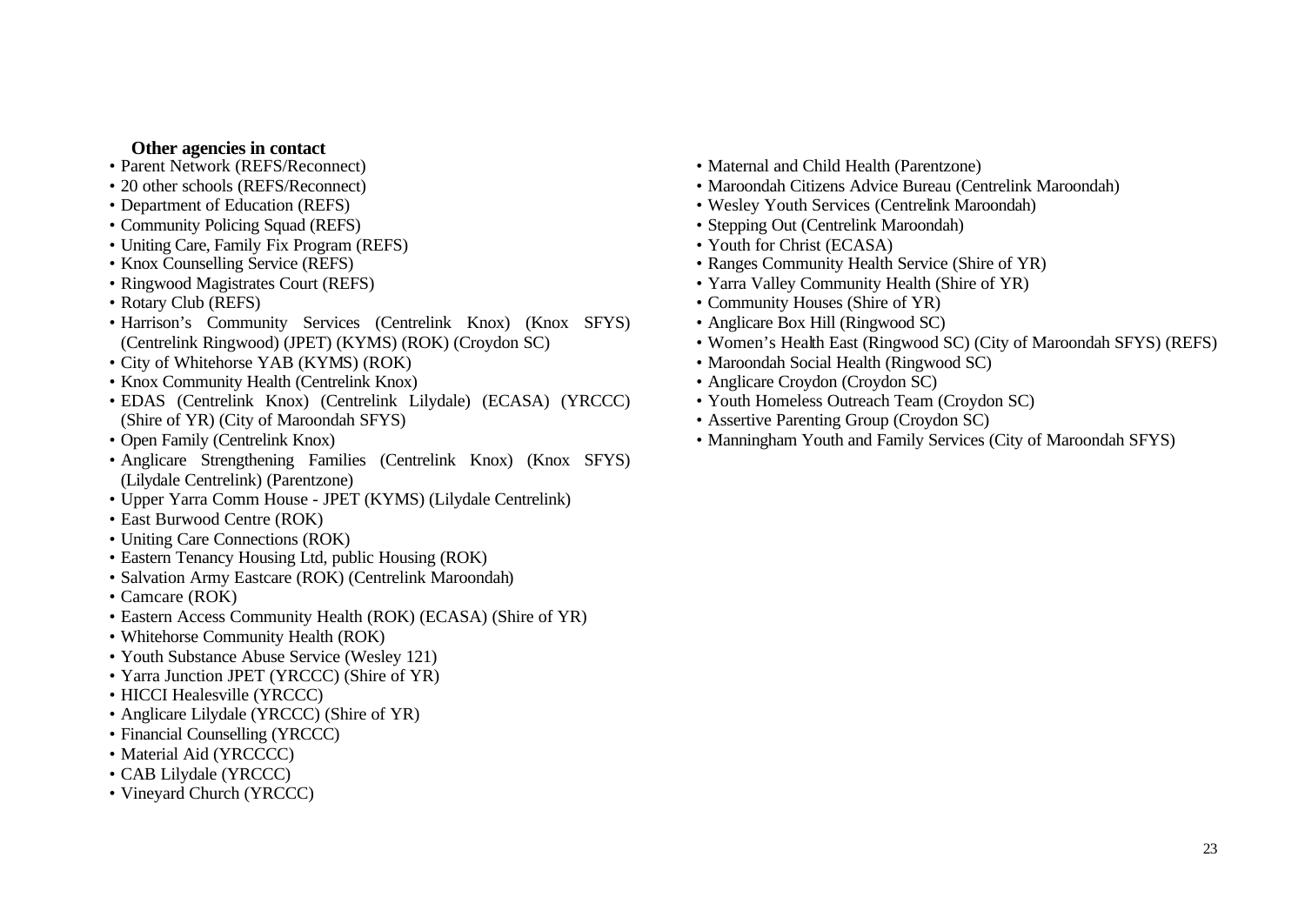**Other agencies in contact**

- Parent Network (REFS/Reconnect)
- 20 other schools (REFS/Reconnect)
- Department of Education (REFS)
- Community Policing Squad (REFS)
- Uniting Care, Family Fix Program (REFS)
- Knox Counselling Service (REFS)
- Ringwood Magistrates Court (REFS)
- Rotary Club (REFS)
- Harrison's Community Services (Centrelink Knox) (Knox SFYS) (Centrelink Ringwood) (JPET) (KYMS) (ROK) (Croydon SC)
- City of Whitehorse YAB (KYMS) (ROK)
- Knox Community Health (Centrelink Knox)
- EDAS (Centrelink Knox) (Centrelink Lilydale) (ECASA) (YRCCC) (Shire of YR) (City of Maroondah SFYS)
- Open Family (Centrelink Knox)
- Anglicare Strengthening Families (Centrelink Knox) (Knox SFYS) (Lilydale Centrelink) (Parentzone)
- Upper Yarra Comm House - JPET (KYMS) (Lilydale Centrelink)
- East Burwood Centre (ROK)
- Uniting Care Connections (ROK)
- Eastern Tenancy Housing Ltd, public Housing (ROK)
- Salvation Army Eastcare (ROK) (Centrelink Maroondah)
- Camcare (ROK)
- Eastern Access Community Health (ROK) (ECASA) (Shire of YR)
- Whitehorse Community Health (ROK)
- Youth Substance Abuse Service (Wesley 121)
- Yarra Junction JPET (YRCCC) (Shire of YR)
- HICCI Healesville (YRCCC)
- Anglicare Lilydale (YRCCC) (Shire of YR)
- Financial Counselling (YRCCC)
- Material Aid (YRCCCC)
- CAB Lilydale (YRCCC)
- Vineyard Church (YRCCC)
- Maternal and Child Health (Parentzone)
- Maroondah Citizens Advice Bureau (Centrelink Maroondah)
- Wesley Youth Services (Centrelink Maroondah)
- Stepping Out (Centrelink Maroondah)
- Youth for Christ (ECASA)
- Ranges Community Health Service (Shire of YR)
- Yarra Valley Community Health (Shire of YR)
- Community Houses (Shire of YR)
- Anglicare Box Hill (Ringwood SC)
- Women's Health East (Ringwood SC) (City of Maroondah SFYS) (REFS)
- Maroondah Social Health (Ringwood SC)
- Anglicare Croydon (Croydon SC)
- Youth Homeless Outreach Team (Croydon SC)
- Assertive Parenting Group (Croydon SC)
- Manningham Youth and Family Services (City of Maroondah SFYS)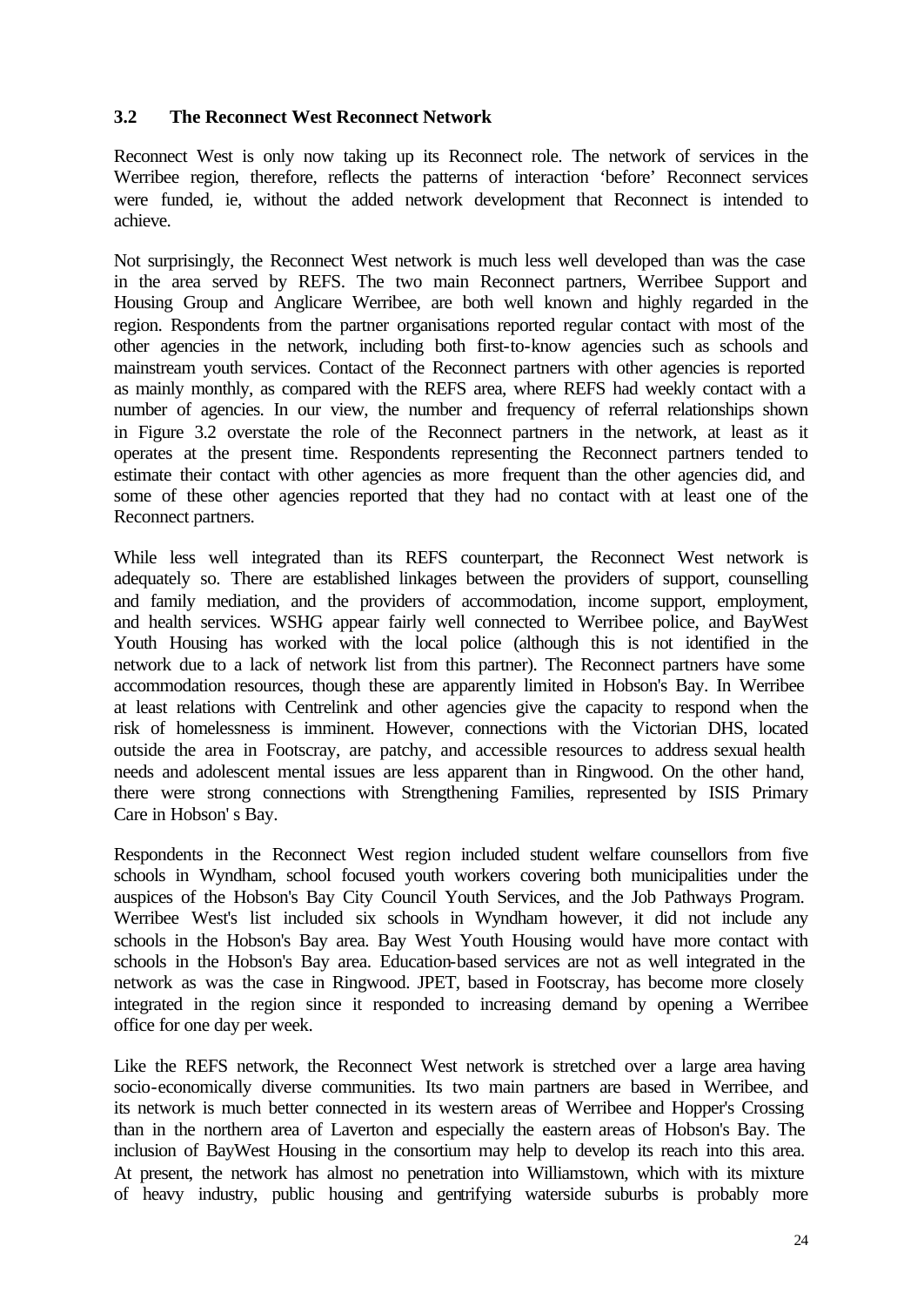### 3.2 The Reconnect West Reconnect Network

Reconnect West is only now taking up its Reconnect role. The network of services in the Werribee region, therefore, reflects the patterns of interaction 'before' Reconnect services were funded, ie, without the added network development that Reconnect is intended to achieve.

Not surprisingly, the Reconnect West network is much less well developed than was the case in the area served by REFS. The two main Reconnect partners, Werribee Support and Housing Group and Anglicare Werribee, are both well known and highly regarded in the region. Respondents from the partner organisations reported regular contact with most of the other agencies in the network, including both first-to-know agencies such as schools and mainstream youth services. Contact of the Reconnect partners with other agencies is reported as mainly monthly, as compared with the REFS area, where REFS had weekly contact with a number of agencies. In our view, the number and frequency of referral relationships shown in Figure 3.2 overstate the role of the Reconnect partners in the network, at least as it operates at the present time. Respondents representing the Reconnect partners tended to estimate their contact with other agencies as more frequent than the other agencies did, and some of these other agencies reported that they had no contact with at least one of the Reconnect partners.

While less well integrated than its REFS counterpart, the Reconnect West network is adequately so. There are established linkages between the providers of support, counselling and family mediation, and the providers of accommodation, income support, employment, and health services. WSHG appear fairly well connected to Werribee police, and BayWest Youth Housing has worked with the local police (although this is not identified in the network due to a lack of network list from this partner). The Reconnect partners have some accommodation resources, though these are apparently limited in Hobson's Bay. In Werribee at least relations with Centrelink and other agencies give the capacity to respond when the risk of homelessness is imminent. However, connections with the Victorian DHS, located outside the area in Footscray, are patchy, and accessible resources to address sexual health needs and adolescent mental issues are less apparent than in Ringwood. On the other hand, there were strong connections with Strengthening Families, represented by ISIS Primary Care in Hobson' s Bay.

Respondents in the Reconnect West region included student welfare counsellors from five schools in Wyndham, school focused youth workers covering both municipalities under the auspices of the Hobson's Bay City Council Youth Services, and the Job Pathways Program. Werribee West's list included six schools in Wyndham however, it did not include any schools in the Hobson's Bay area. Bay West Youth Housing would have more contact with schools in the Hobson's Bay area. Education-based services are not as well integrated in the network as was the case in Ringwood. JPET, based in Footscray, has become more closely integrated in the region since it responded to increasing demand by opening a Werribee office for one day per week.

Like the REFS network, the Reconnect West network is stretched over a large area having socio-economically diverse communities. Its two main partners are based in Werribee, and its network is much better connected in its western areas of Werribee and Hopper's Crossing than in the northern area of Laverton and especially the eastern areas of Hobson's Bay. The inclusion of BayWest Housing in the consortium may help to develop its reach into this area. At present, the network has almost no penetration into Williamstown, which with its mixture of heavy industry, public housing and gentrifying waterside suburbs is probably more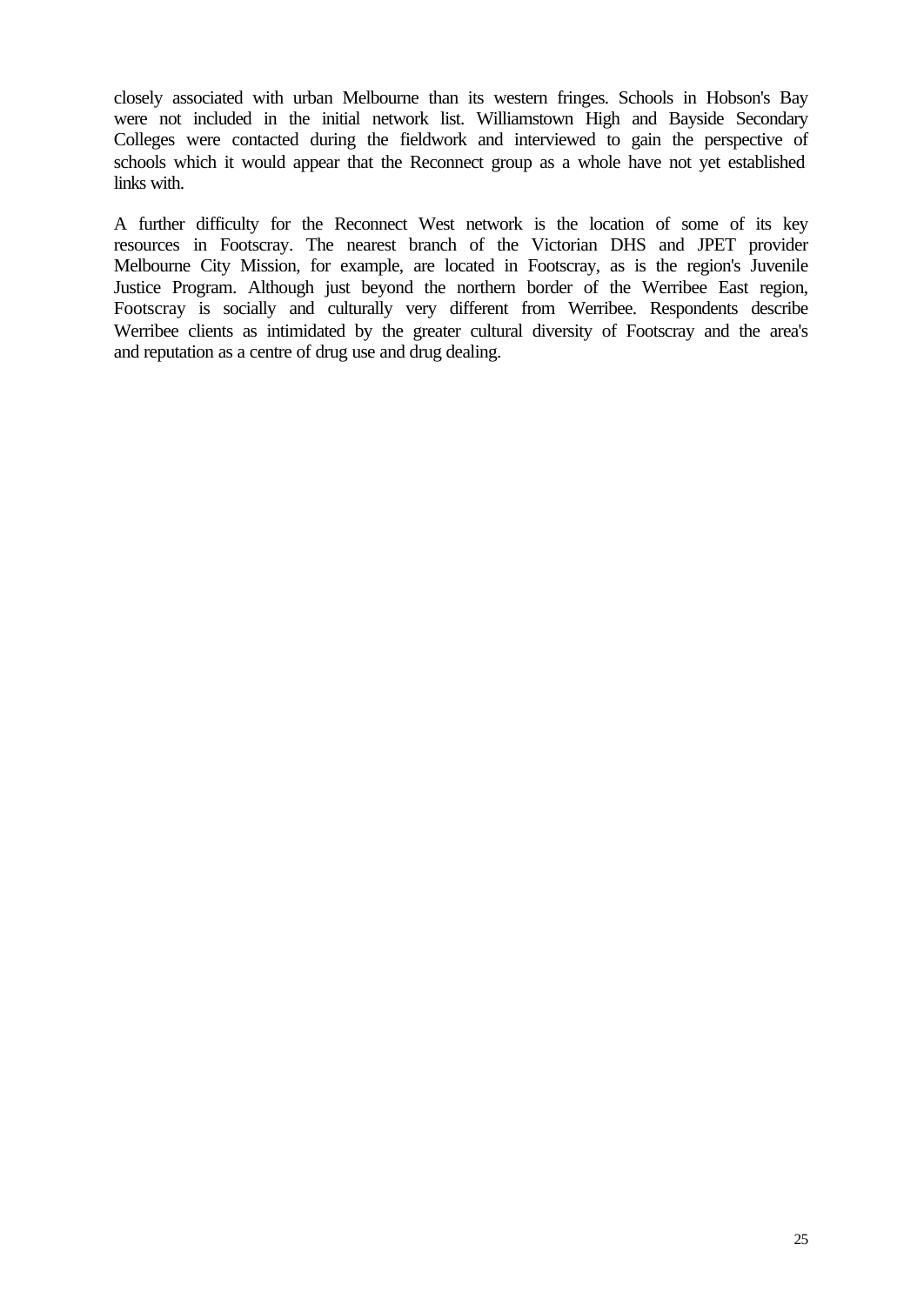closely associated with urban Melbourne than its western fringes. Schools in Hobson's Bay were not included in the initial network list. Williamstown High and Bayside Secondary Colleges were contacted during the fieldwork and interviewed to gain the perspective of schools which it would appear that the Reconnect group as a whole have not yet established links with.

A further difficulty for the Reconnect West network is the location of some of its key resources in Footscray. The nearest branch of the Victorian DHS and JPET provider Melbourne City Mission, for example, are located in Footscray, as is the region's Juvenile Justice Program. Although just beyond the northern border of the Werribee East region, Footscray is socially and culturally very different from Werribee. Respondents describe Werribee clients as intimidated by the greater cultural diversity of Footscray and the area's and reputation as a centre of drug use and drug dealing.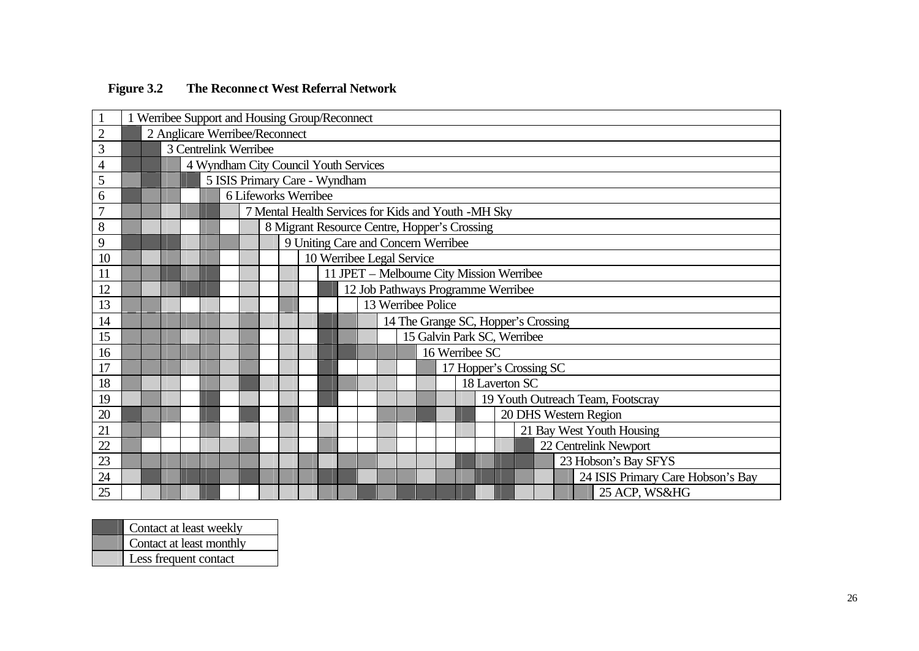**Figure 3.2 The Reconnect West Referral Network**

| No. | Organisation |
|---|---|
| 1 | Werribee Support and Housing Group/Reconnect |
| 2 | Anglicare Werribee/Reconnect |
| 3 | Centrelink Werribee |
| 4 | Wyndham City Council Youth Services |
| 5 | ISIS Primary Care - Wyndham |
| 6 | Lifeworks Werribee |
| 7 | Mental Health Services for Kids and Youth -MH Sky |
| 8 | Migrant Resource Centre, Hopper's Crossing |
| 9 | Uniting Care and Concern Werribee |
| 10 | Werribee Legal Service |
| 11 | JPET – Melbourne City Mission Werribee |
| 12 | Job Pathways Programme Werribee |
| 13 | Werribee Police |
| 14 | The Grange SC, Hopper's Crossing |
| 15 | Galvin Park SC, Werribee |
| 16 | Werribee SC |
| 17 | Hopper's Crossing SC |
| 18 | Laverton SC |
| 19 | Youth Outreach Team, Footscray |
| 20 | DHS Western Region |
| 21 | Bay West Youth Housing |
| 22 | Centrelink Newport |
| 23 | Hobson's Bay SFYS |
| 24 | ISIS Primary Care Hobson's Bay |
| 25 | ACP, WS&HG |

| Legend |
|---|
| Contact at least weekly (dark shading) |
| Contact at least monthly (medium shading) |
| Less frequent contact (light shading) |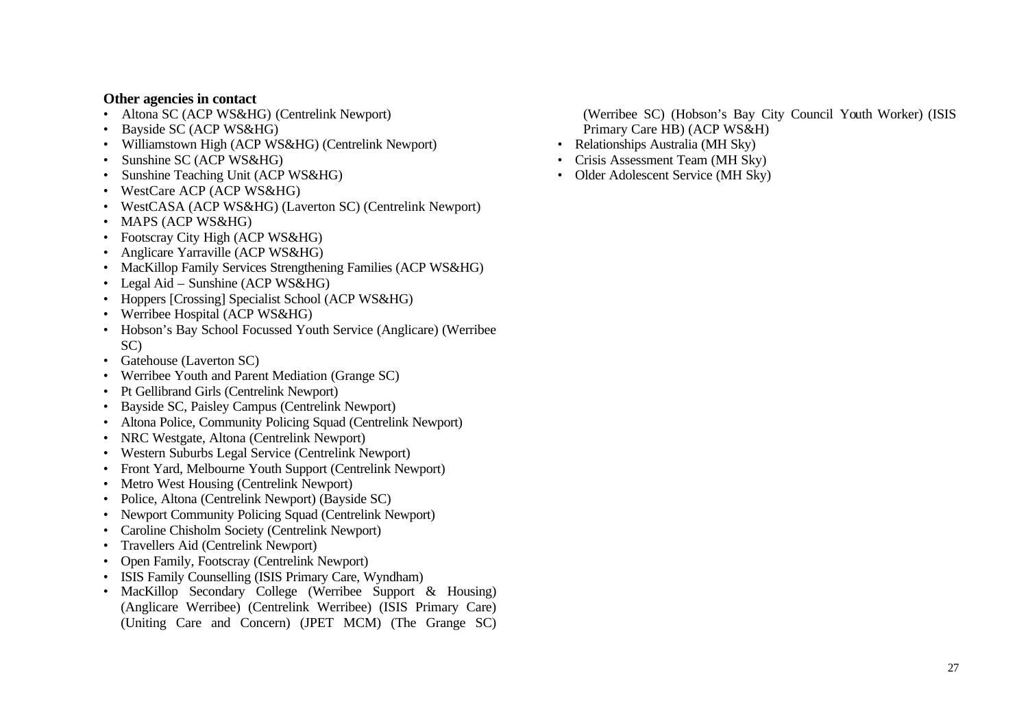**Other agencies in contact**

- Altona SC (ACP WS&HG) (Centrelink Newport)
- Bayside SC (ACP WS&HG)
- Williamstown High (ACP WS&HG) (Centrelink Newport)
- Sunshine SC (ACP WS&HG)
- Sunshine Teaching Unit (ACP WS&HG)
- WestCare ACP (ACP WS&HG)
- WestCASA (ACP WS&HG) (Laverton SC) (Centrelink Newport)
- MAPS (ACP WS&HG)
- Footscray City High (ACP WS&HG)
- Anglicare Yarraville (ACP WS&HG)
- MacKillop Family Services Strengthening Families (ACP WS&HG)
- Legal Aid – Sunshine (ACP WS&HG)
- Hoppers [Crossing] Specialist School (ACP WS&HG)
- Werribee Hospital (ACP WS&HG)
- Hobson's Bay School Focussed Youth Service (Anglicare) (Werribee SC)
- Gatehouse (Laverton SC)
- Werribee Youth and Parent Mediation (Grange SC)
- Pt Gellibrand Girls (Centrelink Newport)
- Bayside SC, Paisley Campus (Centrelink Newport)
- Altona Police, Community Policing Squad (Centrelink Newport)
- NRC Westgate, Altona (Centrelink Newport)
- Western Suburbs Legal Service (Centrelink Newport)
- Front Yard, Melbourne Youth Support (Centrelink Newport)
- Metro West Housing (Centrelink Newport)
- Police, Altona (Centrelink Newport) (Bayside SC)
- Newport Community Policing Squad (Centrelink Newport)
- Caroline Chisholm Society (Centrelink Newport)
- Travellers Aid (Centrelink Newport)
- Open Family, Footscray (Centrelink Newport)
- ISIS Family Counselling (ISIS Primary Care, Wyndham)
- MacKillop Secondary College (Werribee Support & Housing) (Anglicare Werribee) (Centrelink Werribee) (ISIS Primary Care) (Uniting Care and Concern) (JPET MCM) (The Grange SC) (Werribee SC) (Hobson's Bay City Council Youth Worker) (ISIS Primary Care HB) (ACP WS&H)
- Relationships Australia (MH Sky)
- Crisis Assessment Team (MH Sky)
- Older Adolescent Service (MH Sky)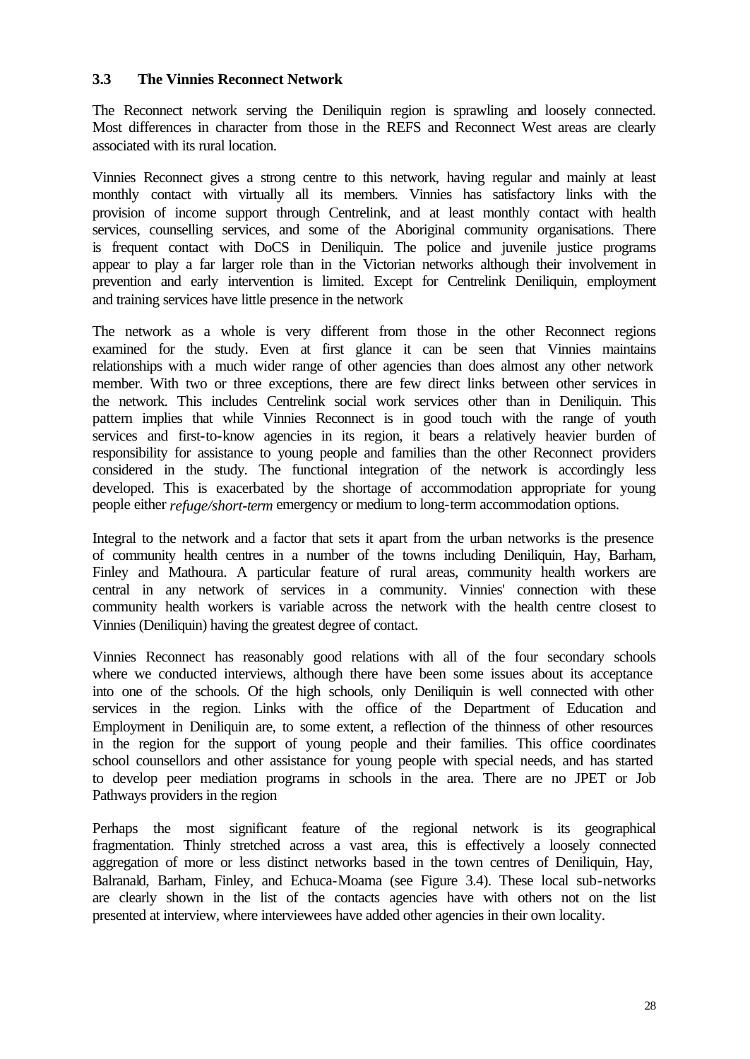### 3.3 The Vinnies Reconnect Network

The Reconnect network serving the Deniliquin region is sprawling and loosely connected. Most differences in character from those in the REFS and Reconnect West areas are clearly associated with its rural location.

Vinnies Reconnect gives a strong centre to this network, having regular and mainly at least monthly contact with virtually all its members. Vinnies has satisfactory links with the provision of income support through Centrelink, and at least monthly contact with health services, counselling services, and some of the Aboriginal community organisations. There is frequent contact with DoCS in Deniliquin. The police and juvenile justice programs appear to play a far larger role than in the Victorian networks although their involvement in prevention and early intervention is limited. Except for Centrelink Deniliquin, employment and training services have little presence in the network

The network as a whole is very different from those in the other Reconnect regions examined for the study. Even at first glance it can be seen that Vinnies maintains relationships with a much wider range of other agencies than does almost any other network member. With two or three exceptions, there are few direct links between other services in the network. This includes Centrelink social work services other than in Deniliquin. This pattern implies that while Vinnies Reconnect is in good touch with the range of youth services and first-to-know agencies in its region, it bears a relatively heavier burden of responsibility for assistance to young people and families than the other Reconnect providers considered in the study. The functional integration of the network is accordingly less developed. This is exacerbated by the shortage of accommodation appropriate for young people either *refuge/short-term* emergency or medium to long-term accommodation options.

Integral to the network and a factor that sets it apart from the urban networks is the presence of community health centres in a number of the towns including Deniliquin, Hay, Barham, Finley and Mathoura. A particular feature of rural areas, community health workers are central in any network of services in a community. Vinnies' connection with these community health workers is variable across the network with the health centre closest to Vinnies (Deniliquin) having the greatest degree of contact.

Vinnies Reconnect has reasonably good relations with all of the four secondary schools where we conducted interviews, although there have been some issues about its acceptance into one of the schools. Of the high schools, only Deniliquin is well connected with other services in the region. Links with the office of the Department of Education and Employment in Deniliquin are, to some extent, a reflection of the thinness of other resources in the region for the support of young people and their families. This office coordinates school counsellors and other assistance for young people with special needs, and has started to develop peer mediation programs in schools in the area. There are no JPET or Job Pathways providers in the region

Perhaps the most significant feature of the regional network is its geographical fragmentation. Thinly stretched across a vast area, this is effectively a loosely connected aggregation of more or less distinct networks based in the town centres of Deniliquin, Hay, Balranald, Barham, Finley, and Echuca-Moama (see Figure 3.4). These local sub-networks are clearly shown in the list of the contacts agencies have with others not on the list presented at interview, where interviewees have added other agencies in their own locality.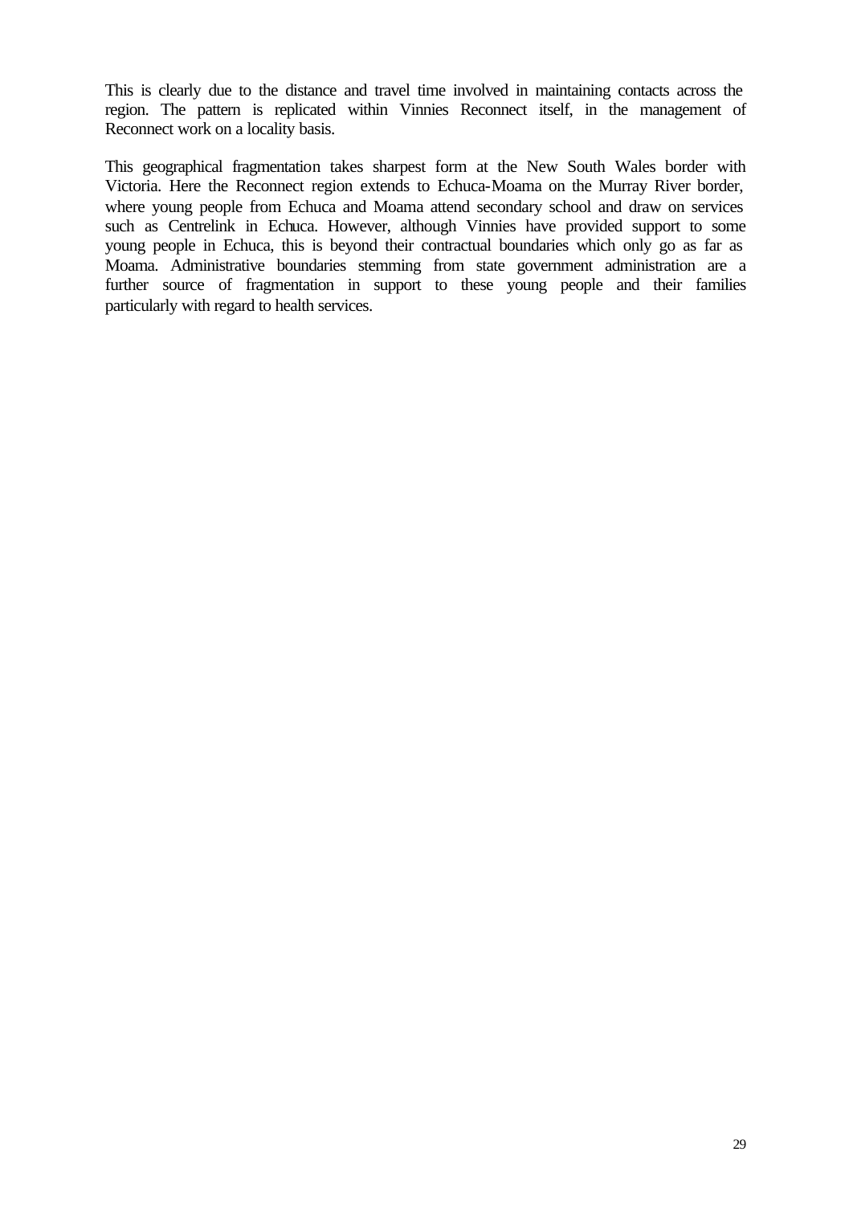This is clearly due to the distance and travel time involved in maintaining contacts across the region. The pattern is replicated within Vinnies Reconnect itself, in the management of Reconnect work on a locality basis.

This geographical fragmentation takes sharpest form at the New South Wales border with Victoria. Here the Reconnect region extends to Echuca-Moama on the Murray River border, where young people from Echuca and Moama attend secondary school and draw on services such as Centrelink in Echuca. However, although Vinnies have provided support to some young people in Echuca, this is beyond their contractual boundaries which only go as far as Moama. Administrative boundaries stemming from state government administration are a further source of fragmentation in support to these young people and their families particularly with regard to health services.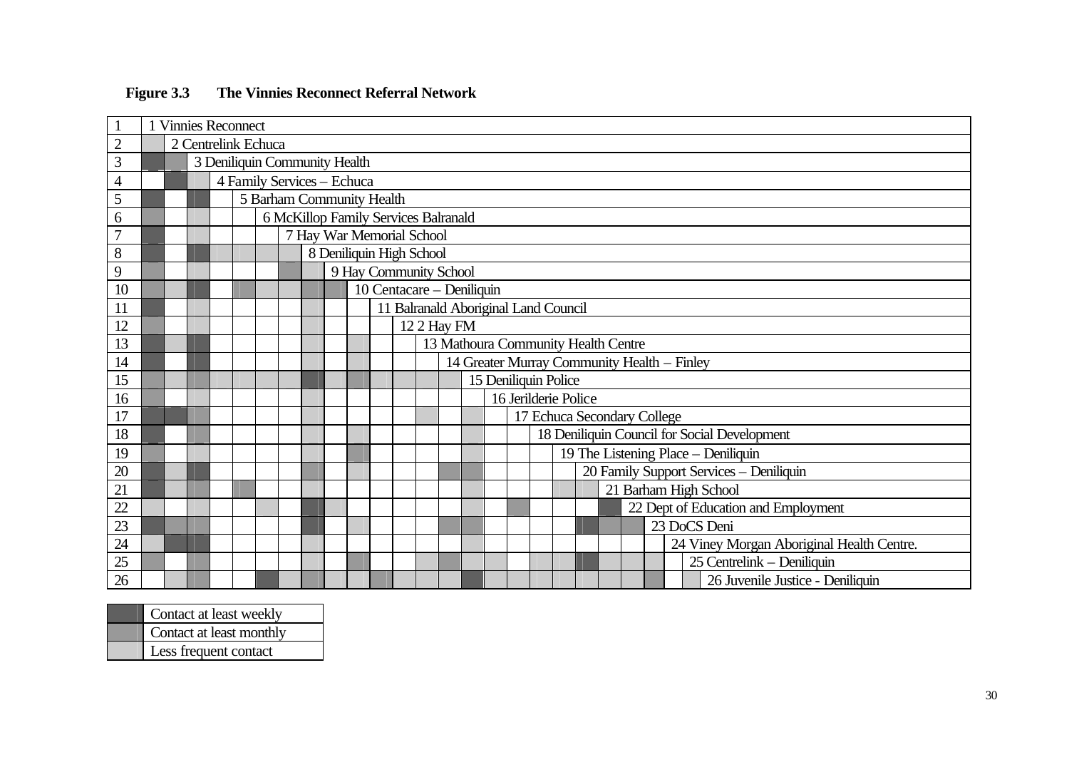**Figure 3.3 The Vinnies Reconnect Referral Network**

Key: W = Contact at least weekly; M = Contact at least monthly; L = Less frequent contact

| | Organisation | 1 | 2 | 3 | 4 | 5 | 6 | 7 | 8 | 9 | 10 | 11 | 12 | 13 | 14 | 15 | 16 | 17 | 18 | 19 | 20 | 21 | 22 | 23 | 24 | 25 |
|---|---|---|---|---|---|---|---|---|---|---|---|---|---|---|---|---|---|---|---|---|---|---|---|---|---|---|
| 1 | 1 Vinnies Reconnect | | | | | | | | | | | | | | | | | | | | | | | | | |
| 2 | 2 Centrelink Echuca | L | | | | | | | | | | | | | | | | | | | | | | | | |
| 3 | 3 Deniliquin Community Health | W | M | | | | | | | | | | | | | | | | | | | | | | | |
| 4 | 4 Family Services – Echuca | | W | L | | | | | | | | | | | | | | | | | | | | | | |
| 5 | 5 Barham Community Health | W | | W | | | | | | | | | | | | | | | | | | | | | | |
| 6 | 6 McKillop Family Services Balranald | M | | L | | | | | | | | | | | | | | | | | | | | | | |
| 7 | 7 Hay War Memorial School | W | | L | | | | | | | | | | | | | | | | | | | | | | |
| 8 | 8 Deniliquin High School | W | | W | L | L | L | L | | | | | | | | | | | | | | | | | | |
| 9 | 9 Hay Community School | M | | L | | | | M | L | | | | | | | | | | | | | | | | | |
| 10 | 10 Centacare – Deniliquin | M | L | W | | M | L | L | M | M | | | | | | | | | | | | | | | | |
| 11 | 11 Balranald Aboriginal Land Council | W | | L | | | | | L | | | | | | | | | | | | | | | | | |
| 12 | 12 2 Hay FM | M | | L | | | | | L | | | | | | | | | | | | | | | | | |
| 13 | 13 Mathoura Community Health Centre | W | L | W | | | | | L | | L | | | | | | | | | | | | | | | |
| 14 | 14 Greater Murray Community Health – Finley | W | | W | | | | | L | | L | | | | | | | | | | | | | | | |
| 15 | 15 Deniliquin Police | M | L | M | L | L | L | L | W | L | M | L | L | L | L | | | | | | | | | | | |
| 16 | 16 Jerilderie Police | M | | L | | | | | | | | | | | | | | | | | | | | | | |
| 17 | 17 Echuca Secondary College | W | W | M | | | | | L | | | | | L | | L | | | | | | | | | | |
| 18 | 18 Deniliquin Council for Social Development | W | | M | | | | | L | | L | | | | | L | | | | | | | | | | |
| 19 | 19 The Listening Place – Deniliquin | M | | L | | | | | L | | M | | | | | L | | | | | | | | | | |
| 20 | 20 Family Support Services – Deniliquin | W | L | W | | | | | M | | L | | | | M | M | | | | | | | | | | |
| 21 | 21 Barham High School | W | L | M | | M | | | L | | | | | | | L | | | | L | L | | | | | |
| 22 | 22 Dept of Education and Employment | L | | L | | | L | | W | L | | | | | | L | | M | | | | W | | | | |
| 23 | 23 DoCS Deni | W | M | M | | | | | W | | L | | | | M | M | | | | | W | M | M | | | |
| 24 | 24 Viney Morgan Aboriginal Health Centre. | L | W | W | | | | | L | | | | | | | L | | | | | | | | | | |
| 25 | 25 Centrelink – Deniliquin | M | | M | | | | | L | | M | | | L | M | L | L | | L | L | W | L | L | L | | |
| 26 | 26 Juvenile Justice - Deniliquin | | L | M | | | W | L | L | L | L | M | L | L | L | W | L | L | L | L | L | L | L | M | | L |

| | |
|---|---|
| W | Contact at least weekly |
| M | Contact at least monthly |
| L | Less frequent contact |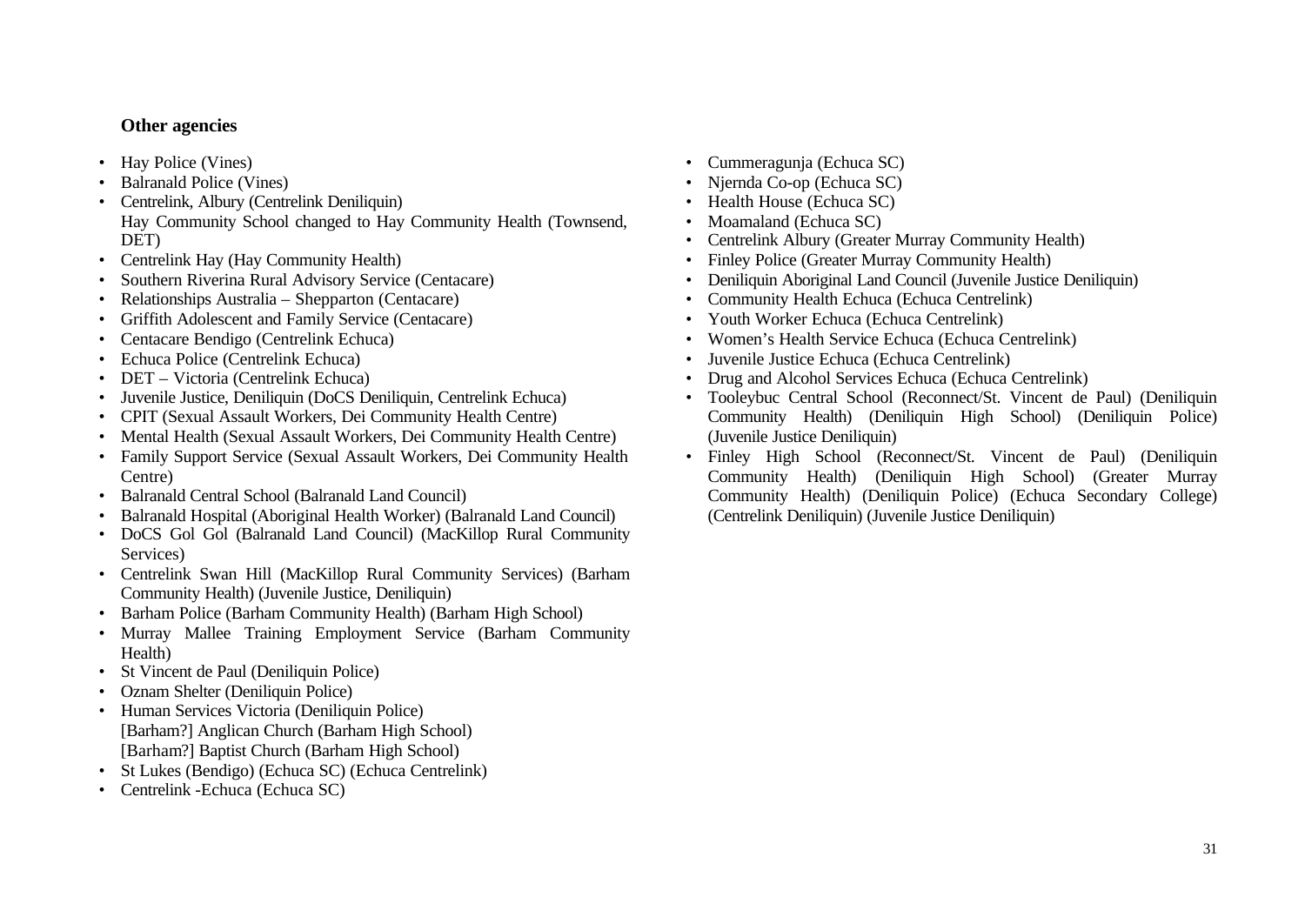**Other agencies**

- Hay Police (Vines)
- Balranald Police (Vines)
- Centrelink, Albury (Centrelink Deniliquin)

  Hay Community School changed to Hay Community Health (Townsend, DET)
- Centrelink Hay (Hay Community Health)
- Southern Riverina Rural Advisory Service (Centacare)
- Relationships Australia – Shepparton (Centacare)
- Griffith Adolescent and Family Service (Centacare)
- Centacare Bendigo (Centrelink Echuca)
- Echuca Police (Centrelink Echuca)
- DET – Victoria (Centrelink Echuca)
- Juvenile Justice, Deniliquin (DoCS Deniliquin, Centrelink Echuca)
- CPIT (Sexual Assault Workers, Dei Community Health Centre)
- Mental Health (Sexual Assault Workers, Dei Community Health Centre)
- Family Support Service (Sexual Assault Workers, Dei Community Health Centre)
- Balranald Central School (Balranald Land Council)
- Balranald Hospital (Aboriginal Health Worker) (Balranald Land Council)
- DoCS Gol Gol (Balranald Land Council) (MacKillop Rural Community Services)
- Centrelink Swan Hill (MacKillop Rural Community Services) (Barham Community Health) (Juvenile Justice, Deniliquin)
- Barham Police (Barham Community Health) (Barham High School)
- Murray Mallee Training Employment Service (Barham Community Health)
- St Vincent de Paul (Deniliquin Police)
- Oznam Shelter (Deniliquin Police)
- Human Services Victoria (Deniliquin Police)

  [Barham?] Anglican Church (Barham High School)

  [Barham?] Baptist Church (Barham High School)
- St Lukes (Bendigo) (Echuca SC) (Echuca Centrelink)
- Centrelink -Echuca (Echuca SC)
- Cummeragunja (Echuca SC)
- Njernda Co-op (Echuca SC)
- Health House (Echuca SC)
- Moamaland (Echuca SC)
- Centrelink Albury (Greater Murray Community Health)
- Finley Police (Greater Murray Community Health)
- Deniliquin Aboriginal Land Council (Juvenile Justice Deniliquin)
- Community Health Echuca (Echuca Centrelink)
- Youth Worker Echuca (Echuca Centrelink)
- Women's Health Service Echuca (Echuca Centrelink)
- Juvenile Justice Echuca (Echuca Centrelink)
- Drug and Alcohol Services Echuca (Echuca Centrelink)
- Tooleybuc Central School (Reconnect/St. Vincent de Paul) (Deniliquin Community Health) (Deniliquin High School) (Deniliquin Police) (Juvenile Justice Deniliquin)
- Finley High School (Reconnect/St. Vincent de Paul) (Deniliquin Community Health) (Deniliquin High School) (Greater Murray Community Health) (Deniliquin Police) (Echuca Secondary College) (Centrelink Deniliquin) (Juvenile Justice Deniliquin)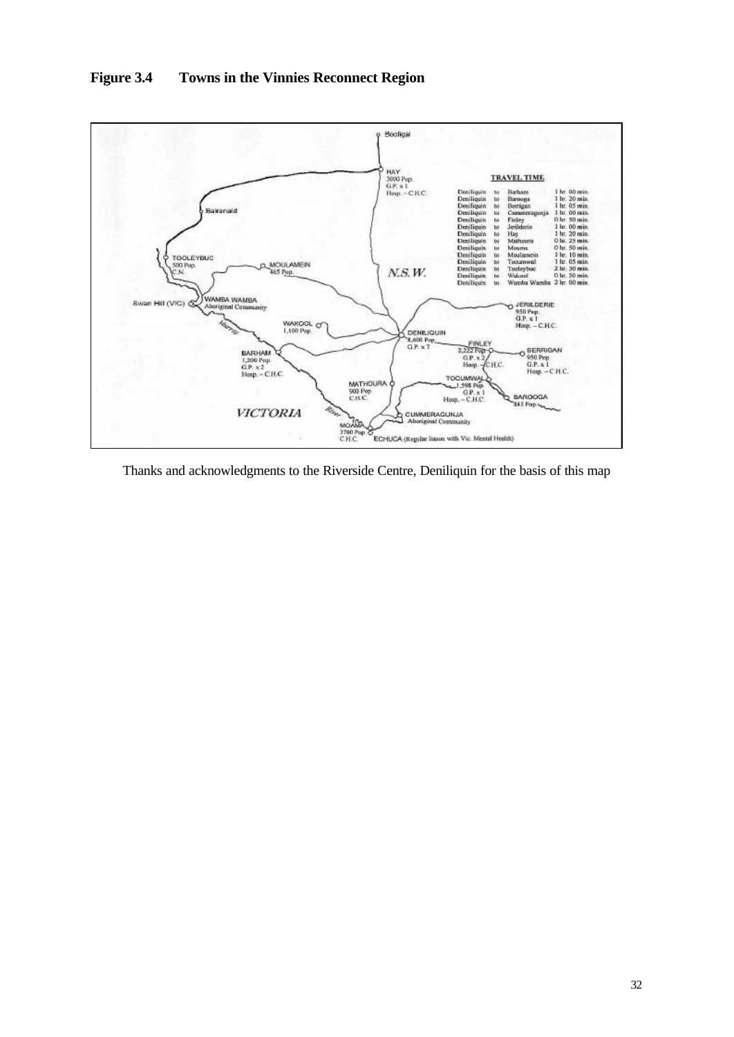**Figure 3.4 Towns in the Vinnies Reconnect Region**

Thanks and acknowledgments to the Riverside Centre, Deniliquin for the basis of this map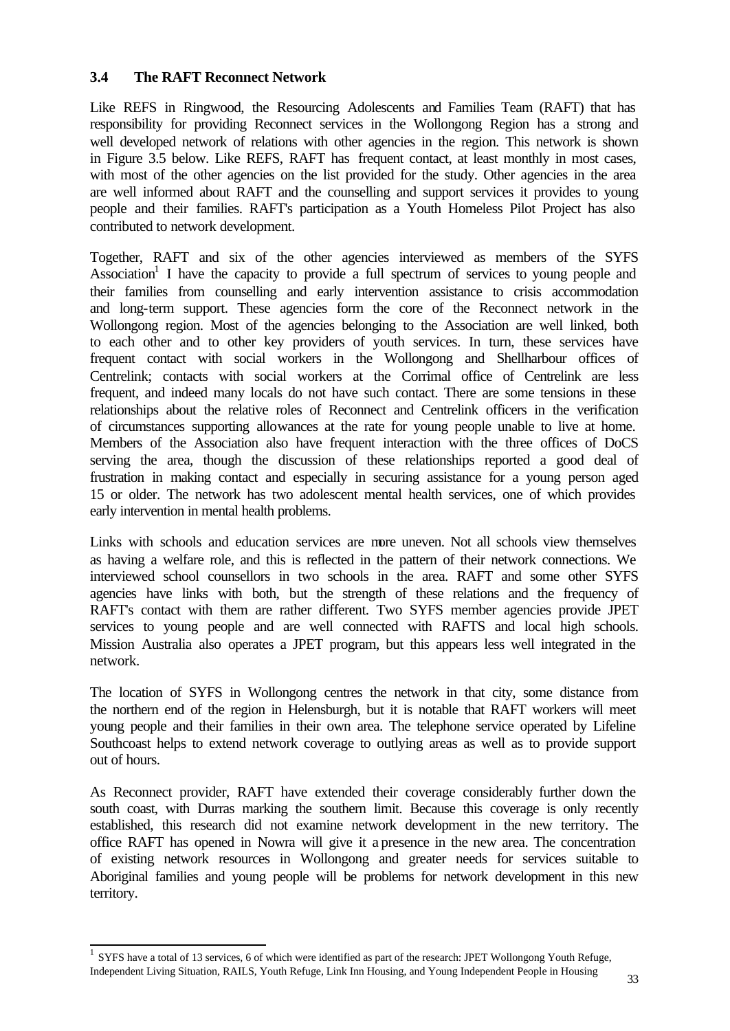### 3.4 The RAFT Reconnect Network

Like REFS in Ringwood, the Resourcing Adolescents and Families Team (RAFT) that has responsibility for providing Reconnect services in the Wollongong Region has a strong and well developed network of relations with other agencies in the region. This network is shown in Figure 3.5 below. Like REFS, RAFT has frequent contact, at least monthly in most cases, with most of the other agencies on the list provided for the study. Other agencies in the area are well informed about RAFT and the counselling and support services it provides to young people and their families. RAFT's participation as a Youth Homeless Pilot Project has also contributed to network development.

Together, RAFT and six of the other agencies interviewed as members of the SYFS Association[1] I have the capacity to provide a full spectrum of services to young people and their families from counselling and early intervention assistance to crisis accommodation and long-term support. These agencies form the core of the Reconnect network in the Wollongong region. Most of the agencies belonging to the Association are well linked, both to each other and to other key providers of youth services. In turn, these services have frequent contact with social workers in the Wollongong and Shellharbour offices of Centrelink; contacts with social workers at the Corrimal office of Centrelink are less frequent, and indeed many locals do not have such contact. There are some tensions in these relationships about the relative roles of Reconnect and Centrelink officers in the verification of circumstances supporting allowances at the rate for young people unable to live at home. Members of the Association also have frequent interaction with the three offices of DoCS serving the area, though the discussion of these relationships reported a good deal of frustration in making contact and especially in securing assistance for a young person aged 15 or older. The network has two adolescent mental health services, one of which provides early intervention in mental health problems.

Links with schools and education services are more uneven. Not all schools view themselves as having a welfare role, and this is reflected in the pattern of their network connections. We interviewed school counsellors in two schools in the area. RAFT and some other SYFS agencies have links with both, but the strength of these relations and the frequency of RAFT's contact with them are rather different. Two SYFS member agencies provide JPET services to young people and are well connected with RAFTS and local high schools. Mission Australia also operates a JPET program, but this appears less well integrated in the network.

The location of SYFS in Wollongong centres the network in that city, some distance from the northern end of the region in Helensburgh, but it is notable that RAFT workers will meet young people and their families in their own area. The telephone service operated by Lifeline Southcoast helps to extend network coverage to outlying areas as well as to provide support out of hours.

As Reconnect provider, RAFT have extended their coverage considerably further down the south coast, with Durras marking the southern limit. Because this coverage is only recently established, this research did not examine network development in the new territory. The office RAFT has opened in Nowra will give it a presence in the new area. The concentration of existing network resources in Wollongong and greater needs for services suitable to Aboriginal families and young people will be problems for network development in this new territory.

---

[1] SYFS have a total of 13 services, 6 of which were identified as part of the research: JPET Wollongong Youth Refuge, Independent Living Situation, RAILS, Youth Refuge, Link Inn Housing, and Young Independent People in Housing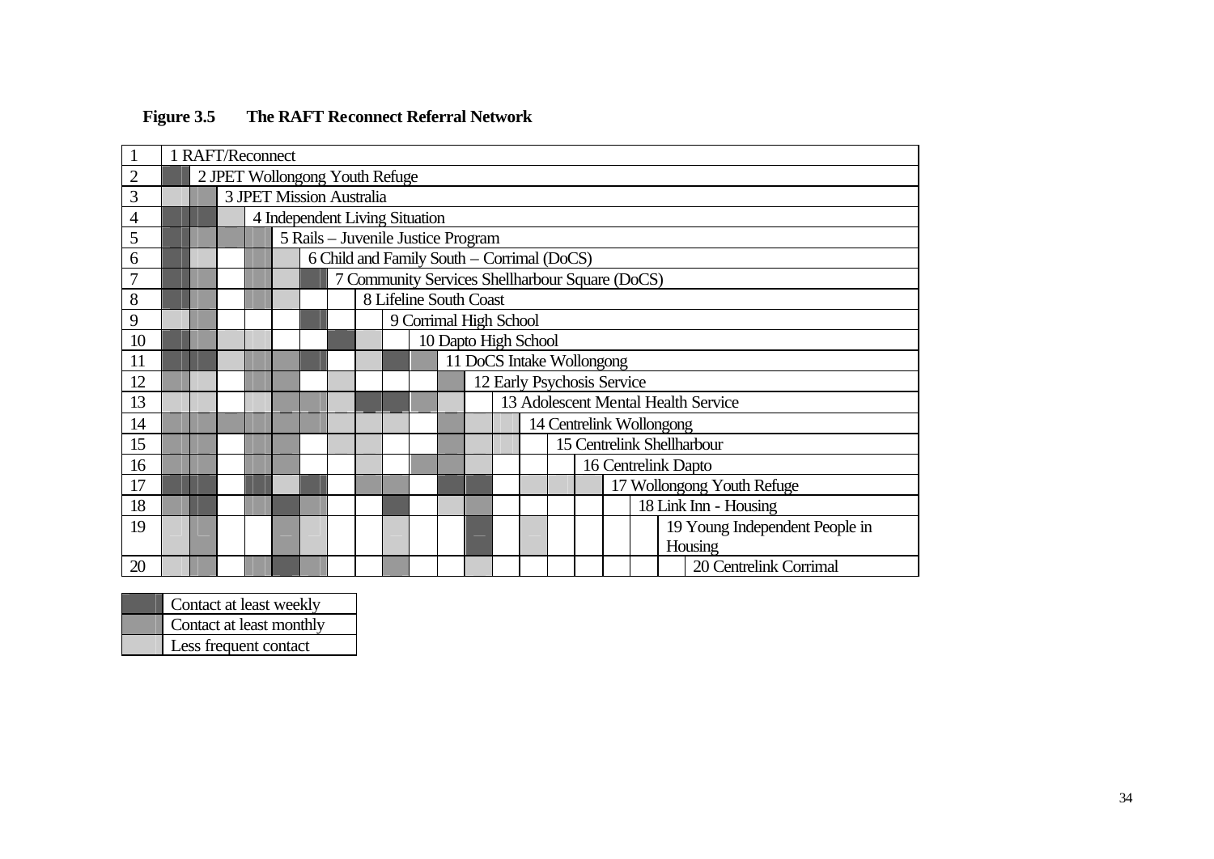**Figure 3.5 The RAFT Reconnect Referral Network**

| No. | Organisation |
|---|---|
| 1 | 1 RAFT/Reconnect |
| 2 | 2 JPET Wollongong Youth Refuge |
| 3 | 3 JPET Mission Australia |
| 4 | 4 Independent Living Situation |
| 5 | 5 Rails – Juvenile Justice Program |
| 6 | 6 Child and Family South – Corrimal (DoCS) |
| 7 | 7 Community Services Shellharbour Square (DoCS) |
| 8 | 8 Lifeline South Coast |
| 9 | 9 Corrimal High School |
| 10 | 10 Dapto High School |
| 11 | 11 DoCS Intake Wollongong |
| 12 | 12 Early Psychosis Service |
| 13 | 13 Adolescent Mental Health Service |
| 14 | 14 Centrelink Wollongong |
| 15 | 15 Centrelink Shellharbour |
| 16 | 16 Centrelink Dapto |
| 17 | 17 Wollongong Youth Refuge |
| 18 | 18 Link Inn - Housing |
| 19 | 19 Young Independent People in Housing |
| 20 | 20 Centrelink Corrimal |

| Shading | Legend |
|---|---|
| Dark | Contact at least weekly |
| Medium | Contact at least monthly |
| Light | Less frequent contact |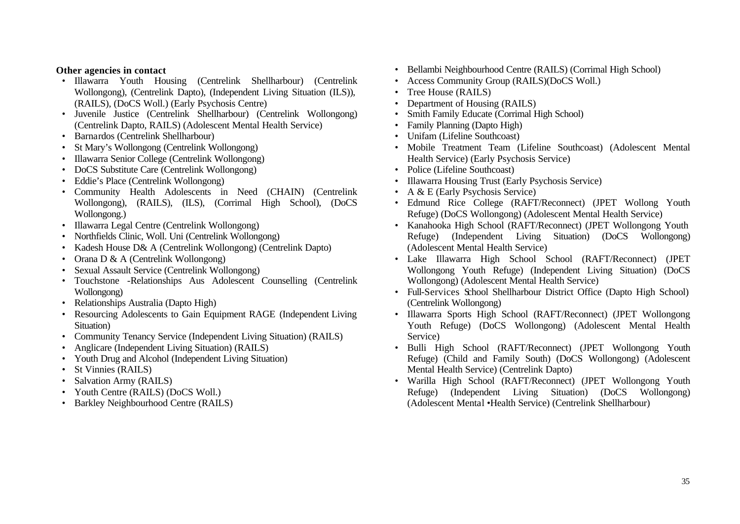**Other agencies in contact**

- Illawarra Youth Housing (Centrelink Shellharbour) (Centrelink Wollongong), (Centrelink Dapto), (Independent Living Situation (ILS)), (RAILS), (DoCS Woll.) (Early Psychosis Centre)
- Juvenile Justice (Centrelink Shellharbour) (Centrelink Wollongong) (Centrelink Dapto, RAILS) (Adolescent Mental Health Service)
- Barnardos (Centrelink Shellharbour)
- St Mary's Wollongong (Centrelink Wollongong)
- Illawarra Senior College (Centrelink Wollongong)
- DoCS Substitute Care (Centrelink Wollongong)
- Eddie's Place (Centrelink Wollongong)
- Community Health Adolescents in Need (CHAIN) (Centrelink Wollongong), (RAILS), (ILS), (Corrimal High School), (DoCS Wollongong.)
- Illawarra Legal Centre (Centrelink Wollongong)
- Northfields Clinic, Woll. Uni (Centrelink Wollongong)
- Kadesh House D& A (Centrelink Wollongong) (Centrelink Dapto)
- Orana D & A (Centrelink Wollongong)
- Sexual Assault Service (Centrelink Wollongong)
- Touchstone -Relationships Aus Adolescent Counselling (Centrelink Wollongong)
- Relationships Australia (Dapto High)
- Resourcing Adolescents to Gain Equipment RAGE (Independent Living Situation)
- Community Tenancy Service (Independent Living Situation) (RAILS)
- Anglicare (Independent Living Situation) (RAILS)
- Youth Drug and Alcohol (Independent Living Situation)
- St Vinnies (RAILS)
- Salvation Army (RAILS)
- Youth Centre (RAILS) (DoCS Woll.)
- Barkley Neighbourhood Centre (RAILS)
- Bellambi Neighbourhood Centre (RAILS) (Corrimal High School)
- Access Community Group (RAILS)(DoCS Woll.)
- Tree House (RAILS)
- Department of Housing (RAILS)
- Smith Family Educate (Corrimal High School)
- Family Planning (Dapto High)
- Unifam (Lifeline Southcoast)
- Mobile Treatment Team (Lifeline Southcoast) (Adolescent Mental Health Service) (Early Psychosis Service)
- Police (Lifeline Southcoast)
- Illawarra Housing Trust (Early Psychosis Service)
- A & E (Early Psychosis Service)
- Edmund Rice College (RAFT/Reconnect) (JPET Wollong Youth Refuge) (DoCS Wollongong) (Adolescent Mental Health Service)
- Kanahooka High School (RAFT/Reconnect) (JPET Wollongong Youth Refuge) (Independent Living Situation) (DoCS Wollongong) (Adolescent Mental Health Service)
- Lake Illawarra High School School (RAFT/Reconnect) (JPET Wollongong Youth Refuge) (Independent Living Situation) (DoCS Wollongong) (Adolescent Mental Health Service)
- Full-Services School Shellharbour District Office (Dapto High School) (Centrelink Wollongong)
- Illawarra Sports High School (RAFT/Reconnect) (JPET Wollongong Youth Refuge) (DoCS Wollongong) (Adolescent Mental Health Service)
- Bulli High School (RAFT/Reconnect) (JPET Wollongong Youth Refuge) (Child and Family South) (DoCS Wollongong) (Adolescent Mental Health Service) (Centrelink Dapto)
- Warilla High School (RAFT/Reconnect) (JPET Wollongong Youth Refuge) (Independent Living Situation) (DoCS Wollongong) (Adolescent Mental •Health Service) (Centrelink Shellharbour)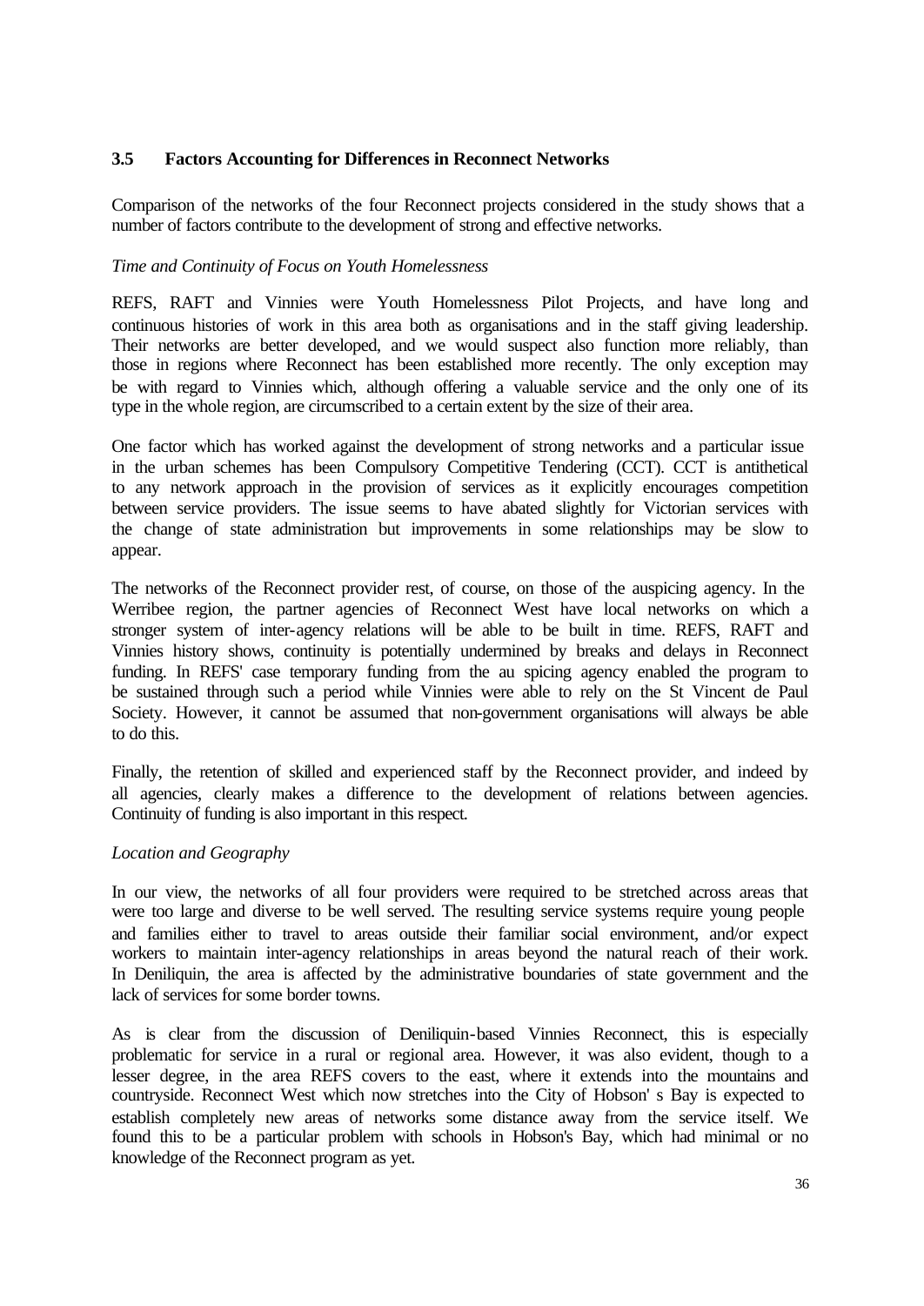### 3.5 Factors Accounting for Differences in Reconnect Networks

Comparison of the networks of the four Reconnect projects considered in the study shows that a number of factors contribute to the development of strong and effective networks.

*Time and Continuity of Focus on Youth Homelessness*

REFS, RAFT and Vinnies were Youth Homelessness Pilot Projects, and have long and continuous histories of work in this area both as organisations and in the staff giving leadership. Their networks are better developed, and we would suspect also function more reliably, than those in regions where Reconnect has been established more recently. The only exception may be with regard to Vinnies which, although offering a valuable service and the only one of its type in the whole region, are circumscribed to a certain extent by the size of their area.

One factor which has worked against the development of strong networks and a particular issue in the urban schemes has been Compulsory Competitive Tendering (CCT). CCT is antithetical to any network approach in the provision of services as it explicitly encourages competition between service providers. The issue seems to have abated slightly for Victorian services with the change of state administration but improvements in some relationships may be slow to appear.

The networks of the Reconnect provider rest, of course, on those of the auspicing agency. In the Werribee region, the partner agencies of Reconnect West have local networks on which a stronger system of inter-agency relations will be able to be built in time. REFS, RAFT and Vinnies history shows, continuity is potentially undermined by breaks and delays in Reconnect funding. In REFS' case temporary funding from the au spicing agency enabled the program to be sustained through such a period while Vinnies were able to rely on the St Vincent de Paul Society. However, it cannot be assumed that non-government organisations will always be able to do this.

Finally, the retention of skilled and experienced staff by the Reconnect provider, and indeed by all agencies, clearly makes a difference to the development of relations between agencies. Continuity of funding is also important in this respect.

*Location and Geography*

In our view, the networks of all four providers were required to be stretched across areas that were too large and diverse to be well served. The resulting service systems require young people and families either to travel to areas outside their familiar social environment, and/or expect workers to maintain inter-agency relationships in areas beyond the natural reach of their work. In Deniliquin, the area is affected by the administrative boundaries of state government and the lack of services for some border towns.

As is clear from the discussion of Deniliquin-based Vinnies Reconnect, this is especially problematic for service in a rural or regional area. However, it was also evident, though to a lesser degree, in the area REFS covers to the east, where it extends into the mountains and countryside. Reconnect West which now stretches into the City of Hobson' s Bay is expected to establish completely new areas of networks some distance away from the service itself. We found this to be a particular problem with schools in Hobson's Bay, which had minimal or no knowledge of the Reconnect program as yet.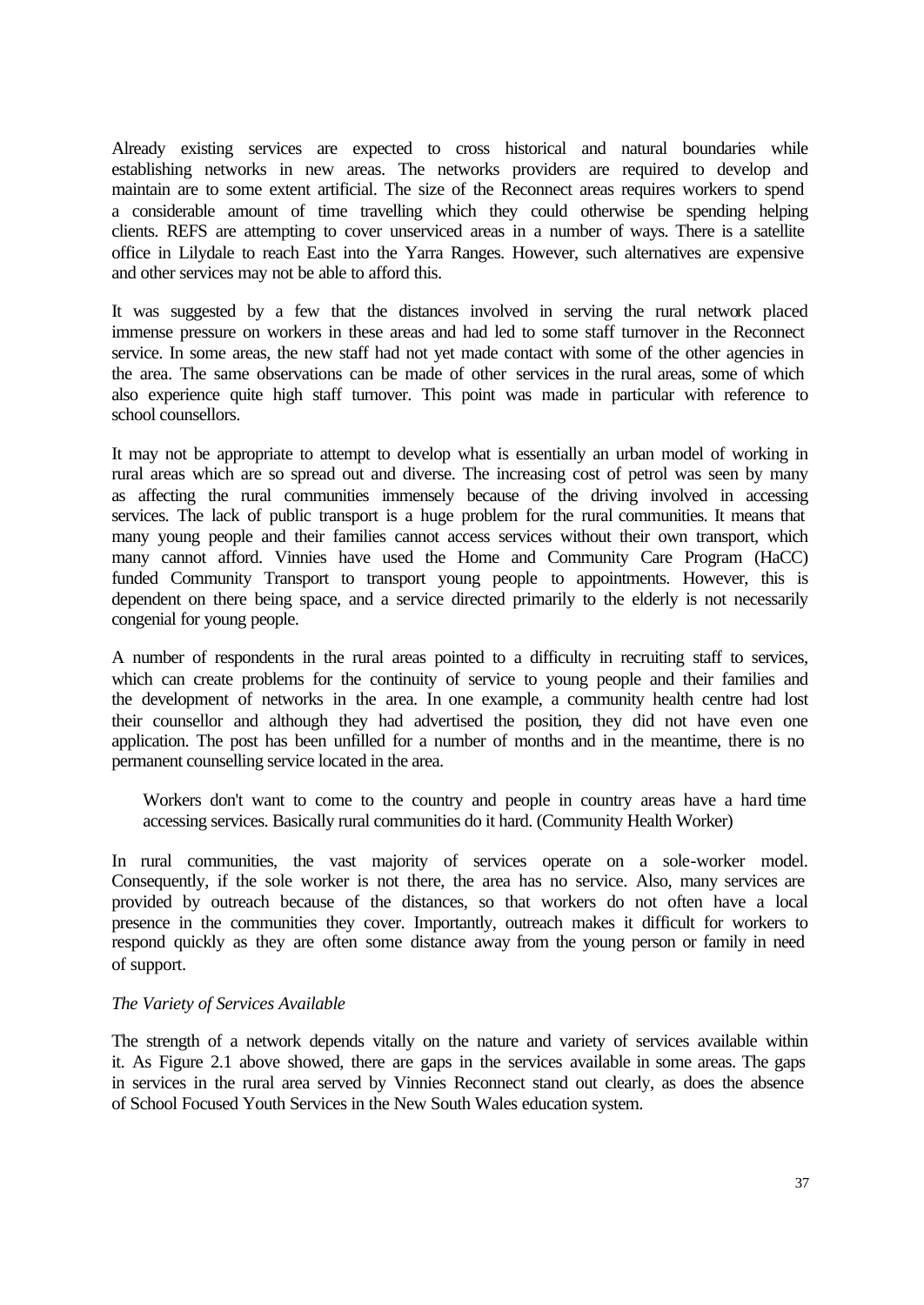Already existing services are expected to cross historical and natural boundaries while establishing networks in new areas. The networks providers are required to develop and maintain are to some extent artificial. The size of the Reconnect areas requires workers to spend a considerable amount of time travelling which they could otherwise be spending helping clients. REFS are attempting to cover unserviced areas in a number of ways. There is a satellite office in Lilydale to reach East into the Yarra Ranges. However, such alternatives are expensive and other services may not be able to afford this.

It was suggested by a few that the distances involved in serving the rural network placed immense pressure on workers in these areas and had led to some staff turnover in the Reconnect service. In some areas, the new staff had not yet made contact with some of the other agencies in the area. The same observations can be made of other services in the rural areas, some of which also experience quite high staff turnover. This point was made in particular with reference to school counsellors.

It may not be appropriate to attempt to develop what is essentially an urban model of working in rural areas which are so spread out and diverse. The increasing cost of petrol was seen by many as affecting the rural communities immensely because of the driving involved in accessing services. The lack of public transport is a huge problem for the rural communities. It means that many young people and their families cannot access services without their own transport, which many cannot afford. Vinnies have used the Home and Community Care Program (HaCC) funded Community Transport to transport young people to appointments. However, this is dependent on there being space, and a service directed primarily to the elderly is not necessarily congenial for young people.

A number of respondents in the rural areas pointed to a difficulty in recruiting staff to services, which can create problems for the continuity of service to young people and their families and the development of networks in the area. In one example, a community health centre had lost their counsellor and although they had advertised the position, they did not have even one application. The post has been unfilled for a number of months and in the meantime, there is no permanent counselling service located in the area.

> Workers don't want to come to the country and people in country areas have a hard time accessing services. Basically rural communities do it hard. (Community Health Worker)

In rural communities, the vast majority of services operate on a sole-worker model. Consequently, if the sole worker is not there, the area has no service. Also, many services are provided by outreach because of the distances, so that workers do not often have a local presence in the communities they cover. Importantly, outreach makes it difficult for workers to respond quickly as they are often some distance away from the young person or family in need of support.

*The Variety of Services Available*

The strength of a network depends vitally on the nature and variety of services available within it. As Figure 2.1 above showed, there are gaps in the services available in some areas. The gaps in services in the rural area served by Vinnies Reconnect stand out clearly, as does the absence of School Focused Youth Services in the New South Wales education system.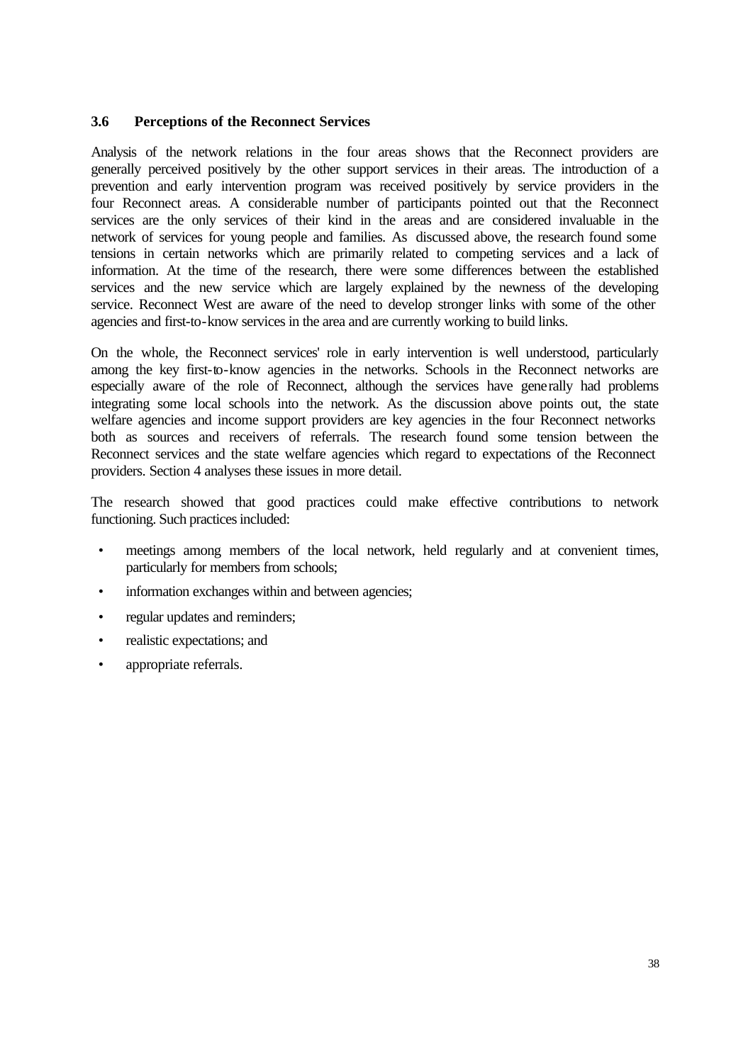### 3.6 Perceptions of the Reconnect Services

Analysis of the network relations in the four areas shows that the Reconnect providers are generally perceived positively by the other support services in their areas. The introduction of a prevention and early intervention program was received positively by service providers in the four Reconnect areas. A considerable number of participants pointed out that the Reconnect services are the only services of their kind in the areas and are considered invaluable in the network of services for young people and families. As discussed above, the research found some tensions in certain networks which are primarily related to competing services and a lack of information. At the time of the research, there were some differences between the established services and the new service which are largely explained by the newness of the developing service. Reconnect West are aware of the need to develop stronger links with some of the other agencies and first-to-know services in the area and are currently working to build links.

On the whole, the Reconnect services' role in early intervention is well understood, particularly among the key first-to-know agencies in the networks. Schools in the Reconnect networks are especially aware of the role of Reconnect, although the services have generally had problems integrating some local schools into the network. As the discussion above points out, the state welfare agencies and income support providers are key agencies in the four Reconnect networks both as sources and receivers of referrals. The research found some tension between the Reconnect services and the state welfare agencies which regard to expectations of the Reconnect providers. Section 4 analyses these issues in more detail.

The research showed that good practices could make effective contributions to network functioning. Such practices included:

- meetings among members of the local network, held regularly and at convenient times, particularly for members from schools;
- information exchanges within and between agencies;
- regular updates and reminders;
- realistic expectations; and
- appropriate referrals.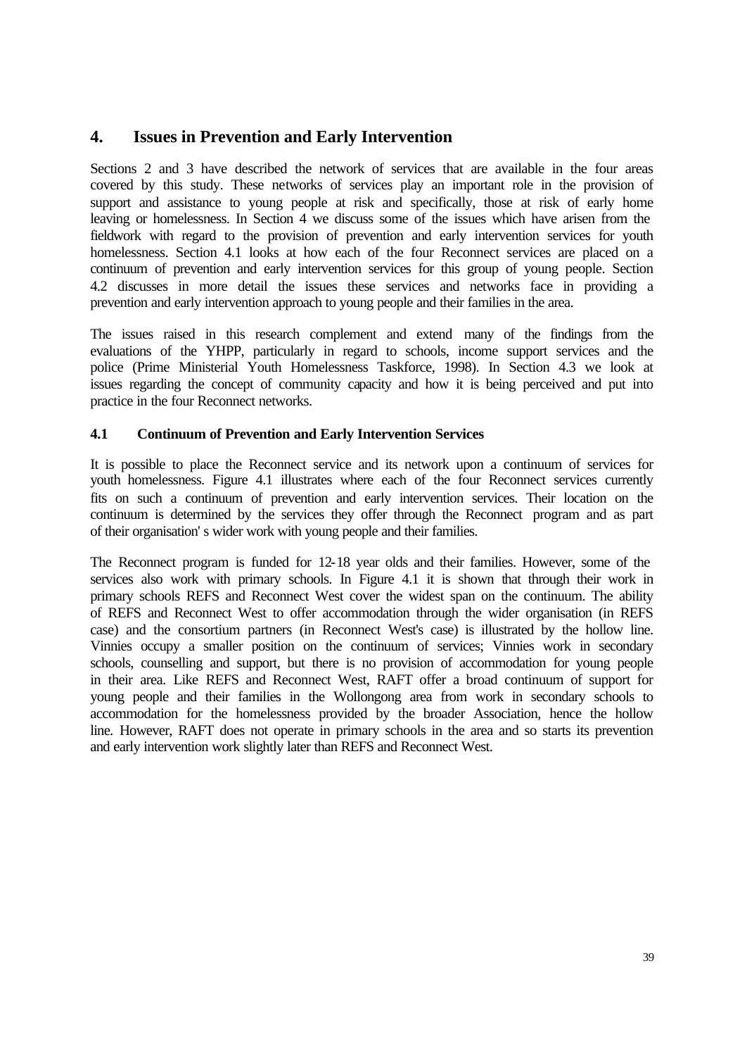# 4. Issues in Prevention and Early Intervention

Sections 2 and 3 have described the network of services that are available in the four areas covered by this study. These networks of services play an important role in the provision of support and assistance to young people at risk and specifically, those at risk of early home leaving or homelessness. In Section 4 we discuss some of the issues which have arisen from the fieldwork with regard to the provision of prevention and early intervention services for youth homelessness. Section 4.1 looks at how each of the four Reconnect services are placed on a continuum of prevention and early intervention services for this group of young people. Section 4.2 discusses in more detail the issues these services and networks face in providing a prevention and early intervention approach to young people and their families in the area.

The issues raised in this research complement and extend many of the findings from the evaluations of the YHPP, particularly in regard to schools, income support services and the police (Prime Ministerial Youth Homelessness Taskforce, 1998). In Section 4.3 we look at issues regarding the concept of community capacity and how it is being perceived and put into practice in the four Reconnect networks.

## 4.1 Continuum of Prevention and Early Intervention Services

It is possible to place the Reconnect service and its network upon a continuum of services for youth homelessness. Figure 4.1 illustrates where each of the four Reconnect services currently fits on such a continuum of prevention and early intervention services. Their location on the continuum is determined by the services they offer through the Reconnect program and as part of their organisation' s wider work with young people and their families.

The Reconnect program is funded for 12-18 year olds and their families. However, some of the services also work with primary schools. In Figure 4.1 it is shown that through their work in primary schools REFS and Reconnect West cover the widest span on the continuum. The ability of REFS and Reconnect West to offer accommodation through the wider organisation (in REFS case) and the consortium partners (in Reconnect West's case) is illustrated by the hollow line. Vinnies occupy a smaller position on the continuum of services; Vinnies work in secondary schools, counselling and support, but there is no provision of accommodation for young people in their area. Like REFS and Reconnect West, RAFT offer a broad continuum of support for young people and their families in the Wollongong area from work in secondary schools to accommodation for the homelessness provided by the broader Association, hence the hollow line. However, RAFT does not operate in primary schools in the area and so starts its prevention and early intervention work slightly later than REFS and Reconnect West.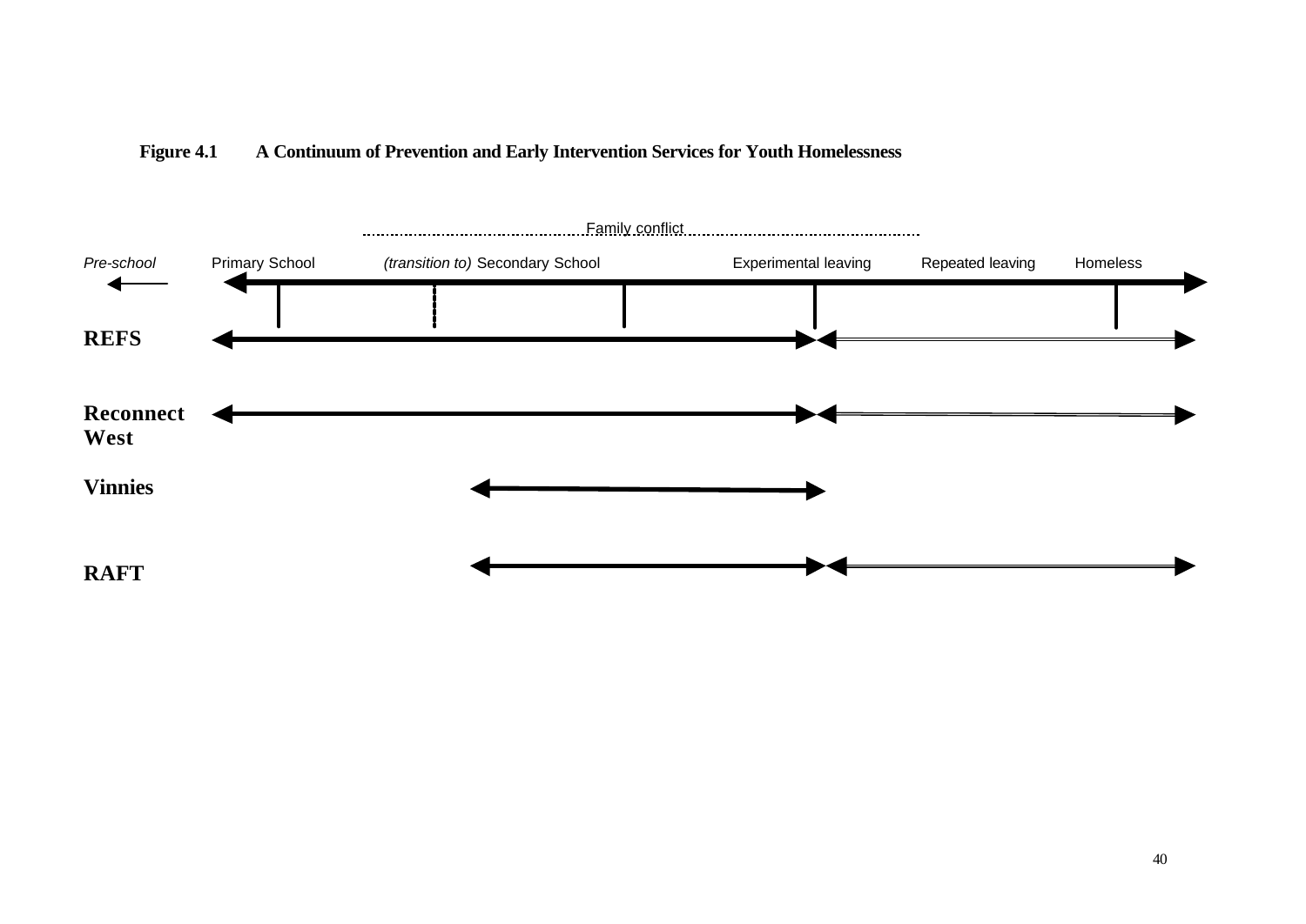**Figure 4.1 A Continuum of Prevention and Early Intervention Services for Youth Homelessness**

Family conflict

*Pre-school* ← Primary School — *(transition to)* Secondary School — Experimental leaving — Repeated leaving — Homeless →

**REFS**

**Reconnect West**

**Vinnies**

**RAFT**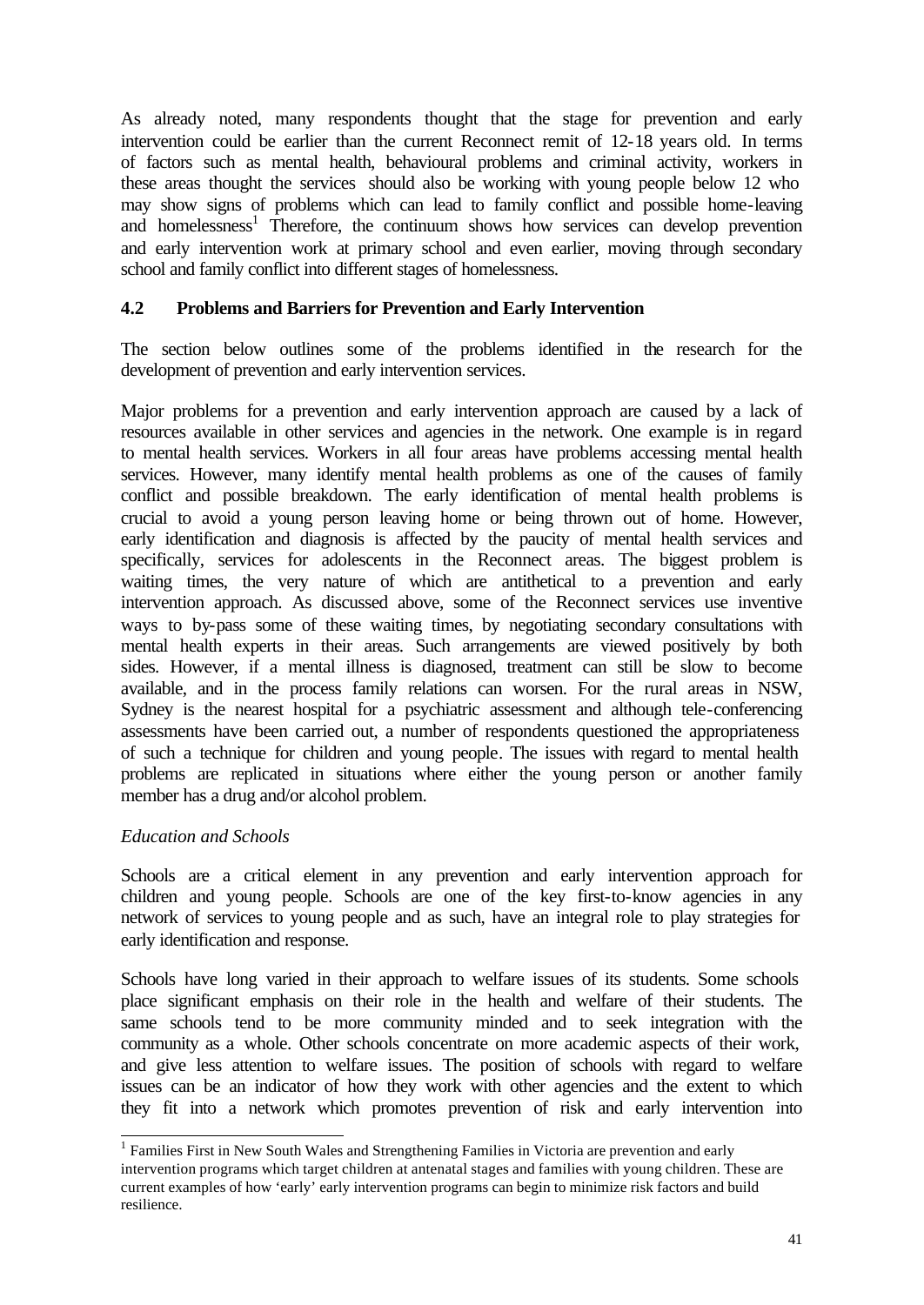As already noted, many respondents thought that the stage for prevention and early intervention could be earlier than the current Reconnect remit of 12-18 years old. In terms of factors such as mental health, behavioural problems and criminal activity, workers in these areas thought the services should also be working with young people below 12 who may show signs of problems which can lead to family conflict and possible home-leaving and homelessness[1] Therefore, the continuum shows how services can develop prevention and early intervention work at primary school and even earlier, moving through secondary school and family conflict into different stages of homelessness.

### 4.2 Problems and Barriers for Prevention and Early Intervention

The section below outlines some of the problems identified in the research for the development of prevention and early intervention services.

Major problems for a prevention and early intervention approach are caused by a lack of resources available in other services and agencies in the network. One example is in regard to mental health services. Workers in all four areas have problems accessing mental health services. However, many identify mental health problems as one of the causes of family conflict and possible breakdown. The early identification of mental health problems is crucial to avoid a young person leaving home or being thrown out of home. However, early identification and diagnosis is affected by the paucity of mental health services and specifically, services for adolescents in the Reconnect areas. The biggest problem is waiting times, the very nature of which are antithetical to a prevention and early intervention approach. As discussed above, some of the Reconnect services use inventive ways to by-pass some of these waiting times, by negotiating secondary consultations with mental health experts in their areas. Such arrangements are viewed positively by both sides. However, if a mental illness is diagnosed, treatment can still be slow to become available, and in the process family relations can worsen. For the rural areas in NSW, Sydney is the nearest hospital for a psychiatric assessment and although tele-conferencing assessments have been carried out, a number of respondents questioned the appropriateness of such a technique for children and young people. The issues with regard to mental health problems are replicated in situations where either the young person or another family member has a drug and/or alcohol problem.

*Education and Schools*

Schools are a critical element in any prevention and early intervention approach for children and young people. Schools are one of the key first-to-know agencies in any network of services to young people and as such, have an integral role to play strategies for early identification and response.

Schools have long varied in their approach to welfare issues of its students. Some schools place significant emphasis on their role in the health and welfare of their students. The same schools tend to be more community minded and to seek integration with the community as a whole. Other schools concentrate on more academic aspects of their work, and give less attention to welfare issues. The position of schools with regard to welfare issues can be an indicator of how they work with other agencies and the extent to which they fit into a network which promotes prevention of risk and early intervention into

---

[1] Families First in New South Wales and Strengthening Families in Victoria are prevention and early intervention programs which target children at antenatal stages and families with young children. These are current examples of how 'early' early intervention programs can begin to minimize risk factors and build resilience.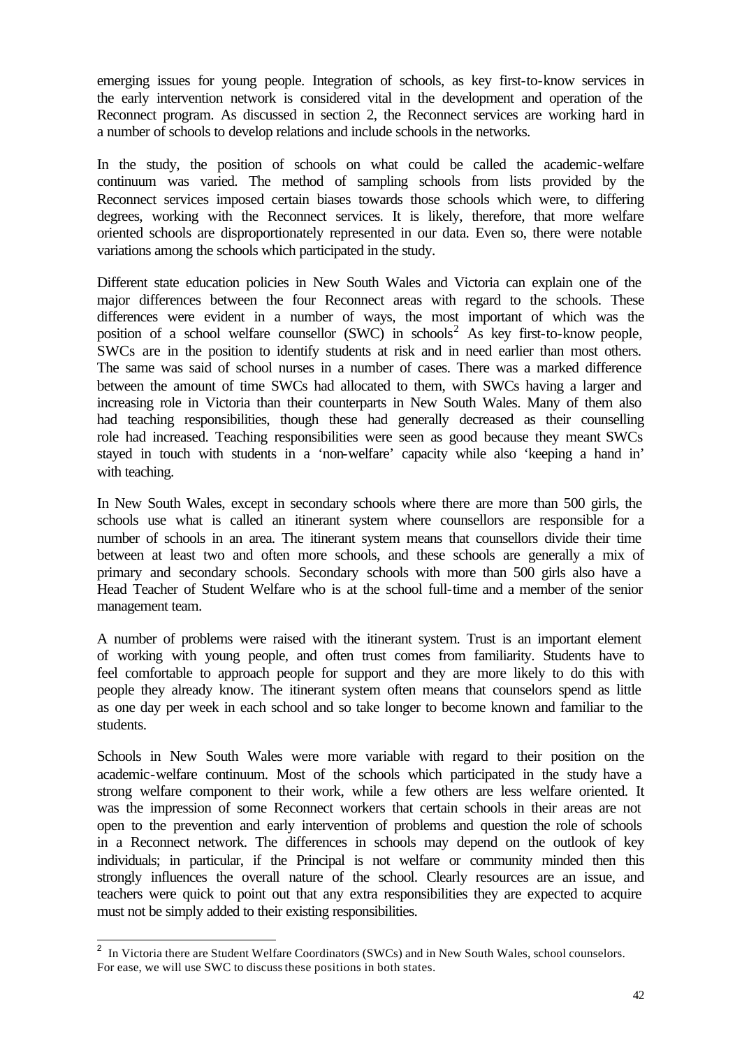emerging issues for young people. Integration of schools, as key first-to-know services in the early intervention network is considered vital in the development and operation of the Reconnect program. As discussed in section 2, the Reconnect services are working hard in a number of schools to develop relations and include schools in the networks.

In the study, the position of schools on what could be called the academic-welfare continuum was varied. The method of sampling schools from lists provided by the Reconnect services imposed certain biases towards those schools which were, to differing degrees, working with the Reconnect services. It is likely, therefore, that more welfare oriented schools are disproportionately represented in our data. Even so, there were notable variations among the schools which participated in the study.

Different state education policies in New South Wales and Victoria can explain one of the major differences between the four Reconnect areas with regard to the schools. These differences were evident in a number of ways, the most important of which was the position of a school welfare counsellor (SWC) in schools[2] As key first-to-know people, SWCs are in the position to identify students at risk and in need earlier than most others. The same was said of school nurses in a number of cases. There was a marked difference between the amount of time SWCs had allocated to them, with SWCs having a larger and increasing role in Victoria than their counterparts in New South Wales. Many of them also had teaching responsibilities, though these had generally decreased as their counselling role had increased. Teaching responsibilities were seen as good because they meant SWCs stayed in touch with students in a 'non-welfare' capacity while also 'keeping a hand in' with teaching.

In New South Wales, except in secondary schools where there are more than 500 girls, the schools use what is called an itinerant system where counsellors are responsible for a number of schools in an area. The itinerant system means that counsellors divide their time between at least two and often more schools, and these schools are generally a mix of primary and secondary schools. Secondary schools with more than 500 girls also have a Head Teacher of Student Welfare who is at the school full-time and a member of the senior management team.

A number of problems were raised with the itinerant system. Trust is an important element of working with young people, and often trust comes from familiarity. Students have to feel comfortable to approach people for support and they are more likely to do this with people they already know. The itinerant system often means that counselors spend as little as one day per week in each school and so take longer to become known and familiar to the students.

Schools in New South Wales were more variable with regard to their position on the academic-welfare continuum. Most of the schools which participated in the study have a strong welfare component to their work, while a few others are less welfare oriented. It was the impression of some Reconnect workers that certain schools in their areas are not open to the prevention and early intervention of problems and question the role of schools in a Reconnect network. The differences in schools may depend on the outlook of key individuals; in particular, if the Principal is not welfare or community minded then this strongly influences the overall nature of the school. Clearly resources are an issue, and teachers were quick to point out that any extra responsibilities they are expected to acquire must not be simply added to their existing responsibilities.

---

[2] In Victoria there are Student Welfare Coordinators (SWCs) and in New South Wales, school counselors. For ease, we will use SWC to discuss these positions in both states.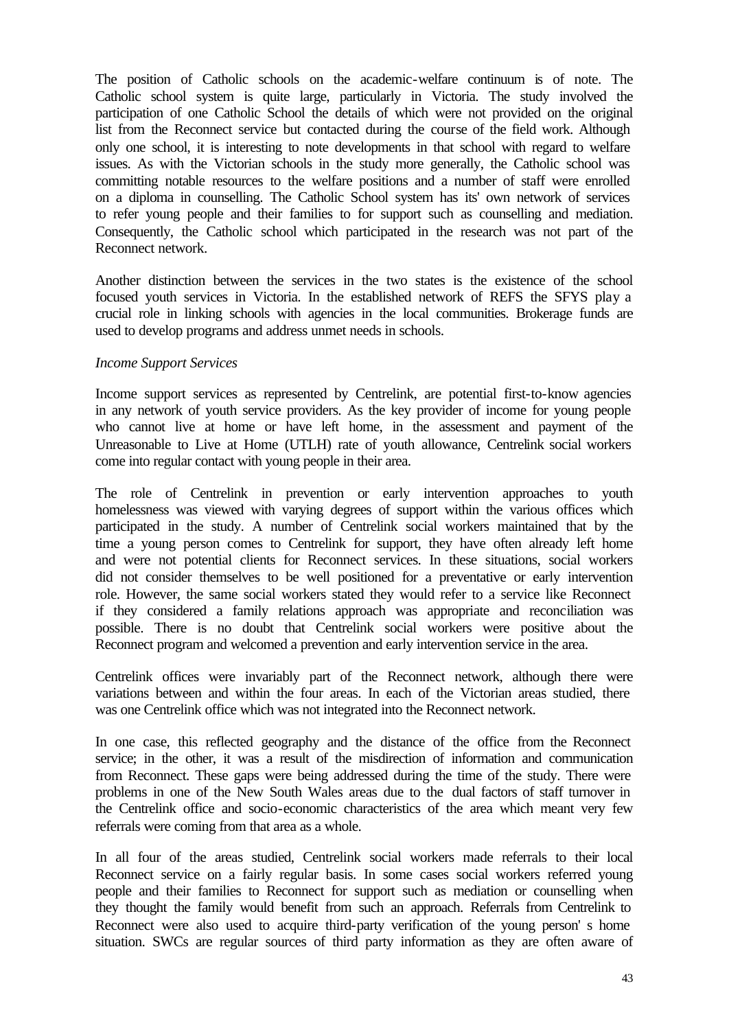The position of Catholic schools on the academic-welfare continuum is of note. The Catholic school system is quite large, particularly in Victoria. The study involved the participation of one Catholic School the details of which were not provided on the original list from the Reconnect service but contacted during the course of the field work. Although only one school, it is interesting to note developments in that school with regard to welfare issues. As with the Victorian schools in the study more generally, the Catholic school was committing notable resources to the welfare positions and a number of staff were enrolled on a diploma in counselling. The Catholic School system has its' own network of services to refer young people and their families to for support such as counselling and mediation. Consequently, the Catholic school which participated in the research was not part of the Reconnect network.

Another distinction between the services in the two states is the existence of the school focused youth services in Victoria. In the established network of REFS the SFYS play a crucial role in linking schools with agencies in the local communities. Brokerage funds are used to develop programs and address unmet needs in schools.

*Income Support Services*

Income support services as represented by Centrelink, are potential first-to-know agencies in any network of youth service providers. As the key provider of income for young people who cannot live at home or have left home, in the assessment and payment of the Unreasonable to Live at Home (UTLH) rate of youth allowance, Centrelink social workers come into regular contact with young people in their area.

The role of Centrelink in prevention or early intervention approaches to youth homelessness was viewed with varying degrees of support within the various offices which participated in the study. A number of Centrelink social workers maintained that by the time a young person comes to Centrelink for support, they have often already left home and were not potential clients for Reconnect services. In these situations, social workers did not consider themselves to be well positioned for a preventative or early intervention role. However, the same social workers stated they would refer to a service like Reconnect if they considered a family relations approach was appropriate and reconciliation was possible. There is no doubt that Centrelink social workers were positive about the Reconnect program and welcomed a prevention and early intervention service in the area.

Centrelink offices were invariably part of the Reconnect network, although there were variations between and within the four areas. In each of the Victorian areas studied, there was one Centrelink office which was not integrated into the Reconnect network.

In one case, this reflected geography and the distance of the office from the Reconnect service; in the other, it was a result of the misdirection of information and communication from Reconnect. These gaps were being addressed during the time of the study. There were problems in one of the New South Wales areas due to the dual factors of staff turnover in the Centrelink office and socio-economic characteristics of the area which meant very few referrals were coming from that area as a whole.

In all four of the areas studied, Centrelink social workers made referrals to their local Reconnect service on a fairly regular basis. In some cases social workers referred young people and their families to Reconnect for support such as mediation or counselling when they thought the family would benefit from such an approach. Referrals from Centrelink to Reconnect were also used to acquire third-party verification of the young person' s home situation. SWCs are regular sources of third party information as they are often aware of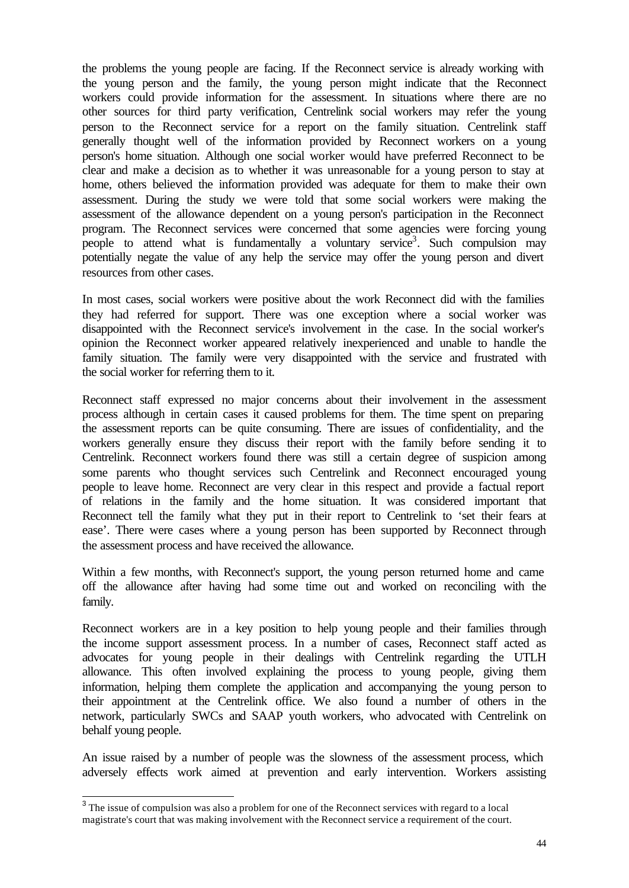the problems the young people are facing. If the Reconnect service is already working with the young person and the family, the young person might indicate that the Reconnect workers could provide information for the assessment. In situations where there are no other sources for third party verification, Centrelink social workers may refer the young person to the Reconnect service for a report on the family situation. Centrelink staff generally thought well of the information provided by Reconnect workers on a young person's home situation. Although one social worker would have preferred Reconnect to be clear and make a decision as to whether it was unreasonable for a young person to stay at home, others believed the information provided was adequate for them to make their own assessment. During the study we were told that some social workers were making the assessment of the allowance dependent on a young person's participation in the Reconnect program. The Reconnect services were concerned that some agencies were forcing young people to attend what is fundamentally a voluntary service[3]. Such compulsion may potentially negate the value of any help the service may offer the young person and divert resources from other cases.

In most cases, social workers were positive about the work Reconnect did with the families they had referred for support. There was one exception where a social worker was disappointed with the Reconnect service's involvement in the case. In the social worker's opinion the Reconnect worker appeared relatively inexperienced and unable to handle the family situation. The family were very disappointed with the service and frustrated with the social worker for referring them to it.

Reconnect staff expressed no major concerns about their involvement in the assessment process although in certain cases it caused problems for them. The time spent on preparing the assessment reports can be quite consuming. There are issues of confidentiality, and the workers generally ensure they discuss their report with the family before sending it to Centrelink. Reconnect workers found there was still a certain degree of suspicion among some parents who thought services such Centrelink and Reconnect encouraged young people to leave home. Reconnect are very clear in this respect and provide a factual report of relations in the family and the home situation. It was considered important that Reconnect tell the family what they put in their report to Centrelink to 'set their fears at ease'. There were cases where a young person has been supported by Reconnect through the assessment process and have received the allowance.

Within a few months, with Reconnect's support, the young person returned home and came off the allowance after having had some time out and worked on reconciling with the family.

Reconnect workers are in a key position to help young people and their families through the income support assessment process. In a number of cases, Reconnect staff acted as advocates for young people in their dealings with Centrelink regarding the UTLH allowance. This often involved explaining the process to young people, giving them information, helping them complete the application and accompanying the young person to their appointment at the Centrelink office. We also found a number of others in the network, particularly SWCs and SAAP youth workers, who advocated with Centrelink on behalf young people.

An issue raised by a number of people was the slowness of the assessment process, which adversely effects work aimed at prevention and early intervention. Workers assisting

[3] The issue of compulsion was also a problem for one of the Reconnect services with regard to a local magistrate's court that was making involvement with the Reconnect service a requirement of the court.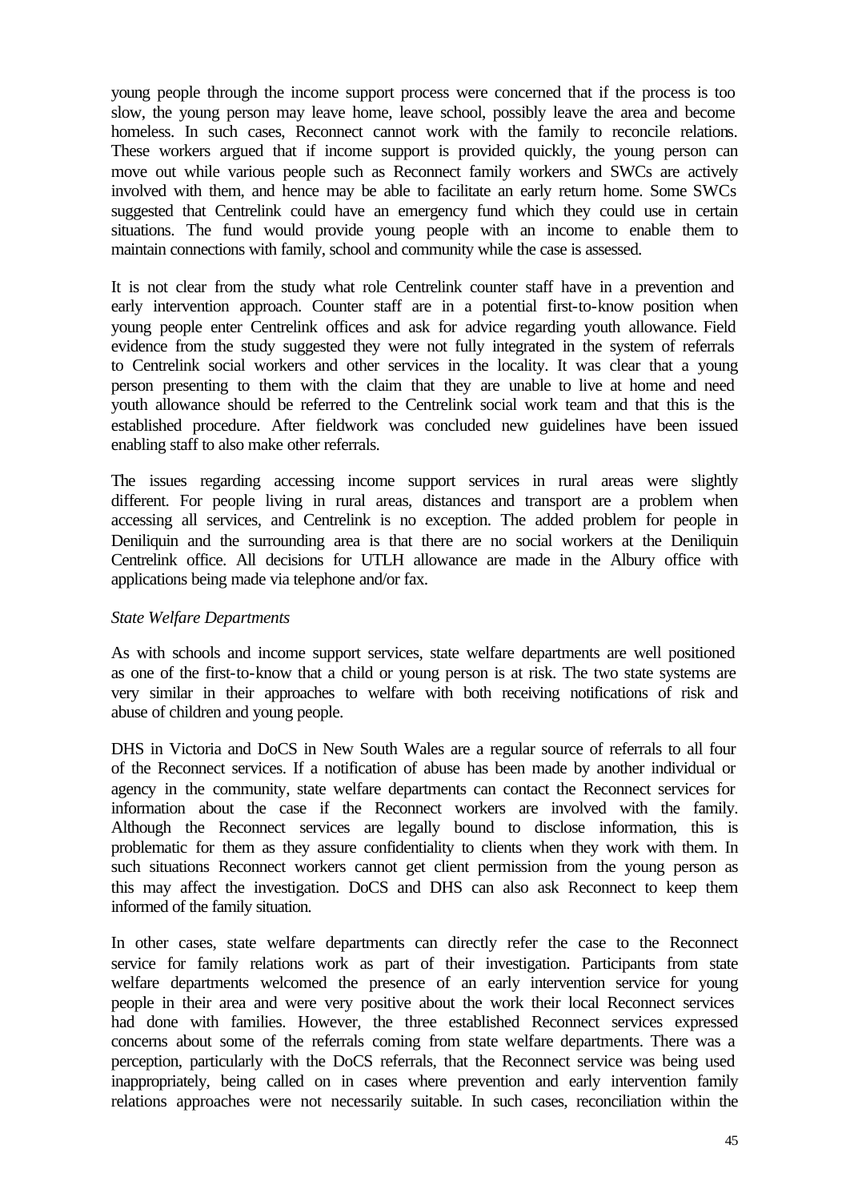young people through the income support process were concerned that if the process is too slow, the young person may leave home, leave school, possibly leave the area and become homeless. In such cases, Reconnect cannot work with the family to reconcile relations. These workers argued that if income support is provided quickly, the young person can move out while various people such as Reconnect family workers and SWCs are actively involved with them, and hence may be able to facilitate an early return home. Some SWCs suggested that Centrelink could have an emergency fund which they could use in certain situations. The fund would provide young people with an income to enable them to maintain connections with family, school and community while the case is assessed.

It is not clear from the study what role Centrelink counter staff have in a prevention and early intervention approach. Counter staff are in a potential first-to-know position when young people enter Centrelink offices and ask for advice regarding youth allowance. Field evidence from the study suggested they were not fully integrated in the system of referrals to Centrelink social workers and other services in the locality. It was clear that a young person presenting to them with the claim that they are unable to live at home and need youth allowance should be referred to the Centrelink social work team and that this is the established procedure. After fieldwork was concluded new guidelines have been issued enabling staff to also make other referrals.

The issues regarding accessing income support services in rural areas were slightly different. For people living in rural areas, distances and transport are a problem when accessing all services, and Centrelink is no exception. The added problem for people in Deniliquin and the surrounding area is that there are no social workers at the Deniliquin Centrelink office. All decisions for UTLH allowance are made in the Albury office with applications being made via telephone and/or fax.

*State Welfare Departments*

As with schools and income support services, state welfare departments are well positioned as one of the first-to-know that a child or young person is at risk. The two state systems are very similar in their approaches to welfare with both receiving notifications of risk and abuse of children and young people.

DHS in Victoria and DoCS in New South Wales are a regular source of referrals to all four of the Reconnect services. If a notification of abuse has been made by another individual or agency in the community, state welfare departments can contact the Reconnect services for information about the case if the Reconnect workers are involved with the family. Although the Reconnect services are legally bound to disclose information, this is problematic for them as they assure confidentiality to clients when they work with them. In such situations Reconnect workers cannot get client permission from the young person as this may affect the investigation. DoCS and DHS can also ask Reconnect to keep them informed of the family situation.

In other cases, state welfare departments can directly refer the case to the Reconnect service for family relations work as part of their investigation. Participants from state welfare departments welcomed the presence of an early intervention service for young people in their area and were very positive about the work their local Reconnect services had done with families. However, the three established Reconnect services expressed concerns about some of the referrals coming from state welfare departments. There was a perception, particularly with the DoCS referrals, that the Reconnect service was being used inappropriately, being called on in cases where prevention and early intervention family relations approaches were not necessarily suitable. In such cases, reconciliation within the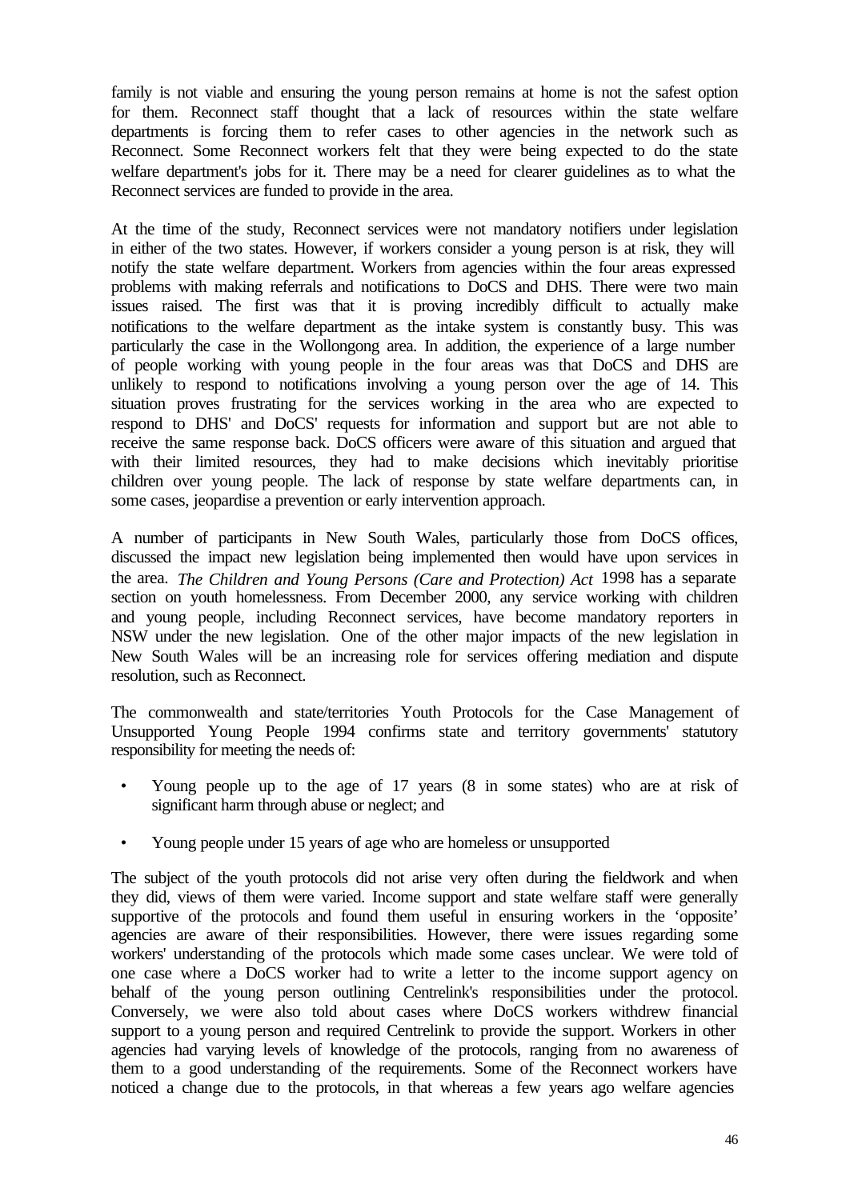family is not viable and ensuring the young person remains at home is not the safest option for them. Reconnect staff thought that a lack of resources within the state welfare departments is forcing them to refer cases to other agencies in the network such as Reconnect. Some Reconnect workers felt that they were being expected to do the state welfare department's jobs for it. There may be a need for clearer guidelines as to what the Reconnect services are funded to provide in the area.

At the time of the study, Reconnect services were not mandatory notifiers under legislation in either of the two states. However, if workers consider a young person is at risk, they will notify the state welfare department. Workers from agencies within the four areas expressed problems with making referrals and notifications to DoCS and DHS. There were two main issues raised. The first was that it is proving incredibly difficult to actually make notifications to the welfare department as the intake system is constantly busy. This was particularly the case in the Wollongong area. In addition, the experience of a large number of people working with young people in the four areas was that DoCS and DHS are unlikely to respond to notifications involving a young person over the age of 14. This situation proves frustrating for the services working in the area who are expected to respond to DHS' and DoCS' requests for information and support but are not able to receive the same response back. DoCS officers were aware of this situation and argued that with their limited resources, they had to make decisions which inevitably prioritise children over young people. The lack of response by state welfare departments can, in some cases, jeopardise a prevention or early intervention approach.

A number of participants in New South Wales, particularly those from DoCS offices, discussed the impact new legislation being implemented then would have upon services in the area. *The Children and Young Persons (Care and Protection) Act* 1998 has a separate section on youth homelessness. From December 2000, any service working with children and young people, including Reconnect services, have become mandatory reporters in NSW under the new legislation. One of the other major impacts of the new legislation in New South Wales will be an increasing role for services offering mediation and dispute resolution, such as Reconnect.

The commonwealth and state/territories Youth Protocols for the Case Management of Unsupported Young People 1994 confirms state and territory governments' statutory responsibility for meeting the needs of:

- Young people up to the age of 17 years (8 in some states) who are at risk of significant harm through abuse or neglect; and
- Young people under 15 years of age who are homeless or unsupported

The subject of the youth protocols did not arise very often during the fieldwork and when they did, views of them were varied. Income support and state welfare staff were generally supportive of the protocols and found them useful in ensuring workers in the 'opposite' agencies are aware of their responsibilities. However, there were issues regarding some workers' understanding of the protocols which made some cases unclear. We were told of one case where a DoCS worker had to write a letter to the income support agency on behalf of the young person outlining Centrelink's responsibilities under the protocol. Conversely, we were also told about cases where DoCS workers withdrew financial support to a young person and required Centrelink to provide the support. Workers in other agencies had varying levels of knowledge of the protocols, ranging from no awareness of them to a good understanding of the requirements. Some of the Reconnect workers have noticed a change due to the protocols, in that whereas a few years ago welfare agencies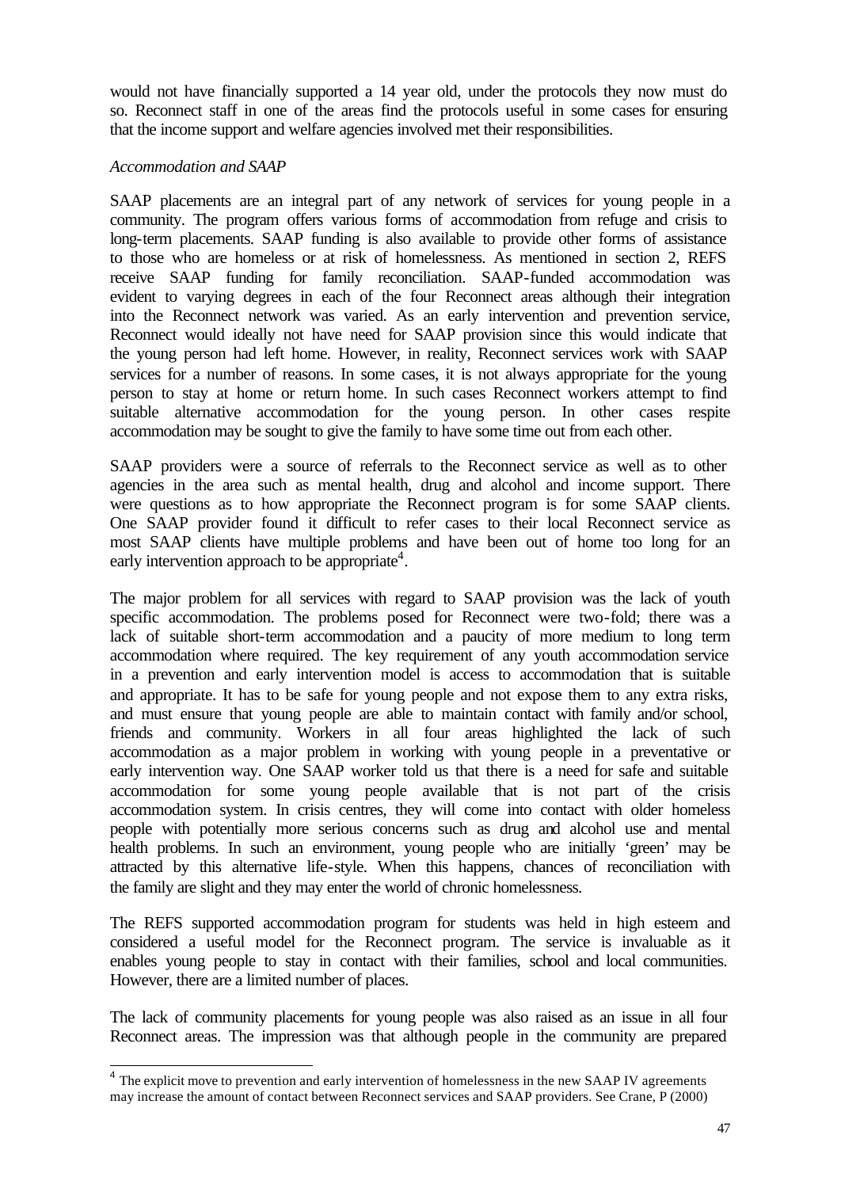would not have financially supported a 14 year old, under the protocols they now must do so. Reconnect staff in one of the areas find the protocols useful in some cases for ensuring that the income support and welfare agencies involved met their responsibilities.

*Accommodation and SAAP*

SAAP placements are an integral part of any network of services for young people in a community. The program offers various forms of accommodation from refuge and crisis to long-term placements. SAAP funding is also available to provide other forms of assistance to those who are homeless or at risk of homelessness. As mentioned in section 2, REFS receive SAAP funding for family reconciliation. SAAP-funded accommodation was evident to varying degrees in each of the four Reconnect areas although their integration into the Reconnect network was varied. As an early intervention and prevention service, Reconnect would ideally not have need for SAAP provision since this would indicate that the young person had left home. However, in reality, Reconnect services work with SAAP services for a number of reasons. In some cases, it is not always appropriate for the young person to stay at home or return home. In such cases Reconnect workers attempt to find suitable alternative accommodation for the young person. In other cases respite accommodation may be sought to give the family to have some time out from each other.

SAAP providers were a source of referrals to the Reconnect service as well as to other agencies in the area such as mental health, drug and alcohol and income support. There were questions as to how appropriate the Reconnect program is for some SAAP clients. One SAAP provider found it difficult to refer cases to their local Reconnect service as most SAAP clients have multiple problems and have been out of home too long for an early intervention approach to be appropriate[4].

The major problem for all services with regard to SAAP provision was the lack of youth specific accommodation. The problems posed for Reconnect were two-fold; there was a lack of suitable short-term accommodation and a paucity of more medium to long term accommodation where required. The key requirement of any youth accommodation service in a prevention and early intervention model is access to accommodation that is suitable and appropriate. It has to be safe for young people and not expose them to any extra risks, and must ensure that young people are able to maintain contact with family and/or school, friends and community. Workers in all four areas highlighted the lack of such accommodation as a major problem in working with young people in a preventative or early intervention way. One SAAP worker told us that there is a need for safe and suitable accommodation for some young people available that is not part of the crisis accommodation system. In crisis centres, they will come into contact with older homeless people with potentially more serious concerns such as drug and alcohol use and mental health problems. In such an environment, young people who are initially 'green' may be attracted by this alternative life-style. When this happens, chances of reconciliation with the family are slight and they may enter the world of chronic homelessness.

The REFS supported accommodation program for students was held in high esteem and considered a useful model for the Reconnect program. The service is invaluable as it enables young people to stay in contact with their families, school and local communities. However, there are a limited number of places.

The lack of community placements for young people was also raised as an issue in all four Reconnect areas. The impression was that although people in the community are prepared

[4] The explicit move to prevention and early intervention of homelessness in the new SAAP IV agreements may increase the amount of contact between Reconnect services and SAAP providers. See Crane, P (2000)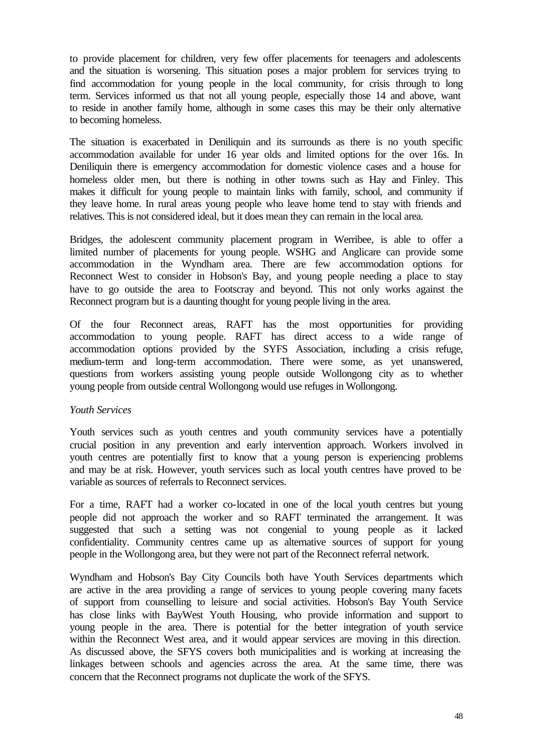to provide placement for children, very few offer placements for teenagers and adolescents and the situation is worsening. This situation poses a major problem for services trying to find accommodation for young people in the local community, for crisis through to long term. Services informed us that not all young people, especially those 14 and above, want to reside in another family home, although in some cases this may be their only alternative to becoming homeless.

The situation is exacerbated in Deniliquin and its surrounds as there is no youth specific accommodation available for under 16 year olds and limited options for the over 16s. In Deniliquin there is emergency accommodation for domestic violence cases and a house for homeless older men, but there is nothing in other towns such as Hay and Finley. This makes it difficult for young people to maintain links with family, school, and community if they leave home. In rural areas young people who leave home tend to stay with friends and relatives. This is not considered ideal, but it does mean they can remain in the local area.

Bridges, the adolescent community placement program in Werribee, is able to offer a limited number of placements for young people. WSHG and Anglicare can provide some accommodation in the Wyndham area. There are few accommodation options for Reconnect West to consider in Hobson's Bay, and young people needing a place to stay have to go outside the area to Footscray and beyond. This not only works against the Reconnect program but is a daunting thought for young people living in the area.

Of the four Reconnect areas, RAFT has the most opportunities for providing accommodation to young people. RAFT has direct access to a wide range of accommodation options provided by the SYFS Association, including a crisis refuge, medium-term and long-term accommodation. There were some, as yet unanswered, questions from workers assisting young people outside Wollongong city as to whether young people from outside central Wollongong would use refuges in Wollongong.

*Youth Services*

Youth services such as youth centres and youth community services have a potentially crucial position in any prevention and early intervention approach. Workers involved in youth centres are potentially first to know that a young person is experiencing problems and may be at risk. However, youth services such as local youth centres have proved to be variable as sources of referrals to Reconnect services.

For a time, RAFT had a worker co-located in one of the local youth centres but young people did not approach the worker and so RAFT terminated the arrangement. It was suggested that such a setting was not congenial to young people as it lacked confidentiality. Community centres came up as alternative sources of support for young people in the Wollongong area, but they were not part of the Reconnect referral network.

Wyndham and Hobson's Bay City Councils both have Youth Services departments which are active in the area providing a range of services to young people covering many facets of support from counselling to leisure and social activities. Hobson's Bay Youth Service has close links with BayWest Youth Housing, who provide information and support to young people in the area. There is potential for the better integration of youth service within the Reconnect West area, and it would appear services are moving in this direction. As discussed above, the SFYS covers both municipalities and is working at increasing the linkages between schools and agencies across the area. At the same time, there was concern that the Reconnect programs not duplicate the work of the SFYS.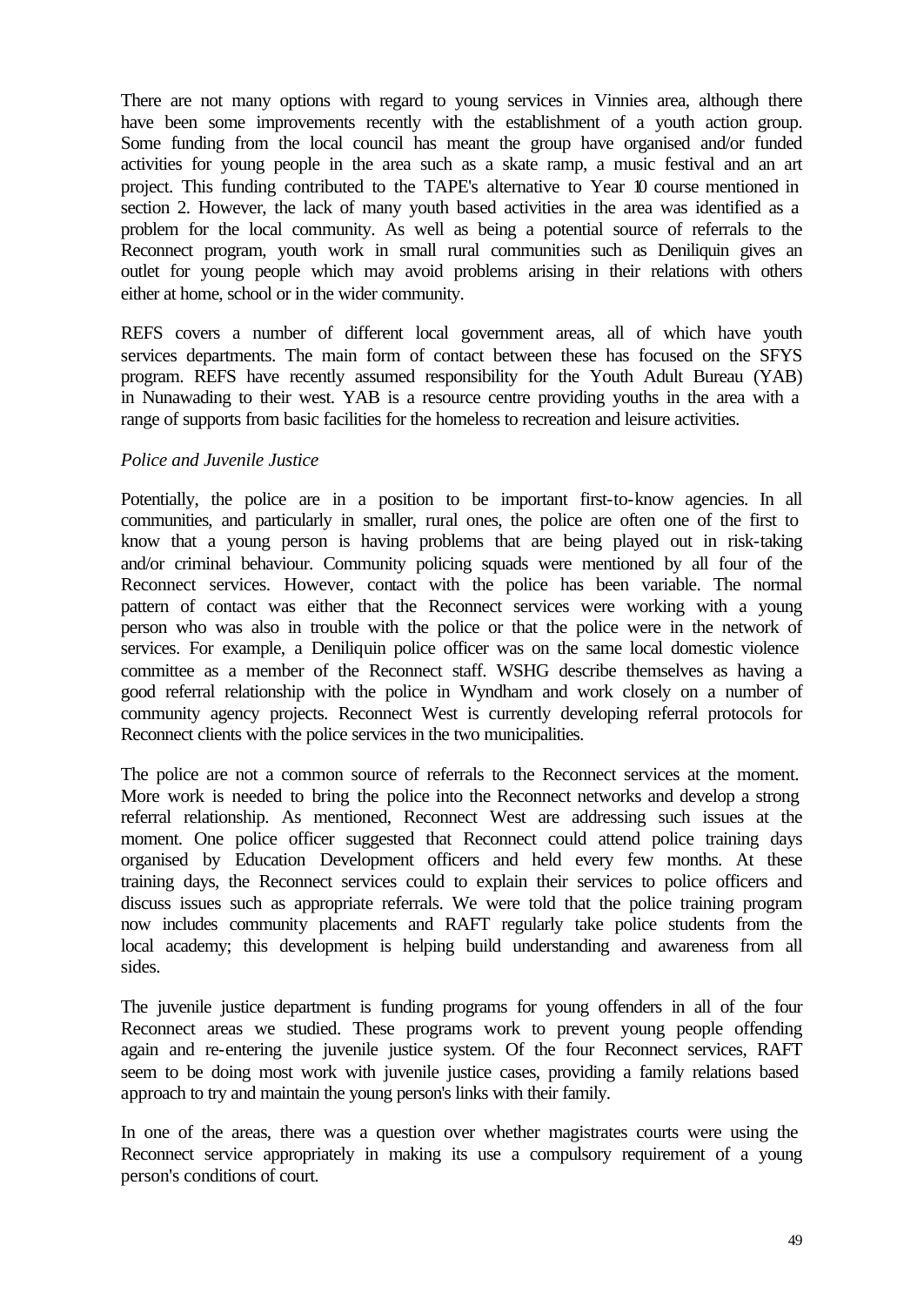There are not many options with regard to young services in Vinnies area, although there have been some improvements recently with the establishment of a youth action group. Some funding from the local council has meant the group have organised and/or funded activities for young people in the area such as a skate ramp, a music festival and an art project. This funding contributed to the TAPE's alternative to Year 10 course mentioned in section 2. However, the lack of many youth based activities in the area was identified as a problem for the local community. As well as being a potential source of referrals to the Reconnect program, youth work in small rural communities such as Deniliquin gives an outlet for young people which may avoid problems arising in their relations with others either at home, school or in the wider community.

REFS covers a number of different local government areas, all of which have youth services departments. The main form of contact between these has focused on the SFYS program. REFS have recently assumed responsibility for the Youth Adult Bureau (YAB) in Nunawading to their west. YAB is a resource centre providing youths in the area with a range of supports from basic facilities for the homeless to recreation and leisure activities.

*Police and Juvenile Justice*

Potentially, the police are in a position to be important first-to-know agencies. In all communities, and particularly in smaller, rural ones, the police are often one of the first to know that a young person is having problems that are being played out in risk-taking and/or criminal behaviour. Community policing squads were mentioned by all four of the Reconnect services. However, contact with the police has been variable. The normal pattern of contact was either that the Reconnect services were working with a young person who was also in trouble with the police or that the police were in the network of services. For example, a Deniliquin police officer was on the same local domestic violence committee as a member of the Reconnect staff. WSHG describe themselves as having a good referral relationship with the police in Wyndham and work closely on a number of community agency projects. Reconnect West is currently developing referral protocols for Reconnect clients with the police services in the two municipalities.

The police are not a common source of referrals to the Reconnect services at the moment. More work is needed to bring the police into the Reconnect networks and develop a strong referral relationship. As mentioned, Reconnect West are addressing such issues at the moment. One police officer suggested that Reconnect could attend police training days organised by Education Development officers and held every few months. At these training days, the Reconnect services could to explain their services to police officers and discuss issues such as appropriate referrals. We were told that the police training program now includes community placements and RAFT regularly take police students from the local academy; this development is helping build understanding and awareness from all sides.

The juvenile justice department is funding programs for young offenders in all of the four Reconnect areas we studied. These programs work to prevent young people offending again and re-entering the juvenile justice system. Of the four Reconnect services, RAFT seem to be doing most work with juvenile justice cases, providing a family relations based approach to try and maintain the young person's links with their family.

In one of the areas, there was a question over whether magistrates courts were using the Reconnect service appropriately in making its use a compulsory requirement of a young person's conditions of court.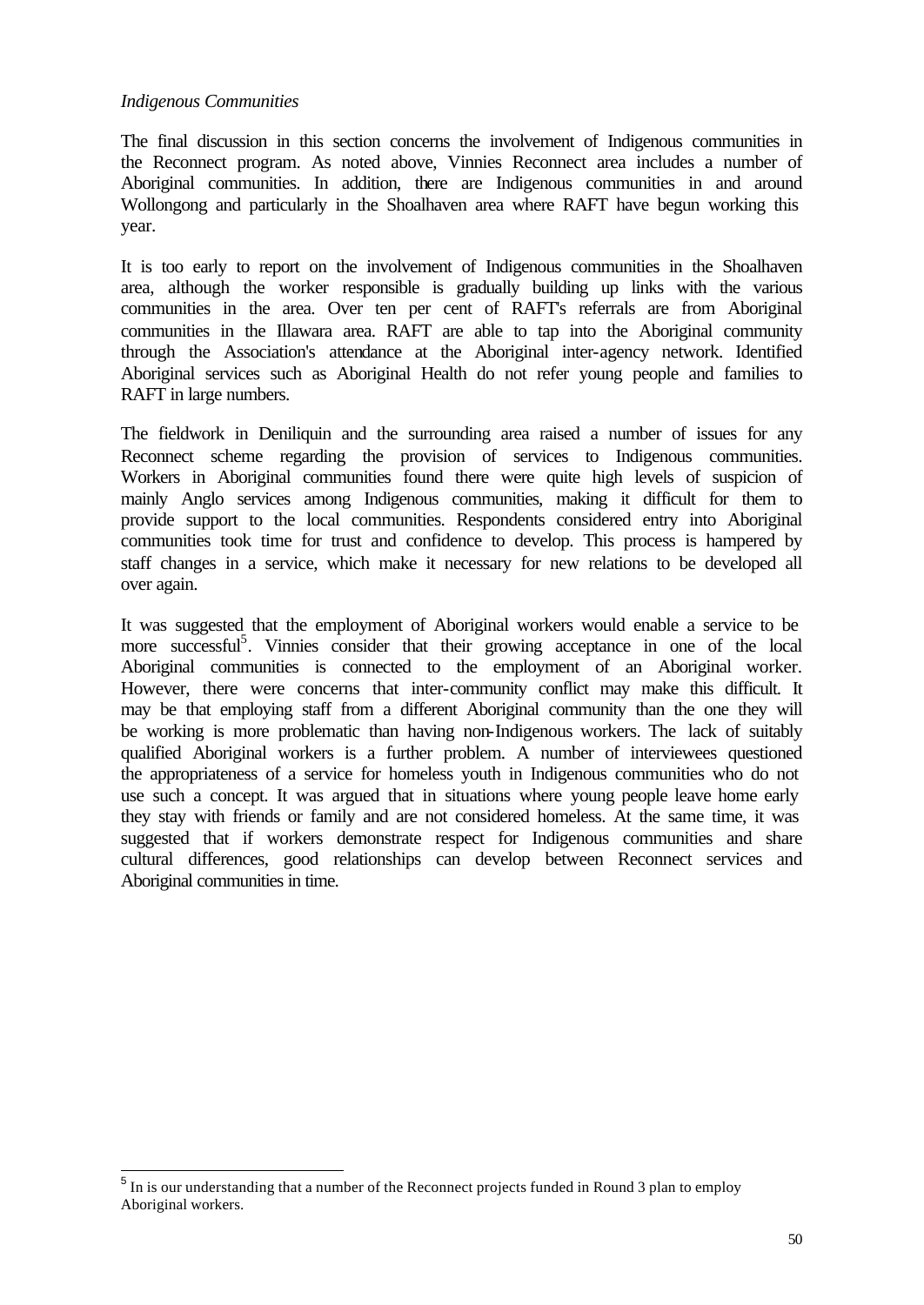*Indigenous Communities*

The final discussion in this section concerns the involvement of Indigenous communities in the Reconnect program. As noted above, Vinnies Reconnect area includes a number of Aboriginal communities. In addition, there are Indigenous communities in and around Wollongong and particularly in the Shoalhaven area where RAFT have begun working this year.

It is too early to report on the involvement of Indigenous communities in the Shoalhaven area, although the worker responsible is gradually building up links with the various communities in the area. Over ten per cent of RAFT's referrals are from Aboriginal communities in the Illawara area. RAFT are able to tap into the Aboriginal community through the Association's attendance at the Aboriginal inter-agency network. Identified Aboriginal services such as Aboriginal Health do not refer young people and families to RAFT in large numbers.

The fieldwork in Deniliquin and the surrounding area raised a number of issues for any Reconnect scheme regarding the provision of services to Indigenous communities. Workers in Aboriginal communities found there were quite high levels of suspicion of mainly Anglo services among Indigenous communities, making it difficult for them to provide support to the local communities. Respondents considered entry into Aboriginal communities took time for trust and confidence to develop. This process is hampered by staff changes in a service, which make it necessary for new relations to be developed all over again.

It was suggested that the employment of Aboriginal workers would enable a service to be more successful[5]. Vinnies consider that their growing acceptance in one of the local Aboriginal communities is connected to the employment of an Aboriginal worker. However, there were concerns that inter-community conflict may make this difficult. It may be that employing staff from a different Aboriginal community than the one they will be working is more problematic than having non-Indigenous workers. The lack of suitably qualified Aboriginal workers is a further problem. A number of interviewees questioned the appropriateness of a service for homeless youth in Indigenous communities who do not use such a concept. It was argued that in situations where young people leave home early they stay with friends or family and are not considered homeless. At the same time, it was suggested that if workers demonstrate respect for Indigenous communities and share cultural differences, good relationships can develop between Reconnect services and Aboriginal communities in time.

---

[5] In is our understanding that a number of the Reconnect projects funded in Round 3 plan to employ Aboriginal workers.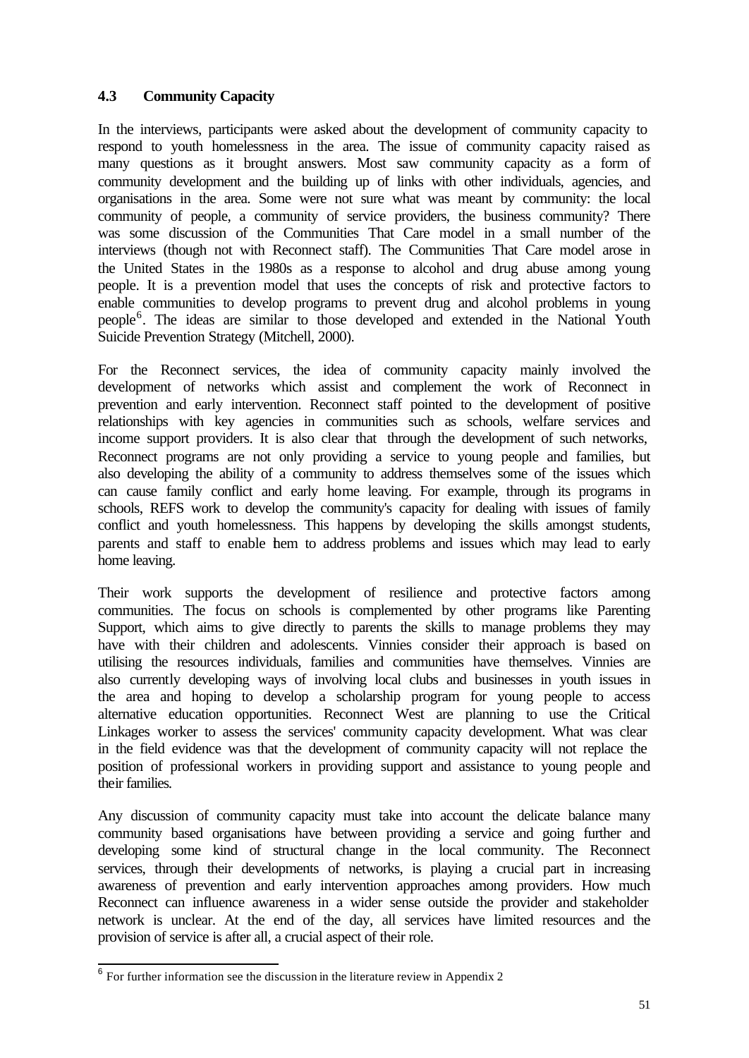### 4.3 Community Capacity

In the interviews, participants were asked about the development of community capacity to respond to youth homelessness in the area. The issue of community capacity raised as many questions as it brought answers. Most saw community capacity as a form of community development and the building up of links with other individuals, agencies, and organisations in the area. Some were not sure what was meant by community: the local community of people, a community of service providers, the business community? There was some discussion of the Communities That Care model in a small number of the interviews (though not with Reconnect staff). The Communities That Care model arose in the United States in the 1980s as a response to alcohol and drug abuse among young people. It is a prevention model that uses the concepts of risk and protective factors to enable communities to develop programs to prevent drug and alcohol problems in young people[6]. The ideas are similar to those developed and extended in the National Youth Suicide Prevention Strategy (Mitchell, 2000).

For the Reconnect services, the idea of community capacity mainly involved the development of networks which assist and complement the work of Reconnect in prevention and early intervention. Reconnect staff pointed to the development of positive relationships with key agencies in communities such as schools, welfare services and income support providers. It is also clear that through the development of such networks, Reconnect programs are not only providing a service to young people and families, but also developing the ability of a community to address themselves some of the issues which can cause family conflict and early home leaving. For example, through its programs in schools, REFS work to develop the community's capacity for dealing with issues of family conflict and youth homelessness. This happens by developing the skills amongst students, parents and staff to enable them to address problems and issues which may lead to early home leaving.

Their work supports the development of resilience and protective factors among communities. The focus on schools is complemented by other programs like Parenting Support, which aims to give directly to parents the skills to manage problems they may have with their children and adolescents. Vinnies consider their approach is based on utilising the resources individuals, families and communities have themselves. Vinnies are also currently developing ways of involving local clubs and businesses in youth issues in the area and hoping to develop a scholarship program for young people to access alternative education opportunities. Reconnect West are planning to use the Critical Linkages worker to assess the services' community capacity development. What was clear in the field evidence was that the development of community capacity will not replace the position of professional workers in providing support and assistance to young people and their families.

Any discussion of community capacity must take into account the delicate balance many community based organisations have between providing a service and going further and developing some kind of structural change in the local community. The Reconnect services, through their developments of networks, is playing a crucial part in increasing awareness of prevention and early intervention approaches among providers. How much Reconnect can influence awareness in a wider sense outside the provider and stakeholder network is unclear. At the end of the day, all services have limited resources and the provision of service is after all, a crucial aspect of their role.

---

[6] For further information see the discussion in the literature review in Appendix 2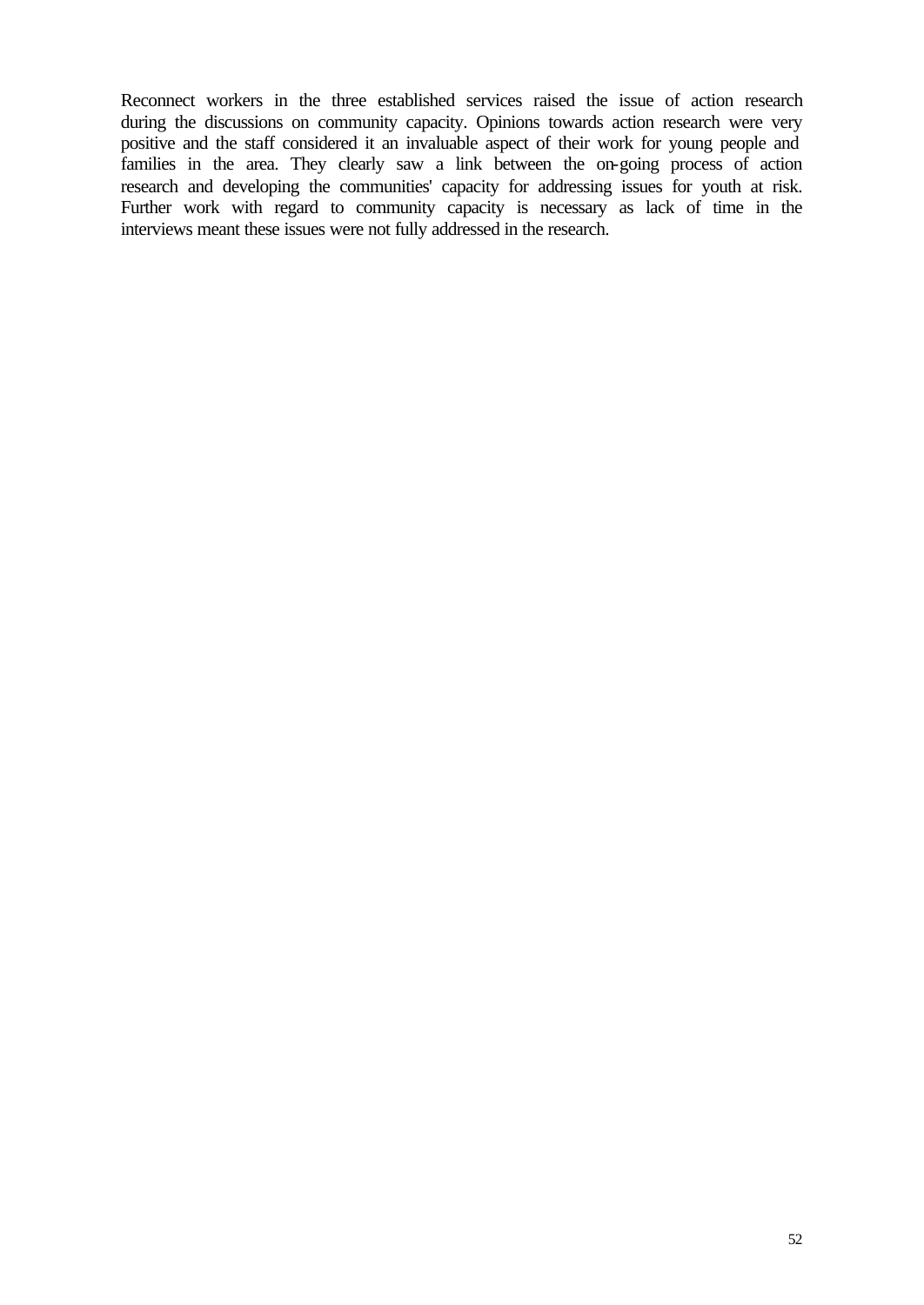Reconnect workers in the three established services raised the issue of action research during the discussions on community capacity. Opinions towards action research were very positive and the staff considered it an invaluable aspect of their work for young people and families in the area. They clearly saw a link between the on-going process of action research and developing the communities' capacity for addressing issues for youth at risk. Further work with regard to community capacity is necessary as lack of time in the interviews meant these issues were not fully addressed in the research.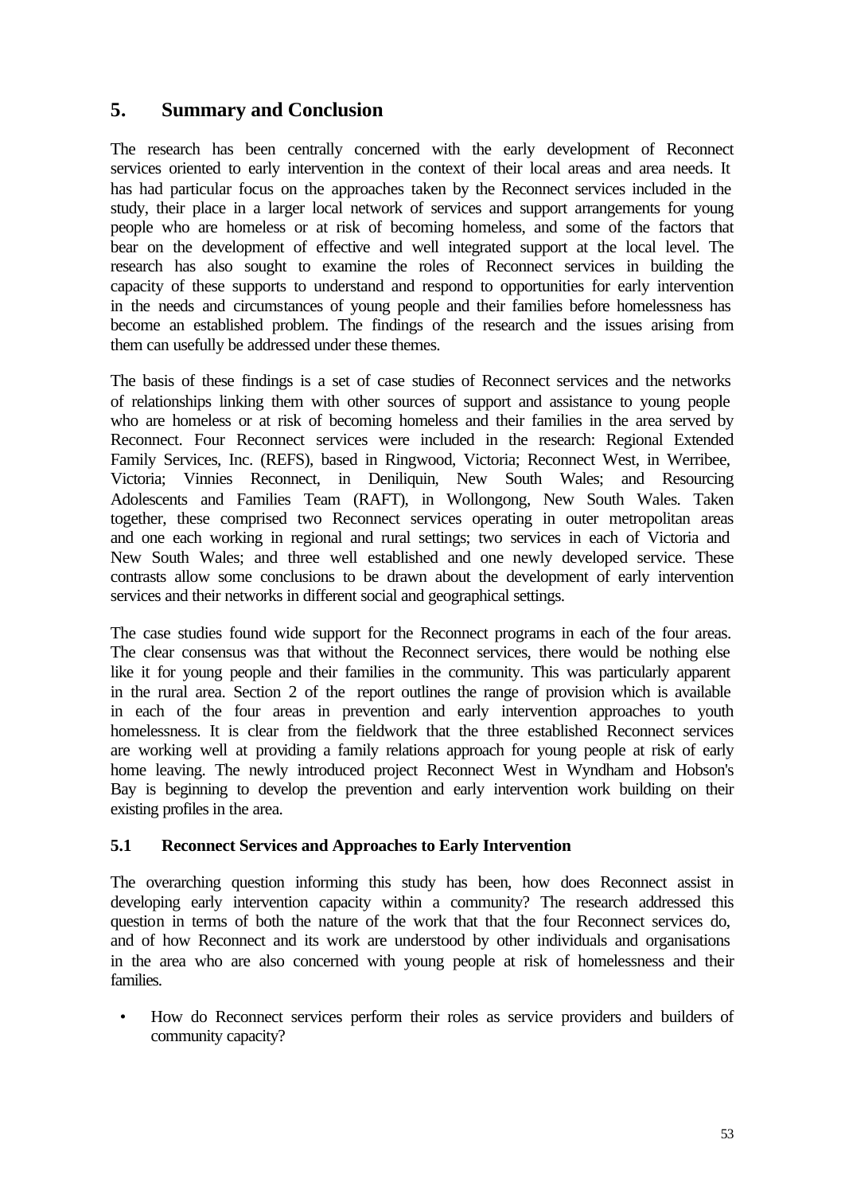## 5. Summary and Conclusion

The research has been centrally concerned with the early development of Reconnect services oriented to early intervention in the context of their local areas and area needs. It has had particular focus on the approaches taken by the Reconnect services included in the study, their place in a larger local network of services and support arrangements for young people who are homeless or at risk of becoming homeless, and some of the factors that bear on the development of effective and well integrated support at the local level. The research has also sought to examine the roles of Reconnect services in building the capacity of these supports to understand and respond to opportunities for early intervention in the needs and circumstances of young people and their families before homelessness has become an established problem. The findings of the research and the issues arising from them can usefully be addressed under these themes.

The basis of these findings is a set of case studies of Reconnect services and the networks of relationships linking them with other sources of support and assistance to young people who are homeless or at risk of becoming homeless and their families in the area served by Reconnect. Four Reconnect services were included in the research: Regional Extended Family Services, Inc. (REFS), based in Ringwood, Victoria; Reconnect West, in Werribee, Victoria; Vinnies Reconnect, in Deniliquin, New South Wales; and Resourcing Adolescents and Families Team (RAFT), in Wollongong, New South Wales. Taken together, these comprised two Reconnect services operating in outer metropolitan areas and one each working in regional and rural settings; two services in each of Victoria and New South Wales; and three well established and one newly developed service. These contrasts allow some conclusions to be drawn about the development of early intervention services and their networks in different social and geographical settings.

The case studies found wide support for the Reconnect programs in each of the four areas. The clear consensus was that without the Reconnect services, there would be nothing else like it for young people and their families in the community. This was particularly apparent in the rural area. Section 2 of the report outlines the range of provision which is available in each of the four areas in prevention and early intervention approaches to youth homelessness. It is clear from the fieldwork that the three established Reconnect services are working well at providing a family relations approach for young people at risk of early home leaving. The newly introduced project Reconnect West in Wyndham and Hobson's Bay is beginning to develop the prevention and early intervention work building on their existing profiles in the area.

### 5.1 Reconnect Services and Approaches to Early Intervention

The overarching question informing this study has been, how does Reconnect assist in developing early intervention capacity within a community? The research addressed this question in terms of both the nature of the work that that the four Reconnect services do, and of how Reconnect and its work are understood by other individuals and organisations in the area who are also concerned with young people at risk of homelessness and their families.

- How do Reconnect services perform their roles as service providers and builders of community capacity?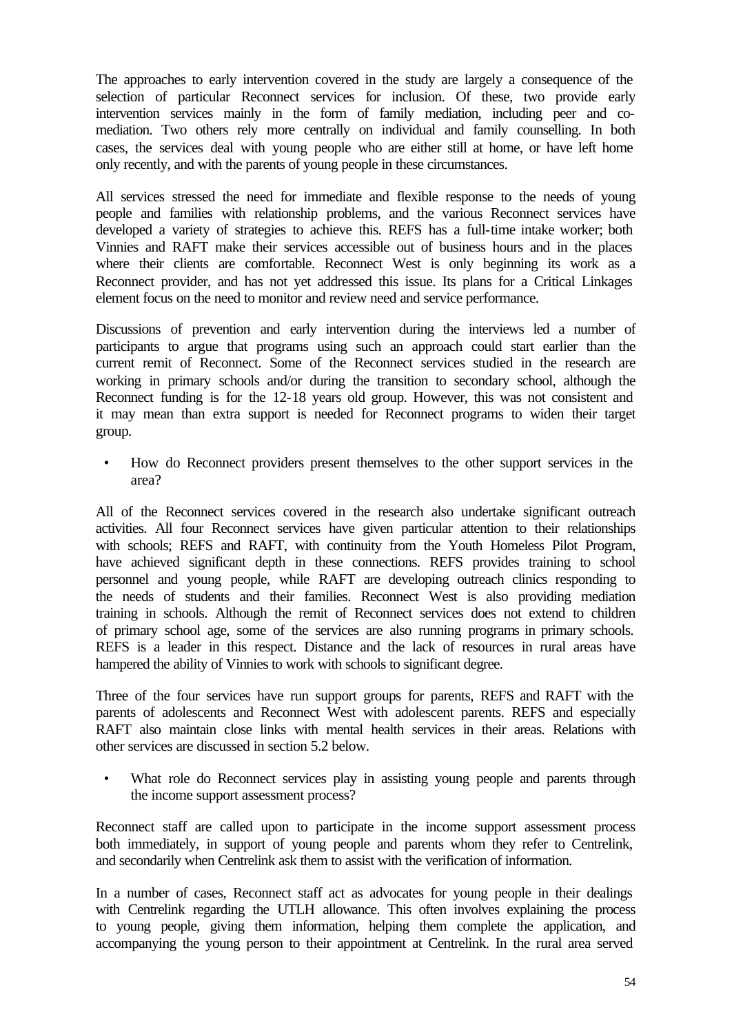The approaches to early intervention covered in the study are largely a consequence of the selection of particular Reconnect services for inclusion. Of these, two provide early intervention services mainly in the form of family mediation, including peer and co-mediation. Two others rely more centrally on individual and family counselling. In both cases, the services deal with young people who are either still at home, or have left home only recently, and with the parents of young people in these circumstances.

All services stressed the need for immediate and flexible response to the needs of young people and families with relationship problems, and the various Reconnect services have developed a variety of strategies to achieve this. REFS has a full-time intake worker; both Vinnies and RAFT make their services accessible out of business hours and in the places where their clients are comfortable. Reconnect West is only beginning its work as a Reconnect provider, and has not yet addressed this issue. Its plans for a Critical Linkages element focus on the need to monitor and review need and service performance.

Discussions of prevention and early intervention during the interviews led a number of participants to argue that programs using such an approach could start earlier than the current remit of Reconnect. Some of the Reconnect services studied in the research are working in primary schools and/or during the transition to secondary school, although the Reconnect funding is for the 12-18 years old group. However, this was not consistent and it may mean than extra support is needed for Reconnect programs to widen their target group.

- How do Reconnect providers present themselves to the other support services in the area?

All of the Reconnect services covered in the research also undertake significant outreach activities. All four Reconnect services have given particular attention to their relationships with schools; REFS and RAFT, with continuity from the Youth Homeless Pilot Program, have achieved significant depth in these connections. REFS provides training to school personnel and young people, while RAFT are developing outreach clinics responding to the needs of students and their families. Reconnect West is also providing mediation training in schools. Although the remit of Reconnect services does not extend to children of primary school age, some of the services are also running programs in primary schools. REFS is a leader in this respect. Distance and the lack of resources in rural areas have hampered the ability of Vinnies to work with schools to significant degree.

Three of the four services have run support groups for parents, REFS and RAFT with the parents of adolescents and Reconnect West with adolescent parents. REFS and especially RAFT also maintain close links with mental health services in their areas. Relations with other services are discussed in section 5.2 below.

- What role do Reconnect services play in assisting young people and parents through the income support assessment process?

Reconnect staff are called upon to participate in the income support assessment process both immediately, in support of young people and parents whom they refer to Centrelink, and secondarily when Centrelink ask them to assist with the verification of information.

In a number of cases, Reconnect staff act as advocates for young people in their dealings with Centrelink regarding the UTLH allowance. This often involves explaining the process to young people, giving them information, helping them complete the application, and accompanying the young person to their appointment at Centrelink. In the rural area served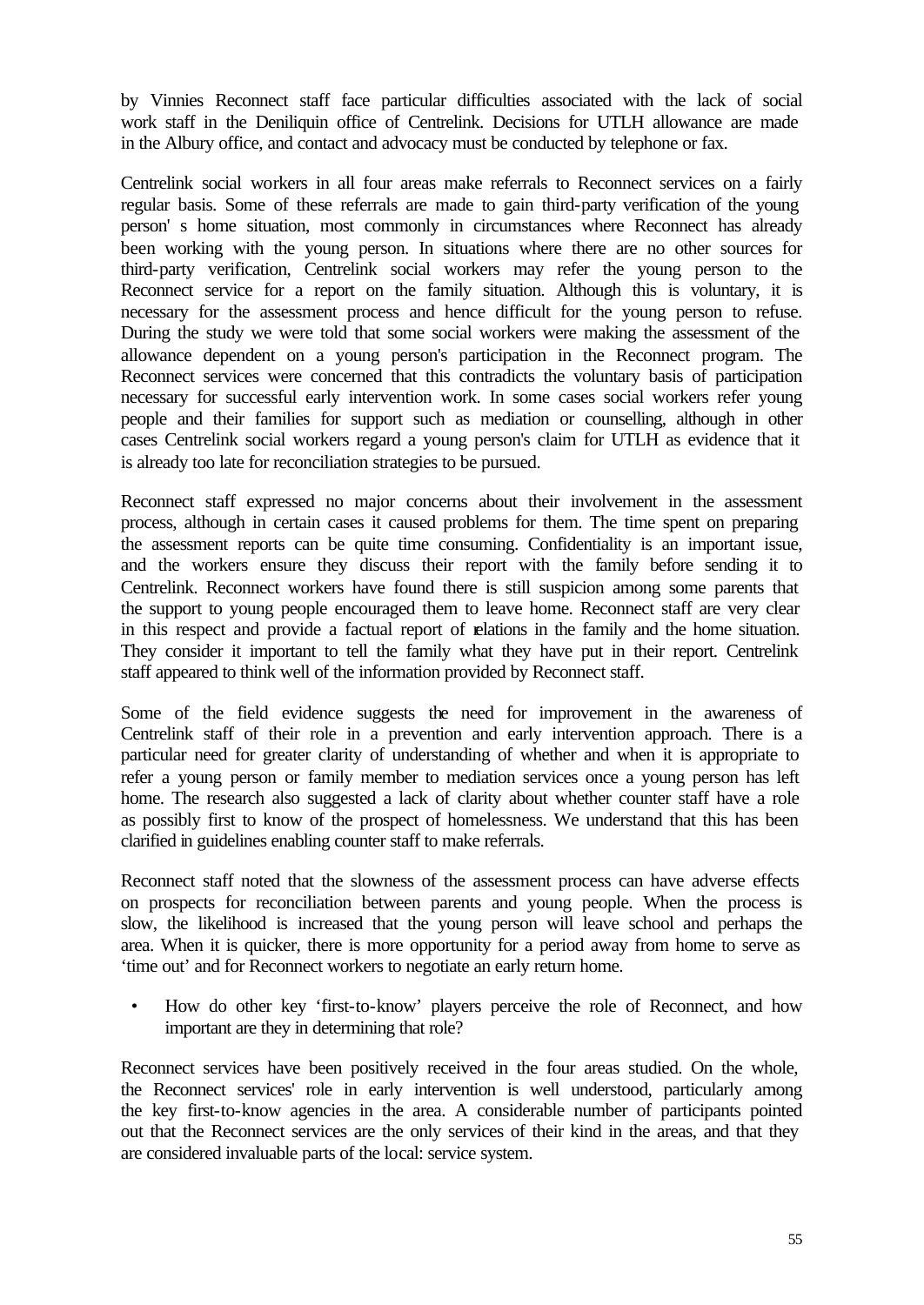by Vinnies Reconnect staff face particular difficulties associated with the lack of social work staff in the Deniliquin office of Centrelink. Decisions for UTLH allowance are made in the Albury office, and contact and advocacy must be conducted by telephone or fax.

Centrelink social workers in all four areas make referrals to Reconnect services on a fairly regular basis. Some of these referrals are made to gain third-party verification of the young person' s home situation, most commonly in circumstances where Reconnect has already been working with the young person. In situations where there are no other sources for third-party verification, Centrelink social workers may refer the young person to the Reconnect service for a report on the family situation. Although this is voluntary, it is necessary for the assessment process and hence difficult for the young person to refuse. During the study we were told that some social workers were making the assessment of the allowance dependent on a young person's participation in the Reconnect program. The Reconnect services were concerned that this contradicts the voluntary basis of participation necessary for successful early intervention work. In some cases social workers refer young people and their families for support such as mediation or counselling, although in other cases Centrelink social workers regard a young person's claim for UTLH as evidence that it is already too late for reconciliation strategies to be pursued.

Reconnect staff expressed no major concerns about their involvement in the assessment process, although in certain cases it caused problems for them. The time spent on preparing the assessment reports can be quite time consuming. Confidentiality is an important issue, and the workers ensure they discuss their report with the family before sending it to Centrelink. Reconnect workers have found there is still suspicion among some parents that the support to young people encouraged them to leave home. Reconnect staff are very clear in this respect and provide a factual report of relations in the family and the home situation. They consider it important to tell the family what they have put in their report. Centrelink staff appeared to think well of the information provided by Reconnect staff.

Some of the field evidence suggests the need for improvement in the awareness of Centrelink staff of their role in a prevention and early intervention approach. There is a particular need for greater clarity of understanding of whether and when it is appropriate to refer a young person or family member to mediation services once a young person has left home. The research also suggested a lack of clarity about whether counter staff have a role as possibly first to know of the prospect of homelessness. We understand that this has been clarified in guidelines enabling counter staff to make referrals.

Reconnect staff noted that the slowness of the assessment process can have adverse effects on prospects for reconciliation between parents and young people. When the process is slow, the likelihood is increased that the young person will leave school and perhaps the area. When it is quicker, there is more opportunity for a period away from home to serve as 'time out' and for Reconnect workers to negotiate an early return home.

- How do other key 'first-to-know' players perceive the role of Reconnect, and how important are they in determining that role?

Reconnect services have been positively received in the four areas studied. On the whole, the Reconnect services' role in early intervention is well understood, particularly among the key first-to-know agencies in the area. A considerable number of participants pointed out that the Reconnect services are the only services of their kind in the areas, and that they are considered invaluable parts of the local: service system.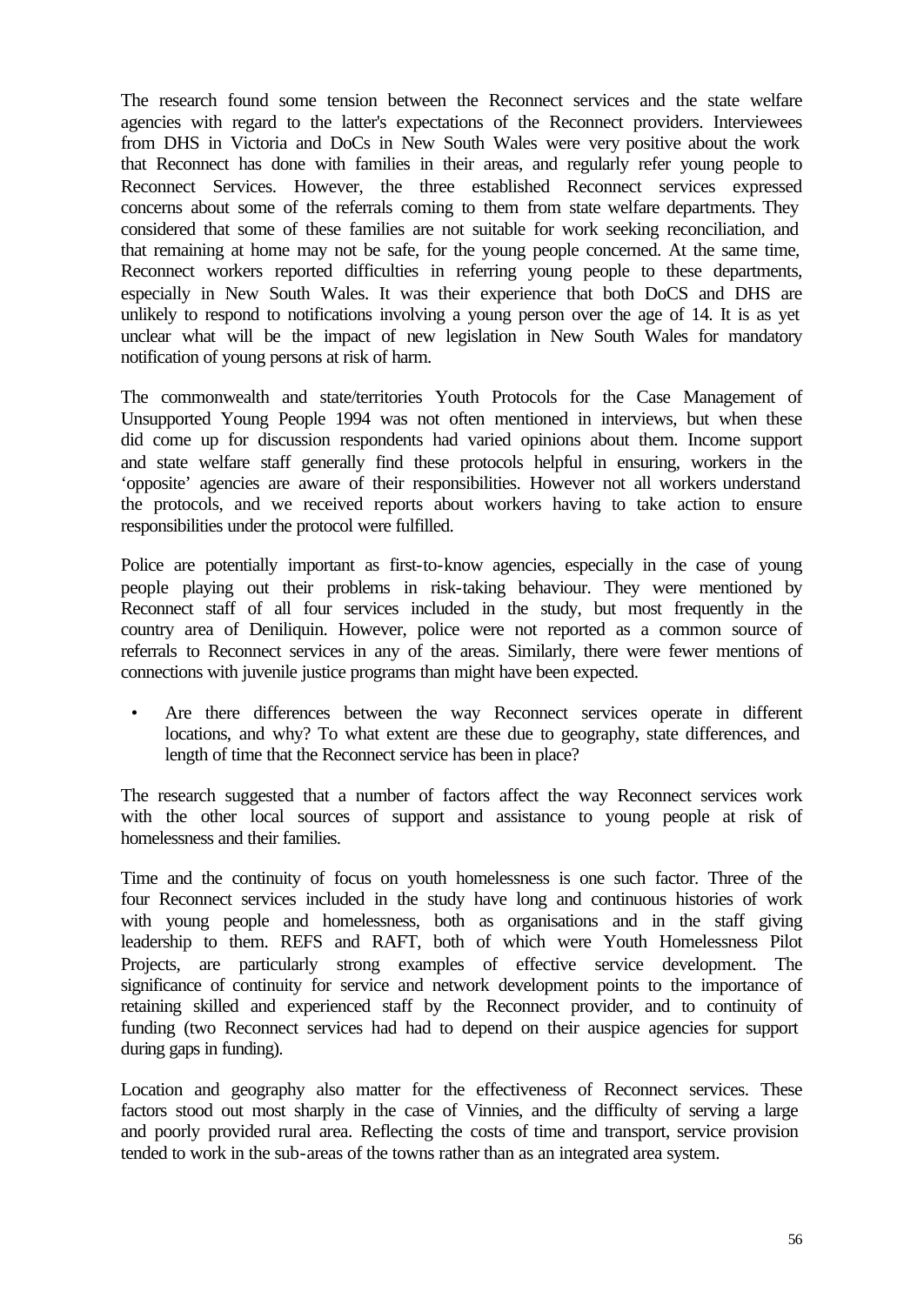The research found some tension between the Reconnect services and the state welfare agencies with regard to the latter's expectations of the Reconnect providers. Interviewees from DHS in Victoria and DoCs in New South Wales were very positive about the work that Reconnect has done with families in their areas, and regularly refer young people to Reconnect Services. However, the three established Reconnect services expressed concerns about some of the referrals coming to them from state welfare departments. They considered that some of these families are not suitable for work seeking reconciliation, and that remaining at home may not be safe, for the young people concerned. At the same time, Reconnect workers reported difficulties in referring young people to these departments, especially in New South Wales. It was their experience that both DoCS and DHS are unlikely to respond to notifications involving a young person over the age of 14. It is as yet unclear what will be the impact of new legislation in New South Wales for mandatory notification of young persons at risk of harm.

The commonwealth and state/territories Youth Protocols for the Case Management of Unsupported Young People 1994 was not often mentioned in interviews, but when these did come up for discussion respondents had varied opinions about them. Income support and state welfare staff generally find these protocols helpful in ensuring, workers in the 'opposite' agencies are aware of their responsibilities. However not all workers understand the protocols, and we received reports about workers having to take action to ensure responsibilities under the protocol were fulfilled.

Police are potentially important as first-to-know agencies, especially in the case of young people playing out their problems in risk-taking behaviour. They were mentioned by Reconnect staff of all four services included in the study, but most frequently in the country area of Deniliquin. However, police were not reported as a common source of referrals to Reconnect services in any of the areas. Similarly, there were fewer mentions of connections with juvenile justice programs than might have been expected.

- Are there differences between the way Reconnect services operate in different locations, and why? To what extent are these due to geography, state differences, and length of time that the Reconnect service has been in place?

The research suggested that a number of factors affect the way Reconnect services work with the other local sources of support and assistance to young people at risk of homelessness and their families.

Time and the continuity of focus on youth homelessness is one such factor. Three of the four Reconnect services included in the study have long and continuous histories of work with young people and homelessness, both as organisations and in the staff giving leadership to them. REFS and RAFT, both of which were Youth Homelessness Pilot Projects, are particularly strong examples of effective service development. The significance of continuity for service and network development points to the importance of retaining skilled and experienced staff by the Reconnect provider, and to continuity of funding (two Reconnect services had had to depend on their auspice agencies for support during gaps in funding).

Location and geography also matter for the effectiveness of Reconnect services. These factors stood out most sharply in the case of Vinnies, and the difficulty of serving a large and poorly provided rural area. Reflecting the costs of time and transport, service provision tended to work in the sub-areas of the towns rather than as an integrated area system.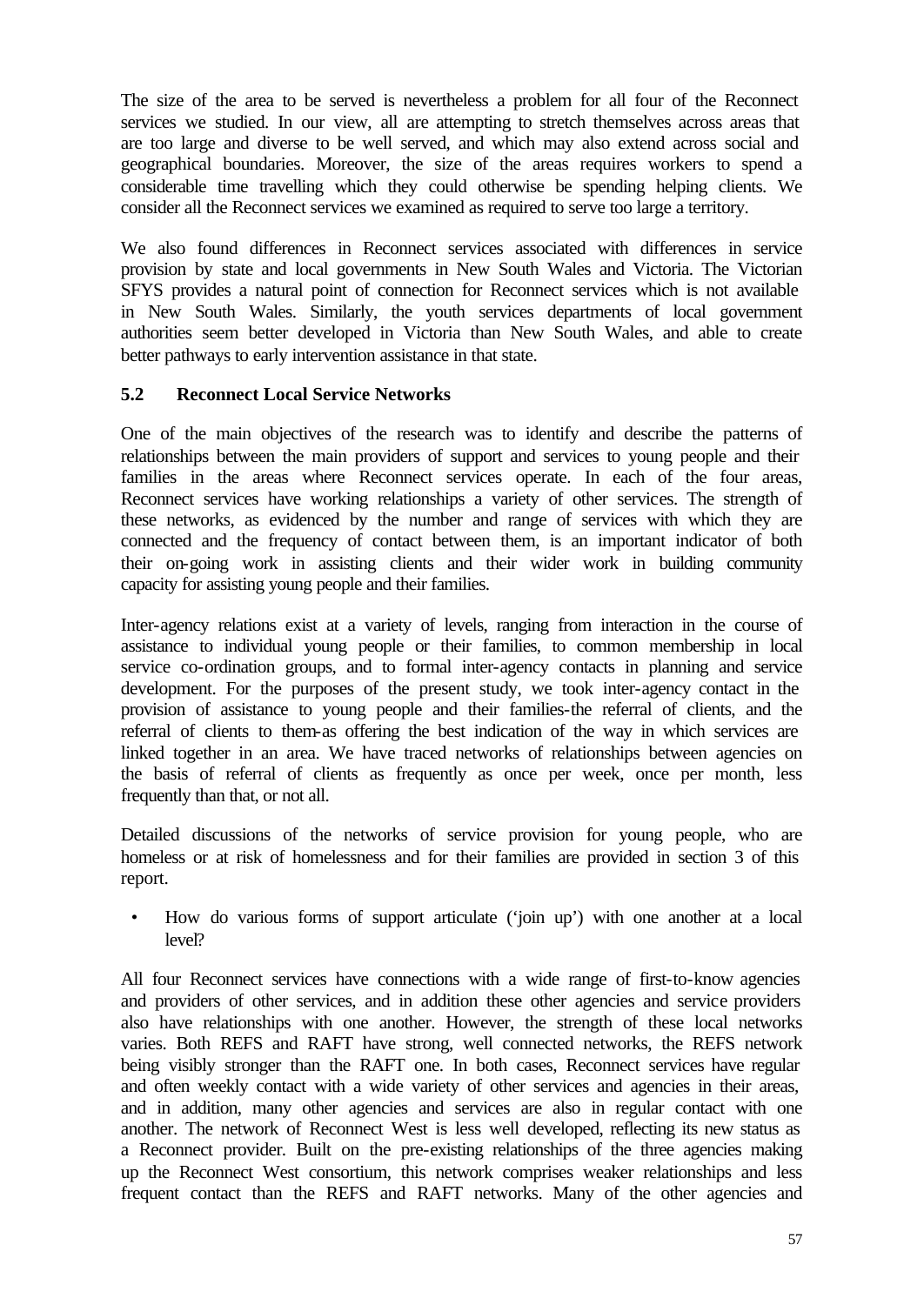The size of the area to be served is nevertheless a problem for all four of the Reconnect services we studied. In our view, all are attempting to stretch themselves across areas that are too large and diverse to be well served, and which may also extend across social and geographical boundaries. Moreover, the size of the areas requires workers to spend a considerable time travelling which they could otherwise be spending helping clients. We consider all the Reconnect services we examined as required to serve too large a territory.

We also found differences in Reconnect services associated with differences in service provision by state and local governments in New South Wales and Victoria. The Victorian SFYS provides a natural point of connection for Reconnect services which is not available in New South Wales. Similarly, the youth services departments of local government authorities seem better developed in Victoria than New South Wales, and able to create better pathways to early intervention assistance in that state.

### 5.2 Reconnect Local Service Networks

One of the main objectives of the research was to identify and describe the patterns of relationships between the main providers of support and services to young people and their families in the areas where Reconnect services operate. In each of the four areas, Reconnect services have working relationships a variety of other services. The strength of these networks, as evidenced by the number and range of services with which they are connected and the frequency of contact between them, is an important indicator of both their on-going work in assisting clients and their wider work in building community capacity for assisting young people and their families.

Inter-agency relations exist at a variety of levels, ranging from interaction in the course of assistance to individual young people or their families, to common membership in local service co-ordination groups, and to formal inter-agency contacts in planning and service development. For the purposes of the present study, we took inter-agency contact in the provision of assistance to young people and their families-the referral of clients, and the referral of clients to them-as offering the best indication of the way in which services are linked together in an area. We have traced networks of relationships between agencies on the basis of referral of clients as frequently as once per week, once per month, less frequently than that, or not all.

Detailed discussions of the networks of service provision for young people, who are homeless or at risk of homelessness and for their families are provided in section 3 of this report.

- How do various forms of support articulate ('join up') with one another at a local level?

All four Reconnect services have connections with a wide range of first-to-know agencies and providers of other services, and in addition these other agencies and service providers also have relationships with one another. However, the strength of these local networks varies. Both REFS and RAFT have strong, well connected networks, the REFS network being visibly stronger than the RAFT one. In both cases, Reconnect services have regular and often weekly contact with a wide variety of other services and agencies in their areas, and in addition, many other agencies and services are also in regular contact with one another. The network of Reconnect West is less well developed, reflecting its new status as a Reconnect provider. Built on the pre-existing relationships of the three agencies making up the Reconnect West consortium, this network comprises weaker relationships and less frequent contact than the REFS and RAFT networks. Many of the other agencies and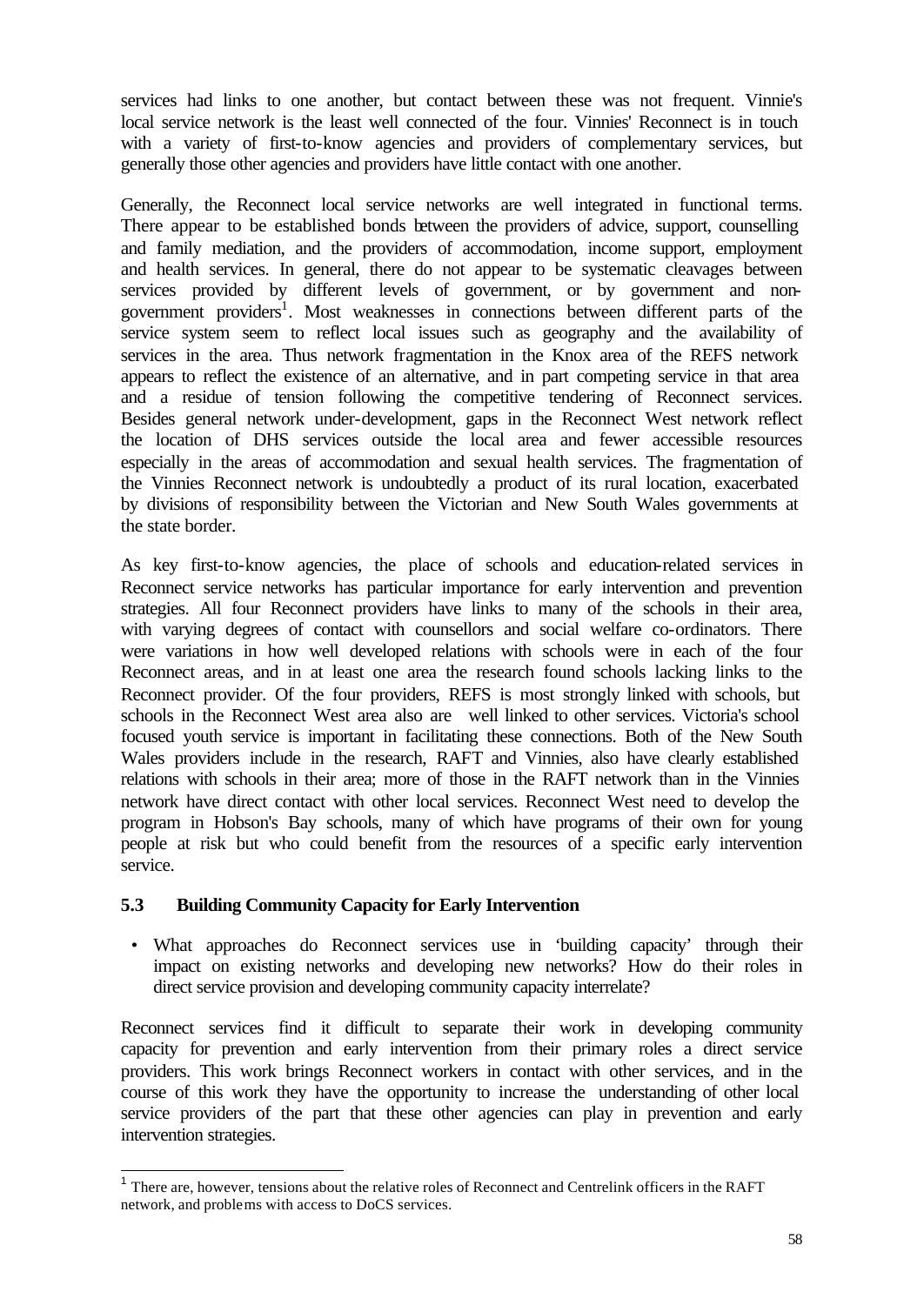services had links to one another, but contact between these was not frequent. Vinnie's local service network is the least well connected of the four. Vinnies' Reconnect is in touch with a variety of first-to-know agencies and providers of complementary services, but generally those other agencies and providers have little contact with one another.

Generally, the Reconnect local service networks are well integrated in functional terms. There appear to be established bonds between the providers of advice, support, counselling and family mediation, and the providers of accommodation, income support, employment and health services. In general, there do not appear to be systematic cleavages between services provided by different levels of government, or by government and non-government providers[1]. Most weaknesses in connections between different parts of the service system seem to reflect local issues such as geography and the availability of services in the area. Thus network fragmentation in the Knox area of the REFS network appears to reflect the existence of an alternative, and in part competing service in that area and a residue of tension following the competitive tendering of Reconnect services. Besides general network under-development, gaps in the Reconnect West network reflect the location of DHS services outside the local area and fewer accessible resources especially in the areas of accommodation and sexual health services. The fragmentation of the Vinnies Reconnect network is undoubtedly a product of its rural location, exacerbated by divisions of responsibility between the Victorian and New South Wales governments at the state border.

As key first-to-know agencies, the place of schools and education-related services in Reconnect service networks has particular importance for early intervention and prevention strategies. All four Reconnect providers have links to many of the schools in their area, with varying degrees of contact with counsellors and social welfare co-ordinators. There were variations in how well developed relations with schools were in each of the four Reconnect areas, and in at least one area the research found schools lacking links to the Reconnect provider. Of the four providers, REFS is most strongly linked with schools, but schools in the Reconnect West area also are well linked to other services. Victoria's school focused youth service is important in facilitating these connections. Both of the New South Wales providers include in the research, RAFT and Vinnies, also have clearly established relations with schools in their area; more of those in the RAFT network than in the Vinnies network have direct contact with other local services. Reconnect West need to develop the program in Hobson's Bay schools, many of which have programs of their own for young people at risk but who could benefit from the resources of a specific early intervention service.

### 5.3 Building Community Capacity for Early Intervention

- What approaches do Reconnect services use in 'building capacity' through their impact on existing networks and developing new networks? How do their roles in direct service provision and developing community capacity interrelate?

Reconnect services find it difficult to separate their work in developing community capacity for prevention and early intervention from their primary roles a direct service providers. This work brings Reconnect workers in contact with other services, and in the course of this work they have the opportunity to increase the understanding of other local service providers of the part that these other agencies can play in prevention and early intervention strategies.

[1] There are, however, tensions about the relative roles of Reconnect and Centrelink officers in the RAFT network, and problems with access to DoCS services.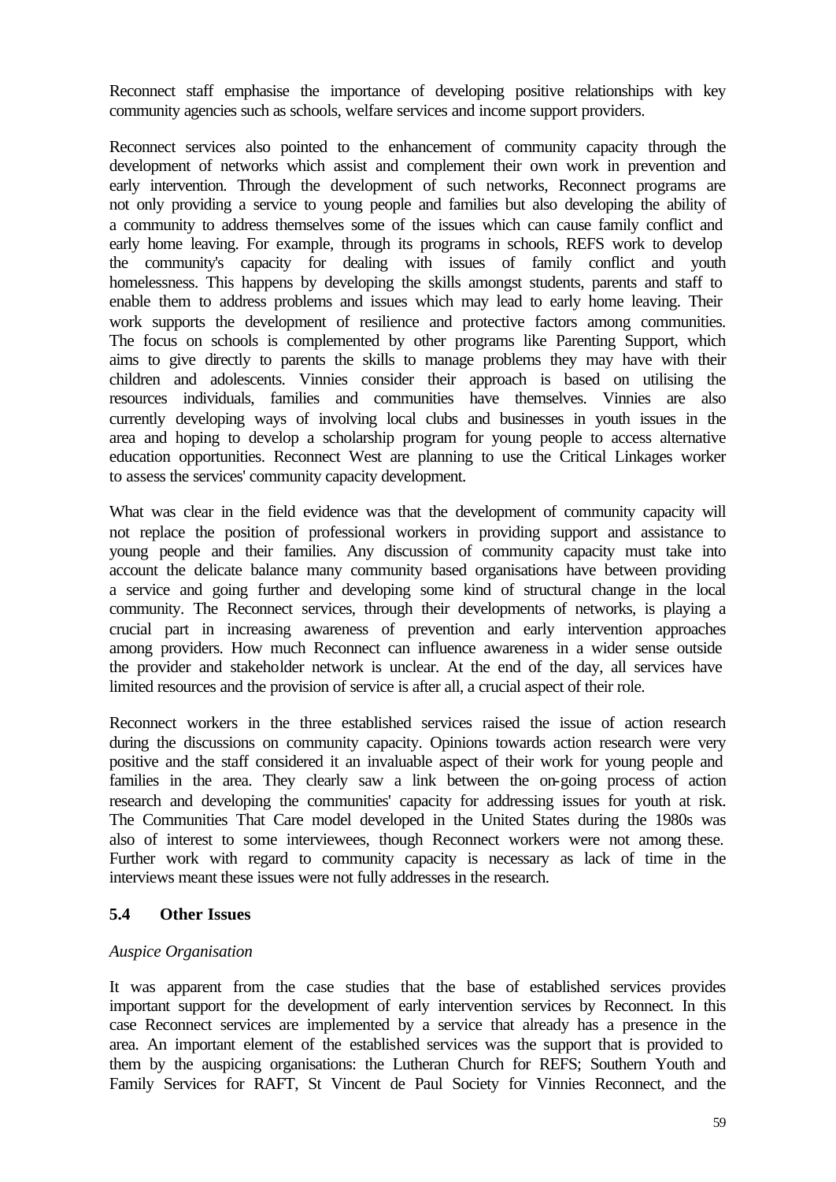Reconnect staff emphasise the importance of developing positive relationships with key community agencies such as schools, welfare services and income support providers.

Reconnect services also pointed to the enhancement of community capacity through the development of networks which assist and complement their own work in prevention and early intervention. Through the development of such networks, Reconnect programs are not only providing a service to young people and families but also developing the ability of a community to address themselves some of the issues which can cause family conflict and early home leaving. For example, through its programs in schools, REFS work to develop the community's capacity for dealing with issues of family conflict and youth homelessness. This happens by developing the skills amongst students, parents and staff to enable them to address problems and issues which may lead to early home leaving. Their work supports the development of resilience and protective factors among communities. The focus on schools is complemented by other programs like Parenting Support, which aims to give directly to parents the skills to manage problems they may have with their children and adolescents. Vinnies consider their approach is based on utilising the resources individuals, families and communities have themselves. Vinnies are also currently developing ways of involving local clubs and businesses in youth issues in the area and hoping to develop a scholarship program for young people to access alternative education opportunities. Reconnect West are planning to use the Critical Linkages worker to assess the services' community capacity development.

What was clear in the field evidence was that the development of community capacity will not replace the position of professional workers in providing support and assistance to young people and their families. Any discussion of community capacity must take into account the delicate balance many community based organisations have between providing a service and going further and developing some kind of structural change in the local community. The Reconnect services, through their developments of networks, is playing a crucial part in increasing awareness of prevention and early intervention approaches among providers. How much Reconnect can influence awareness in a wider sense outside the provider and stakeholder network is unclear. At the end of the day, all services have limited resources and the provision of service is after all, a crucial aspect of their role.

Reconnect workers in the three established services raised the issue of action research during the discussions on community capacity. Opinions towards action research were very positive and the staff considered it an invaluable aspect of their work for young people and families in the area. They clearly saw a link between the on-going process of action research and developing the communities' capacity for addressing issues for youth at risk. The Communities That Care model developed in the United States during the 1980s was also of interest to some interviewees, though Reconnect workers were not among these. Further work with regard to community capacity is necessary as lack of time in the interviews meant these issues were not fully addresses in the research.

### 5.4 Other Issues

*Auspice Organisation*

It was apparent from the case studies that the base of established services provides important support for the development of early intervention services by Reconnect. In this case Reconnect services are implemented by a service that already has a presence in the area. An important element of the established services was the support that is provided to them by the auspicing organisations: the Lutheran Church for REFS; Southern Youth and Family Services for RAFT, St Vincent de Paul Society for Vinnies Reconnect, and the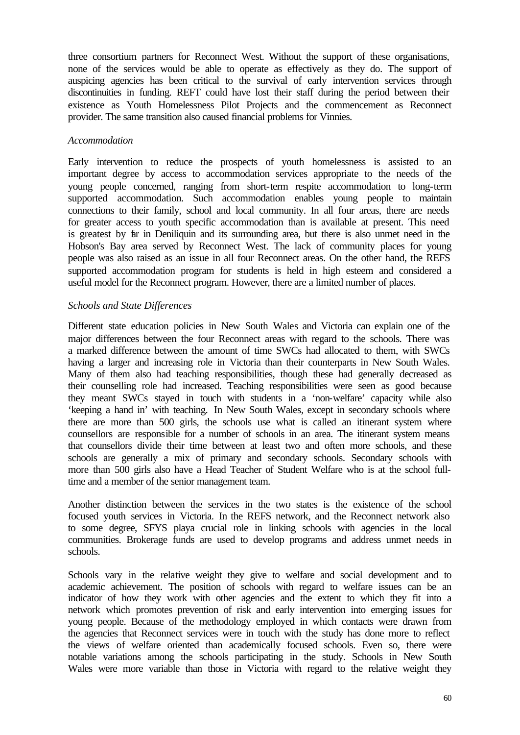three consortium partners for Reconnect West. Without the support of these organisations, none of the services would be able to operate as effectively as they do. The support of auspicing agencies has been critical to the survival of early intervention services through discontinuities in funding. REFT could have lost their staff during the period between their existence as Youth Homelessness Pilot Projects and the commencement as Reconnect provider. The same transition also caused financial problems for Vinnies.

*Accommodation*

Early intervention to reduce the prospects of youth homelessness is assisted to an important degree by access to accommodation services appropriate to the needs of the young people concerned, ranging from short-term respite accommodation to long-term supported accommodation. Such accommodation enables young people to maintain connections to their family, school and local community. In all four areas, there are needs for greater access to youth specific accommodation than is available at present. This need is greatest by far in Deniliquin and its surrounding area, but there is also unmet need in the Hobson's Bay area served by Reconnect West. The lack of community places for young people was also raised as an issue in all four Reconnect areas. On the other hand, the REFS supported accommodation program for students is held in high esteem and considered a useful model for the Reconnect program. However, there are a limited number of places.

*Schools and State Differences*

Different state education policies in New South Wales and Victoria can explain one of the major differences between the four Reconnect areas with regard to the schools. There was a marked difference between the amount of time SWCs had allocated to them, with SWCs having a larger and increasing role in Victoria than their counterparts in New South Wales. Many of them also had teaching responsibilities, though these had generally decreased as their counselling role had increased. Teaching responsibilities were seen as good because they meant SWCs stayed in touch with students in a 'non-welfare' capacity while also 'keeping a hand in' with teaching. In New South Wales, except in secondary schools where there are more than 500 girls, the schools use what is called an itinerant system where counsellors are responsible for a number of schools in an area. The itinerant system means that counsellors divide their time between at least two and often more schools, and these schools are generally a mix of primary and secondary schools. Secondary schools with more than 500 girls also have a Head Teacher of Student Welfare who is at the school full-time and a member of the senior management team.

Another distinction between the services in the two states is the existence of the school focused youth services in Victoria. In the REFS network, and the Reconnect network also to some degree, SFYS playa crucial role in linking schools with agencies in the local communities. Brokerage funds are used to develop programs and address unmet needs in schools.

Schools vary in the relative weight they give to welfare and social development and to academic achievement. The position of schools with regard to welfare issues can be an indicator of how they work with other agencies and the extent to which they fit into a network which promotes prevention of risk and early intervention into emerging issues for young people. Because of the methodology employed in which contacts were drawn from the agencies that Reconnect services were in touch with the study has done more to reflect the views of welfare oriented than academically focused schools. Even so, there were notable variations among the schools participating in the study. Schools in New South Wales were more variable than those in Victoria with regard to the relative weight they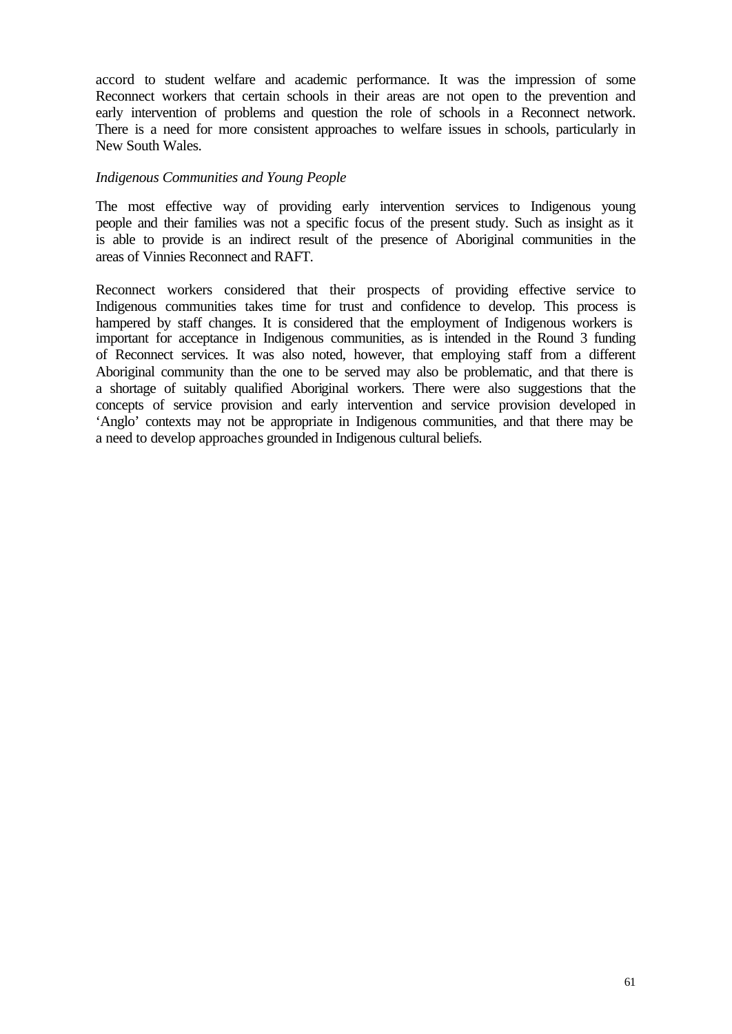accord to student welfare and academic performance. It was the impression of some Reconnect workers that certain schools in their areas are not open to the prevention and early intervention of problems and question the role of schools in a Reconnect network. There is a need for more consistent approaches to welfare issues in schools, particularly in New South Wales.

*Indigenous Communities and Young People*

The most effective way of providing early intervention services to Indigenous young people and their families was not a specific focus of the present study. Such as insight as it is able to provide is an indirect result of the presence of Aboriginal communities in the areas of Vinnies Reconnect and RAFT.

Reconnect workers considered that their prospects of providing effective service to Indigenous communities takes time for trust and confidence to develop. This process is hampered by staff changes. It is considered that the employment of Indigenous workers is important for acceptance in Indigenous communities, as is intended in the Round 3 funding of Reconnect services. It was also noted, however, that employing staff from a different Aboriginal community than the one to be served may also be problematic, and that there is a shortage of suitably qualified Aboriginal workers. There were also suggestions that the concepts of service provision and early intervention and service provision developed in 'Anglo' contexts may not be appropriate in Indigenous communities, and that there may be a need to develop approaches grounded in Indigenous cultural beliefs.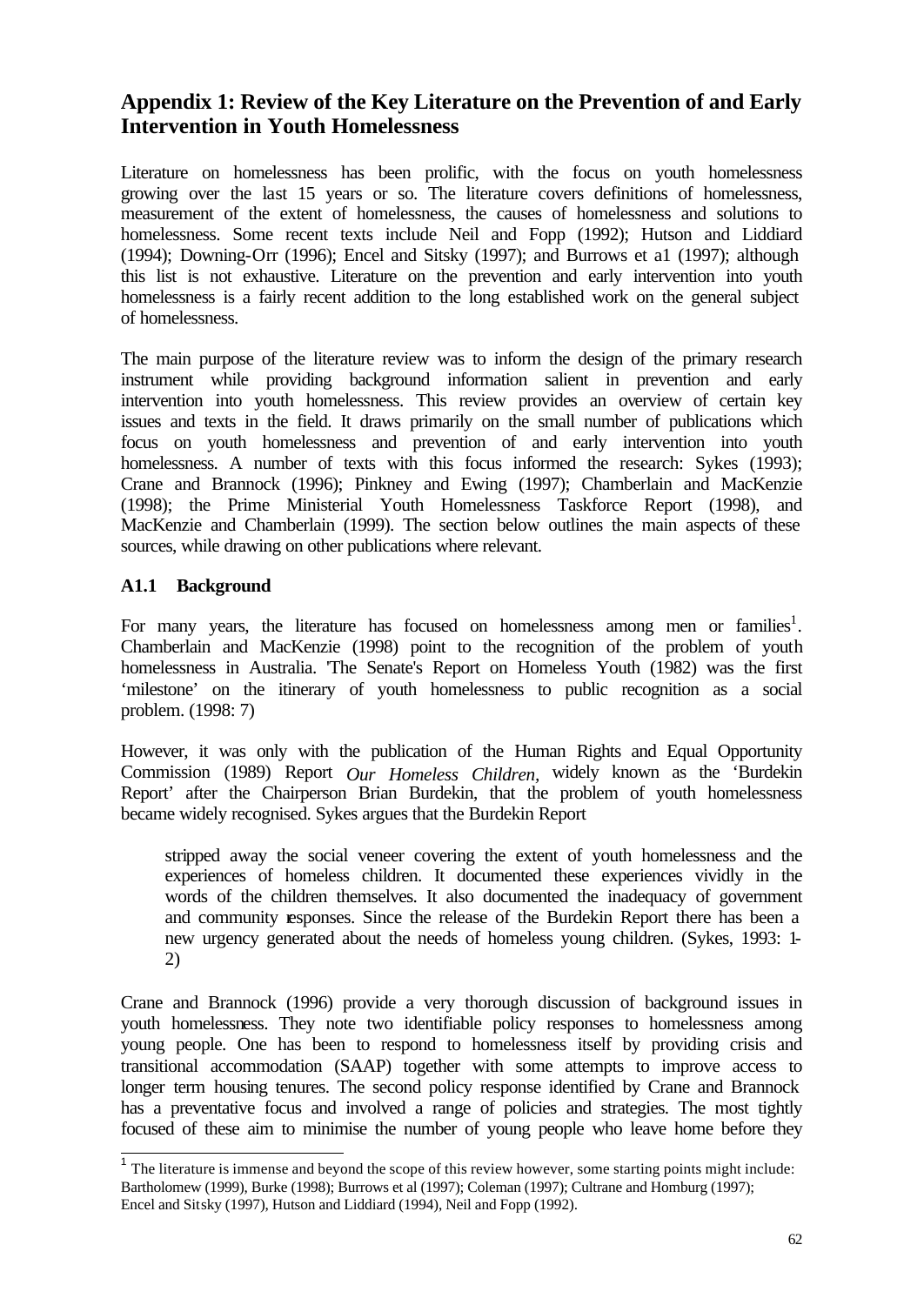## Appendix 1: Review of the Key Literature on the Prevention of and Early Intervention in Youth Homelessness

Literature on homelessness has been prolific, with the focus on youth homelessness growing over the last 15 years or so. The literature covers definitions of homelessness, measurement of the extent of homelessness, the causes of homelessness and solutions to homelessness. Some recent texts include Neil and Fopp (1992); Hutson and Liddiard (1994); Downing-Orr (1996); Encel and Sitsky (1997); and Burrows et a1 (1997); although this list is not exhaustive. Literature on the prevention and early intervention into youth homelessness is a fairly recent addition to the long established work on the general subject of homelessness.

The main purpose of the literature review was to inform the design of the primary research instrument while providing background information salient in prevention and early intervention into youth homelessness. This review provides an overview of certain key issues and texts in the field. It draws primarily on the small number of publications which focus on youth homelessness and prevention of and early intervention into youth homelessness. A number of texts with this focus informed the research: Sykes (1993); Crane and Brannock (1996); Pinkney and Ewing (1997); Chamberlain and MacKenzie (1998); the Prime Ministerial Youth Homelessness Taskforce Report (1998), and MacKenzie and Chamberlain (1999). The section below outlines the main aspects of these sources, while drawing on other publications where relevant.

### A1.1 Background

For many years, the literature has focused on homelessness among men or families[1]. Chamberlain and MacKenzie (1998) point to the recognition of the problem of youth homelessness in Australia. 'The Senate's Report on Homeless Youth (1982) was the first 'milestone' on the itinerary of youth homelessness to public recognition as a social problem. (1998: 7)

However, it was only with the publication of the Human Rights and Equal Opportunity Commission (1989) Report *Our Homeless Children*, widely known as the 'Burdekin Report' after the Chairperson Brian Burdekin, that the problem of youth homelessness became widely recognised. Sykes argues that the Burdekin Report

> stripped away the social veneer covering the extent of youth homelessness and the experiences of homeless children. It documented these experiences vividly in the words of the children themselves. It also documented the inadequacy of government and community responses. Since the release of the Burdekin Report there has been a new urgency generated about the needs of homeless young children. (Sykes, 1993: 1-2)

Crane and Brannock (1996) provide a very thorough discussion of background issues in youth homelessness. They note two identifiable policy responses to homelessness among young people. One has been to respond to homelessness itself by providing crisis and transitional accommodation (SAAP) together with some attempts to improve access to longer term housing tenures. The second policy response identified by Crane and Brannock has a preventative focus and involved a range of policies and strategies. The most tightly focused of these aim to minimise the number of young people who leave home before they

---

[1] The literature is immense and beyond the scope of this review however, some starting points might include: Bartholomew (1999), Burke (1998); Burrows et al (1997); Coleman (1997); Cultrane and Homburg (1997); Encel and Sitsky (1997), Hutson and Liddiard (1994), Neil and Fopp (1992).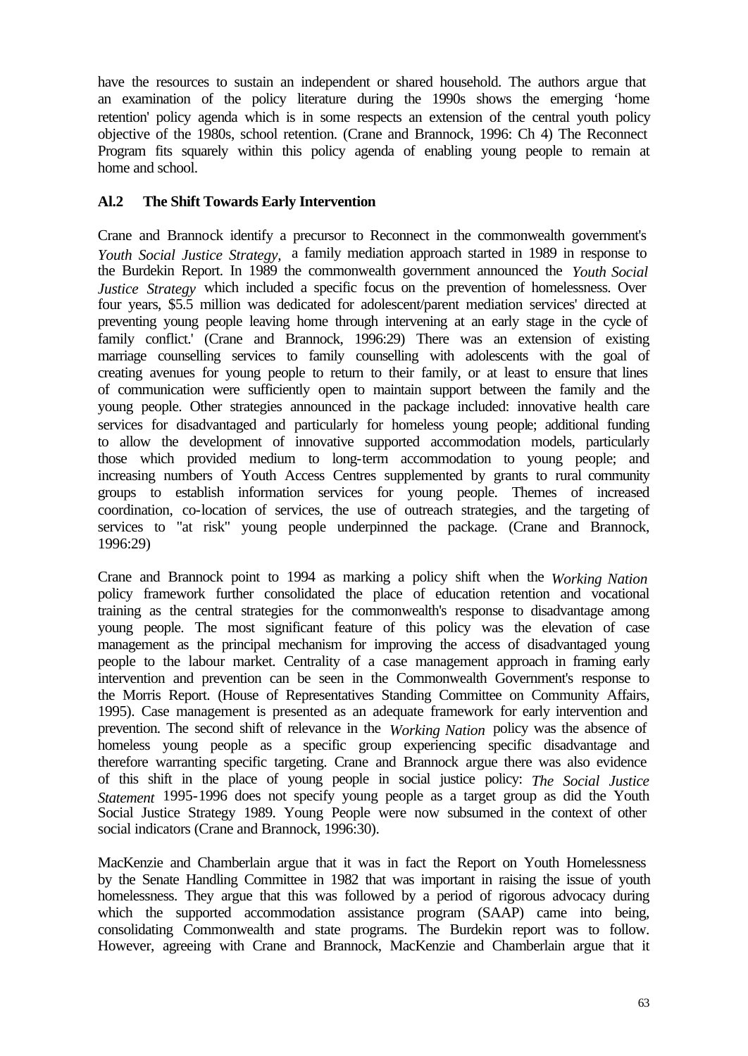have the resources to sustain an independent or shared household. The authors argue that an examination of the policy literature during the 1990s shows the emerging 'home retention' policy agenda which is in some respects an extension of the central youth policy objective of the 1980s, school retention. (Crane and Brannock, 1996: Ch 4) The Reconnect Program fits squarely within this policy agenda of enabling young people to remain at home and school.

### Al.2 The Shift Towards Early Intervention

Crane and Brannock identify a precursor to Reconnect in the commonwealth government's *Youth Social Justice Strategy,* a family mediation approach started in 1989 in response to the Burdekin Report. In 1989 the commonwealth government announced the *Youth Social Justice Strategy* which included a specific focus on the prevention of homelessness. Over four years, $5.5 million was dedicated for adolescent/parent mediation services' directed at preventing young people leaving home through intervening at an early stage in the cycle of family conflict.' (Crane and Brannock, 1996:29) There was an extension of existing marriage counselling services to family counselling with adolescents with the goal of creating avenues for young people to return to their family, or at least to ensure that lines of communication were sufficiently open to maintain support between the family and the young people. Other strategies announced in the package included: innovative health care services for disadvantaged and particularly for homeless young people; additional funding to allow the development of innovative supported accommodation models, particularly those which provided medium to long-term accommodation to young people; and increasing numbers of Youth Access Centres supplemented by grants to rural community groups to establish information services for young people. Themes of increased coordination, co-location of services, the use of outreach strategies, and the targeting of services to "at risk" young people underpinned the package. (Crane and Brannock, 1996:29)

Crane and Brannock point to 1994 as marking a policy shift when the *Working Nation* policy framework further consolidated the place of education retention and vocational training as the central strategies for the commonwealth's response to disadvantage among young people. The most significant feature of this policy was the elevation of case management as the principal mechanism for improving the access of disadvantaged young people to the labour market. Centrality of a case management approach in framing early intervention and prevention can be seen in the Commonwealth Government's response to the Morris Report. (House of Representatives Standing Committee on Community Affairs, 1995). Case management is presented as an adequate framework for early intervention and prevention. The second shift of relevance in the *Working Nation* policy was the absence of homeless young people as a specific group experiencing specific disadvantage and therefore warranting specific targeting. Crane and Brannock argue there was also evidence of this shift in the place of young people in social justice policy: *The Social Justice Statement* 1995-1996 does not specify young people as a target group as did the Youth Social Justice Strategy 1989. Young People were now subsumed in the context of other social indicators (Crane and Brannock, 1996:30).

MacKenzie and Chamberlain argue that it was in fact the Report on Youth Homelessness by the Senate Handling Committee in 1982 that was important in raising the issue of youth homelessness. They argue that this was followed by a period of rigorous advocacy during which the supported accommodation assistance program (SAAP) came into being, consolidating Commonwealth and state programs. The Burdekin report was to follow. However, agreeing with Crane and Brannock, MacKenzie and Chamberlain argue that it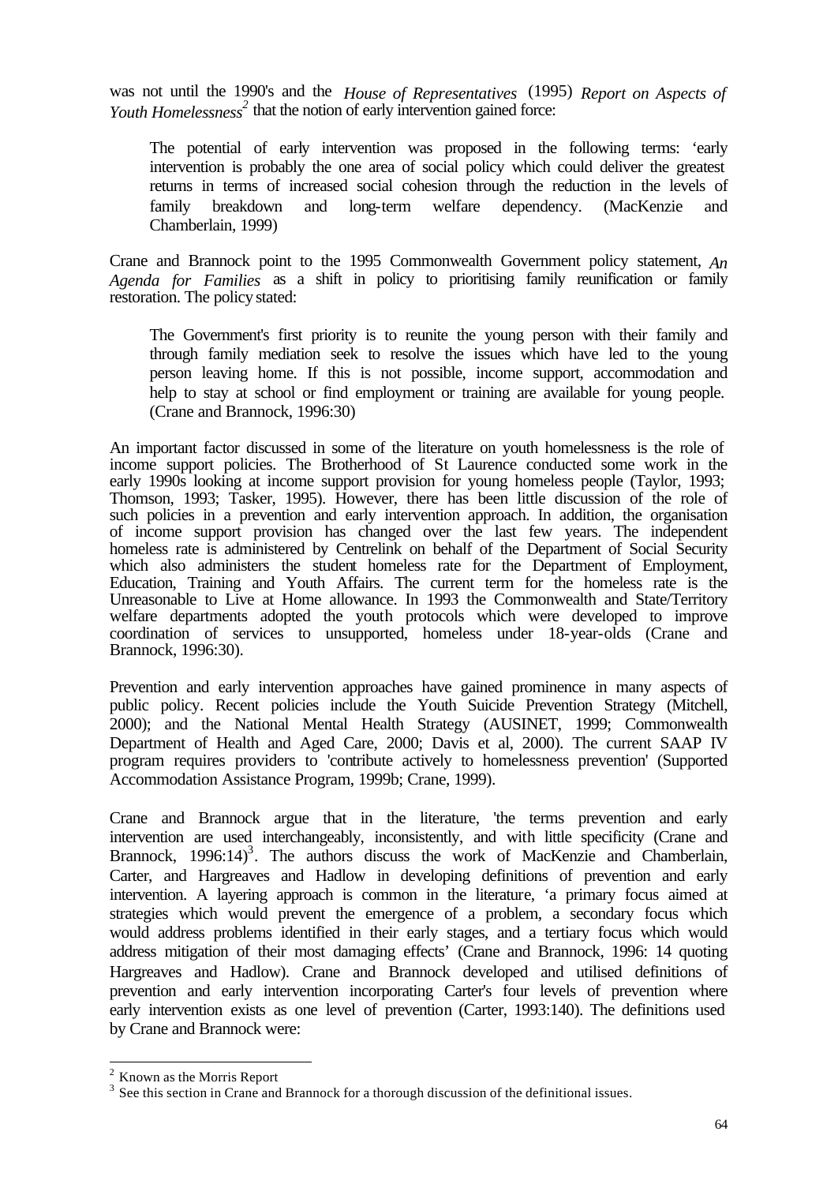was not until the 1990's and the *House of Representatives* (1995) *Report on Aspects of Youth Homelessness*[2] that the notion of early intervention gained force:

> The potential of early intervention was proposed in the following terms: 'early intervention is probably the one area of social policy which could deliver the greatest returns in terms of increased social cohesion through the reduction in the levels of family breakdown and long-term welfare dependency. (MacKenzie and Chamberlain, 1999)

Crane and Brannock point to the 1995 Commonwealth Government policy statement, *An Agenda for Families* as a shift in policy to prioritising family reunification or family restoration. The policy stated:

> The Government's first priority is to reunite the young person with their family and through family mediation seek to resolve the issues which have led to the young person leaving home. If this is not possible, income support, accommodation and help to stay at school or find employment or training are available for young people. (Crane and Brannock, 1996:30)

An important factor discussed in some of the literature on youth homelessness is the role of income support policies. The Brotherhood of St Laurence conducted some work in the early 1990s looking at income support provision for young homeless people (Taylor, 1993; Thomson, 1993; Tasker, 1995). However, there has been little discussion of the role of such policies in a prevention and early intervention approach. In addition, the organisation of income support provision has changed over the last few years. The independent homeless rate is administered by Centrelink on behalf of the Department of Social Security which also administers the student homeless rate for the Department of Employment, Education, Training and Youth Affairs. The current term for the homeless rate is the Unreasonable to Live at Home allowance. In 1993 the Commonwealth and State/Territory welfare departments adopted the youth protocols which were developed to improve coordination of services to unsupported, homeless under 18-year-olds (Crane and Brannock, 1996:30).

Prevention and early intervention approaches have gained prominence in many aspects of public policy. Recent policies include the Youth Suicide Prevention Strategy (Mitchell, 2000); and the National Mental Health Strategy (AUSINET, 1999; Commonwealth Department of Health and Aged Care, 2000; Davis et al, 2000). The current SAAP IV program requires providers to 'contribute actively to homelessness prevention' (Supported Accommodation Assistance Program, 1999b; Crane, 1999).

Crane and Brannock argue that in the literature, 'the terms prevention and early intervention are used interchangeably, inconsistently, and with little specificity (Crane and Brannock, 1996:14)[3]. The authors discuss the work of MacKenzie and Chamberlain, Carter, and Hargreaves and Hadlow in developing definitions of prevention and early intervention. A layering approach is common in the literature, 'a primary focus aimed at strategies which would prevent the emergence of a problem, a secondary focus which would address problems identified in their early stages, and a tertiary focus which would address mitigation of their most damaging effects' (Crane and Brannock, 1996: 14 quoting Hargreaves and Hadlow). Crane and Brannock developed and utilised definitions of prevention and early intervention incorporating Carter's four levels of prevention where early intervention exists as one level of prevention (Carter, 1993:140). The definitions used by Crane and Brannock were:

---

[2] Known as the Morris Report

[3] See this section in Crane and Brannock for a thorough discussion of the definitional issues.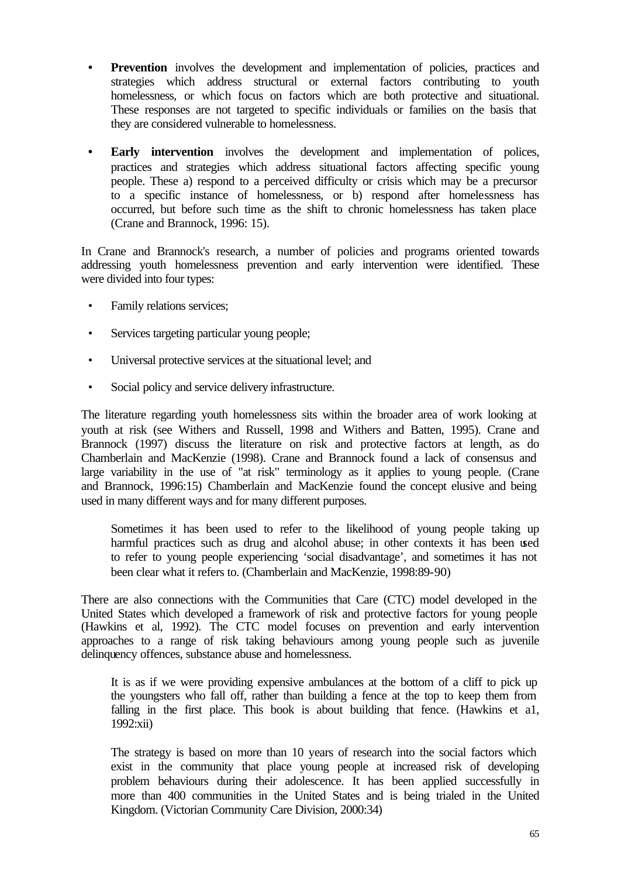- **Prevention** involves the development and implementation of policies, practices and strategies which address structural or external factors contributing to youth homelessness, or which focus on factors which are both protective and situational. These responses are not targeted to specific individuals or families on the basis that they are considered vulnerable to homelessness.

- **Early intervention** involves the development and implementation of polices, practices and strategies which address situational factors affecting specific young people. These a) respond to a perceived difficulty or crisis which may be a precursor to a specific instance of homelessness, or b) respond after homelessness has occurred, but before such time as the shift to chronic homelessness has taken place (Crane and Brannock, 1996: 15).

In Crane and Brannock's research, a number of policies and programs oriented towards addressing youth homelessness prevention and early intervention were identified. These were divided into four types:

- Family relations services;
- Services targeting particular young people;
- Universal protective services at the situational level; and
- Social policy and service delivery infrastructure.

The literature regarding youth homelessness sits within the broader area of work looking at youth at risk (see Withers and Russell, 1998 and Withers and Batten, 1995). Crane and Brannock (1997) discuss the literature on risk and protective factors at length, as do Chamberlain and MacKenzie (1998). Crane and Brannock found a lack of consensus and large variability in the use of "at risk" terminology as it applies to young people. (Crane and Brannock, 1996:15) Chamberlain and MacKenzie found the concept elusive and being used in many different ways and for many different purposes.

> Sometimes it has been used to refer to the likelihood of young people taking up harmful practices such as drug and alcohol abuse; in other contexts it has been used to refer to young people experiencing 'social disadvantage', and sometimes it has not been clear what it refers to. (Chamberlain and MacKenzie, 1998:89-90)

There are also connections with the Communities that Care (CTC) model developed in the United States which developed a framework of risk and protective factors for young people (Hawkins et al, 1992). The CTC model focuses on prevention and early intervention approaches to a range of risk taking behaviours among young people such as juvenile delinquency offences, substance abuse and homelessness.

> It is as if we were providing expensive ambulances at the bottom of a cliff to pick up the youngsters who fall off, rather than building a fence at the top to keep them from falling in the first place. This book is about building that fence. (Hawkins et a1, 1992:xii)

> The strategy is based on more than 10 years of research into the social factors which exist in the community that place young people at increased risk of developing problem behaviours during their adolescence. It has been applied successfully in more than 400 communities in the United States and is being trialed in the United Kingdom. (Victorian Community Care Division, 2000:34)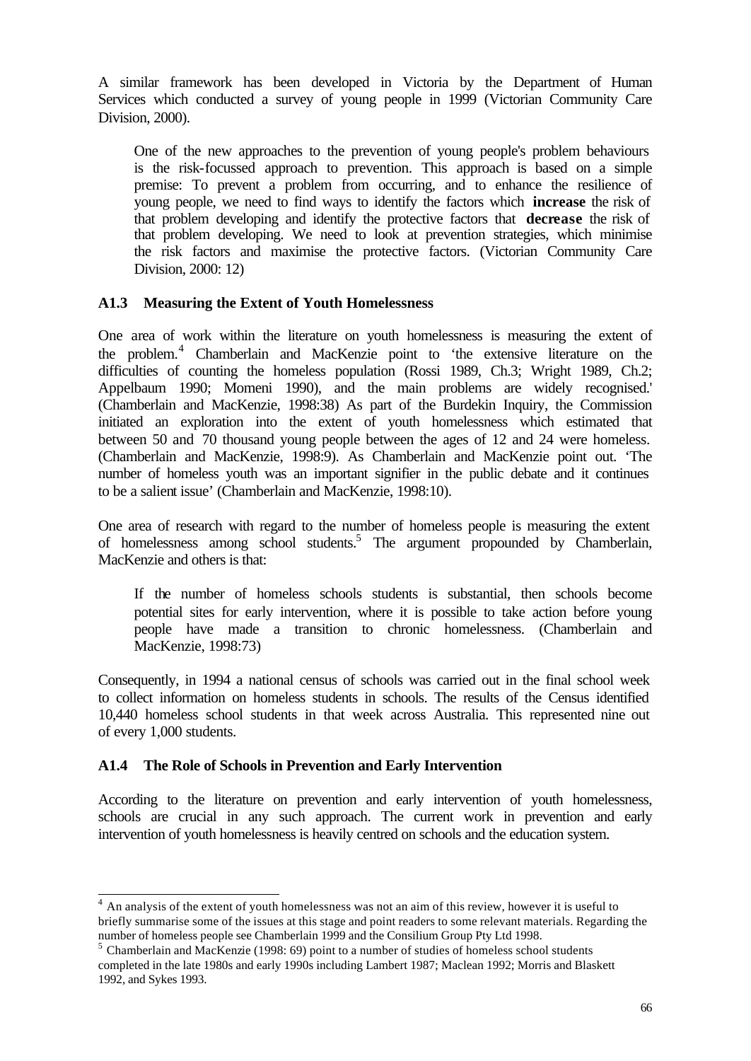A similar framework has been developed in Victoria by the Department of Human Services which conducted a survey of young people in 1999 (Victorian Community Care Division, 2000).

> One of the new approaches to the prevention of young people's problem behaviours is the risk-focussed approach to prevention. This approach is based on a simple premise: To prevent a problem from occurring, and to enhance the resilience of young people, we need to find ways to identify the factors which **increase** the risk of that problem developing and identify the protective factors that **decrease** the risk of that problem developing. We need to look at prevention strategies, which minimise the risk factors and maximise the protective factors. (Victorian Community Care Division, 2000: 12)

### A1.3 Measuring the Extent of Youth Homelessness

One area of work within the literature on youth homelessness is measuring the extent of the problem.[4] Chamberlain and MacKenzie point to 'the extensive literature on the difficulties of counting the homeless population (Rossi 1989, Ch.3; Wright 1989, Ch.2; Appelbaum 1990; Momeni 1990), and the main problems are widely recognised.' (Chamberlain and MacKenzie, 1998:38) As part of the Burdekin Inquiry, the Commission initiated an exploration into the extent of youth homelessness which estimated that between 50 and 70 thousand young people between the ages of 12 and 24 were homeless. (Chamberlain and MacKenzie, 1998:9). As Chamberlain and MacKenzie point out. 'The number of homeless youth was an important signifier in the public debate and it continues to be a salient issue' (Chamberlain and MacKenzie, 1998:10).

One area of research with regard to the number of homeless people is measuring the extent of homelessness among school students.[5] The argument propounded by Chamberlain, MacKenzie and others is that:

> If the number of homeless schools students is substantial, then schools become potential sites for early intervention, where it is possible to take action before young people have made a transition to chronic homelessness. (Chamberlain and MacKenzie, 1998:73)

Consequently, in 1994 a national census of schools was carried out in the final school week to collect information on homeless students in schools. The results of the Census identified 10,440 homeless school students in that week across Australia. This represented nine out of every 1,000 students.

### A1.4 The Role of Schools in Prevention and Early Intervention

According to the literature on prevention and early intervention of youth homelessness, schools are crucial in any such approach. The current work in prevention and early intervention of youth homelessness is heavily centred on schools and the education system.

---

[4] An analysis of the extent of youth homelessness was not an aim of this review, however it is useful to briefly summarise some of the issues at this stage and point readers to some relevant materials. Regarding the number of homeless people see Chamberlain 1999 and the Consilium Group Pty Ltd 1998.

[5] Chamberlain and MacKenzie (1998: 69) point to a number of studies of homeless school students completed in the late 1980s and early 1990s including Lambert 1987; Maclean 1992; Morris and Blaskett 1992, and Sykes 1993.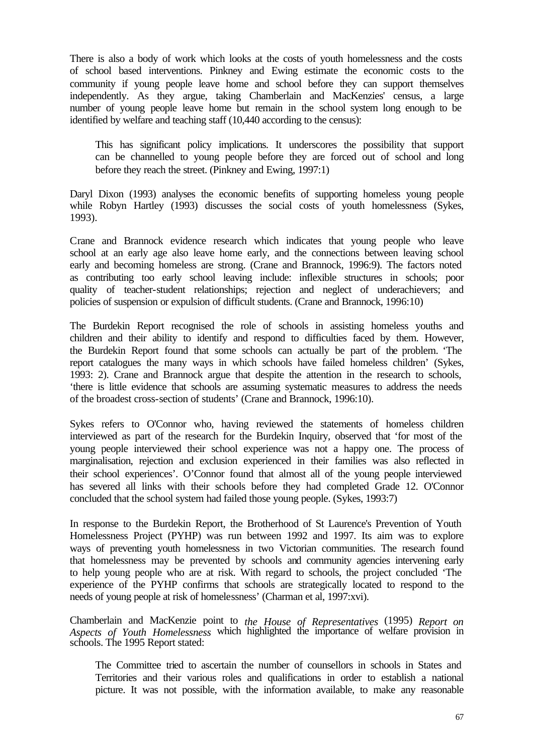There is also a body of work which looks at the costs of youth homelessness and the costs of school based interventions. Pinkney and Ewing estimate the economic costs to the community if young people leave home and school before they can support themselves independently. As they argue, taking Chamberlain and MacKenzies' census, a large number of young people leave home but remain in the school system long enough to be identified by welfare and teaching staff (10,440 according to the census):

> This has significant policy implications. It underscores the possibility that support can be channelled to young people before they are forced out of school and long before they reach the street. (Pinkney and Ewing, 1997:1)

Daryl Dixon (1993) analyses the economic benefits of supporting homeless young people while Robyn Hartley (1993) discusses the social costs of youth homelessness (Sykes, 1993).

Crane and Brannock evidence research which indicates that young people who leave school at an early age also leave home early, and the connections between leaving school early and becoming homeless are strong. (Crane and Brannock, 1996:9). The factors noted as contributing too early school leaving include: inflexible structures in schools; poor quality of teacher-student relationships; rejection and neglect of underachievers; and policies of suspension or expulsion of difficult students. (Crane and Brannock, 1996:10)

The Burdekin Report recognised the role of schools in assisting homeless youths and children and their ability to identify and respond to difficulties faced by them. However, the Burdekin Report found that some schools can actually be part of the problem. 'The report catalogues the many ways in which schools have failed homeless children' (Sykes, 1993: 2). Crane and Brannock argue that despite the attention in the research to schools, 'there is little evidence that schools are assuming systematic measures to address the needs of the broadest cross-section of students' (Crane and Brannock, 1996:10).

Sykes refers to O'Connor who, having reviewed the statements of homeless children interviewed as part of the research for the Burdekin Inquiry, observed that 'for most of the young people interviewed their school experience was not a happy one. The process of marginalisation, rejection and exclusion experienced in their families was also reflected in their school experiences'. O'Connor found that almost all of the young people interviewed has severed all links with their schools before they had completed Grade 12. O'Connor concluded that the school system had failed those young people. (Sykes, 1993:7)

In response to the Burdekin Report, the Brotherhood of St Laurence's Prevention of Youth Homelessness Project (PYHP) was run between 1992 and 1997. Its aim was to explore ways of preventing youth homelessness in two Victorian communities. The research found that homelessness may be prevented by schools and community agencies intervening early to help young people who are at risk. With regard to schools, the project concluded 'The experience of the PYHP confirms that schools are strategically located to respond to the needs of young people at risk of homelessness' (Charman et al, 1997:xvi).

Chamberlain and MacKenzie point to *the House of Representatives* (1995) *Report on Aspects of Youth Homelessness* which highlighted the importance of welfare provision in schools. The 1995 Report stated:

> The Committee tried to ascertain the number of counsellors in schools in States and Territories and their various roles and qualifications in order to establish a national picture. It was not possible, with the information available, to make any reasonable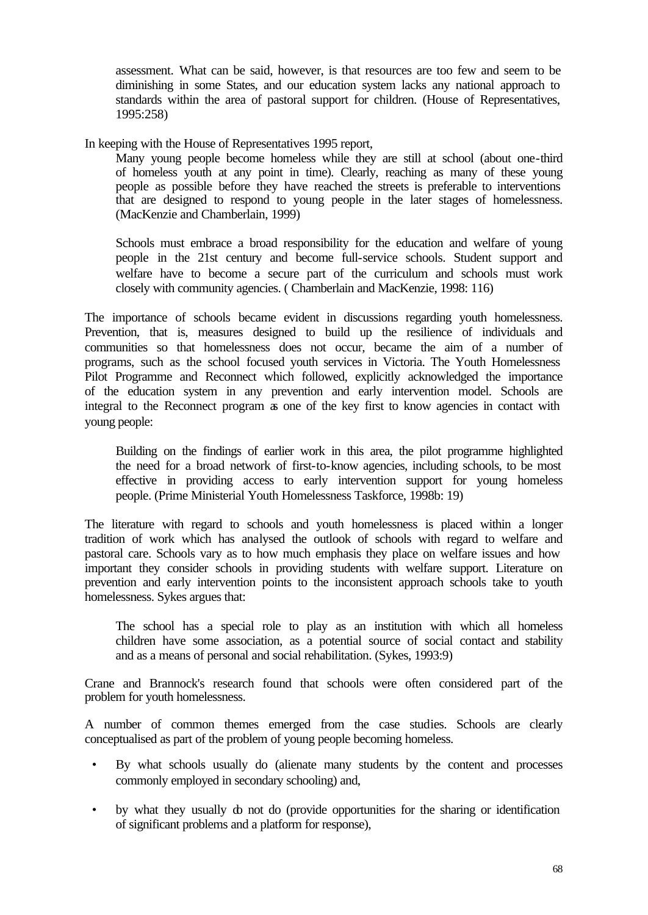> assessment. What can be said, however, is that resources are too few and seem to be diminishing in some States, and our education system lacks any national approach to standards within the area of pastoral support for children. (House of Representatives, 1995:258)

In keeping with the House of Representatives 1995 report,

> Many young people become homeless while they are still at school (about one-third of homeless youth at any point in time). Clearly, reaching as many of these young people as possible before they have reached the streets is preferable to interventions that are designed to respond to young people in the later stages of homelessness. (MacKenzie and Chamberlain, 1999)

> Schools must embrace a broad responsibility for the education and welfare of young people in the 21st century and become full-service schools. Student support and welfare have to become a secure part of the curriculum and schools must work closely with community agencies. ( Chamberlain and MacKenzie, 1998: 116)

The importance of schools became evident in discussions regarding youth homelessness. Prevention, that is, measures designed to build up the resilience of individuals and communities so that homelessness does not occur, became the aim of a number of programs, such as the school focused youth services in Victoria. The Youth Homelessness Pilot Programme and Reconnect which followed, explicitly acknowledged the importance of the education system in any prevention and early intervention model. Schools are integral to the Reconnect program as one of the key first to know agencies in contact with young people:

> Building on the findings of earlier work in this area, the pilot programme highlighted the need for a broad network of first-to-know agencies, including schools, to be most effective in providing access to early intervention support for young homeless people. (Prime Ministerial Youth Homelessness Taskforce, 1998b: 19)

The literature with regard to schools and youth homelessness is placed within a longer tradition of work which has analysed the outlook of schools with regard to welfare and pastoral care. Schools vary as to how much emphasis they place on welfare issues and how important they consider schools in providing students with welfare support. Literature on prevention and early intervention points to the inconsistent approach schools take to youth homelessness. Sykes argues that:

> The school has a special role to play as an institution with which all homeless children have some association, as a potential source of social contact and stability and as a means of personal and social rehabilitation. (Sykes, 1993:9)

Crane and Brannock's research found that schools were often considered part of the problem for youth homelessness.

A number of common themes emerged from the case studies. Schools are clearly conceptualised as part of the problem of young people becoming homeless.

- By what schools usually do (alienate many students by the content and processes commonly employed in secondary schooling) and,
- by what they usually do not do (provide opportunities for the sharing or identification of significant problems and a platform for response),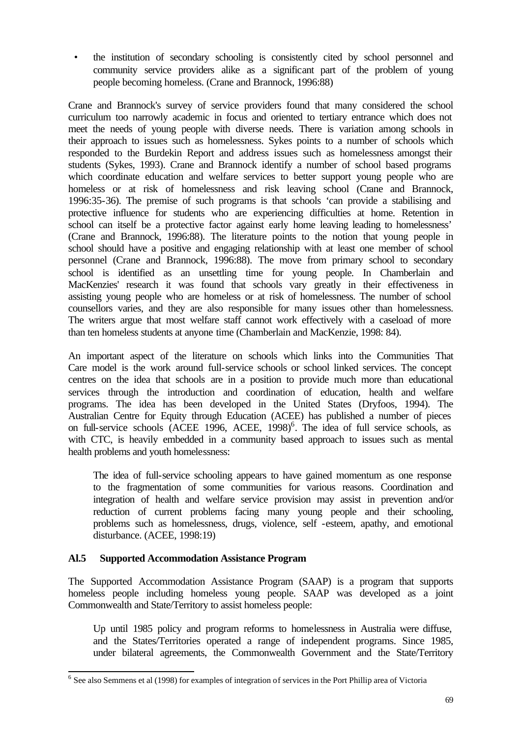- the institution of secondary schooling is consistently cited by school personnel and community service providers alike as a significant part of the problem of young people becoming homeless. (Crane and Brannock, 1996:88)

Crane and Brannock's survey of service providers found that many considered the school curriculum too narrowly academic in focus and oriented to tertiary entrance which does not meet the needs of young people with diverse needs. There is variation among schools in their approach to issues such as homelessness. Sykes points to a number of schools which responded to the Burdekin Report and address issues such as homelessness amongst their students (Sykes, 1993). Crane and Brannock identify a number of school based programs which coordinate education and welfare services to better support young people who are homeless or at risk of homelessness and risk leaving school (Crane and Brannock, 1996:35-36). The premise of such programs is that schools 'can provide a stabilising and protective influence for students who are experiencing difficulties at home. Retention in school can itself be a protective factor against early home leaving leading to homelessness' (Crane and Brannock, 1996:88). The literature points to the notion that young people in school should have a positive and engaging relationship with at least one member of school personnel (Crane and Brannock, 1996:88). The move from primary school to secondary school is identified as an unsettling time for young people. In Chamberlain and MacKenzies' research it was found that schools vary greatly in their effectiveness in assisting young people who are homeless or at risk of homelessness. The number of school counsellors varies, and they are also responsible for many issues other than homelessness. The writers argue that most welfare staff cannot work effectively with a caseload of more than ten homeless students at anyone time (Chamberlain and MacKenzie, 1998: 84).

An important aspect of the literature on schools which links into the Communities That Care model is the work around full-service schools or school linked services. The concept centres on the idea that schools are in a position to provide much more than educational services through the introduction and coordination of education, health and welfare programs. The idea has been developed in the United States (Dryfoos, 1994). The Australian Centre for Equity through Education (ACEE) has published a number of pieces on full-service schools (ACEE 1996, ACEE, 1998)[6]. The idea of full service schools, as with CTC, is heavily embedded in a community based approach to issues such as mental health problems and youth homelessness:

> The idea of full-service schooling appears to have gained momentum as one response to the fragmentation of some communities for various reasons. Coordination and integration of health and welfare service provision may assist in prevention and/or reduction of current problems facing many young people and their schooling, problems such as homelessness, drugs, violence, self -esteem, apathy, and emotional disturbance. (ACEE, 1998:19)

### Al.5 Supported Accommodation Assistance Program

The Supported Accommodation Assistance Program (SAAP) is a program that supports homeless people including homeless young people. SAAP was developed as a joint Commonwealth and State/Territory to assist homeless people:

> Up until 1985 policy and program reforms to homelessness in Australia were diffuse, and the States/Territories operated a range of independent programs. Since 1985, under bilateral agreements, the Commonwealth Government and the State/Territory

[6] See also Semmens et al (1998) for examples of integration of services in the Port Phillip area of Victoria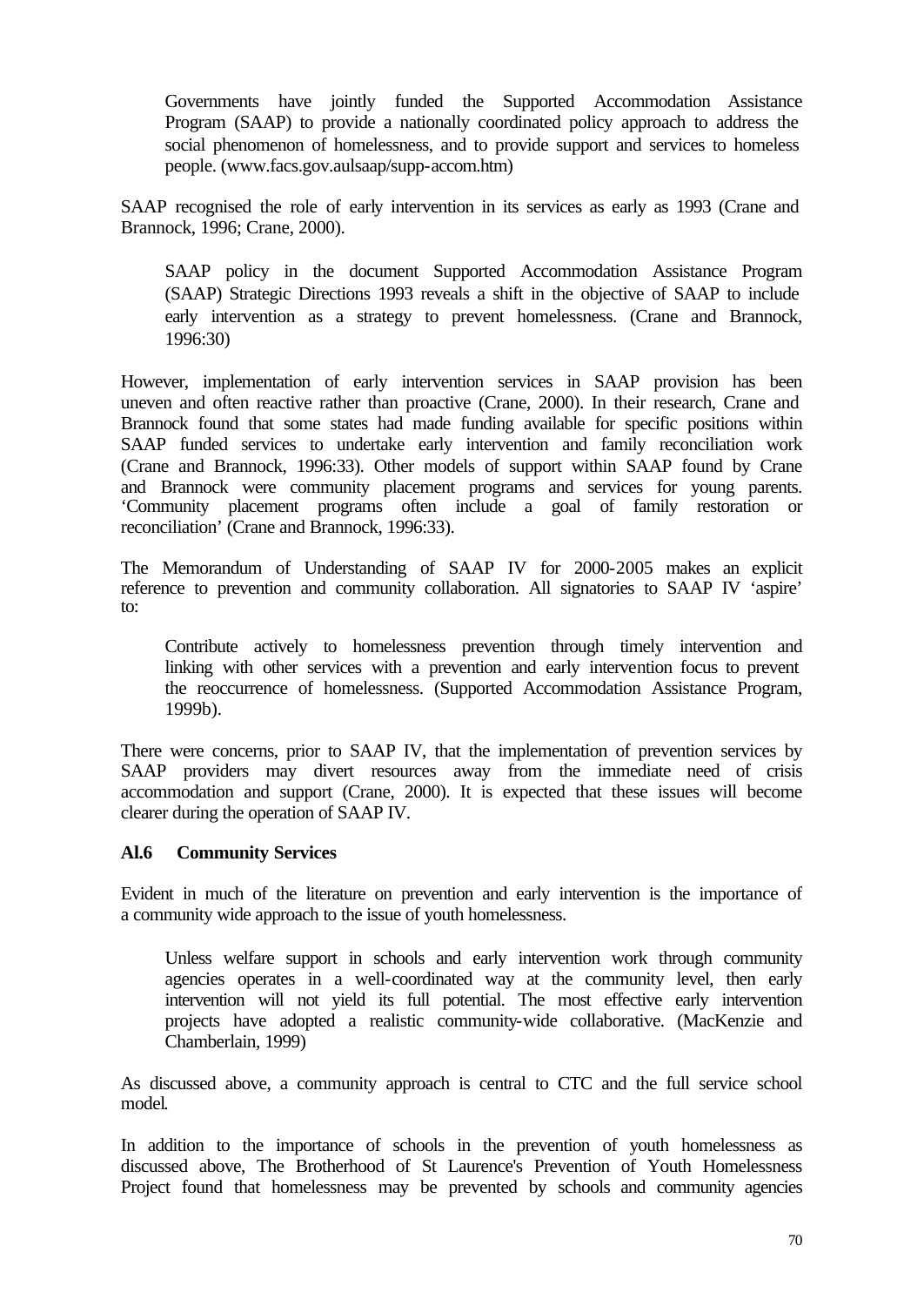> Governments have jointly funded the Supported Accommodation Assistance Program (SAAP) to provide a nationally coordinated policy approach to address the social phenomenon of homelessness, and to provide support and services to homeless people. (www.facs.gov.aulsaap/supp-accom.htm)

SAAP recognised the role of early intervention in its services as early as 1993 (Crane and Brannock, 1996; Crane, 2000).

> SAAP policy in the document Supported Accommodation Assistance Program (SAAP) Strategic Directions 1993 reveals a shift in the objective of SAAP to include early intervention as a strategy to prevent homelessness. (Crane and Brannock, 1996:30)

However, implementation of early intervention services in SAAP provision has been uneven and often reactive rather than proactive (Crane, 2000). In their research, Crane and Brannock found that some states had made funding available for specific positions within SAAP funded services to undertake early intervention and family reconciliation work (Crane and Brannock, 1996:33). Other models of support within SAAP found by Crane and Brannock were community placement programs and services for young parents. 'Community placement programs often include a goal of family restoration or reconciliation' (Crane and Brannock, 1996:33).

The Memorandum of Understanding of SAAP IV for 2000-2005 makes an explicit reference to prevention and community collaboration. All signatories to SAAP IV 'aspire' to:

> Contribute actively to homelessness prevention through timely intervention and linking with other services with a prevention and early intervention focus to prevent the reoccurrence of homelessness. (Supported Accommodation Assistance Program, 1999b).

There were concerns, prior to SAAP IV, that the implementation of prevention services by SAAP providers may divert resources away from the immediate need of crisis accommodation and support (Crane, 2000). It is expected that these issues will become clearer during the operation of SAAP IV.

### Al.6 Community Services

Evident in much of the literature on prevention and early intervention is the importance of a community wide approach to the issue of youth homelessness.

> Unless welfare support in schools and early intervention work through community agencies operates in a well-coordinated way at the community level, then early intervention will not yield its full potential. The most effective early intervention projects have adopted a realistic community-wide collaborative. (MacKenzie and Chamberlain, 1999)

As discussed above, a community approach is central to CTC and the full service school model.

In addition to the importance of schools in the prevention of youth homelessness as discussed above, The Brotherhood of St Laurence's Prevention of Youth Homelessness Project found that homelessness may be prevented by schools and community agencies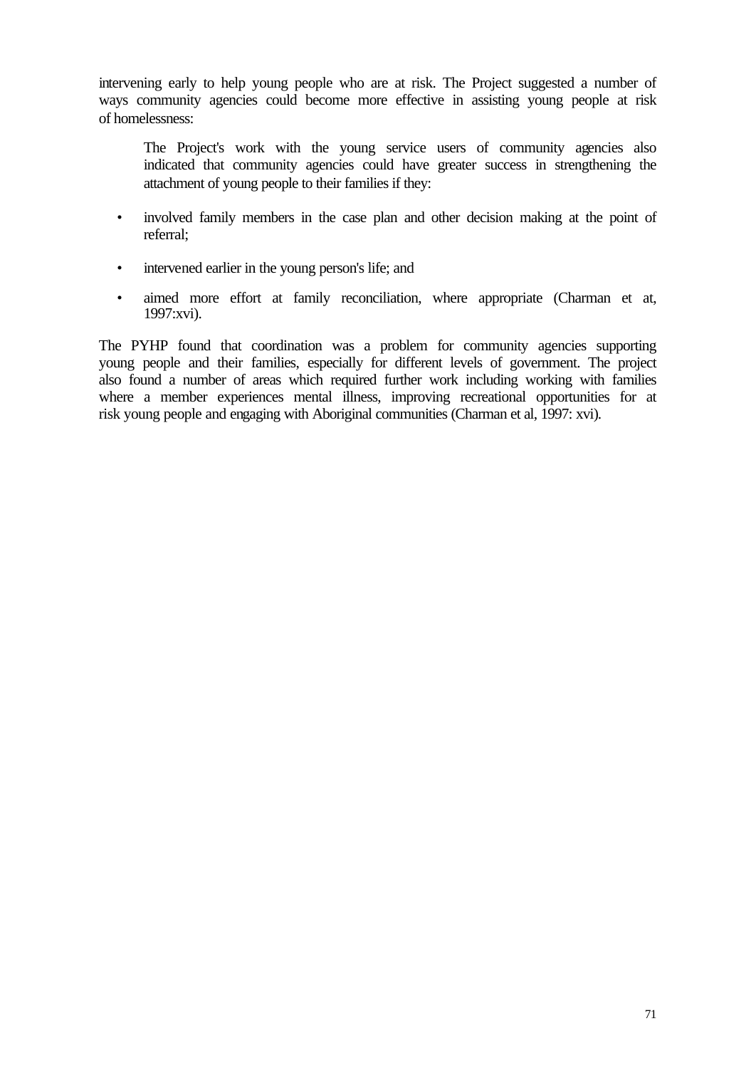intervening early to help young people who are at risk. The Project suggested a number of ways community agencies could become more effective in assisting young people at risk of homelessness:

> The Project's work with the young service users of community agencies also indicated that community agencies could have greater success in strengthening the attachment of young people to their families if they:
>
> - involved family members in the case plan and other decision making at the point of referral;
> - intervened earlier in the young person's life; and
> - aimed more effort at family reconciliation, where appropriate (Charman et at, 1997:xvi).

The PYHP found that coordination was a problem for community agencies supporting young people and their families, especially for different levels of government. The project also found a number of areas which required further work including working with families where a member experiences mental illness, improving recreational opportunities for at risk young people and engaging with Aboriginal communities (Charman et al, 1997: xvi).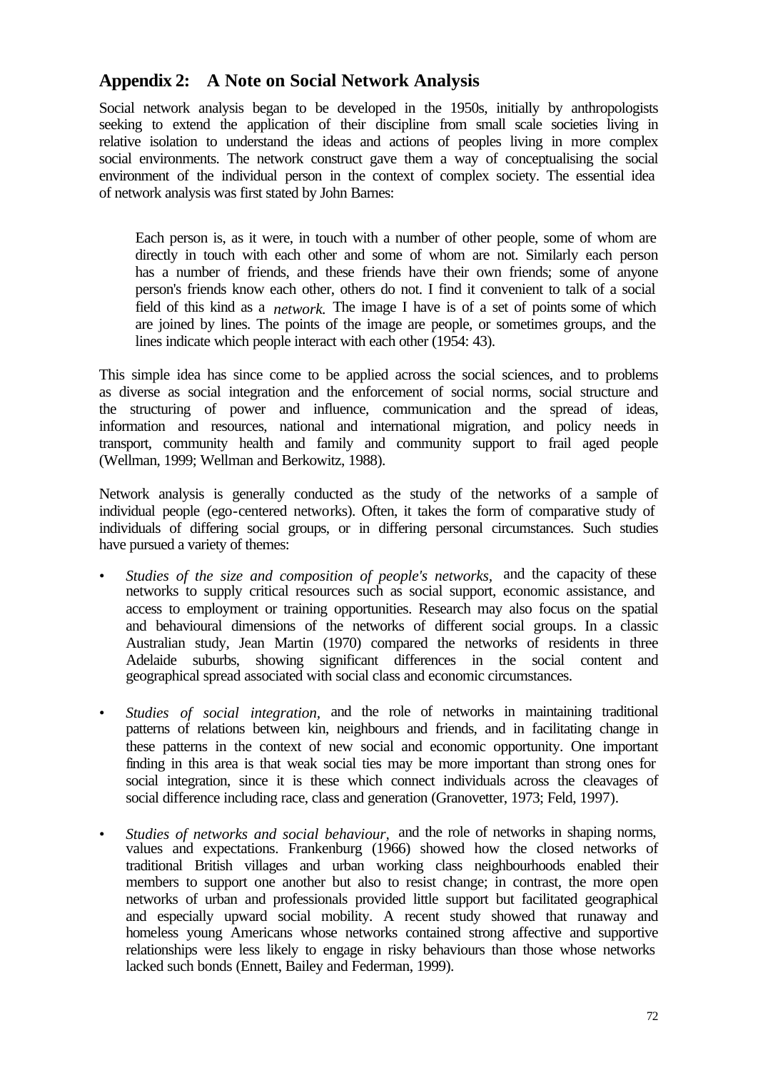## Appendix 2: A Note on Social Network Analysis

Social network analysis began to be developed in the 1950s, initially by anthropologists seeking to extend the application of their discipline from small scale societies living in relative isolation to understand the ideas and actions of peoples living in more complex social environments. The network construct gave them a way of conceptualising the social environment of the individual person in the context of complex society. The essential idea of network analysis was first stated by John Barnes:

> Each person is, as it were, in touch with a number of other people, some of whom are directly in touch with each other and some of whom are not. Similarly each person has a number of friends, and these friends have their own friends; some of anyone person's friends know each other, others do not. I find it convenient to talk of a social field of this kind as a *network.* The image I have is of a set of points some of which are joined by lines. The points of the image are people, or sometimes groups, and the lines indicate which people interact with each other (1954: 43).

This simple idea has since come to be applied across the social sciences, and to problems as diverse as social integration and the enforcement of social norms, social structure and the structuring of power and influence, communication and the spread of ideas, information and resources, national and international migration, and policy needs in transport, community health and family and community support to frail aged people (Wellman, 1999; Wellman and Berkowitz, 1988).

Network analysis is generally conducted as the study of the networks of a sample of individual people (ego-centered networks). Often, it takes the form of comparative study of individuals of differing social groups, or in differing personal circumstances. Such studies have pursued a variety of themes:

- *Studies of the size and composition of people's networks,* and the capacity of these networks to supply critical resources such as social support, economic assistance, and access to employment or training opportunities. Research may also focus on the spatial and behavioural dimensions of the networks of different social groups. In a classic Australian study, Jean Martin (1970) compared the networks of residents in three Adelaide suburbs, showing significant differences in the social content and geographical spread associated with social class and economic circumstances.

- *Studies of social integration,* and the role of networks in maintaining traditional patterns of relations between kin, neighbours and friends, and in facilitating change in these patterns in the context of new social and economic opportunity. One important finding in this area is that weak social ties may be more important than strong ones for social integration, since it is these which connect individuals across the cleavages of social difference including race, class and generation (Granovetter, 1973; Feld, 1997).

- *Studies of networks and social behaviour,* and the role of networks in shaping norms, values and expectations. Frankenburg (1966) showed how the closed networks of traditional British villages and urban working class neighbourhoods enabled their members to support one another but also to resist change; in contrast, the more open networks of urban and professionals provided little support but facilitated geographical and especially upward social mobility. A recent study showed that runaway and homeless young Americans whose networks contained strong affective and supportive relationships were less likely to engage in risky behaviours than those whose networks lacked such bonds (Ennett, Bailey and Federman, 1999).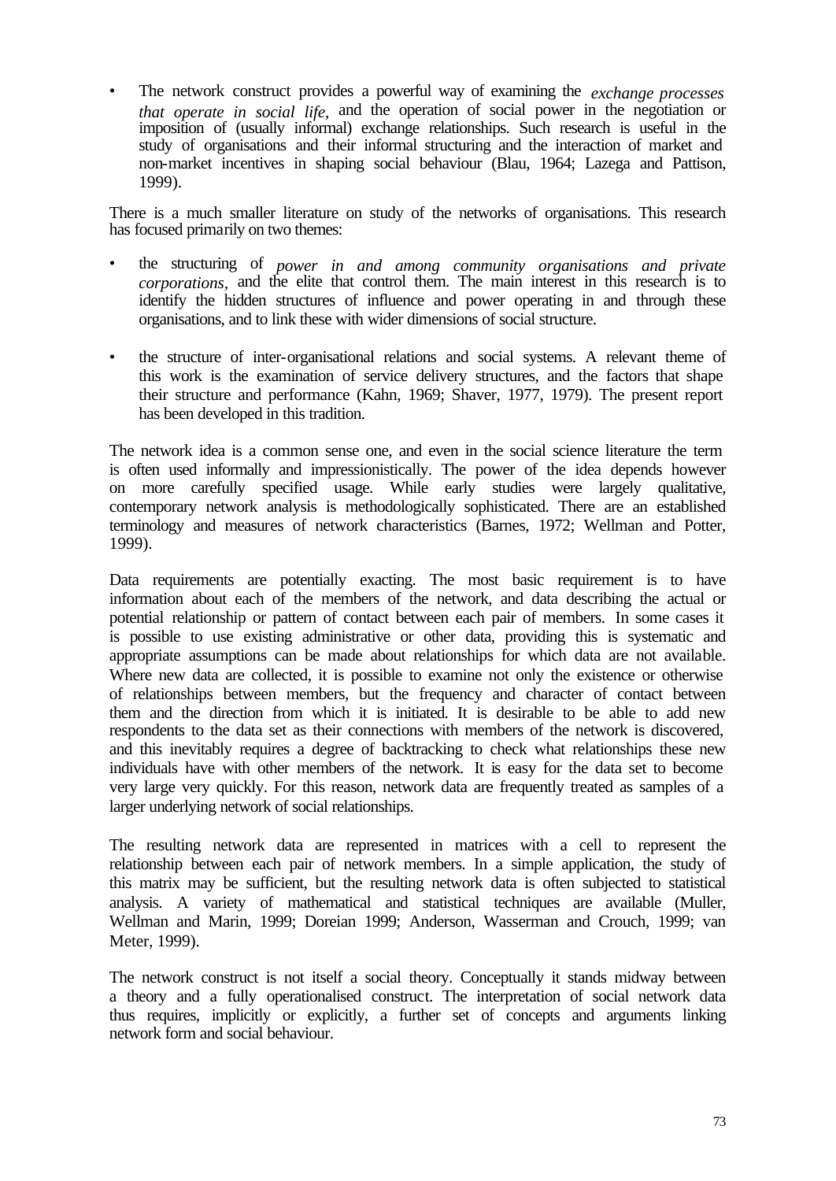- The network construct provides a powerful way of examining the *exchange processes that operate in social life*, and the operation of social power in the negotiation or imposition of (usually informal) exchange relationships. Such research is useful in the study of organisations and their informal structuring and the interaction of market and non-market incentives in shaping social behaviour (Blau, 1964; Lazega and Pattison, 1999).

There is a much smaller literature on study of the networks of organisations. This research has focused primarily on two themes:

- the structuring of *power in and among community organisations and private corporations*, and the elite that control them. The main interest in this research is to identify the hidden structures of influence and power operating in and through these organisations, and to link these with wider dimensions of social structure.

- the structure of inter-organisational relations and social systems. A relevant theme of this work is the examination of service delivery structures, and the factors that shape their structure and performance (Kahn, 1969; Shaver, 1977, 1979). The present report has been developed in this tradition.

The network idea is a common sense one, and even in the social science literature the term is often used informally and impressionistically. The power of the idea depends however on more carefully specified usage. While early studies were largely qualitative, contemporary network analysis is methodologically sophisticated. There are an established terminology and measures of network characteristics (Barnes, 1972; Wellman and Potter, 1999).

Data requirements are potentially exacting. The most basic requirement is to have information about each of the members of the network, and data describing the actual or potential relationship or pattern of contact between each pair of members. In some cases it is possible to use existing administrative or other data, providing this is systematic and appropriate assumptions can be made about relationships for which data are not available. Where new data are collected, it is possible to examine not only the existence or otherwise of relationships between members, but the frequency and character of contact between them and the direction from which it is initiated. It is desirable to be able to add new respondents to the data set as their connections with members of the network is discovered, and this inevitably requires a degree of backtracking to check what relationships these new individuals have with other members of the network. It is easy for the data set to become very large very quickly. For this reason, network data are frequently treated as samples of a larger underlying network of social relationships.

The resulting network data are represented in matrices with a cell to represent the relationship between each pair of network members. In a simple application, the study of this matrix may be sufficient, but the resulting network data is often subjected to statistical analysis. A variety of mathematical and statistical techniques are available (Muller, Wellman and Marin, 1999; Doreian 1999; Anderson, Wasserman and Crouch, 1999; van Meter, 1999).

The network construct is not itself a social theory. Conceptually it stands midway between a theory and a fully operationalised construct. The interpretation of social network data thus requires, implicitly or explicitly, a further set of concepts and arguments linking network form and social behaviour.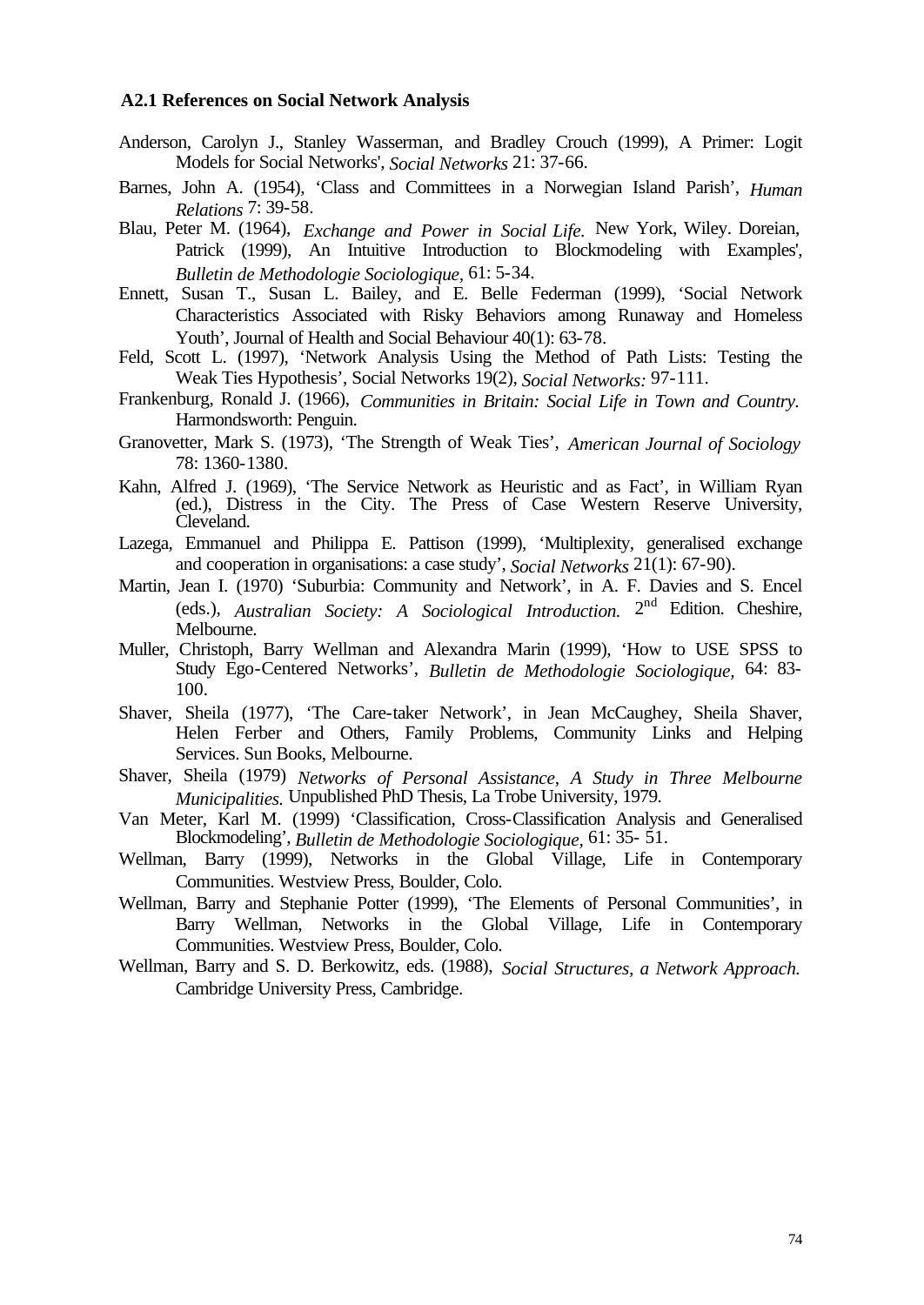### A2.1 References on Social Network Analysis

Anderson, Carolyn J., Stanley Wasserman, and Bradley Crouch (1999), A Primer: Logit Models for Social Networks', *Social Networks* 21: 37-66.

Barnes, John A. (1954), 'Class and Committees in a Norwegian Island Parish', *Human Relations* 7: 39-58.

Blau, Peter M. (1964), *Exchange and Power in Social Life.* New York, Wiley. Doreian, Patrick (1999), An Intuitive Introduction to Blockmodeling with Examples', *Bulletin de Methodologie Sociologique,* 61: 5-34.

Ennett, Susan T., Susan L. Bailey, and E. Belle Federman (1999), 'Social Network Characteristics Associated with Risky Behaviors among Runaway and Homeless Youth', Journal of Health and Social Behaviour 40(1): 63-78.

Feld, Scott L. (1997), 'Network Analysis Using the Method of Path Lists: Testing the Weak Ties Hypothesis', Social Networks 19(2), *Social Networks:* 97-111.

Frankenburg, Ronald J. (1966), *Communities in Britain: Social Life in Town and Country.* Harmondsworth: Penguin.

Granovetter, Mark S. (1973), 'The Strength of Weak Ties', *American Journal of Sociology* 78: 1360-1380.

Kahn, Alfred J. (1969), 'The Service Network as Heuristic and as Fact', in William Ryan (ed.), Distress in the City. The Press of Case Western Reserve University, Cleveland.

Lazega, Emmanuel and Philippa E. Pattison (1999), 'Multiplexity, generalised exchange and cooperation in organisations: a case study', *Social Networks* 21(1): 67-90).

Martin, Jean I. (1970) 'Suburbia: Community and Network', in A. F. Davies and S. Encel (eds.), *Australian Society: A Sociological Introduction.* 2nd Edition. Cheshire, Melbourne.

Muller, Christoph, Barry Wellman and Alexandra Marin (1999), 'How to USE SPSS to Study Ego-Centered Networks', *Bulletin de Methodologie Sociologique,* 64: 83-100.

Shaver, Sheila (1977), 'The Care-taker Network', in Jean McCaughey, Sheila Shaver, Helen Ferber and Others, Family Problems, Community Links and Helping Services. Sun Books, Melbourne.

Shaver, Sheila (1979) *Networks of Personal Assistance, A Study in Three Melbourne Municipalities.* Unpublished PhD Thesis, La Trobe University, 1979.

Van Meter, Karl M. (1999) 'Classification, Cross-Classification Analysis and Generalised Blockmodeling', *Bulletin de Methodologie Sociologique,* 61: 35- 51.

Wellman, Barry (1999), Networks in the Global Village, Life in Contemporary Communities. Westview Press, Boulder, Colo.

Wellman, Barry and Stephanie Potter (1999), 'The Elements of Personal Communities', in Barry Wellman, Networks in the Global Village, Life in Contemporary Communities. Westview Press, Boulder, Colo.

Wellman, Barry and S. D. Berkowitz, eds. (1988), *Social Structures, a Network Approach.* Cambridge University Press, Cambridge.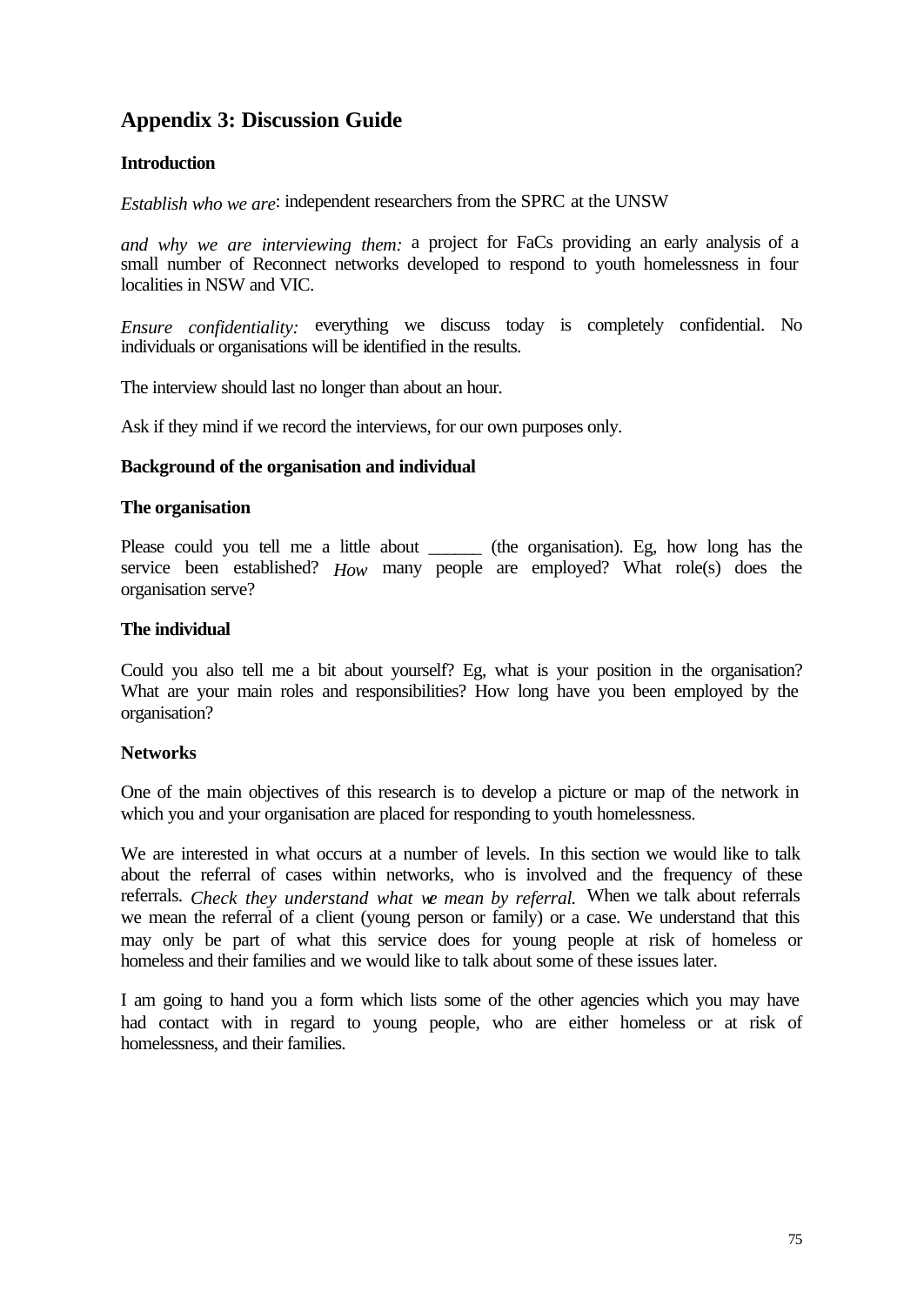## Appendix 3: Discussion Guide

**Introduction**

*Establish who we are*: independent researchers from the SPRC at the UNSW

*and why we are interviewing them:* a project for FaCs providing an early analysis of a small number of Reconnect networks developed to respond to youth homelessness in four localities in NSW and VIC.

*Ensure confidentiality:* everything we discuss today is completely confidential. No individuals or organisations will be identified in the results.

The interview should last no longer than about an hour.

Ask if they mind if we record the interviews, for our own purposes only.

**Background of the organisation and individual**

**The organisation**

Please could you tell me a little about ______ (the organisation). Eg, how long has the service been established? *How* many people are employed? What role(s) does the organisation serve?

**The individual**

Could you also tell me a bit about yourself? Eg, what is your position in the organisation? What are your main roles and responsibilities? How long have you been employed by the organisation?

**Networks**

One of the main objectives of this research is to develop a picture or map of the network in which you and your organisation are placed for responding to youth homelessness.

We are interested in what occurs at a number of levels. In this section we would like to talk about the referral of cases within networks, who is involved and the frequency of these referrals. *Check they understand what we mean by referral.* When we talk about referrals we mean the referral of a client (young person or family) or a case. We understand that this may only be part of what this service does for young people at risk of homeless or homeless and their families and we would like to talk about some of these issues later.

I am going to hand you a form which lists some of the other agencies which you may have had contact with in regard to young people, who are either homeless or at risk of homelessness, and their families.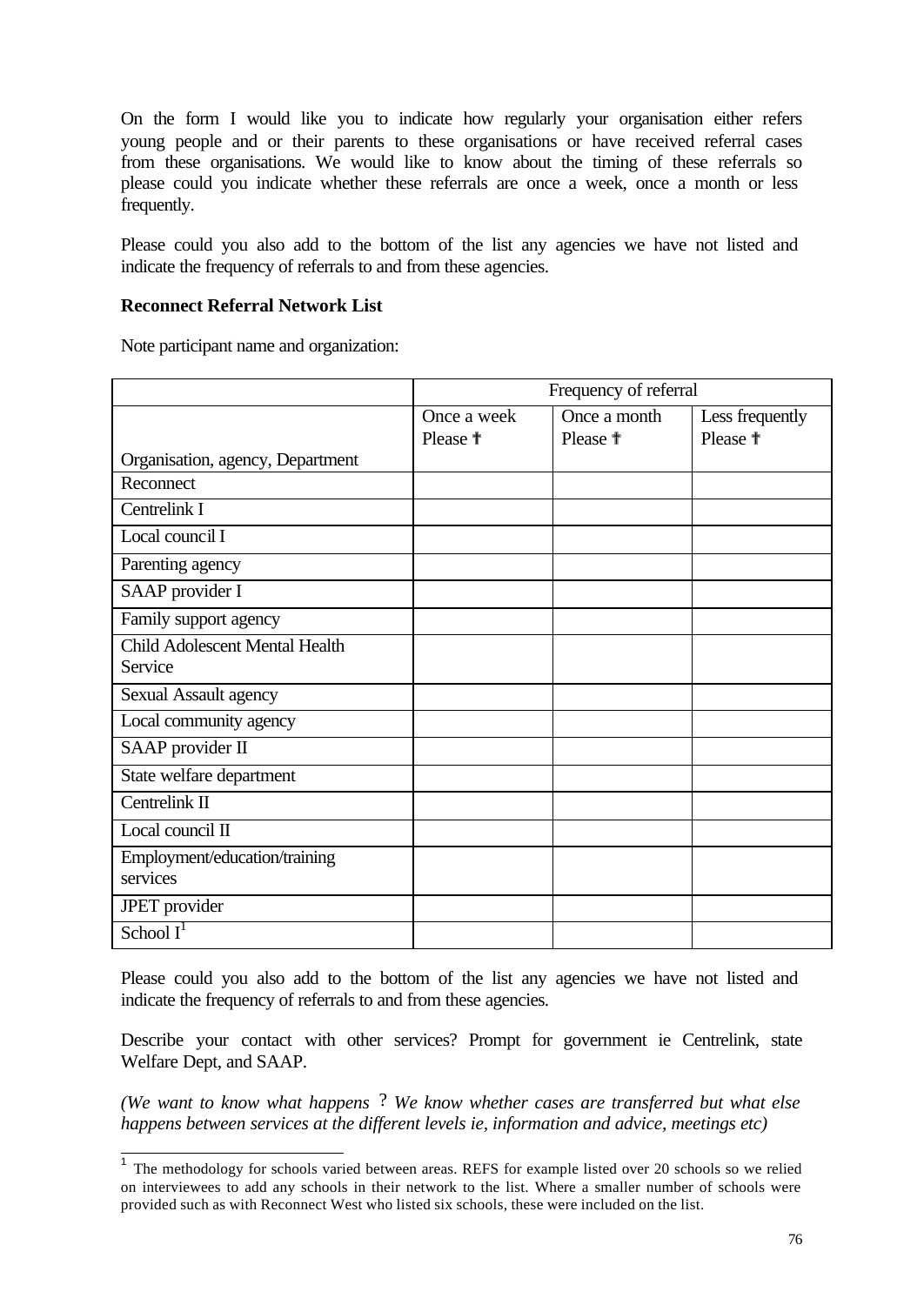On the form I would like you to indicate how regularly your organisation either refers young people and or their parents to these organisations or have received referral cases from these organisations. We would like to know about the timing of these referrals so please could you indicate whether these referrals are once a week, once a month or less frequently.

Please could you also add to the bottom of the list any agencies we have not listed and indicate the frequency of referrals to and from these agencies.

**Reconnect Referral Network List**

Note participant name and organization:

| | Frequency of referral | | |
|---|---|---|---|
| Organisation, agency, Department | Once a week Please ✝ | Once a month Please ✝ | Less frequently Please ✝ |
| Reconnect | | | |
| Centrelink I | | | |
| Local council I | | | |
| Parenting agency | | | |
| SAAP provider I | | | |
| Family support agency | | | |
| Child Adolescent Mental Health Service | | | |
| Sexual Assault agency | | | |
| Local community agency | | | |
| SAAP provider II | | | |
| State welfare department | | | |
| Centrelink II | | | |
| Local council II | | | |
| Employment/education/training services | | | |
| JPET provider | | | |
| School I[1] | | | |

Please could you also add to the bottom of the list any agencies we have not listed and indicate the frequency of referrals to and from these agencies.

Describe your contact with other services? Prompt for government ie Centrelink, state Welfare Dept, and SAAP.

*(We want to know what happens ? We know whether cases are transferred but what else happens between services at the different levels ie, information and advice, meetings etc)*

[1] The methodology for schools varied between areas. REFS for example listed over 20 schools so we relied on interviewees to add any schools in their network to the list. Where a smaller number of schools were provided such as with Reconnect West who listed six schools, these were included on the list.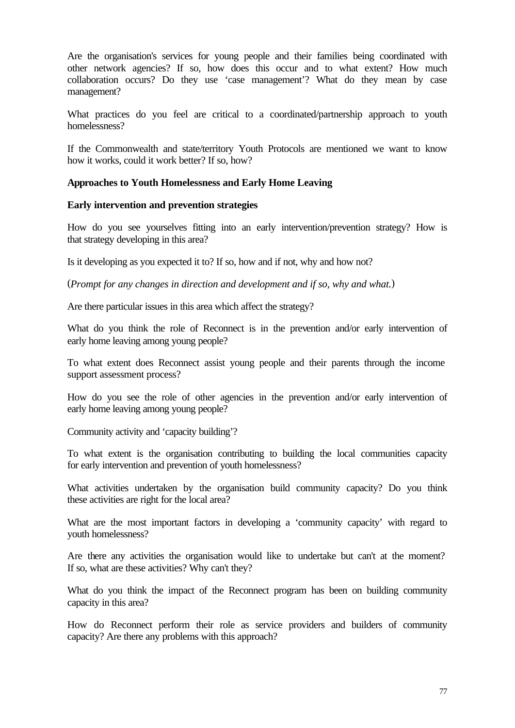Are the organisation's services for young people and their families being coordinated with other network agencies? If so, how does this occur and to what extent? How much collaboration occurs? Do they use 'case management'? What do they mean by case management?

What practices do you feel are critical to a coordinated/partnership approach to youth homelessness?

If the Commonwealth and state/territory Youth Protocols are mentioned we want to know how it works, could it work better? If so, how?

**Approaches to Youth Homelessness and Early Home Leaving**

**Early intervention and prevention strategies**

How do you see yourselves fitting into an early intervention/prevention strategy? How is that strategy developing in this area?

Is it developing as you expected it to? If so, how and if not, why and how not?

(*Prompt for any changes in direction and development and if so, why and what.*)

Are there particular issues in this area which affect the strategy?

What do you think the role of Reconnect is in the prevention and/or early intervention of early home leaving among young people?

To what extent does Reconnect assist young people and their parents through the income support assessment process?

How do you see the role of other agencies in the prevention and/or early intervention of early home leaving among young people?

Community activity and 'capacity building'?

To what extent is the organisation contributing to building the local communities capacity for early intervention and prevention of youth homelessness?

What activities undertaken by the organisation build community capacity? Do you think these activities are right for the local area?

What are the most important factors in developing a 'community capacity' with regard to youth homelessness?

Are there any activities the organisation would like to undertake but can't at the moment? If so, what are these activities? Why can't they?

What do you think the impact of the Reconnect program has been on building community capacity in this area?

How do Reconnect perform their role as service providers and builders of community capacity? Are there any problems with this approach?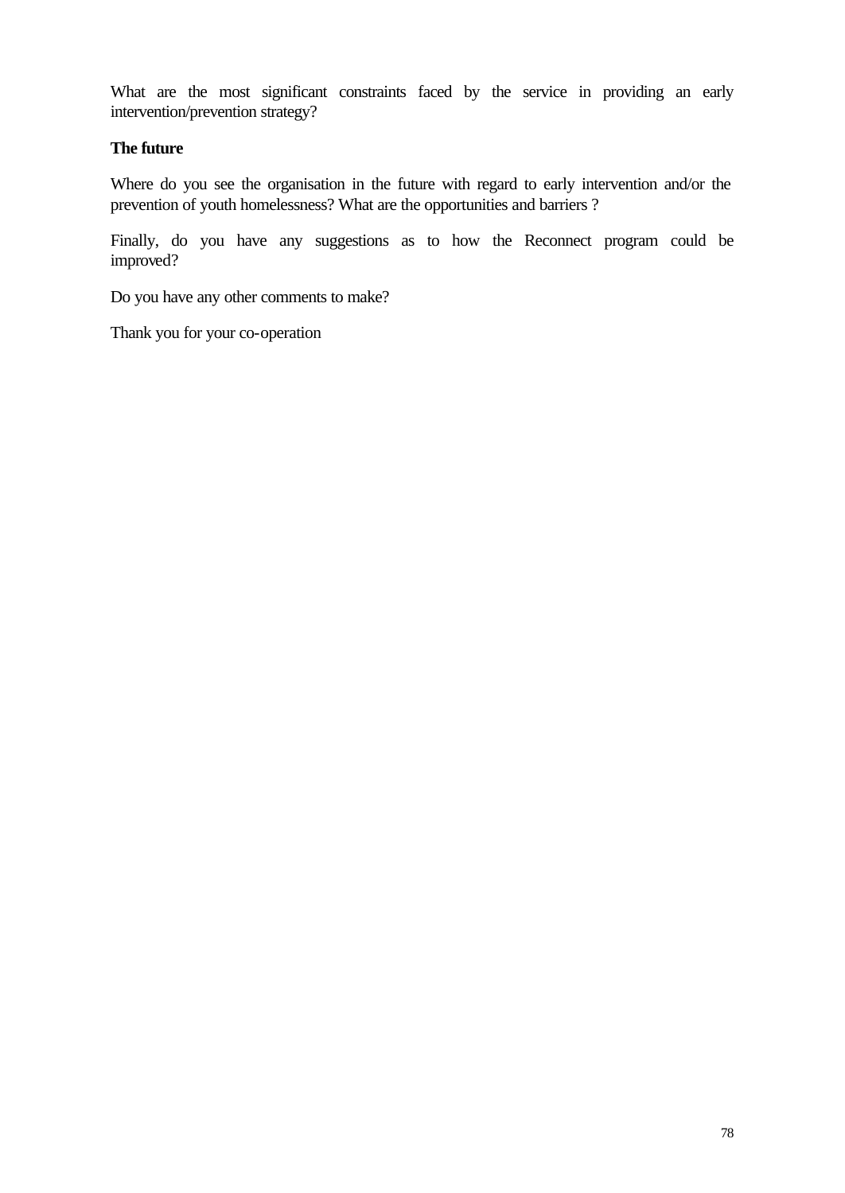What are the most significant constraints faced by the service in providing an early intervention/prevention strategy?

**The future**

Where do you see the organisation in the future with regard to early intervention and/or the prevention of youth homelessness? What are the opportunities and barriers ?

Finally, do you have any suggestions as to how the Reconnect program could be improved?

Do you have any other comments to make?

Thank you for your co-operation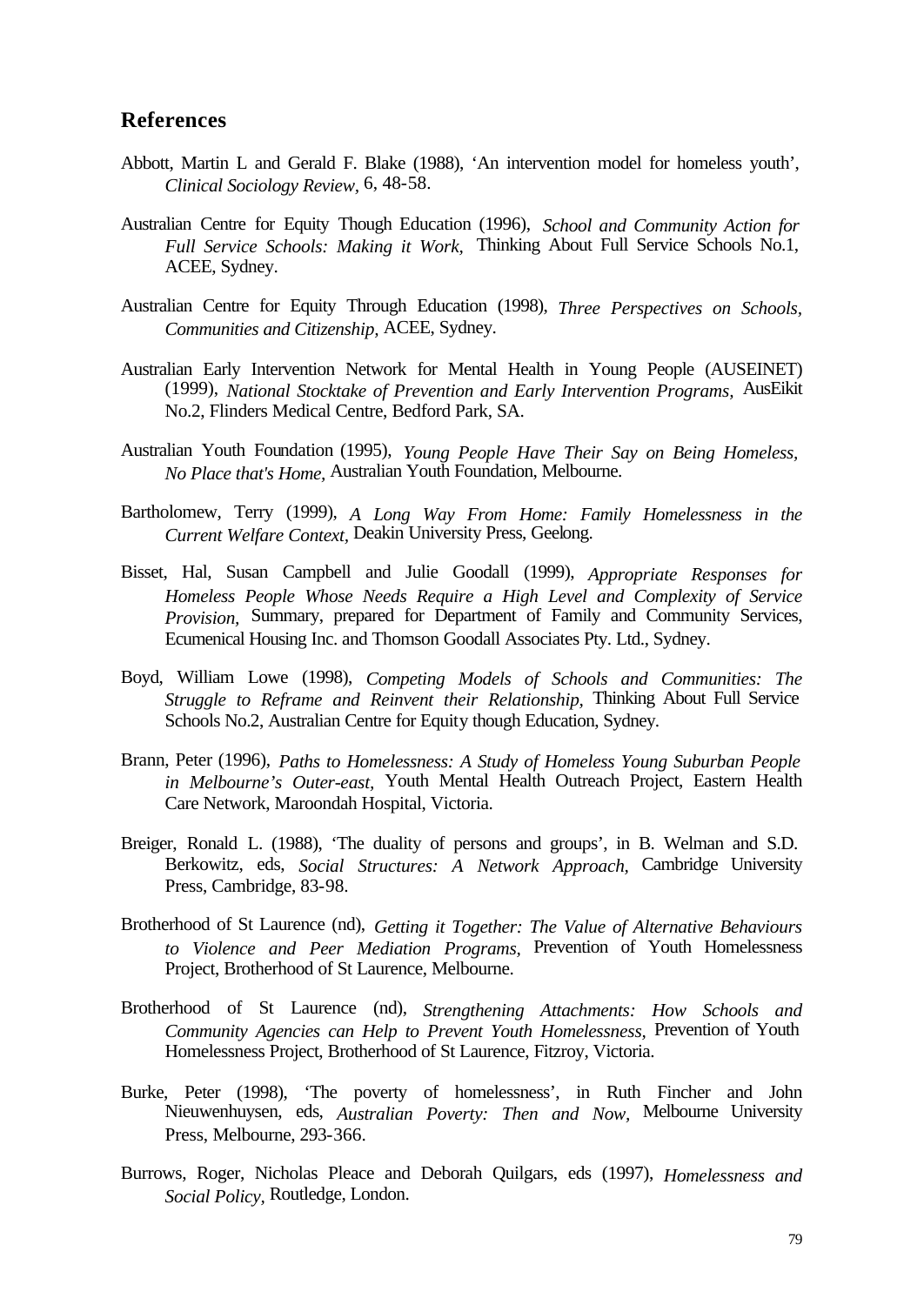## References

Abbott, Martin L and Gerald F. Blake (1988), 'An intervention model for homeless youth', *Clinical Sociology Review*, 6, 48-58.

Australian Centre for Equity Though Education (1996), *School and Community Action for Full Service Schools: Making it Work,* Thinking About Full Service Schools No.1, ACEE, Sydney.

Australian Centre for Equity Through Education (1998), *Three Perspectives on Schools, Communities and Citizenship,* ACEE, Sydney.

Australian Early Intervention Network for Mental Health in Young People (AUSEINET) (1999), *National Stocktake of Prevention and Early Intervention Programs,* AusEikit No.2, Flinders Medical Centre, Bedford Park, SA.

Australian Youth Foundation (1995), *Young People Have Their Say on Being Homeless, No Place that's Home,* Australian Youth Foundation, Melbourne.

Bartholomew, Terry (1999), *A Long Way From Home: Family Homelessness in the Current Welfare Context,* Deakin University Press, Geelong.

Bisset, Hal, Susan Campbell and Julie Goodall (1999), *Appropriate Responses for Homeless People Whose Needs Require a High Level and Complexity of Service Provision,* Summary, prepared for Department of Family and Community Services, Ecumenical Housing Inc. and Thomson Goodall Associates Pty. Ltd., Sydney.

Boyd, William Lowe (1998), *Competing Models of Schools and Communities: The Struggle to Reframe and Reinvent their Relationship,* Thinking About Full Service Schools No.2, Australian Centre for Equity though Education, Sydney.

Brann, Peter (1996), *Paths to Homelessness: A Study of Homeless Young Suburban People in Melbourne's Outer-east,* Youth Mental Health Outreach Project, Eastern Health Care Network, Maroondah Hospital, Victoria.

Breiger, Ronald L. (1988), 'The duality of persons and groups', in B. Welman and S.D. Berkowitz, eds, *Social Structures: A Network Approach,* Cambridge University Press, Cambridge, 83-98.

Brotherhood of St Laurence (nd), *Getting it Together: The Value of Alternative Behaviours to Violence and Peer Mediation Programs,* Prevention of Youth Homelessness Project, Brotherhood of St Laurence, Melbourne.

Brotherhood of St Laurence (nd), *Strengthening Attachments: How Schools and Community Agencies can Help to Prevent Youth Homelessness,* Prevention of Youth Homelessness Project, Brotherhood of St Laurence, Fitzroy, Victoria.

Burke, Peter (1998), 'The poverty of homelessness', in Ruth Fincher and John Nieuwenhuysen, eds, *Australian Poverty: Then and Now,* Melbourne University Press, Melbourne, 293-366.

Burrows, Roger, Nicholas Pleace and Deborah Quilgars, eds (1997), *Homelessness and Social Policy,* Routledge, London.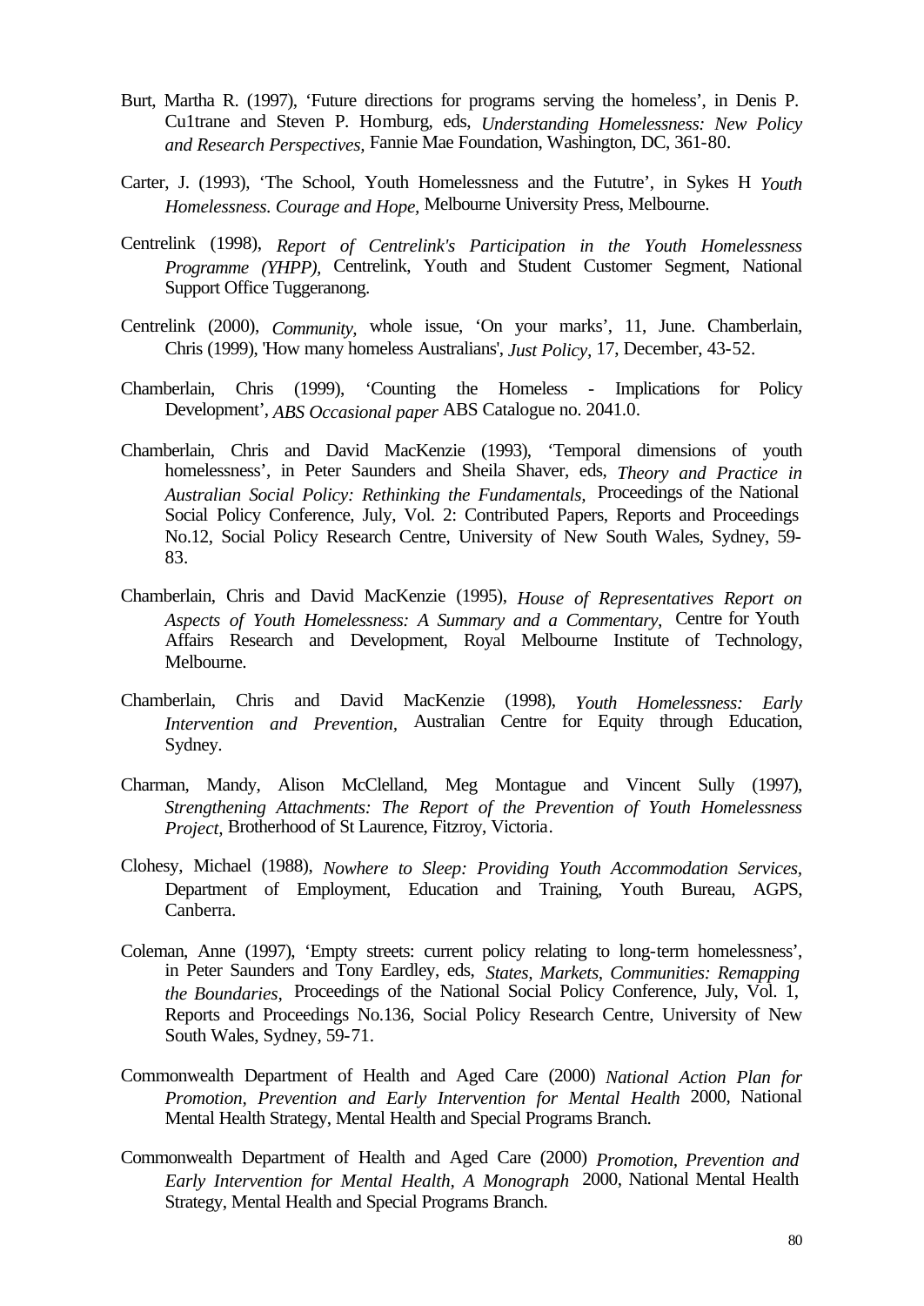Burt, Martha R. (1997), 'Future directions for programs serving the homeless', in Denis P. Cu1trane and Steven P. Homburg, eds, *Understanding Homelessness: New Policy and Research Perspectives,* Fannie Mae Foundation, Washington, DC, 361-80.

Carter, J. (1993), 'The School, Youth Homelessness and the Fututre', in Sykes H *Youth Homelessness. Courage and Hope,* Melbourne University Press, Melbourne.

Centrelink (1998), *Report of Centrelink's Participation in the Youth Homelessness Programme (YHPP),* Centrelink, Youth and Student Customer Segment, National Support Office Tuggeranong.

Centrelink (2000), *Community,* whole issue, 'On your marks', 11, June. Chamberlain, Chris (1999), 'How many homeless Australians', *Just Policy,* 17, December, 43-52.

Chamberlain, Chris (1999), 'Counting the Homeless - Implications for Policy Development', *ABS Occasional paper* ABS Catalogue no. 2041.0.

Chamberlain, Chris and David MacKenzie (1993), 'Temporal dimensions of youth homelessness', in Peter Saunders and Sheila Shaver, eds, *Theory and Practice in Australian Social Policy: Rethinking the Fundamentals,* Proceedings of the National Social Policy Conference, July, Vol. 2: Contributed Papers, Reports and Proceedings No.12, Social Policy Research Centre, University of New South Wales, Sydney, 59-83.

Chamberlain, Chris and David MacKenzie (1995), *House of Representatives Report on Aspects of Youth Homelessness: A Summary and a Commentary,* Centre for Youth Affairs Research and Development, Royal Melbourne Institute of Technology, Melbourne.

Chamberlain, Chris and David MacKenzie (1998), *Youth Homelessness: Early Intervention and Prevention,* Australian Centre for Equity through Education, Sydney.

Charman, Mandy, Alison McClelland, Meg Montague and Vincent Sully (1997), *Strengthening Attachments: The Report of the Prevention of Youth Homelessness Project,* Brotherhood of St Laurence, Fitzroy, Victoria.

Clohesy, Michael (1988), *Nowhere to Sleep: Providing Youth Accommodation Services,* Department of Employment, Education and Training, Youth Bureau, AGPS, Canberra.

Coleman, Anne (1997), 'Empty streets: current policy relating to long-term homelessness', in Peter Saunders and Tony Eardley, eds, *States, Markets, Communities: Remapping the Boundaries,* Proceedings of the National Social Policy Conference, July, Vol. 1, Reports and Proceedings No.136, Social Policy Research Centre, University of New South Wales, Sydney, 59-71.

Commonwealth Department of Health and Aged Care (2000) *National Action Plan for Promotion, Prevention and Early Intervention for Mental Health* 2000, National Mental Health Strategy, Mental Health and Special Programs Branch.

Commonwealth Department of Health and Aged Care (2000) *Promotion, Prevention and Early Intervention for Mental Health, A Monograph* 2000, National Mental Health Strategy, Mental Health and Special Programs Branch.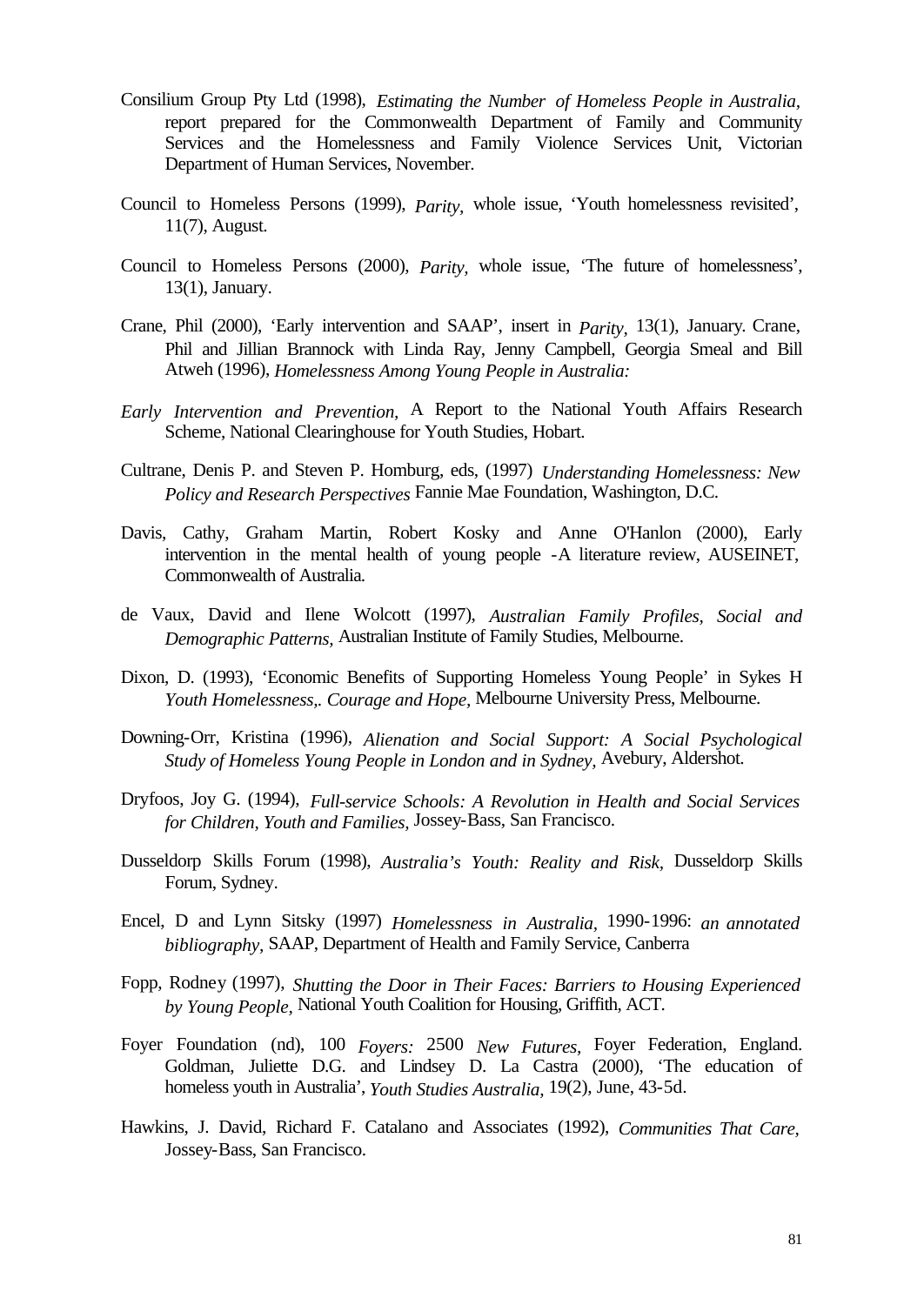Consilium Group Pty Ltd (1998), *Estimating the Number of Homeless People in Australia*, report prepared for the Commonwealth Department of Family and Community Services and the Homelessness and Family Violence Services Unit, Victorian Department of Human Services, November.

Council to Homeless Persons (1999), *Parity*, whole issue, 'Youth homelessness revisited', 11(7), August.

Council to Homeless Persons (2000), *Parity*, whole issue, 'The future of homelessness', 13(1), January.

Crane, Phil (2000), 'Early intervention and SAAP', insert in *Parity*, 13(1), January. Crane, Phil and Jillian Brannock with Linda Ray, Jenny Campbell, Georgia Smeal and Bill Atweh (1996), *Homelessness Among Young People in Australia:*

*Early Intervention and Prevention,* A Report to the National Youth Affairs Research Scheme, National Clearinghouse for Youth Studies, Hobart.

Cultrane, Denis P. and Steven P. Homburg, eds, (1997) *Understanding Homelessness: New Policy and Research Perspectives* Fannie Mae Foundation, Washington, D.C.

Davis, Cathy, Graham Martin, Robert Kosky and Anne O'Hanlon (2000), Early intervention in the mental health of young people -A literature review, AUSEINET, Commonwealth of Australia.

de Vaux, David and Ilene Wolcott (1997), *Australian Family Profiles, Social and Demographic Patterns,* Australian Institute of Family Studies, Melbourne.

Dixon, D. (1993), 'Economic Benefits of Supporting Homeless Young People' in Sykes H *Youth Homelessness,. Courage and Hope,* Melbourne University Press, Melbourne.

Downing-Orr, Kristina (1996), *Alienation and Social Support: A Social Psychological Study of Homeless Young People in London and in Sydney,* Avebury, Aldershot.

Dryfoos, Joy G. (1994), *Full-service Schools: A Revolution in Health and Social Services for Children, Youth and Families,* Jossey-Bass, San Francisco.

Dusseldorp Skills Forum (1998), *Australia's Youth: Reality and Risk,* Dusseldorp Skills Forum, Sydney.

Encel, D and Lynn Sitsky (1997) *Homelessness in Australia*, 1990-1996: *an annotated bibliography*, SAAP, Department of Health and Family Service, Canberra

Fopp, Rodney (1997), *Shutting the Door in Their Faces: Barriers to Housing Experienced by Young People*, National Youth Coalition for Housing, Griffith, ACT.

Foyer Foundation (nd), 100 *Foyers:* 2500 *New Futures,* Foyer Federation, England. Goldman, Juliette D.G. and Lindsey D. La Castra (2000), 'The education of homeless youth in Australia', *Youth Studies Australia,* 19(2), June, 43-5d.

Hawkins, J. David, Richard F. Catalano and Associates (1992), *Communities That Care,* Jossey-Bass, San Francisco.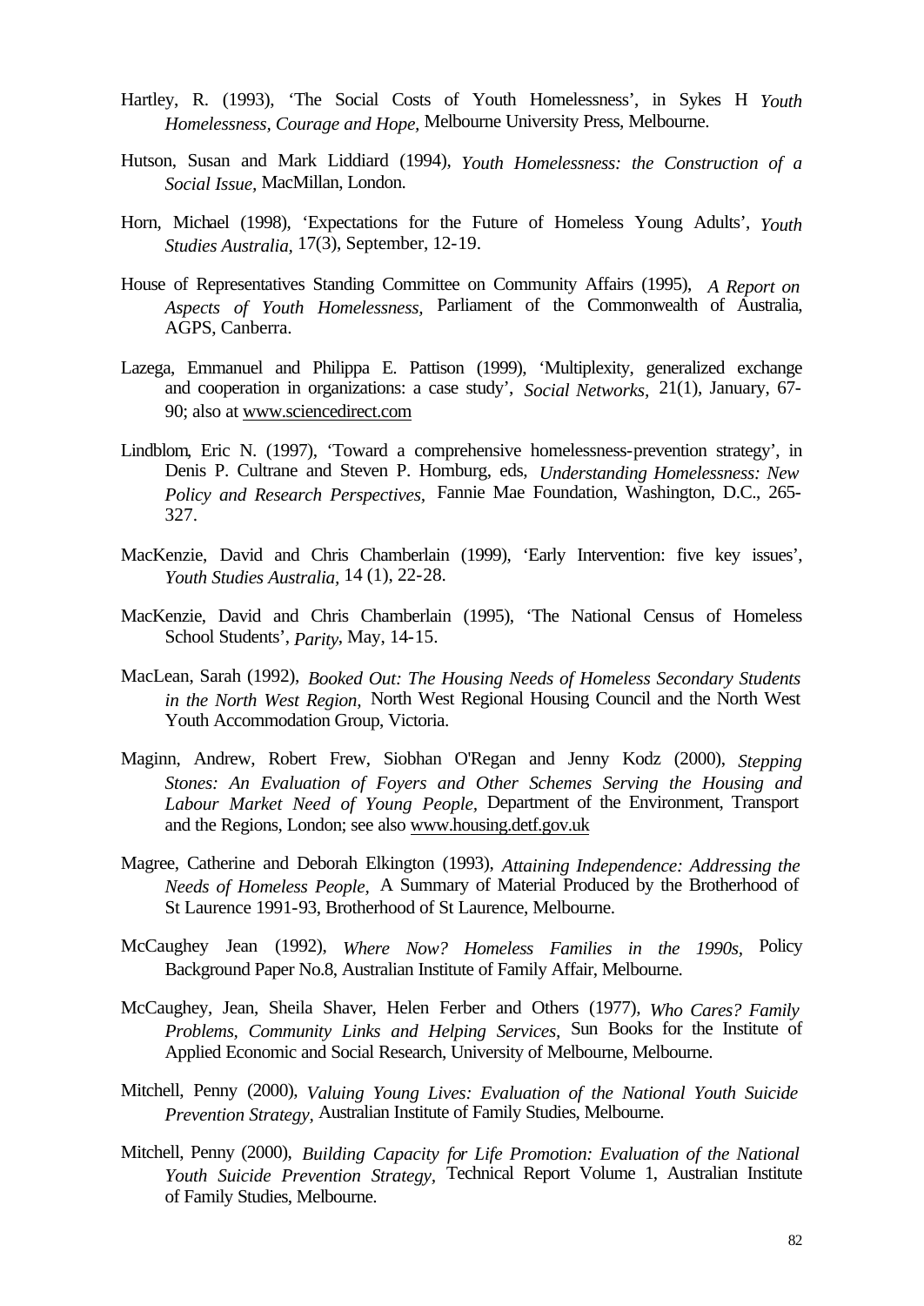Hartley, R. (1993), 'The Social Costs of Youth Homelessness', in Sykes H *Youth Homelessness, Courage and Hope,* Melbourne University Press, Melbourne.

Hutson, Susan and Mark Liddiard (1994), *Youth Homelessness: the Construction of a Social Issue,* MacMillan, London.

Horn, Michael (1998), 'Expectations for the Future of Homeless Young Adults', *Youth Studies Australia,* 17(3), September, 12-19.

House of Representatives Standing Committee on Community Affairs (1995), *A Report on Aspects of Youth Homelessness,* Parliament of the Commonwealth of Australia, AGPS, Canberra.

Lazega, Emmanuel and Philippa E. Pattison (1999), 'Multiplexity, generalized exchange and cooperation in organizations: a case study', *Social Networks,* 21(1), January, 67-90; also at www.sciencedirect.com

Lindblom, Eric N. (1997), 'Toward a comprehensive homelessness-prevention strategy', in Denis P. Cultrane and Steven P. Homburg, eds, *Understanding Homelessness: New Policy and Research Perspectives,* Fannie Mae Foundation, Washington, D.C., 265-327.

MacKenzie, David and Chris Chamberlain (1999), 'Early Intervention: five key issues', *Youth Studies Australia,* 14 (1), 22-28.

MacKenzie, David and Chris Chamberlain (1995), 'The National Census of Homeless School Students', *Parity*, May, 14-15.

MacLean, Sarah (1992), *Booked Out: The Housing Needs of Homeless Secondary Students in the North West Region,* North West Regional Housing Council and the North West Youth Accommodation Group, Victoria.

Maginn, Andrew, Robert Frew, Siobhan O'Regan and Jenny Kodz (2000), *Stepping Stones: An Evaluation of Foyers and Other Schemes Serving the Housing and Labour Market Need of Young People,* Department of the Environment, Transport and the Regions, London; see also www.housing.detf.gov.uk

Magree, Catherine and Deborah Elkington (1993), *Attaining Independence: Addressing the Needs of Homeless People,* A Summary of Material Produced by the Brotherhood of St Laurence 1991-93, Brotherhood of St Laurence, Melbourne.

McCaughey Jean (1992), *Where Now? Homeless Families in the 1990s,* Policy Background Paper No.8, Australian Institute of Family Affair, Melbourne.

McCaughey, Jean, Sheila Shaver, Helen Ferber and Others (1977), *Who Cares? Family Problems, Community Links and Helping Services,* Sun Books for the Institute of Applied Economic and Social Research, University of Melbourne, Melbourne.

Mitchell, Penny (2000), *Valuing Young Lives: Evaluation of the National Youth Suicide Prevention Strategy,* Australian Institute of Family Studies, Melbourne.

Mitchell, Penny (2000), *Building Capacity for Life Promotion: Evaluation of the National Youth Suicide Prevention Strategy,* Technical Report Volume 1, Australian Institute of Family Studies, Melbourne.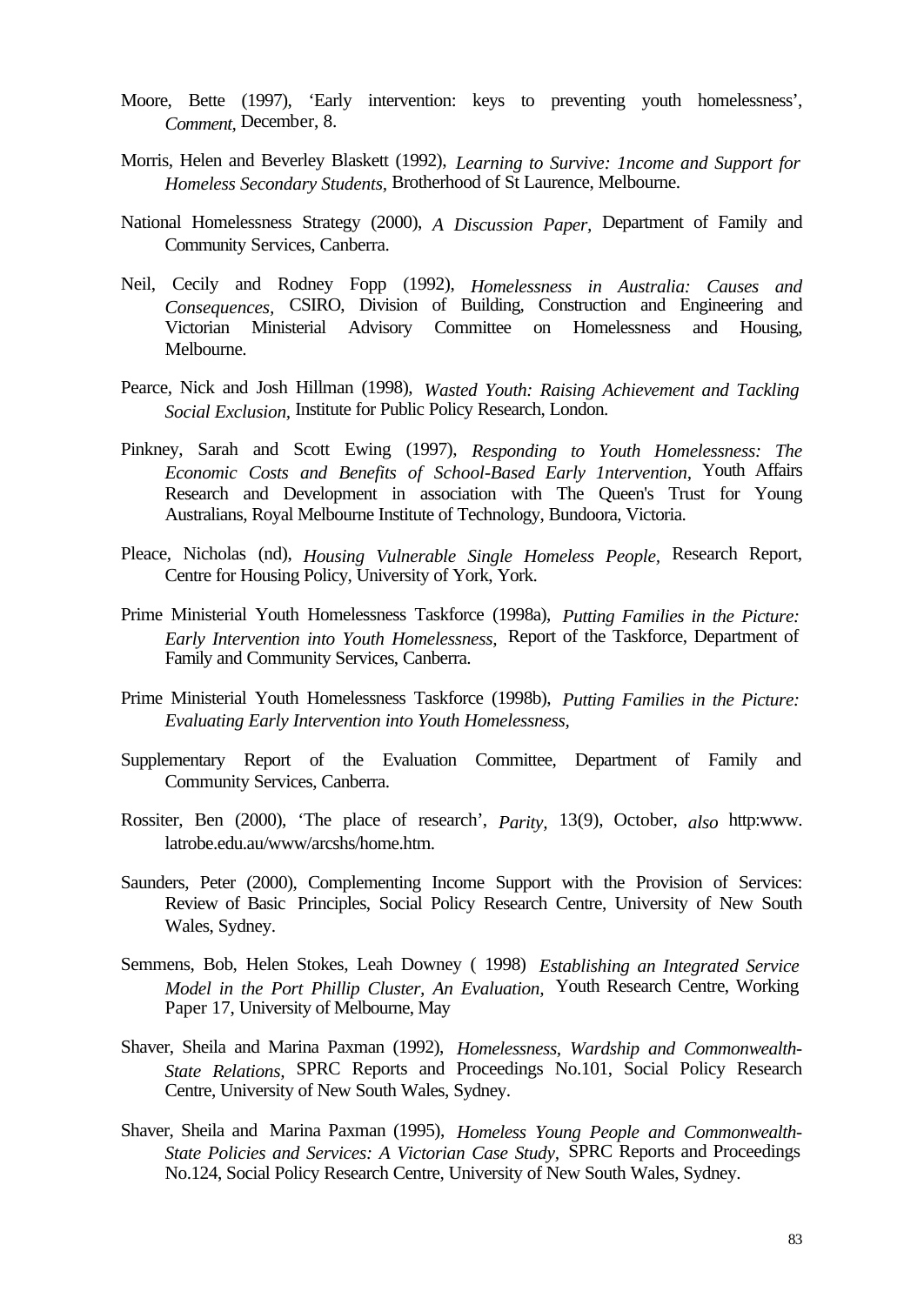Moore, Bette (1997), 'Early intervention: keys to preventing youth homelessness', *Comment*, December, 8.

Morris, Helen and Beverley Blaskett (1992), *Learning to Survive: 1ncome and Support for Homeless Secondary Students,* Brotherhood of St Laurence, Melbourne.

National Homelessness Strategy (2000), *A Discussion Paper,* Department of Family and Community Services, Canberra.

Neil, Cecily and Rodney Fopp (1992), *Homelessness in Australia: Causes and Consequences,* CSIRO, Division of Building, Construction and Engineering and Victorian Ministerial Advisory Committee on Homelessness and Housing, Melbourne.

Pearce, Nick and Josh Hillman (1998), *Wasted Youth: Raising Achievement and Tackling Social Exclusion,* Institute for Public Policy Research, London.

Pinkney, Sarah and Scott Ewing (1997), *Responding to Youth Homelessness: The Economic Costs and Benefits of School-Based Early 1ntervention,* Youth Affairs Research and Development in association with The Queen's Trust for Young Australians, Royal Melbourne Institute of Technology, Bundoora, Victoria.

Pleace, Nicholas (nd), *Housing Vulnerable Single Homeless People,* Research Report, Centre for Housing Policy, University of York, York.

Prime Ministerial Youth Homelessness Taskforce (1998a), *Putting Families in the Picture: Early Intervention into Youth Homelessness,* Report of the Taskforce, Department of Family and Community Services, Canberra.

Prime Ministerial Youth Homelessness Taskforce (1998b), *Putting Families in the Picture: Evaluating Early Intervention into Youth Homelessness,*

Supplementary Report of the Evaluation Committee, Department of Family and Community Services, Canberra.

Rossiter, Ben (2000), 'The place of research', *Parity,* 13(9), October, *also* http:www. latrobe.edu.au/www/arcshs/home.htm.

Saunders, Peter (2000), Complementing Income Support with the Provision of Services: Review of Basic Principles, Social Policy Research Centre, University of New South Wales, Sydney.

Semmens, Bob, Helen Stokes, Leah Downey ( 1998) *Establishing an Integrated Service Model in the Port Phillip Cluster, An Evaluation,* Youth Research Centre, Working Paper 17, University of Melbourne, May

Shaver, Sheila and Marina Paxman (1992), *Homelessness, Wardship and Commonwealth-State Relations,* SPRC Reports and Proceedings No.101, Social Policy Research Centre, University of New South Wales, Sydney.

Shaver, Sheila and Marina Paxman (1995), *Homeless Young People and Commonwealth-State Policies and Services: A Victorian Case Study,* SPRC Reports and Proceedings No.124, Social Policy Research Centre, University of New South Wales, Sydney.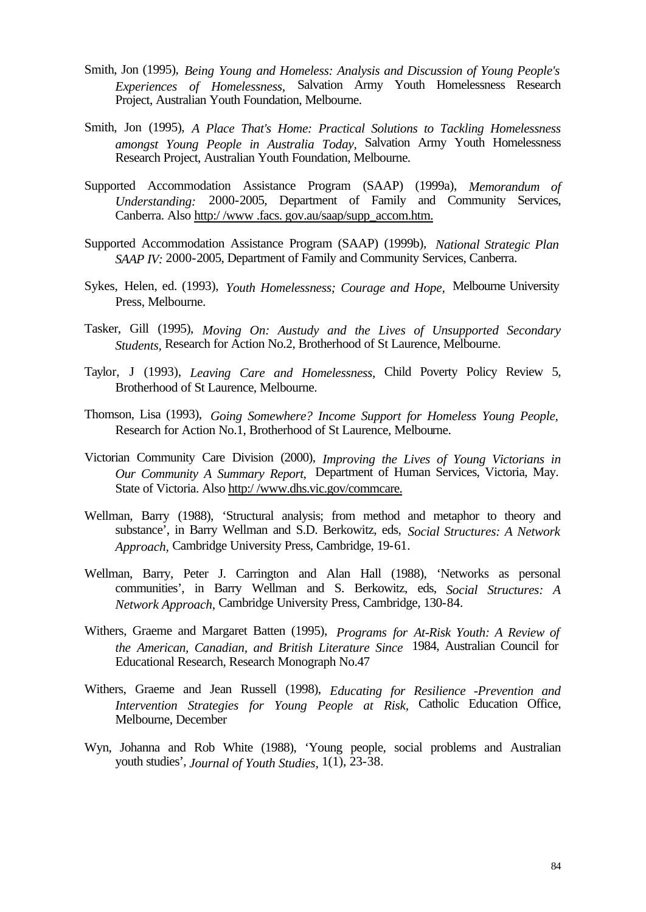Smith, Jon (1995), *Being Young and Homeless: Analysis and Discussion of Young People's Experiences of Homelessness*, Salvation Army Youth Homelessness Research Project, Australian Youth Foundation, Melbourne.

Smith, Jon (1995), *A Place That's Home: Practical Solutions to Tackling Homelessness amongst Young People in Australia Today*, Salvation Army Youth Homelessness Research Project, Australian Youth Foundation, Melbourne.

Supported Accommodation Assistance Program (SAAP) (1999a), *Memorandum of Understanding:* 2000-2005, Department of Family and Community Services, Canberra. Also http://www.facs.gov.au/saap/supp_accom.htm.

Supported Accommodation Assistance Program (SAAP) (1999b), *National Strategic Plan SAAP IV:* 2000-2005, Department of Family and Community Services, Canberra.

Sykes, Helen, ed. (1993), *Youth Homelessness; Courage and Hope*, Melbourne University Press, Melbourne.

Tasker, Gill (1995), *Moving On: Austudy and the Lives of Unsupported Secondary Students*, Research for Action No.2, Brotherhood of St Laurence, Melbourne.

Taylor, J (1993), *Leaving Care and Homelessness*, Child Poverty Policy Review 5, Brotherhood of St Laurence, Melbourne.

Thomson, Lisa (1993), *Going Somewhere? Income Support for Homeless Young People*, Research for Action No.1, Brotherhood of St Laurence, Melbourne.

Victorian Community Care Division (2000), *Improving the Lives of Young Victorians in Our Community A Summary Report*, Department of Human Services, Victoria, May. State of Victoria. Also http://www.dhs.vic.gov/commcare.

Wellman, Barry (1988), 'Structural analysis; from method and metaphor to theory and substance', in Barry Wellman and S.D. Berkowitz, eds, *Social Structures: A Network Approach*, Cambridge University Press, Cambridge, 19-61.

Wellman, Barry, Peter J. Carrington and Alan Hall (1988), 'Networks as personal communities', in Barry Wellman and S. Berkowitz, eds, *Social Structures: A Network Approach*, Cambridge University Press, Cambridge, 130-84.

Withers, Graeme and Margaret Batten (1995), *Programs for At-Risk Youth: A Review of the American, Canadian, and British Literature Since* 1984, Australian Council for Educational Research, Research Monograph No.47

Withers, Graeme and Jean Russell (1998), *Educating for Resilience -Prevention and Intervention Strategies for Young People at Risk*, Catholic Education Office, Melbourne, December

Wyn, Johanna and Rob White (1988), 'Young people, social problems and Australian youth studies', *Journal of Youth Studies*, 1(1), 23-38.